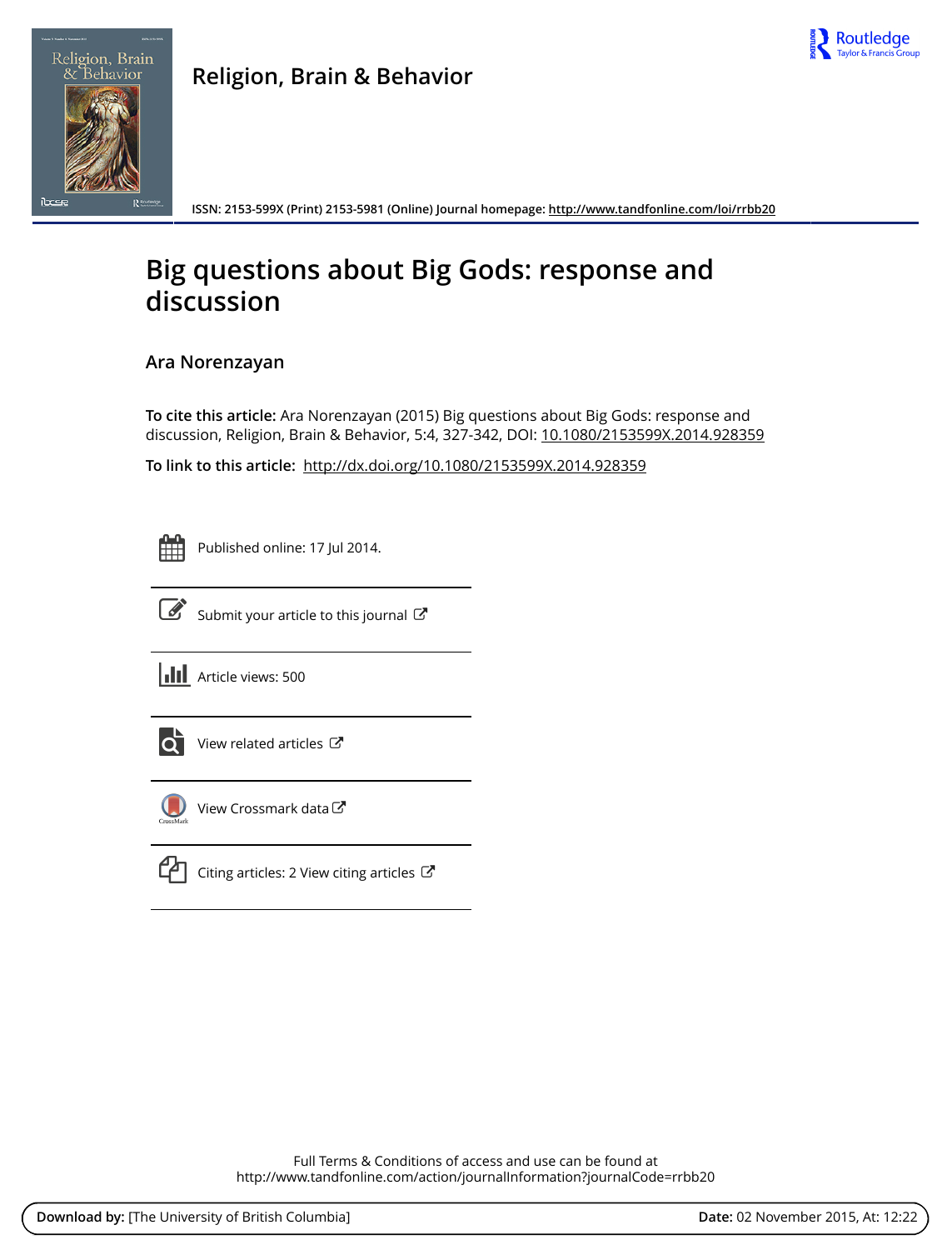Religion, Brain & Behavior

ISSN: 2153-599X (Print) 2153-5981 (Online) Journal homepage: http://www.tandfonline.com/loi/rrbb20

# Big questions about Big Gods: response and discussion

Ara Norenzayan

**To cite this article:** Ara Norenzayan (2015) Big questions about Big Gods: response and discussion, Religion, Brain & Behavior, 5:4, 327-342, DOI: 10.1080/2153599X.2014.928359

**To link to this article:** http://dx.doi.org/10.1080/2153599X.2014.928359

Published online: 17 Jul 2014.

Submit your article to this journal

Article views: 500

View related articles

View Crossmark data

Citing articles: 2 View citing articles

Full Terms & Conditions of access and use can be found at
http://www.tandfonline.com/action/journalInformation?journalCode=rrbb20

**Download by:** [The University of British Columbia] **Date:** 02 November 2015, At: 12:22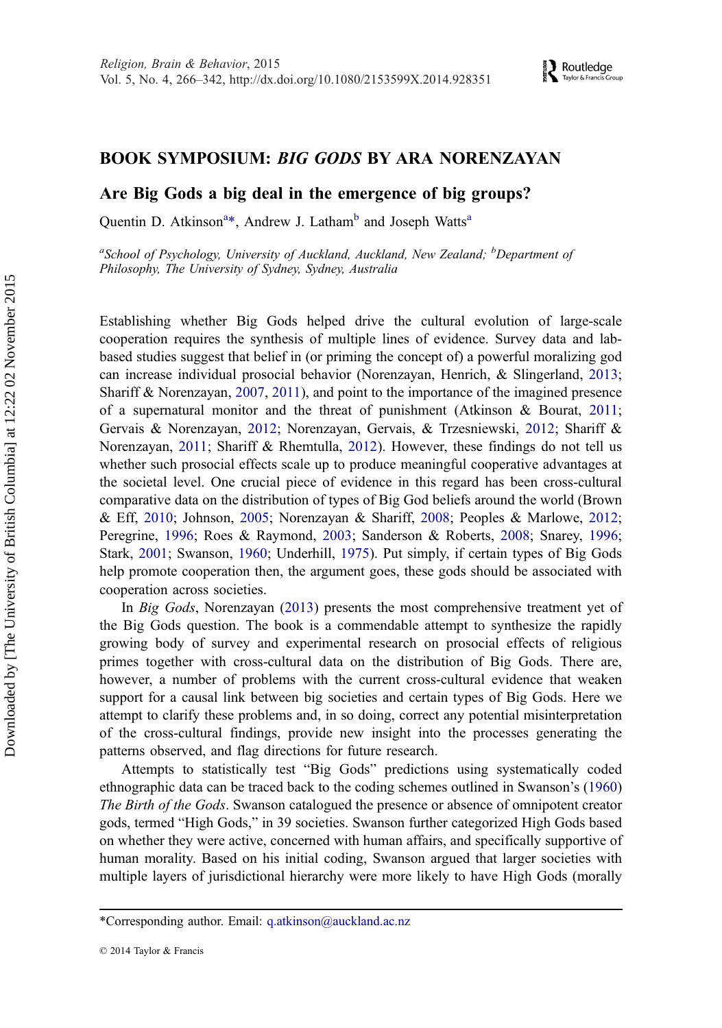# BOOK SYMPOSIUM: *BIG GODS* BY ARA NORENZAYAN

## Are Big Gods a big deal in the emergence of big groups?

Quentin D. Atkinson[a]*, Andrew J. Latham[b] and Joseph Watts[a]

[a]*School of Psychology, University of Auckland, Auckland, New Zealand;* [b]*Department of Philosophy, The University of Sydney, Sydney, Australia*

Establishing whether Big Gods helped drive the cultural evolution of large-scale cooperation requires the synthesis of multiple lines of evidence. Survey data and lab-based studies suggest that belief in (or priming the concept of) a powerful moralizing god can increase individual prosocial behavior (Norenzayan, Henrich, & Slingerland, 2013; Shariff & Norenzayan, 2007, 2011), and point to the importance of the imagined presence of a supernatural monitor and the threat of punishment (Atkinson & Bourat, 2011; Gervais & Norenzayan, 2012; Norenzayan, Gervais, & Trzesniewski, 2012; Shariff & Norenzayan, 2011; Shariff & Rhemtulla, 2012). However, these findings do not tell us whether such prosocial effects scale up to produce meaningful cooperative advantages at the societal level. One crucial piece of evidence in this regard has been cross-cultural comparative data on the distribution of types of Big God beliefs around the world (Brown & Eff, 2010; Johnson, 2005; Norenzayan & Shariff, 2008; Peoples & Marlowe, 2012; Peregrine, 1996; Roes & Raymond, 2003; Sanderson & Roberts, 2008; Snarey, 1996; Stark, 2001; Swanson, 1960; Underhill, 1975). Put simply, if certain types of Big Gods help promote cooperation then, the argument goes, these gods should be associated with cooperation across societies.

In *Big Gods*, Norenzayan (2013) presents the most comprehensive treatment yet of the Big Gods question. The book is a commendable attempt to synthesize the rapidly growing body of survey and experimental research on prosocial effects of religious primes together with cross-cultural data on the distribution of Big Gods. There are, however, a number of problems with the current cross-cultural evidence that weaken support for a causal link between big societies and certain types of Big Gods. Here we attempt to clarify these problems and, in so doing, correct any potential misinterpretation of the cross-cultural findings, provide new insight into the processes generating the patterns observed, and flag directions for future research.

Attempts to statistically test "Big Gods" predictions using systematically coded ethnographic data can be traced back to the coding schemes outlined in Swanson's (1960) *The Birth of the Gods*. Swanson catalogued the presence or absence of omnipotent creator gods, termed "High Gods," in 39 societies. Swanson further categorized High Gods based on whether they were active, concerned with human affairs, and specifically supportive of human morality. Based on his initial coding, Swanson argued that larger societies with multiple layers of jurisdictional hierarchy were more likely to have High Gods (morally

*Corresponding author. Email: q.atkinson@auckland.ac.nz

© 2014 Taylor & Francis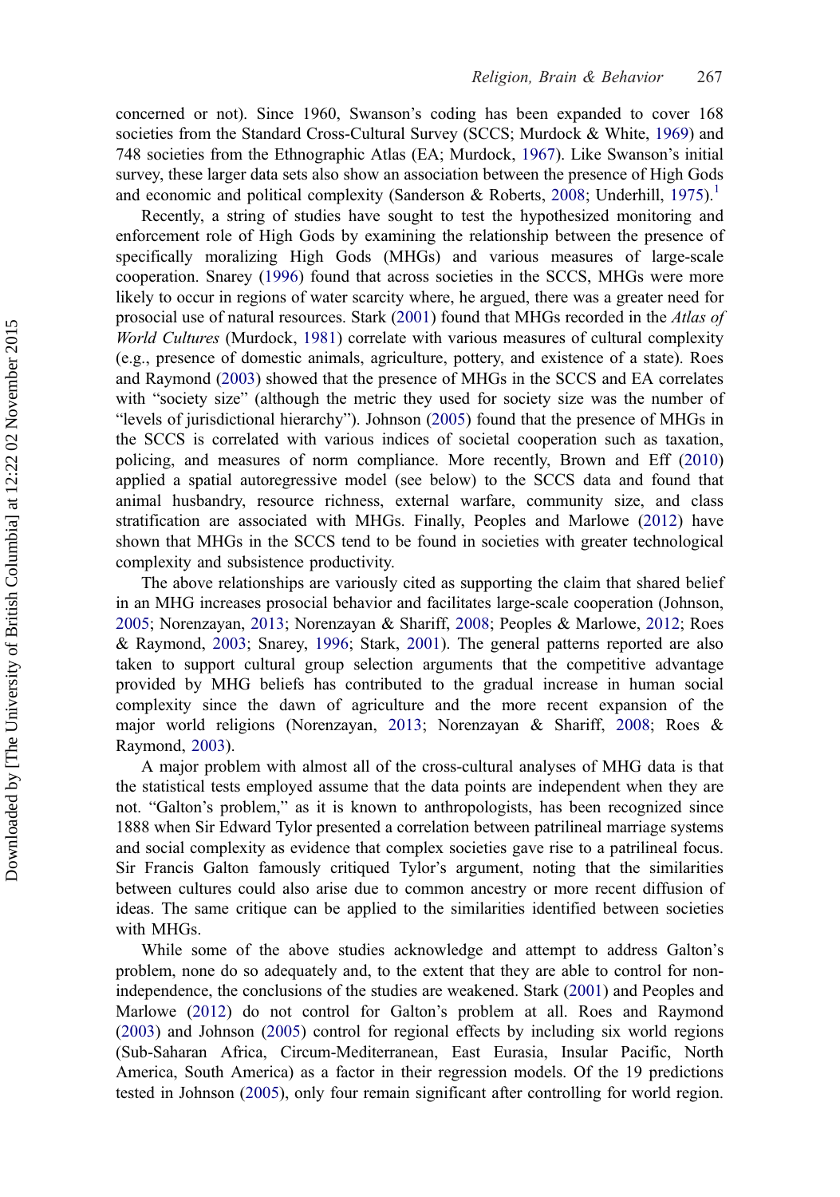concerned or not). Since 1960, Swanson's coding has been expanded to cover 168 societies from the Standard Cross-Cultural Survey (SCCS; Murdock & White, 1969) and 748 societies from the Ethnographic Atlas (EA; Murdock, 1967). Like Swanson's initial survey, these larger data sets also show an association between the presence of High Gods and economic and political complexity (Sanderson & Roberts, 2008; Underhill, 1975).[1]

Recently, a string of studies have sought to test the hypothesized monitoring and enforcement role of High Gods by examining the relationship between the presence of specifically moralizing High Gods (MHGs) and various measures of large-scale cooperation. Snarey (1996) found that across societies in the SCCS, MHGs were more likely to occur in regions of water scarcity where, he argued, there was a greater need for prosocial use of natural resources. Stark (2001) found that MHGs recorded in the *Atlas of World Cultures* (Murdock, 1981) correlate with various measures of cultural complexity (e.g., presence of domestic animals, agriculture, pottery, and existence of a state). Roes and Raymond (2003) showed that the presence of MHGs in the SCCS and EA correlates with "society size" (although the metric they used for society size was the number of "levels of jurisdictional hierarchy"). Johnson (2005) found that the presence of MHGs in the SCCS is correlated with various indices of societal cooperation such as taxation, policing, and measures of norm compliance. More recently, Brown and Eff (2010) applied a spatial autoregressive model (see below) to the SCCS data and found that animal husbandry, resource richness, external warfare, community size, and class stratification are associated with MHGs. Finally, Peoples and Marlowe (2012) have shown that MHGs in the SCCS tend to be found in societies with greater technological complexity and subsistence productivity.

The above relationships are variously cited as supporting the claim that shared belief in an MHG increases prosocial behavior and facilitates large-scale cooperation (Johnson, 2005; Norenzayan, 2013; Norenzayan & Shariff, 2008; Peoples & Marlowe, 2012; Roes & Raymond, 2003; Snarey, 1996; Stark, 2001). The general patterns reported are also taken to support cultural group selection arguments that the competitive advantage provided by MHG beliefs has contributed to the gradual increase in human social complexity since the dawn of agriculture and the more recent expansion of the major world religions (Norenzayan, 2013; Norenzayan & Shariff, 2008; Roes & Raymond, 2003).

A major problem with almost all of the cross-cultural analyses of MHG data is that the statistical tests employed assume that the data points are independent when they are not. "Galton's problem," as it is known to anthropologists, has been recognized since 1888 when Sir Edward Tylor presented a correlation between patrilineal marriage systems and social complexity as evidence that complex societies gave rise to a patrilineal focus. Sir Francis Galton famously critiqued Tylor's argument, noting that the similarities between cultures could also arise due to common ancestry or more recent diffusion of ideas. The same critique can be applied to the similarities identified between societies with MHGs.

While some of the above studies acknowledge and attempt to address Galton's problem, none do so adequately and, to the extent that they are able to control for non-independence, the conclusions of the studies are weakened. Stark (2001) and Peoples and Marlowe (2012) do not control for Galton's problem at all. Roes and Raymond (2003) and Johnson (2005) control for regional effects by including six world regions (Sub-Saharan Africa, Circum-Mediterranean, East Eurasia, Insular Pacific, North America, South America) as a factor in their regression models. Of the 19 predictions tested in Johnson (2005), only four remain significant after controlling for world region.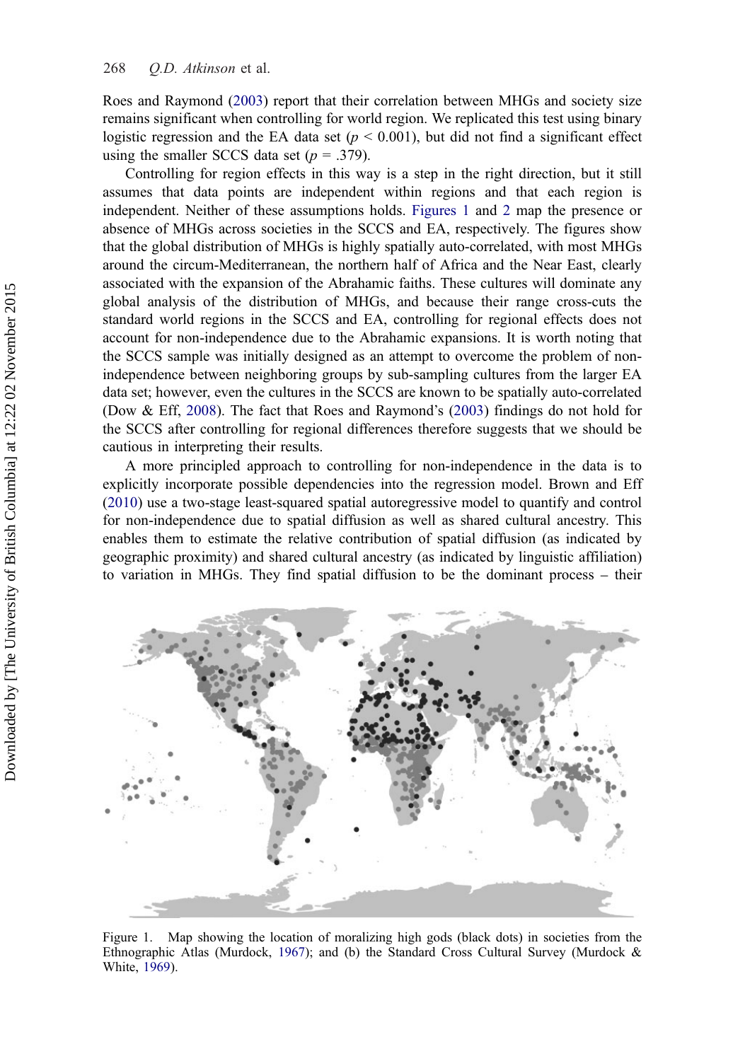Roes and Raymond (2003) report that their correlation between MHGs and society size remains significant when controlling for world region. We replicated this test using binary logistic regression and the EA data set ($p < 0.001$), but did not find a significant effect using the smaller SCCS data set ($p = .379$).

Controlling for region effects in this way is a step in the right direction, but it still assumes that data points are independent within regions and that each region is independent. Neither of these assumptions holds. Figures 1 and 2 map the presence or absence of MHGs across societies in the SCCS and EA, respectively. The figures show that the global distribution of MHGs is highly spatially auto-correlated, with most MHGs around the circum-Mediterranean, the northern half of Africa and the Near East, clearly associated with the expansion of the Abrahamic faiths. These cultures will dominate any global analysis of the distribution of MHGs, and because their range cross-cuts the standard world regions in the SCCS and EA, controlling for regional effects does not account for non-independence due to the Abrahamic expansions. It is worth noting that the SCCS sample was initially designed as an attempt to overcome the problem of non-independence between neighboring groups by sub-sampling cultures from the larger EA data set; however, even the cultures in the SCCS are known to be spatially auto-correlated (Dow & Eff, 2008). The fact that Roes and Raymond's (2003) findings do not hold for the SCCS after controlling for regional differences therefore suggests that we should be cautious in interpreting their results.

A more principled approach to controlling for non-independence in the data is to explicitly incorporate possible dependencies into the regression model. Brown and Eff (2010) use a two-stage least-squared spatial autoregressive model to quantify and control for non-independence due to spatial diffusion as well as shared cultural ancestry. This enables them to estimate the relative contribution of spatial diffusion (as indicated by geographic proximity) and shared cultural ancestry (as indicated by linguistic affiliation) to variation in MHGs. They find spatial diffusion to be the dominant process – their

Figure 1. Map showing the location of moralizing high gods (black dots) in societies from the Ethnographic Atlas (Murdock, 1967); and (b) the Standard Cross Cultural Survey (Murdock & White, 1969).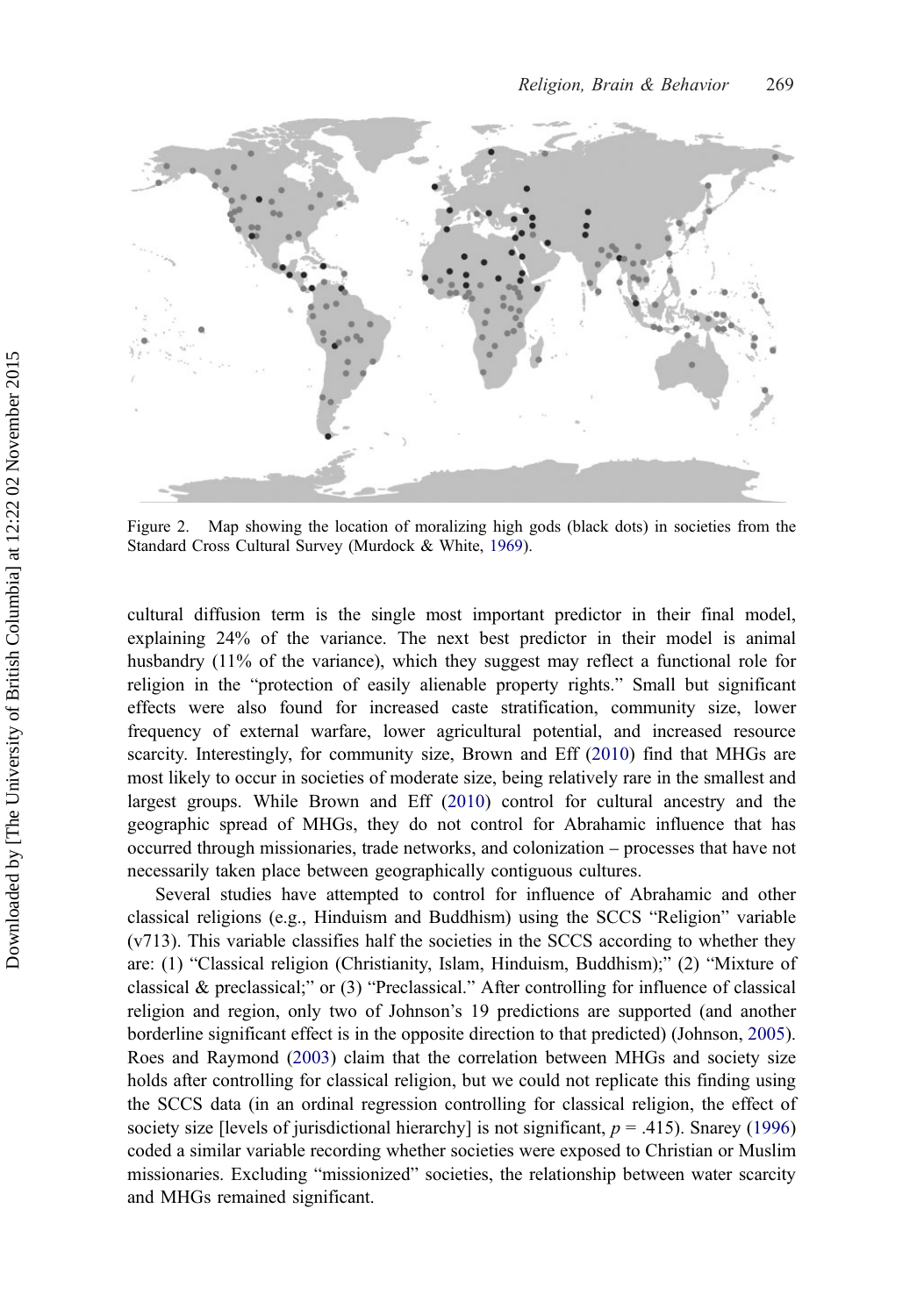Figure 2. Map showing the location of moralizing high gods (black dots) in societies from the Standard Cross Cultural Survey (Murdock & White, 1969).

cultural diffusion term is the single most important predictor in their final model, explaining 24% of the variance. The next best predictor in their model is animal husbandry (11% of the variance), which they suggest may reflect a functional role for religion in the "protection of easily alienable property rights." Small but significant effects were also found for increased caste stratification, community size, lower frequency of external warfare, lower agricultural potential, and increased resource scarcity. Interestingly, for community size, Brown and Eff (2010) find that MHGs are most likely to occur in societies of moderate size, being relatively rare in the smallest and largest groups. While Brown and Eff (2010) control for cultural ancestry and the geographic spread of MHGs, they do not control for Abrahamic influence that has occurred through missionaries, trade networks, and colonization – processes that have not necessarily taken place between geographically contiguous cultures.

Several studies have attempted to control for influence of Abrahamic and other classical religions (e.g., Hinduism and Buddhism) using the SCCS "Religion" variable (v713). This variable classifies half the societies in the SCCS according to whether they are: (1) "Classical religion (Christianity, Islam, Hinduism, Buddhism);" (2) "Mixture of classical & preclassical;" or (3) "Preclassical." After controlling for influence of classical religion and region, only two of Johnson's 19 predictions are supported (and another borderline significant effect is in the opposite direction to that predicted) (Johnson, 2005). Roes and Raymond (2003) claim that the correlation between MHGs and society size holds after controlling for classical religion, but we could not replicate this finding using the SCCS data (in an ordinal regression controlling for classical religion, the effect of society size [levels of jurisdictional hierarchy] is not significant, $p = .415$). Snarey (1996) coded a similar variable recording whether societies were exposed to Christian or Muslim missionaries. Excluding "missionized" societies, the relationship between water scarcity and MHGs remained significant.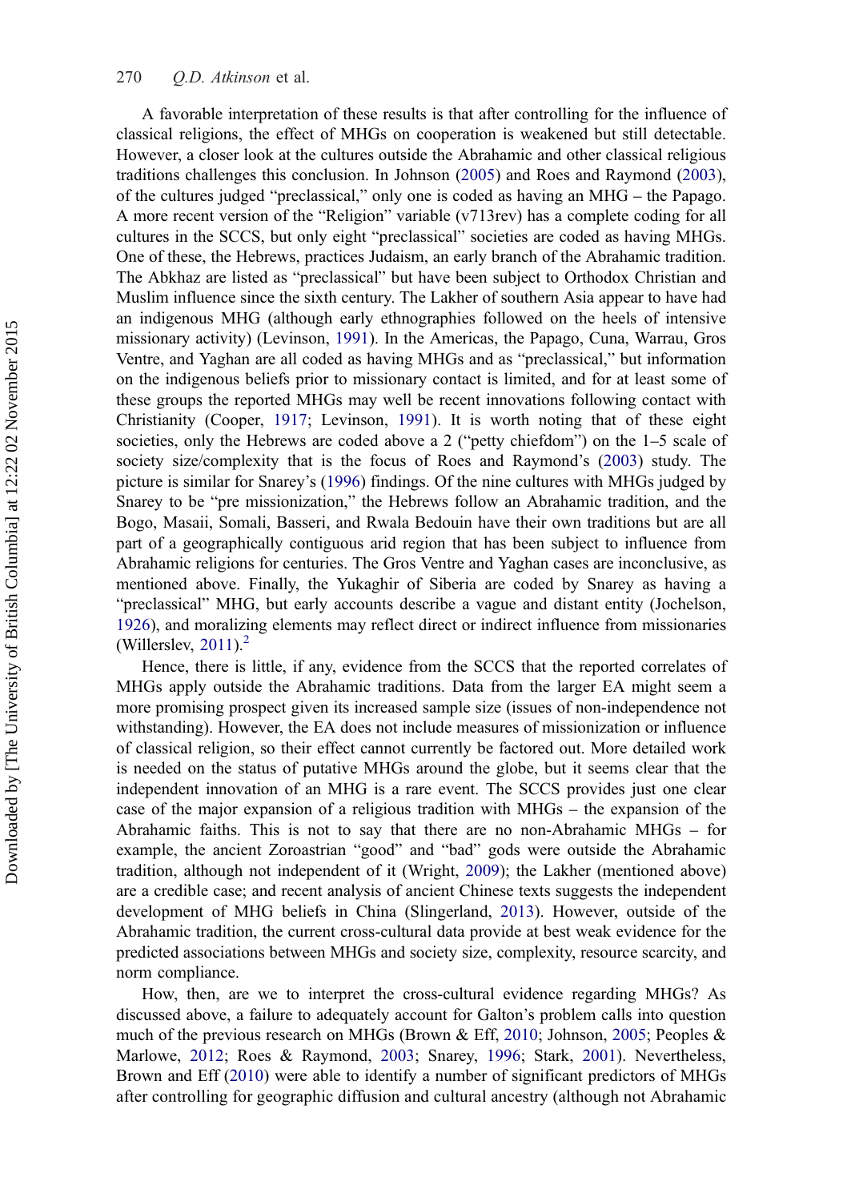A favorable interpretation of these results is that after controlling for the influence of classical religions, the effect of MHGs on cooperation is weakened but still detectable. However, a closer look at the cultures outside the Abrahamic and other classical religious traditions challenges this conclusion. In Johnson (2005) and Roes and Raymond (2003), of the cultures judged "preclassical," only one is coded as having an MHG – the Papago. A more recent version of the "Religion" variable (v713rev) has a complete coding for all cultures in the SCCS, but only eight "preclassical" societies are coded as having MHGs. One of these, the Hebrews, practices Judaism, an early branch of the Abrahamic tradition. The Abkhaz are listed as "preclassical" but have been subject to Orthodox Christian and Muslim influence since the sixth century. The Lakher of southern Asia appear to have had an indigenous MHG (although early ethnographies followed on the heels of intensive missionary activity) (Levinson, 1991). In the Americas, the Papago, Cuna, Warrau, Gros Ventre, and Yaghan are all coded as having MHGs and as "preclassical," but information on the indigenous beliefs prior to missionary contact is limited, and for at least some of these groups the reported MHGs may well be recent innovations following contact with Christianity (Cooper, 1917; Levinson, 1991). It is worth noting that of these eight societies, only the Hebrews are coded above a 2 ("petty chiefdom") on the 1–5 scale of society size/complexity that is the focus of Roes and Raymond's (2003) study. The picture is similar for Snarey's (1996) findings. Of the nine cultures with MHGs judged by Snarey to be "pre missionization," the Hebrews follow an Abrahamic tradition, and the Bogo, Masaii, Somali, Basseri, and Rwala Bedouin have their own traditions but are all part of a geographically contiguous arid region that has been subject to influence from Abrahamic religions for centuries. The Gros Ventre and Yaghan cases are inconclusive, as mentioned above. Finally, the Yukaghir of Siberia are coded by Snarey as having a "preclassical" MHG, but early accounts describe a vague and distant entity (Jochelson, 1926), and moralizing elements may reflect direct or indirect influence from missionaries (Willerslev, 2011).[2]

Hence, there is little, if any, evidence from the SCCS that the reported correlates of MHGs apply outside the Abrahamic traditions. Data from the larger EA might seem a more promising prospect given its increased sample size (issues of non-independence not withstanding). However, the EA does not include measures of missionization or influence of classical religion, so their effect cannot currently be factored out. More detailed work is needed on the status of putative MHGs around the globe, but it seems clear that the independent innovation of an MHG is a rare event. The SCCS provides just one clear case of the major expansion of a religious tradition with MHGs – the expansion of the Abrahamic faiths. This is not to say that there are no non-Abrahamic MHGs – for example, the ancient Zoroastrian "good" and "bad" gods were outside the Abrahamic tradition, although not independent of it (Wright, 2009); the Lakher (mentioned above) are a credible case; and recent analysis of ancient Chinese texts suggests the independent development of MHG beliefs in China (Slingerland, 2013). However, outside of the Abrahamic tradition, the current cross-cultural data provide at best weak evidence for the predicted associations between MHGs and society size, complexity, resource scarcity, and norm compliance.

How, then, are we to interpret the cross-cultural evidence regarding MHGs? As discussed above, a failure to adequately account for Galton's problem calls into question much of the previous research on MHGs (Brown & Eff, 2010; Johnson, 2005; Peoples & Marlowe, 2012; Roes & Raymond, 2003; Snarey, 1996; Stark, 2001). Nevertheless, Brown and Eff (2010) were able to identify a number of significant predictors of MHGs after controlling for geographic diffusion and cultural ancestry (although not Abrahamic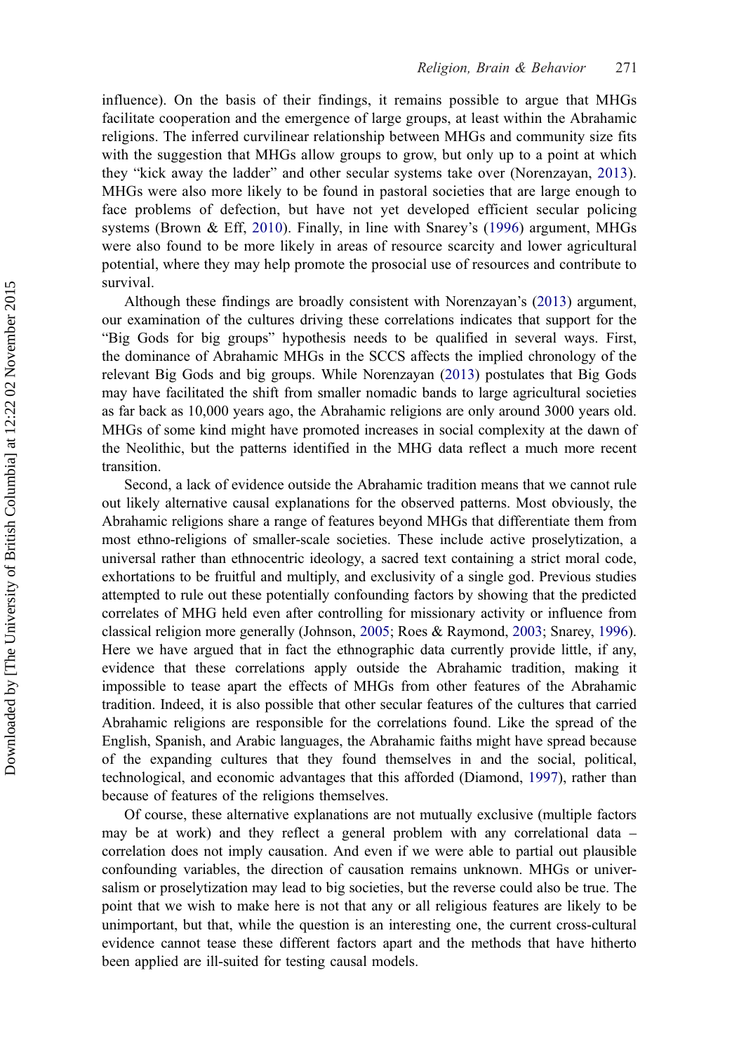influence). On the basis of their findings, it remains possible to argue that MHGs facilitate cooperation and the emergence of large groups, at least within the Abrahamic religions. The inferred curvilinear relationship between MHGs and community size fits with the suggestion that MHGs allow groups to grow, but only up to a point at which they "kick away the ladder" and other secular systems take over (Norenzayan, 2013). MHGs were also more likely to be found in pastoral societies that are large enough to face problems of defection, but have not yet developed efficient secular policing systems (Brown & Eff, 2010). Finally, in line with Snarey's (1996) argument, MHGs were also found to be more likely in areas of resource scarcity and lower agricultural potential, where they may help promote the prosocial use of resources and contribute to survival.

Although these findings are broadly consistent with Norenzayan's (2013) argument, our examination of the cultures driving these correlations indicates that support for the "Big Gods for big groups" hypothesis needs to be qualified in several ways. First, the dominance of Abrahamic MHGs in the SCCS affects the implied chronology of the relevant Big Gods and big groups. While Norenzayan (2013) postulates that Big Gods may have facilitated the shift from smaller nomadic bands to large agricultural societies as far back as 10,000 years ago, the Abrahamic religions are only around 3000 years old. MHGs of some kind might have promoted increases in social complexity at the dawn of the Neolithic, but the patterns identified in the MHG data reflect a much more recent transition.

Second, a lack of evidence outside the Abrahamic tradition means that we cannot rule out likely alternative causal explanations for the observed patterns. Most obviously, the Abrahamic religions share a range of features beyond MHGs that differentiate them from most ethno-religions of smaller-scale societies. These include active proselytization, a universal rather than ethnocentric ideology, a sacred text containing a strict moral code, exhortations to be fruitful and multiply, and exclusivity of a single god. Previous studies attempted to rule out these potentially confounding factors by showing that the predicted correlates of MHG held even after controlling for missionary activity or influence from classical religion more generally (Johnson, 2005; Roes & Raymond, 2003; Snarey, 1996). Here we have argued that in fact the ethnographic data currently provide little, if any, evidence that these correlations apply outside the Abrahamic tradition, making it impossible to tease apart the effects of MHGs from other features of the Abrahamic tradition. Indeed, it is also possible that other secular features of the cultures that carried Abrahamic religions are responsible for the correlations found. Like the spread of the English, Spanish, and Arabic languages, the Abrahamic faiths might have spread because of the expanding cultures that they found themselves in and the social, political, technological, and economic advantages that this afforded (Diamond, 1997), rather than because of features of the religions themselves.

Of course, these alternative explanations are not mutually exclusive (multiple factors may be at work) and they reflect a general problem with any correlational data – correlation does not imply causation. And even if we were able to partial out plausible confounding variables, the direction of causation remains unknown. MHGs or universalism or proselytization may lead to big societies, but the reverse could also be true. The point that we wish to make here is not that any or all religious features are likely to be unimportant, but that, while the question is an interesting one, the current cross-cultural evidence cannot tease these different factors apart and the methods that have hitherto been applied are ill-suited for testing causal models.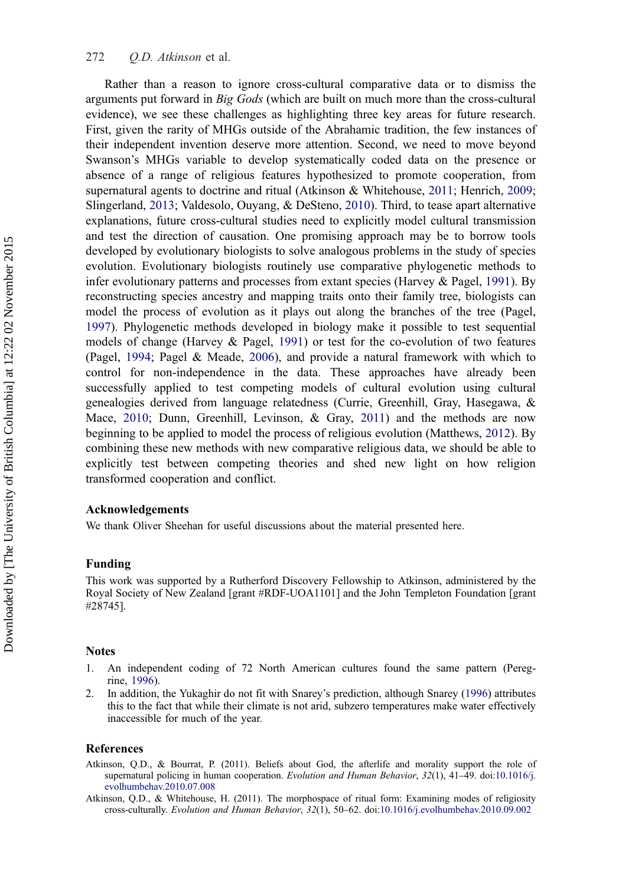Rather than a reason to ignore cross-cultural comparative data or to dismiss the arguments put forward in *Big Gods* (which are built on much more than the cross-cultural evidence), we see these challenges as highlighting three key areas for future research. First, given the rarity of MHGs outside of the Abrahamic tradition, the few instances of their independent invention deserve more attention. Second, we need to move beyond Swanson's MHGs variable to develop systematically coded data on the presence or absence of a range of religious features hypothesized to promote cooperation, from supernatural agents to doctrine and ritual (Atkinson & Whitehouse, 2011; Henrich, 2009; Slingerland, 2013; Valdesolo, Ouyang, & DeSteno, 2010). Third, to tease apart alternative explanations, future cross-cultural studies need to explicitly model cultural transmission and test the direction of causation. One promising approach may be to borrow tools developed by evolutionary biologists to solve analogous problems in the study of species evolution. Evolutionary biologists routinely use comparative phylogenetic methods to infer evolutionary patterns and processes from extant species (Harvey & Pagel, 1991). By reconstructing species ancestry and mapping traits onto their family tree, biologists can model the process of evolution as it plays out along the branches of the tree (Pagel, 1997). Phylogenetic methods developed in biology make it possible to test sequential models of change (Harvey & Pagel, 1991) or test for the co-evolution of two features (Pagel, 1994; Pagel & Meade, 2006), and provide a natural framework with which to control for non-independence in the data. These approaches have already been successfully applied to test competing models of cultural evolution using cultural genealogies derived from language relatedness (Currie, Greenhill, Gray, Hasegawa, & Mace, 2010; Dunn, Greenhill, Levinson, & Gray, 2011) and the methods are now beginning to be applied to model the process of religious evolution (Matthews, 2012). By combining these new methods with new comparative religious data, we should be able to explicitly test between competing theories and shed new light on how religion transformed cooperation and conflict.

## Acknowledgements

We thank Oliver Sheehan for useful discussions about the material presented here.

## Funding

This work was supported by a Rutherford Discovery Fellowship to Atkinson, administered by the Royal Society of New Zealand [grant #RDF-UOA1101] and the John Templeton Foundation [grant #28745].

## Notes

1. An independent coding of 72 North American cultures found the same pattern (Peregrine, 1996).
2. In addition, the Yukaghir do not fit with Snarey's prediction, although Snarey (1996) attributes this to the fact that while their climate is not arid, subzero temperatures make water effectively inaccessible for much of the year.

## References

Atkinson, Q.D., & Bourrat, P. (2011). Beliefs about God, the afterlife and morality support the role of supernatural policing in human cooperation. *Evolution and Human Behavior*, *32*(1), 41–49. doi:10.1016/j.evolhumbehav.2010.07.008

Atkinson, Q.D., & Whitehouse, H. (2011). The morphospace of ritual form: Examining modes of religiosity cross-culturally. *Evolution and Human Behavior*, *32*(1), 50–62. doi:10.1016/j.evolhumbehav.2010.09.002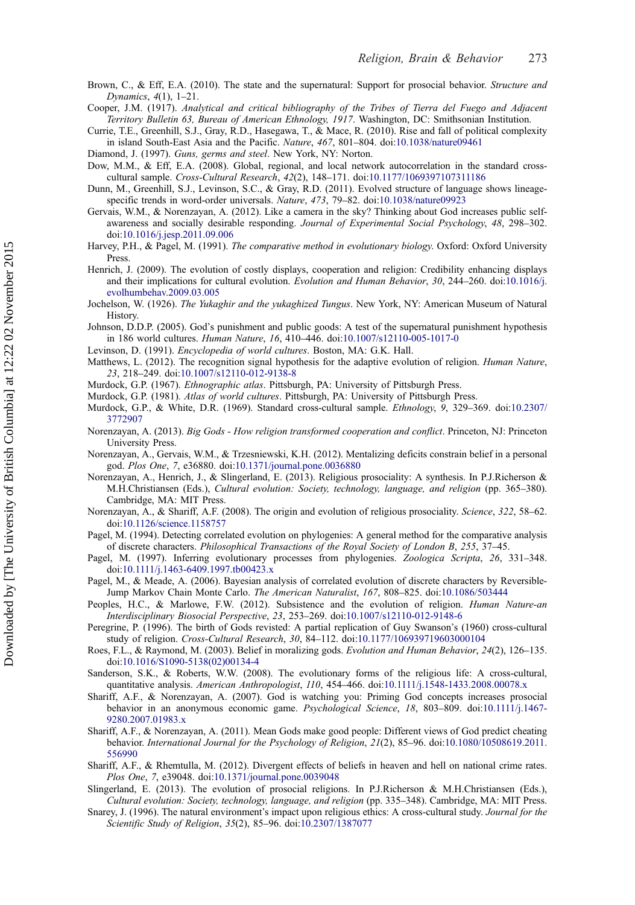Brown, C., & Eff, E.A. (2010). The state and the supernatural: Support for prosocial behavior. *Structure and Dynamics*, *4*(1), 1–21.

Cooper, J.M. (1917). *Analytical and critical bibliography of the Tribes of Tierra del Fuego and Adjacent Territory Bulletin 63, Bureau of American Ethnology, 1917*. Washington, DC: Smithsonian Institution.

Currie, T.E., Greenhill, S.J., Gray, R.D., Hasegawa, T., & Mace, R. (2010). Rise and fall of political complexity in island South-East Asia and the Pacific. *Nature*, *467*, 801–804. doi:10.1038/nature09461

Diamond, J. (1997). *Guns, germs and steel*. New York, NY: Norton.

Dow, M.M., & Eff, E.A. (2008). Global, regional, and local network autocorrelation in the standard cross-cultural sample. *Cross-Cultural Research*, *42*(2), 148–171. doi:10.1177/1069397107311186

Dunn, M., Greenhill, S.J., Levinson, S.C., & Gray, R.D. (2011). Evolved structure of language shows lineage-specific trends in word-order universals. *Nature*, *473*, 79–82. doi:10.1038/nature09923

Gervais, W.M., & Norenzayan, A. (2012). Like a camera in the sky? Thinking about God increases public self-awareness and socially desirable responding. *Journal of Experimental Social Psychology*, *48*, 298–302. doi:10.1016/j.jesp.2011.09.006

Harvey, P.H., & Pagel, M. (1991). *The comparative method in evolutionary biology*. Oxford: Oxford University Press.

Henrich, J. (2009). The evolution of costly displays, cooperation and religion: Credibility enhancing displays and their implications for cultural evolution. *Evolution and Human Behavior*, *30*, 244–260. doi:10.1016/j.evolhumbehav.2009.03.005

Jochelson, W. (1926). *The Yukaghir and the yukaghized Tungus*. New York, NY: American Museum of Natural History.

Johnson, D.D.P. (2005). God's punishment and public goods: A test of the supernatural punishment hypothesis in 186 world cultures. *Human Nature*, *16*, 410–446. doi:10.1007/s12110-005-1017-0

Levinson, D. (1991). *Encyclopedia of world cultures*. Boston, MA: G.K. Hall.

Matthews, L. (2012). The recognition signal hypothesis for the adaptive evolution of religion. *Human Nature*, *23*, 218–249. doi:10.1007/s12110-012-9138-8

Murdock, G.P. (1967). *Ethnographic atlas*. Pittsburgh, PA: University of Pittsburgh Press.

Murdock, G.P. (1981). *Atlas of world cultures*. Pittsburgh, PA: University of Pittsburgh Press.

Murdock, G.P., & White, D.R. (1969). Standard cross-cultural sample. *Ethnology*, *9*, 329–369. doi:10.2307/3772907

Norenzayan, A. (2013). *Big Gods - How religion transformed cooperation and conflict*. Princeton, NJ: Princeton University Press.

Norenzayan, A., Gervais, W.M., & Trzesniewski, K.H. (2012). Mentalizing deficits constrain belief in a personal god. *Plos One*, *7*, e36880. doi:10.1371/journal.pone.0036880

Norenzayan, A., Henrich, J., & Slingerland, E. (2013). Religious prosociality: A synthesis. In P.J.Richerson & M.H.Christiansen (Eds.), *Cultural evolution: Society, technology, language, and religion* (pp. 365–380). Cambridge, MA: MIT Press.

Norenzayan, A., & Shariff, A.F. (2008). The origin and evolution of religious prosociality. *Science*, *322*, 58–62. doi:10.1126/science.1158757

Pagel, M. (1994). Detecting correlated evolution on phylogenies: A general method for the comparative analysis of discrete characters. *Philosophical Transactions of the Royal Society of London B*, *255*, 37–45.

Pagel, M. (1997). Inferring evolutionary processes from phylogenies. *Zoologica Scripta*, *26*, 331–348. doi:10.1111/j.1463-6409.1997.tb00423.x

Pagel, M., & Meade, A. (2006). Bayesian analysis of correlated evolution of discrete characters by Reversible-Jump Markov Chain Monte Carlo. *The American Naturalist*, *167*, 808–825. doi:10.1086/503444

Peoples, H.C., & Marlowe, F.W. (2012). Subsistence and the evolution of religion. *Human Nature-an Interdisciplinary Biosocial Perspective*, *23*, 253–269. doi:10.1007/s12110-012-9148-6

Peregrine, P. (1996). The birth of Gods revisted: A partial replication of Guy Swanson's (1960) cross-cultural study of religion. *Cross-Cultural Research*, *30*, 84–112. doi:10.1177/106939719603000104

Roes, F.L., & Raymond, M. (2003). Belief in moralizing gods. *Evolution and Human Behavior*, *24*(2), 126–135. doi:10.1016/S1090-5138(02)00134-4

Sanderson, S.K., & Roberts, W.W. (2008). The evolutionary forms of the religious life: A cross-cultural, quantitative analysis. *American Anthropologist*, *110*, 454–466. doi:10.1111/j.1548-1433.2008.00078.x

Shariff, A.F., & Norenzayan, A. (2007). God is watching you: Priming God concepts increases prosocial behavior in an anonymous economic game. *Psychological Science*, *18*, 803–809. doi:10.1111/j.1467-9280.2007.01983.x

Shariff, A.F., & Norenzayan, A. (2011). Mean Gods make good people: Different views of God predict cheating behavior. *International Journal for the Psychology of Religion*, *21*(2), 85–96. doi:10.1080/10508619.2011.556990

Shariff, A.F., & Rhemtulla, M. (2012). Divergent effects of beliefs in heaven and hell on national crime rates. *Plos One*, *7*, e39048. doi:10.1371/journal.pone.0039048

Slingerland, E. (2013). The evolution of prosocial religions. In P.J.Richerson & M.H.Christiansen (Eds.), *Cultural evolution: Society, technology, language, and religion* (pp. 335–348). Cambridge, MA: MIT Press.

Snarey, J. (1996). The natural environment's impact upon religious ethics: A cross-cultural study. *Journal for the Scientific Study of Religion*, *35*(2), 85–96. doi:10.2307/1387077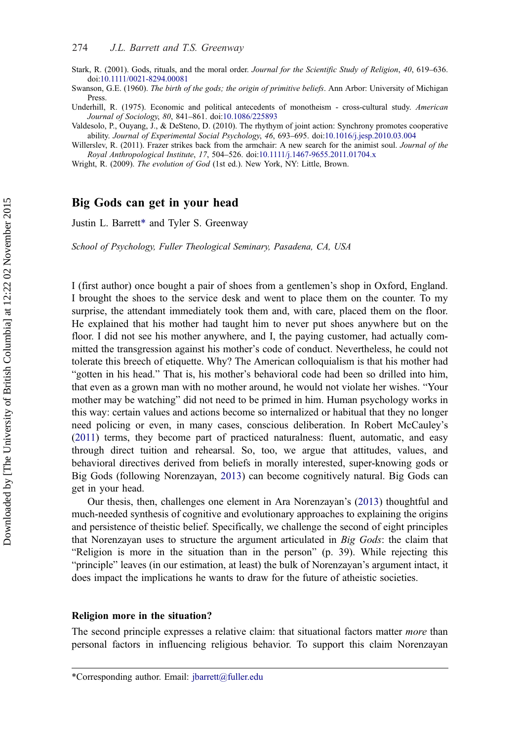Stark, R. (2001). Gods, rituals, and the moral order. *Journal for the Scientific Study of Religion*, *40*, 619–636. doi:10.1111/0021-8294.00081

Swanson, G.E. (1960). *The birth of the gods; the origin of primitive beliefs*. Ann Arbor: University of Michigan Press.

Underhill, R. (1975). Economic and political antecedents of monotheism - cross-cultural study. *American Journal of Sociology*, *80*, 841–861. doi:10.1086/225893

Valdesolo, P., Ouyang, J., & DeSteno, D. (2010). The rhythym of joint action: Synchrony promotes cooperative ability. *Journal of Experimental Social Psychology*, *46*, 693–695. doi:10.1016/j.jesp.2010.03.004

Willerslev, R. (2011). Frazer strikes back from the armchair: A new search for the animist soul. *Journal of the Royal Anthropological Institute*, *17*, 504–526. doi:10.1111/j.1467-9655.2011.01704.x

Wright, R. (2009). *The evolution of God* (1st ed.). New York, NY: Little, Brown.

## Big Gods can get in your head

Justin L. Barrett* and Tyler S. Greenway

*School of Psychology, Fuller Theological Seminary, Pasadena, CA, USA*

I (first author) once bought a pair of shoes from a gentlemen's shop in Oxford, England. I brought the shoes to the service desk and went to place them on the counter. To my surprise, the attendant immediately took them and, with care, placed them on the floor. He explained that his mother had taught him to never put shoes anywhere but on the floor. I did not see his mother anywhere, and I, the paying customer, had actually committed the transgression against his mother's code of conduct. Nevertheless, he could not tolerate this breech of etiquette. Why? The American colloquialism is that his mother had "gotten in his head." That is, his mother's behavioral code had been so drilled into him, that even as a grown man with no mother around, he would not violate her wishes. "Your mother may be watching" did not need to be primed in him. Human psychology works in this way: certain values and actions become so internalized or habitual that they no longer need policing or even, in many cases, conscious deliberation. In Robert McCauley's (2011) terms, they become part of practiced naturalness: fluent, automatic, and easy through direct tuition and rehearsal. So, too, we argue that attitudes, values, and behavioral directives derived from beliefs in morally interested, super-knowing gods or Big Gods (following Norenzayan, 2013) can become cognitively natural. Big Gods can get in your head.

Our thesis, then, challenges one element in Ara Norenzayan's (2013) thoughtful and much-needed synthesis of cognitive and evolutionary approaches to explaining the origins and persistence of theistic belief. Specifically, we challenge the second of eight principles that Norenzayan uses to structure the argument articulated in *Big Gods*: the claim that "Religion is more in the situation than in the person" (p. 39). While rejecting this "principle" leaves (in our estimation, at least) the bulk of Norenzayan's argument intact, it does impact the implications he wants to draw for the future of atheistic societies.

### Religion more in the situation?

The second principle expresses a relative claim: that situational factors matter *more* than personal factors in influencing religious behavior. To support this claim Norenzayan

*Corresponding author. Email: jbarrett@fuller.edu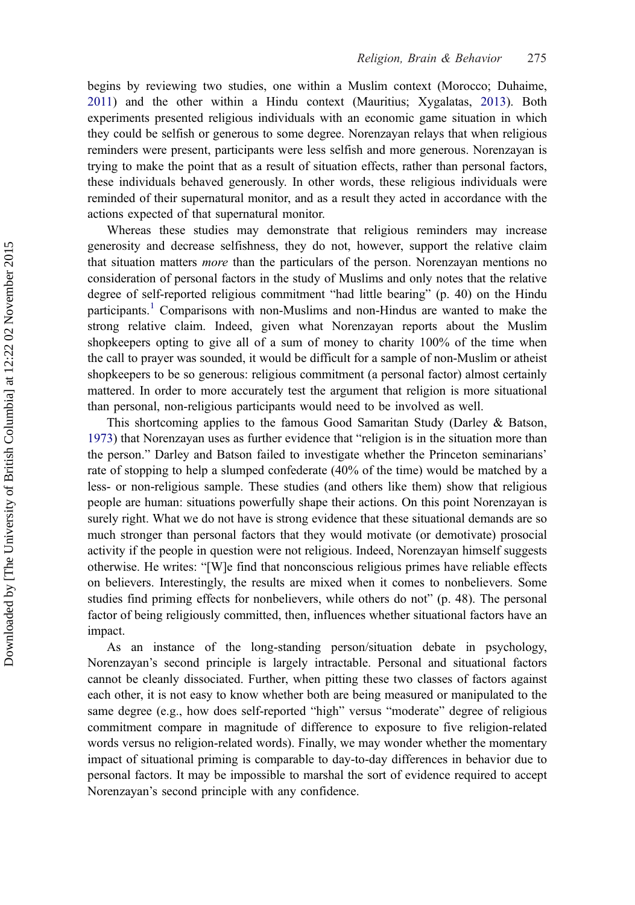begins by reviewing two studies, one within a Muslim context (Morocco; Duhaime, 2011) and the other within a Hindu context (Mauritius; Xygalatas, 2013). Both experiments presented religious individuals with an economic game situation in which they could be selfish or generous to some degree. Norenzayan relays that when religious reminders were present, participants were less selfish and more generous. Norenzayan is trying to make the point that as a result of situation effects, rather than personal factors, these individuals behaved generously. In other words, these religious individuals were reminded of their supernatural monitor, and as a result they acted in accordance with the actions expected of that supernatural monitor.

Whereas these studies may demonstrate that religious reminders may increase generosity and decrease selfishness, they do not, however, support the relative claim that situation matters *more* than the particulars of the person. Norenzayan mentions no consideration of personal factors in the study of Muslims and only notes that the relative degree of self-reported religious commitment "had little bearing" (p. 40) on the Hindu participants.[1] Comparisons with non-Muslims and non-Hindus are wanted to make the strong relative claim. Indeed, given what Norenzayan reports about the Muslim shopkeepers opting to give all of a sum of money to charity 100% of the time when the call to prayer was sounded, it would be difficult for a sample of non-Muslim or atheist shopkeepers to be so generous: religious commitment (a personal factor) almost certainly mattered. In order to more accurately test the argument that religion is more situational than personal, non-religious participants would need to be involved as well.

This shortcoming applies to the famous Good Samaritan Study (Darley & Batson, 1973) that Norenzayan uses as further evidence that "religion is in the situation more than the person." Darley and Batson failed to investigate whether the Princeton seminarians' rate of stopping to help a slumped confederate (40% of the time) would be matched by a less- or non-religious sample. These studies (and others like them) show that religious people are human: situations powerfully shape their actions. On this point Norenzayan is surely right. What we do not have is strong evidence that these situational demands are so much stronger than personal factors that they would motivate (or demotivate) prosocial activity if the people in question were not religious. Indeed, Norenzayan himself suggests otherwise. He writes: "[W]e find that nonconscious religious primes have reliable effects on believers. Interestingly, the results are mixed when it comes to nonbelievers. Some studies find priming effects for nonbelievers, while others do not" (p. 48). The personal factor of being religiously committed, then, influences whether situational factors have an impact.

As an instance of the long-standing person/situation debate in psychology, Norenzayan's second principle is largely intractable. Personal and situational factors cannot be cleanly dissociated. Further, when pitting these two classes of factors against each other, it is not easy to know whether both are being measured or manipulated to the same degree (e.g., how does self-reported "high" versus "moderate" degree of religious commitment compare in magnitude of difference to exposure to five religion-related words versus no religion-related words). Finally, we may wonder whether the momentary impact of situational priming is comparable to day-to-day differences in behavior due to personal factors. It may be impossible to marshal the sort of evidence required to accept Norenzayan's second principle with any confidence.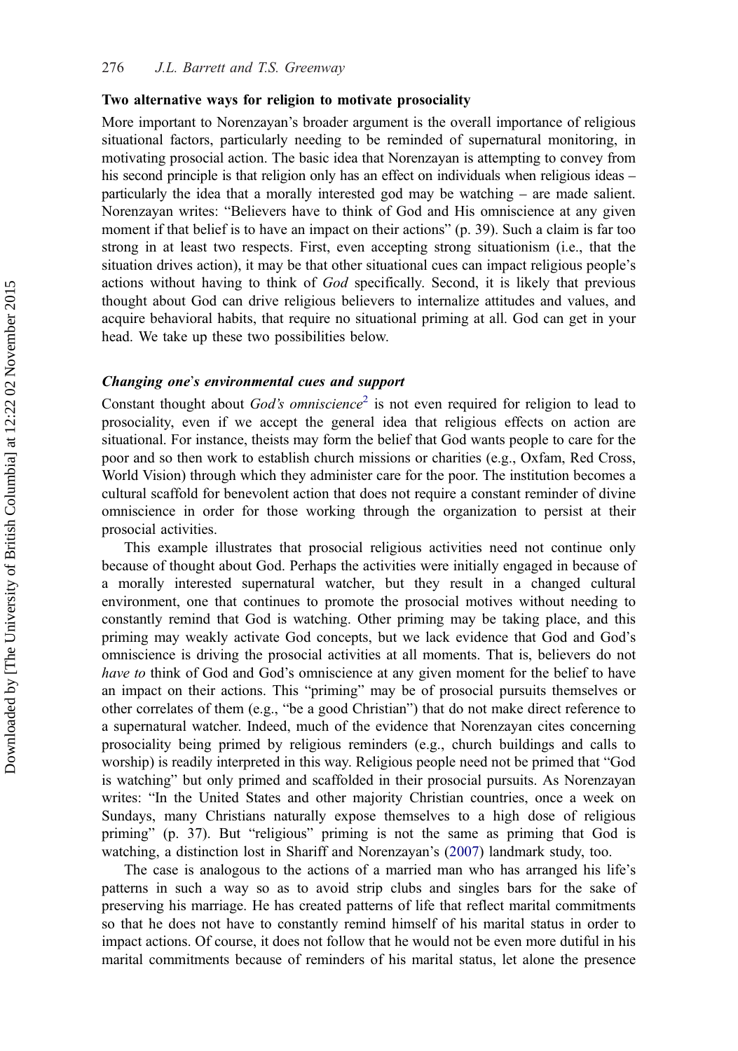### Two alternative ways for religion to motivate prosociality

More important to Norenzayan's broader argument is the overall importance of religious situational factors, particularly needing to be reminded of supernatural monitoring, in motivating prosocial action. The basic idea that Norenzayan is attempting to convey from his second principle is that religion only has an effect on individuals when religious ideas – particularly the idea that a morally interested god may be watching – are made salient. Norenzayan writes: "Believers have to think of God and His omniscience at any given moment if that belief is to have an impact on their actions" (p. 39). Such a claim is far too strong in at least two respects. First, even accepting strong situationism (i.e., that the situation drives action), it may be that other situational cues can impact religious people's actions without having to think of *God* specifically. Second, it is likely that previous thought about God can drive religious believers to internalize attitudes and values, and acquire behavioral habits, that require no situational priming at all. God can get in your head. We take up these two possibilities below.

#### *Changing one's environmental cues and support*

Constant thought about *God's omniscience*[2] is not even required for religion to lead to prosociality, even if we accept the general idea that religious effects on action are situational. For instance, theists may form the belief that God wants people to care for the poor and so then work to establish church missions or charities (e.g., Oxfam, Red Cross, World Vision) through which they administer care for the poor. The institution becomes a cultural scaffold for benevolent action that does not require a constant reminder of divine omniscience in order for those working through the organization to persist at their prosocial activities.

This example illustrates that prosocial religious activities need not continue only because of thought about God. Perhaps the activities were initially engaged in because of a morally interested supernatural watcher, but they result in a changed cultural environment, one that continues to promote the prosocial motives without needing to constantly remind that God is watching. Other priming may be taking place, and this priming may weakly activate God concepts, but we lack evidence that God and God's omniscience is driving the prosocial activities at all moments. That is, believers do not *have to* think of God and God's omniscience at any given moment for the belief to have an impact on their actions. This "priming" may be of prosocial pursuits themselves or other correlates of them (e.g., "be a good Christian") that do not make direct reference to a supernatural watcher. Indeed, much of the evidence that Norenzayan cites concerning prosociality being primed by religious reminders (e.g., church buildings and calls to worship) is readily interpreted in this way. Religious people need not be primed that "God is watching" but only primed and scaffolded in their prosocial pursuits. As Norenzayan writes: "In the United States and other majority Christian countries, once a week on Sundays, many Christians naturally expose themselves to a high dose of religious priming" (p. 37). But "religious" priming is not the same as priming that God is watching, a distinction lost in Shariff and Norenzayan's (2007) landmark study, too.

The case is analogous to the actions of a married man who has arranged his life's patterns in such a way so as to avoid strip clubs and singles bars for the sake of preserving his marriage. He has created patterns of life that reflect marital commitments so that he does not have to constantly remind himself of his marital status in order to impact actions. Of course, it does not follow that he would not be even more dutiful in his marital commitments because of reminders of his marital status, let alone the presence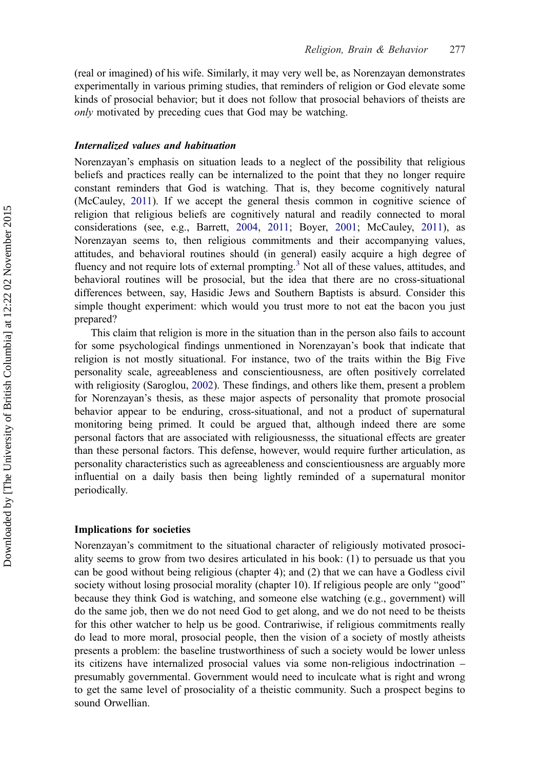(real or imagined) of his wife. Similarly, it may very well be, as Norenzayan demonstrates experimentally in various priming studies, that reminders of religion or God elevate some kinds of prosocial behavior; but it does not follow that prosocial behaviors of theists are *only* motivated by preceding cues that God may be watching.

### *Internalized values and habituation*

Norenzayan's emphasis on situation leads to a neglect of the possibility that religious beliefs and practices really can be internalized to the point that they no longer require constant reminders that God is watching. That is, they become cognitively natural (McCauley, 2011). If we accept the general thesis common in cognitive science of religion that religious beliefs are cognitively natural and readily connected to moral considerations (see, e.g., Barrett, 2004, 2011; Boyer, 2001; McCauley, 2011), as Norenzayan seems to, then religious commitments and their accompanying values, attitudes, and behavioral routines should (in general) easily acquire a high degree of fluency and not require lots of external prompting.[3] Not all of these values, attitudes, and behavioral routines will be prosocial, but the idea that there are no cross-situational differences between, say, Hasidic Jews and Southern Baptists is absurd. Consider this simple thought experiment: which would you trust more to not eat the bacon you just prepared?

This claim that religion is more in the situation than in the person also fails to account for some psychological findings unmentioned in Norenzayan's book that indicate that religion is not mostly situational. For instance, two of the traits within the Big Five personality scale, agreeableness and conscientiousness, are often positively correlated with religiosity (Saroglou, 2002). These findings, and others like them, present a problem for Norenzayan's thesis, as these major aspects of personality that promote prosocial behavior appear to be enduring, cross-situational, and not a product of supernatural monitoring being primed. It could be argued that, although indeed there are some personal factors that are associated with religiousnesss, the situational effects are greater than these personal factors. This defense, however, would require further articulation, as personality characteristics such as agreeableness and conscientiousness are arguably more influential on a daily basis then being lightly reminded of a supernatural monitor periodically.

### **Implications for societies**

Norenzayan's commitment to the situational character of religiously motivated prosociality seems to grow from two desires articulated in his book: (1) to persuade us that you can be good without being religious (chapter 4); and (2) that we can have a Godless civil society without losing prosocial morality (chapter 10). If religious people are only "good" because they think God is watching, and someone else watching (e.g., government) will do the same job, then we do not need God to get along, and we do not need to be theists for this other watcher to help us be good. Contrariwise, if religious commitments really do lead to more moral, prosocial people, then the vision of a society of mostly atheists presents a problem: the baseline trustworthiness of such a society would be lower unless its citizens have internalized prosocial values via some non-religious indoctrination – presumably governmental. Government would need to inculcate what is right and wrong to get the same level of prosociality of a theistic community. Such a prospect begins to sound Orwellian.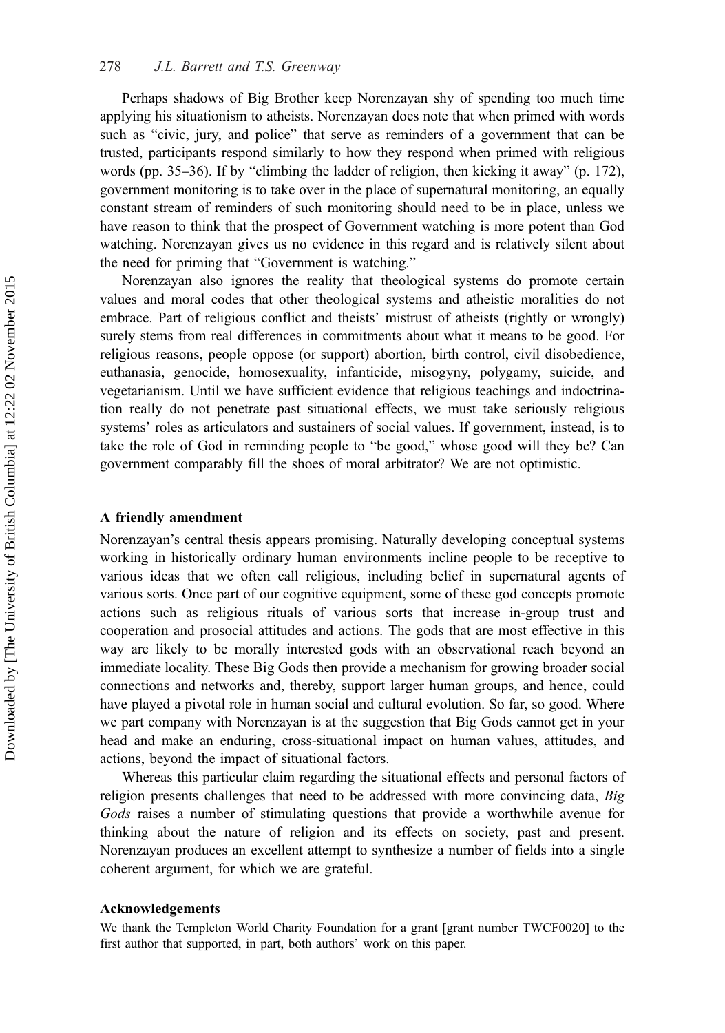Perhaps shadows of Big Brother keep Norenzayan shy of spending too much time applying his situationism to atheists. Norenzayan does note that when primed with words such as "civic, jury, and police" that serve as reminders of a government that can be trusted, participants respond similarly to how they respond when primed with religious words (pp. 35–36). If by "climbing the ladder of religion, then kicking it away" (p. 172), government monitoring is to take over in the place of supernatural monitoring, an equally constant stream of reminders of such monitoring should need to be in place, unless we have reason to think that the prospect of Government watching is more potent than God watching. Norenzayan gives us no evidence in this regard and is relatively silent about the need for priming that "Government is watching."

Norenzayan also ignores the reality that theological systems do promote certain values and moral codes that other theological systems and atheistic moralities do not embrace. Part of religious conflict and theists' mistrust of atheists (rightly or wrongly) surely stems from real differences in commitments about what it means to be good. For religious reasons, people oppose (or support) abortion, birth control, civil disobedience, euthanasia, genocide, homosexuality, infanticide, misogyny, polygamy, suicide, and vegetarianism. Until we have sufficient evidence that religious teachings and indoctrination really do not penetrate past situational effects, we must take seriously religious systems' roles as articulators and sustainers of social values. If government, instead, is to take the role of God in reminding people to "be good," whose good will they be? Can government comparably fill the shoes of moral arbitrator? We are not optimistic.

## A friendly amendment

Norenzayan's central thesis appears promising. Naturally developing conceptual systems working in historically ordinary human environments incline people to be receptive to various ideas that we often call religious, including belief in supernatural agents of various sorts. Once part of our cognitive equipment, some of these god concepts promote actions such as religious rituals of various sorts that increase in-group trust and cooperation and prosocial attitudes and actions. The gods that are most effective in this way are likely to be morally interested gods with an observational reach beyond an immediate locality. These Big Gods then provide a mechanism for growing broader social connections and networks and, thereby, support larger human groups, and hence, could have played a pivotal role in human social and cultural evolution. So far, so good. Where we part company with Norenzayan is at the suggestion that Big Gods cannot get in your head and make an enduring, cross-situational impact on human values, attitudes, and actions, beyond the impact of situational factors.

Whereas this particular claim regarding the situational effects and personal factors of religion presents challenges that need to be addressed with more convincing data, *Big Gods* raises a number of stimulating questions that provide a worthwhile avenue for thinking about the nature of religion and its effects on society, past and present. Norenzayan produces an excellent attempt to synthesize a number of fields into a single coherent argument, for which we are grateful.

## Acknowledgements

We thank the Templeton World Charity Foundation for a grant [grant number TWCF0020] to the first author that supported, in part, both authors' work on this paper.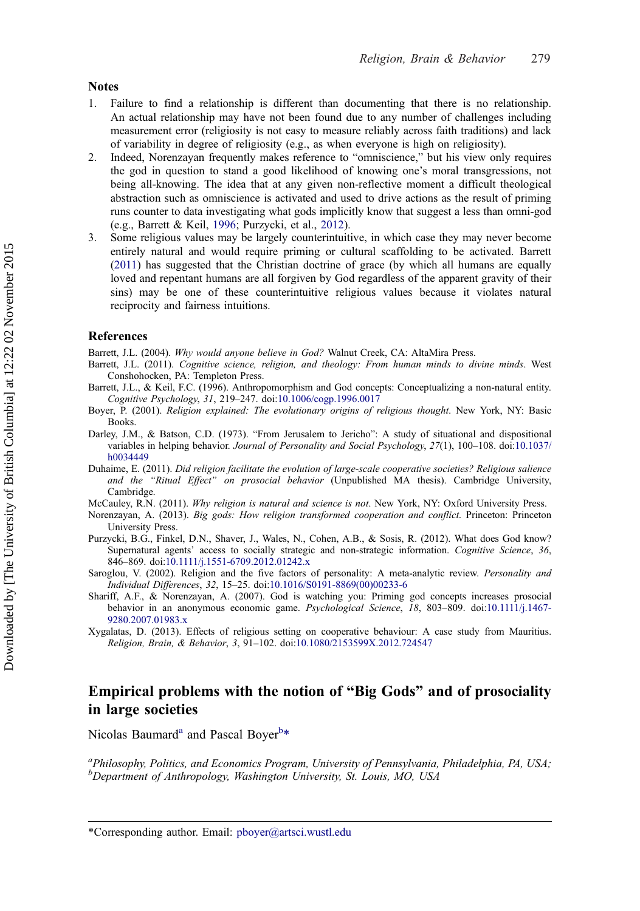## Notes

1. Failure to find a relationship is different than documenting that there is no relationship. An actual relationship may have not been found due to any number of challenges including measurement error (religiosity is not easy to measure reliably across faith traditions) and lack of variability in degree of religiosity (e.g., as when everyone is high on religiosity).
2. Indeed, Norenzayan frequently makes reference to "omniscience," but his view only requires the god in question to stand a good likelihood of knowing one's moral transgressions, not being all-knowing. The idea that at any given non-reflective moment a difficult theological abstraction such as omniscience is activated and used to drive actions as the result of priming runs counter to data investigating what gods implicitly know that suggest a less than omni-god (e.g., Barrett & Keil, 1996; Purzycki, et al., 2012).
3. Some religious values may be largely counterintuitive, in which case they may never become entirely natural and would require priming or cultural scaffolding to be activated. Barrett (2011) has suggested that the Christian doctrine of grace (by which all humans are equally loved and repentant humans are all forgiven by God regardless of the apparent gravity of their sins) may be one of these counterintuitive religious values because it violates natural reciprocity and fairness intuitions.

## References

Barrett, J.L. (2004). *Why would anyone believe in God?* Walnut Creek, CA: AltaMira Press.

Barrett, J.L. (2011). *Cognitive science, religion, and theology: From human minds to divine minds*. West Conshohocken, PA: Templeton Press.

Barrett, J.L., & Keil, F.C. (1996). Anthropomorphism and God concepts: Conceptualizing a non-natural entity. *Cognitive Psychology*, *31*, 219–247. doi:10.1006/cogp.1996.0017

Boyer, P. (2001). *Religion explained: The evolutionary origins of religious thought*. New York, NY: Basic Books.

Darley, J.M., & Batson, C.D. (1973). "From Jerusalem to Jericho": A study of situational and dispositional variables in helping behavior. *Journal of Personality and Social Psychology*, *27*(1), 100–108. doi:10.1037/h0034449

Duhaime, E. (2011). *Did religion facilitate the evolution of large-scale cooperative societies? Religious salience and the "Ritual Effect" on prosocial behavior* (Unpublished MA thesis). Cambridge University, Cambridge.

McCauley, R.N. (2011). *Why religion is natural and science is not*. New York, NY: Oxford University Press.

Norenzayan, A. (2013). *Big gods: How religion transformed cooperation and conflict*. Princeton: Princeton University Press.

Purzycki, B.G., Finkel, D.N., Shaver, J., Wales, N., Cohen, A.B., & Sosis, R. (2012). What does God know? Supernatural agents' access to socially strategic and non-strategic information. *Cognitive Science*, *36*, 846–869. doi:10.1111/j.1551-6709.2012.01242.x

Saroglou, V. (2002). Religion and the five factors of personality: A meta-analytic review. *Personality and Individual Differences*, *32*, 15–25. doi:10.1016/S0191-8869(00)00233-6

Shariff, A.F., & Norenzayan, A. (2007). God is watching you: Priming god concepts increases prosocial behavior in an anonymous economic game. *Psychological Science*, *18*, 803–809. doi:10.1111/j.1467-9280.2007.01983.x

Xygalatas, D. (2013). Effects of religious setting on cooperative behaviour: A case study from Mauritius. *Religion, Brain, & Behavior*, *3*, 91–102. doi:10.1080/2153599X.2012.724547

# Empirical problems with the notion of "Big Gods" and of prosociality in large societies

Nicolas Baumard[a] and Pascal Boyer[b]*

[a]*Philosophy, Politics, and Economics Program, University of Pennsylvania, Philadelphia, PA, USA;* [b]*Department of Anthropology, Washington University, St. Louis, MO, USA*

*Corresponding author. Email: pboyer@artsci.wustl.edu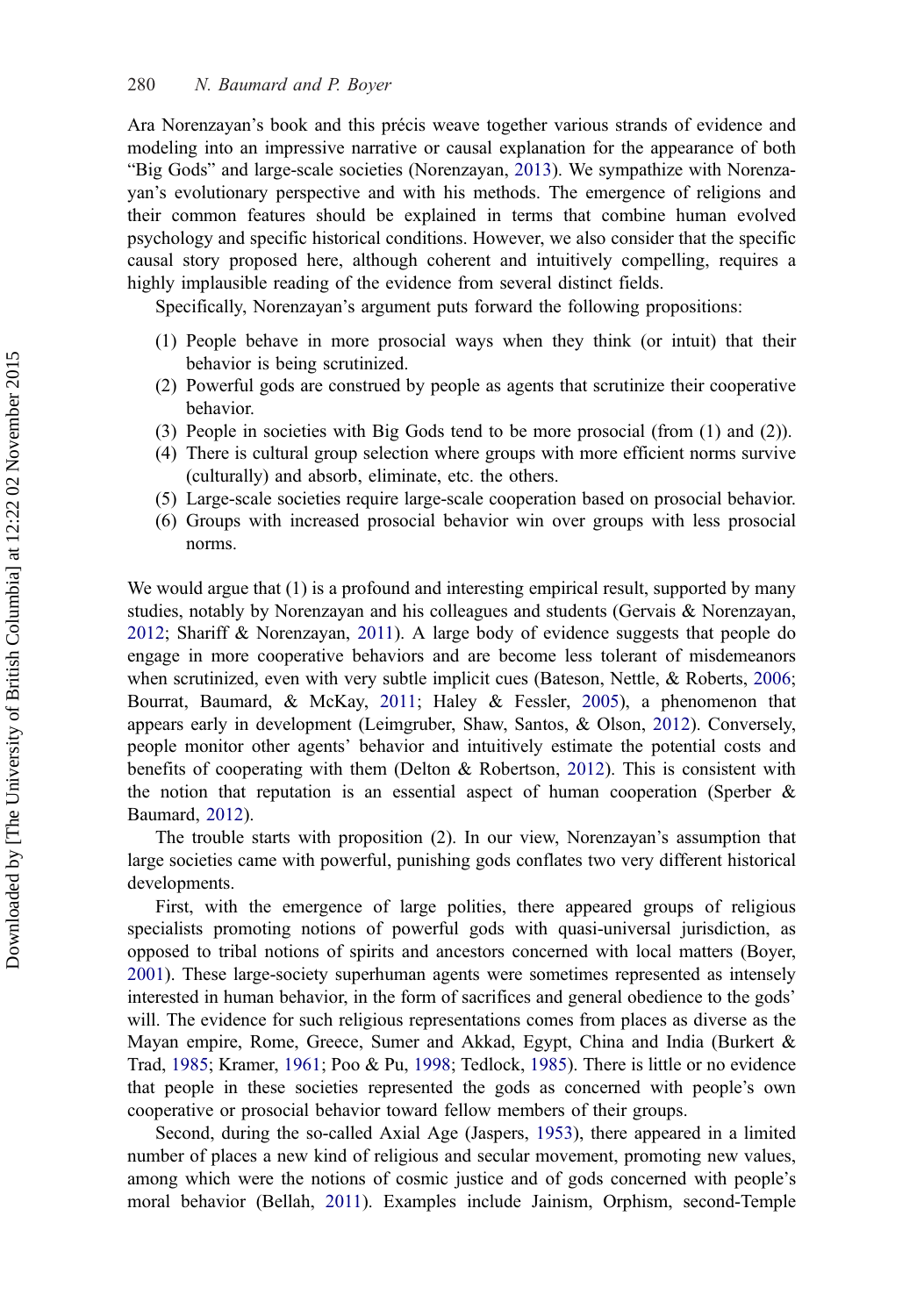Ara Norenzayan's book and this précis weave together various strands of evidence and modeling into an impressive narrative or causal explanation for the appearance of both "Big Gods" and large-scale societies (Norenzayan, 2013). We sympathize with Norenzayan's evolutionary perspective and with his methods. The emergence of religions and their common features should be explained in terms that combine human evolved psychology and specific historical conditions. However, we also consider that the specific causal story proposed here, although coherent and intuitively compelling, requires a highly implausible reading of the evidence from several distinct fields.

Specifically, Norenzayan's argument puts forward the following propositions:

(1) People behave in more prosocial ways when they think (or intuit) that their behavior is being scrutinized.
(2) Powerful gods are construed by people as agents that scrutinize their cooperative behavior.
(3) People in societies with Big Gods tend to be more prosocial (from (1) and (2)).
(4) There is cultural group selection where groups with more efficient norms survive (culturally) and absorb, eliminate, etc. the others.
(5) Large-scale societies require large-scale cooperation based on prosocial behavior.
(6) Groups with increased prosocial behavior win over groups with less prosocial norms.

We would argue that (1) is a profound and interesting empirical result, supported by many studies, notably by Norenzayan and his colleagues and students (Gervais & Norenzayan, 2012; Shariff & Norenzayan, 2011). A large body of evidence suggests that people do engage in more cooperative behaviors and are become less tolerant of misdemeanors when scrutinized, even with very subtle implicit cues (Bateson, Nettle, & Roberts, 2006; Bourrat, Baumard, & McKay, 2011; Haley & Fessler, 2005), a phenomenon that appears early in development (Leimgruber, Shaw, Santos, & Olson, 2012). Conversely, people monitor other agents' behavior and intuitively estimate the potential costs and benefits of cooperating with them (Delton & Robertson, 2012). This is consistent with the notion that reputation is an essential aspect of human cooperation (Sperber & Baumard, 2012).

The trouble starts with proposition (2). In our view, Norenzayan's assumption that large societies came with powerful, punishing gods conflates two very different historical developments.

First, with the emergence of large polities, there appeared groups of religious specialists promoting notions of powerful gods with quasi-universal jurisdiction, as opposed to tribal notions of spirits and ancestors concerned with local matters (Boyer, 2001). These large-society superhuman agents were sometimes represented as intensely interested in human behavior, in the form of sacrifices and general obedience to the gods' will. The evidence for such religious representations comes from places as diverse as the Mayan empire, Rome, Greece, Sumer and Akkad, Egypt, China and India (Burkert & Trad, 1985; Kramer, 1961; Poo & Pu, 1998; Tedlock, 1985). There is little or no evidence that people in these societies represented the gods as concerned with people's own cooperative or prosocial behavior toward fellow members of their groups.

Second, during the so-called Axial Age (Jaspers, 1953), there appeared in a limited number of places a new kind of religious and secular movement, promoting new values, among which were the notions of cosmic justice and of gods concerned with people's moral behavior (Bellah, 2011). Examples include Jainism, Orphism, second-Temple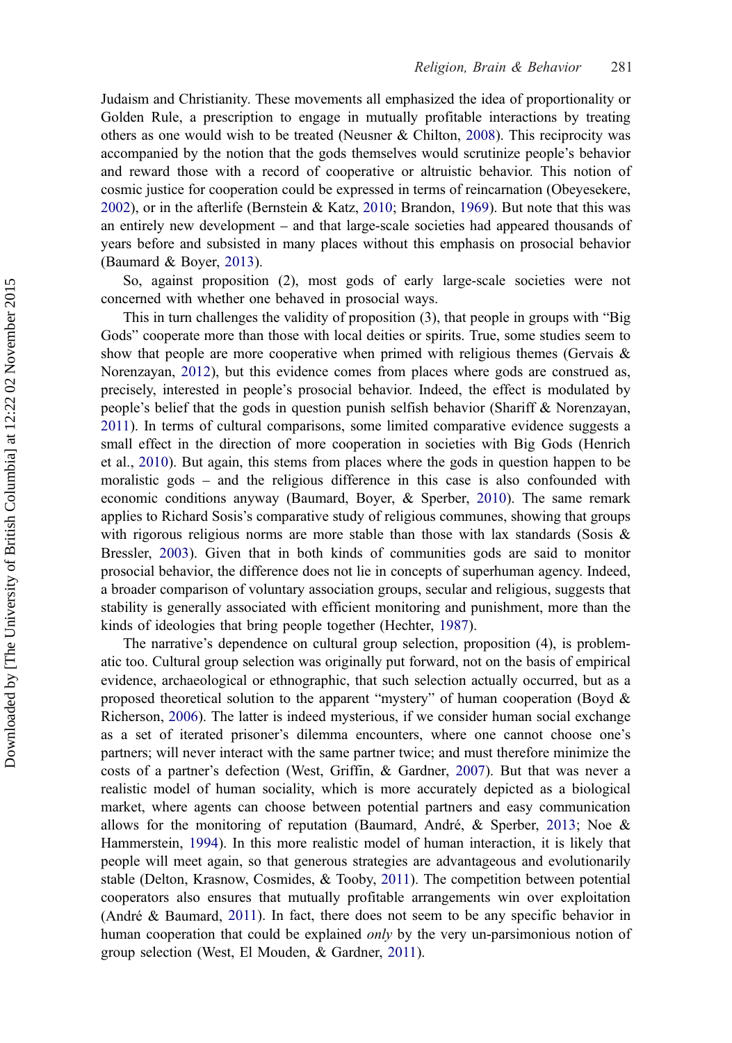Judaism and Christianity. These movements all emphasized the idea of proportionality or Golden Rule, a prescription to engage in mutually profitable interactions by treating others as one would wish to be treated (Neusner & Chilton, 2008). This reciprocity was accompanied by the notion that the gods themselves would scrutinize people's behavior and reward those with a record of cooperative or altruistic behavior. This notion of cosmic justice for cooperation could be expressed in terms of reincarnation (Obeyesekere, 2002), or in the afterlife (Bernstein & Katz, 2010; Brandon, 1969). But note that this was an entirely new development – and that large-scale societies had appeared thousands of years before and subsisted in many places without this emphasis on prosocial behavior (Baumard & Boyer, 2013).

So, against proposition (2), most gods of early large-scale societies were not concerned with whether one behaved in prosocial ways.

This in turn challenges the validity of proposition (3), that people in groups with "Big Gods" cooperate more than those with local deities or spirits. True, some studies seem to show that people are more cooperative when primed with religious themes (Gervais & Norenzayan, 2012), but this evidence comes from places where gods are construed as, precisely, interested in people's prosocial behavior. Indeed, the effect is modulated by people's belief that the gods in question punish selfish behavior (Shariff & Norenzayan, 2011). In terms of cultural comparisons, some limited comparative evidence suggests a small effect in the direction of more cooperation in societies with Big Gods (Henrich et al., 2010). But again, this stems from places where the gods in question happen to be moralistic gods – and the religious difference in this case is also confounded with economic conditions anyway (Baumard, Boyer, & Sperber, 2010). The same remark applies to Richard Sosis's comparative study of religious communes, showing that groups with rigorous religious norms are more stable than those with lax standards (Sosis & Bressler, 2003). Given that in both kinds of communities gods are said to monitor prosocial behavior, the difference does not lie in concepts of superhuman agency. Indeed, a broader comparison of voluntary association groups, secular and religious, suggests that stability is generally associated with efficient monitoring and punishment, more than the kinds of ideologies that bring people together (Hechter, 1987).

The narrative's dependence on cultural group selection, proposition (4), is problematic too. Cultural group selection was originally put forward, not on the basis of empirical evidence, archaeological or ethnographic, that such selection actually occurred, but as a proposed theoretical solution to the apparent "mystery" of human cooperation (Boyd & Richerson, 2006). The latter is indeed mysterious, if we consider human social exchange as a set of iterated prisoner's dilemma encounters, where one cannot choose one's partners; will never interact with the same partner twice; and must therefore minimize the costs of a partner's defection (West, Griffin, & Gardner, 2007). But that was never a realistic model of human sociality, which is more accurately depicted as a biological market, where agents can choose between potential partners and easy communication allows for the monitoring of reputation (Baumard, André, & Sperber, 2013; Noe & Hammerstein, 1994). In this more realistic model of human interaction, it is likely that people will meet again, so that generous strategies are advantageous and evolutionarily stable (Delton, Krasnow, Cosmides, & Tooby, 2011). The competition between potential cooperators also ensures that mutually profitable arrangements win over exploitation (André & Baumard, 2011). In fact, there does not seem to be any specific behavior in human cooperation that could be explained *only* by the very un-parsimonious notion of group selection (West, El Mouden, & Gardner, 2011).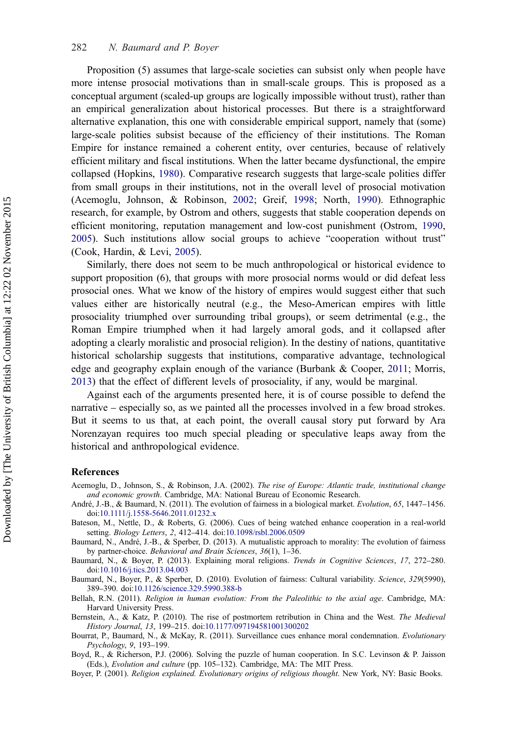Proposition (5) assumes that large-scale societies can subsist only when people have more intense prosocial motivations than in small-scale groups. This is proposed as a conceptual argument (scaled-up groups are logically impossible without trust), rather than an empirical generalization about historical processes. But there is a straightforward alternative explanation, this one with considerable empirical support, namely that (some) large-scale polities subsist because of the efficiency of their institutions. The Roman Empire for instance remained a coherent entity, over centuries, because of relatively efficient military and fiscal institutions. When the latter became dysfunctional, the empire collapsed (Hopkins, 1980). Comparative research suggests that large-scale polities differ from small groups in their institutions, not in the overall level of prosocial motivation (Acemoglu, Johnson, & Robinson, 2002; Greif, 1998; North, 1990). Ethnographic research, for example, by Ostrom and others, suggests that stable cooperation depends on efficient monitoring, reputation management and low-cost punishment (Ostrom, 1990, 2005). Such institutions allow social groups to achieve "cooperation without trust" (Cook, Hardin, & Levi, 2005).

Similarly, there does not seem to be much anthropological or historical evidence to support proposition (6), that groups with more prosocial norms would or did defeat less prosocial ones. What we know of the history of empires would suggest either that such values either are historically neutral (e.g., the Meso-American empires with little prosociality triumphed over surrounding tribal groups), or seem detrimental (e.g., the Roman Empire triumphed when it had largely amoral gods, and it collapsed after adopting a clearly moralistic and prosocial religion). In the destiny of nations, quantitative historical scholarship suggests that institutions, comparative advantage, technological edge and geography explain enough of the variance (Burbank & Cooper, 2011; Morris, 2013) that the effect of different levels of prosociality, if any, would be marginal.

Against each of the arguments presented here, it is of course possible to defend the narrative – especially so, as we painted all the processes involved in a few broad strokes. But it seems to us that, at each point, the overall causal story put forward by Ara Norenzayan requires too much special pleading or speculative leaps away from the historical and anthropological evidence.

## References

Acemoglu, D., Johnson, S., & Robinson, J.A. (2002). *The rise of Europe: Atlantic trade, institutional change and economic growth*. Cambridge, MA: National Bureau of Economic Research.

André, J.-B., & Baumard, N. (2011). The evolution of fairness in a biological market. *Evolution*, *65*, 1447–1456. doi:10.1111/j.1558-5646.2011.01232.x

Bateson, M., Nettle, D., & Roberts, G. (2006). Cues of being watched enhance cooperation in a real-world setting. *Biology Letters*, *2*, 412–414. doi:10.1098/rsbl.2006.0509

Baumard, N., André, J.-B., & Sperber, D. (2013). A mutualistic approach to morality: The evolution of fairness by partner-choice. *Behavioral and Brain Sciences*, *36*(1), 1–36.

Baumard, N., & Boyer, P. (2013). Explaining moral religions. *Trends in Cognitive Sciences*, *17*, 272–280. doi:10.1016/j.tics.2013.04.003

Baumard, N., Boyer, P., & Sperber, D. (2010). Evolution of fairness: Cultural variability. *Science*, *329*(5990), 389–390. doi:10.1126/science.329.5990.388-b

Bellah, R.N. (2011). *Religion in human evolution: From the Paleolithic to the axial age*. Cambridge, MA: Harvard University Press.

Bernstein, A., & Katz, P. (2010). The rise of postmortem retribution in China and the West. *The Medieval History Journal*, *13*, 199–215. doi:10.1177/097194581001300202

Bourrat, P., Baumard, N., & McKay, R. (2011). Surveillance cues enhance moral condemnation. *Evolutionary Psychology*, *9*, 193–199.

Boyd, R., & Richerson, P.J. (2006). Solving the puzzle of human cooperation. In S.C. Levinson & P. Jaisson (Eds.), *Evolution and culture* (pp. 105–132). Cambridge, MA: The MIT Press.

Boyer, P. (2001). *Religion explained. Evolutionary origins of religious thought*. New York, NY: Basic Books.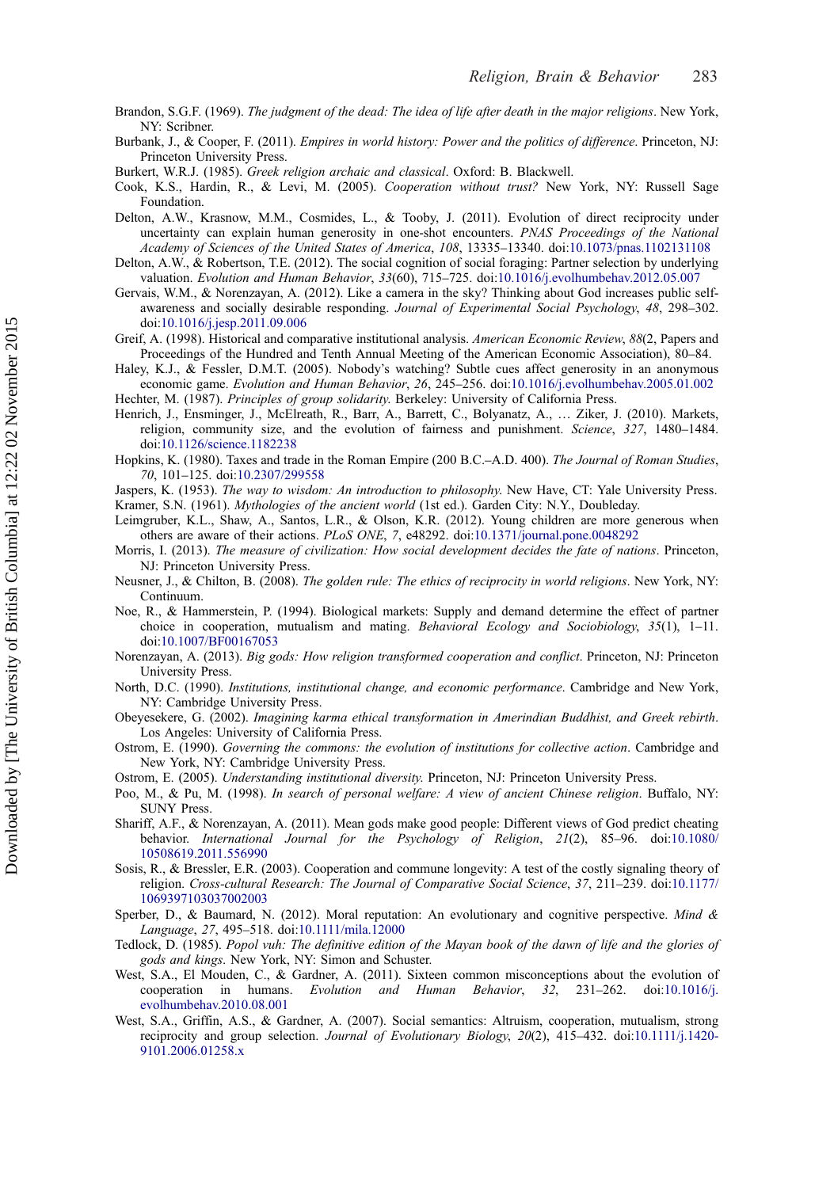Brandon, S.G.F. (1969). *The judgment of the dead: The idea of life after death in the major religions*. New York, NY: Scribner.

Burbank, J., & Cooper, F. (2011). *Empires in world history: Power and the politics of difference*. Princeton, NJ: Princeton University Press.

Burkert, W.R.J. (1985). *Greek religion archaic and classical*. Oxford: B. Blackwell.

Cook, K.S., Hardin, R., & Levi, M. (2005). *Cooperation without trust?* New York, NY: Russell Sage Foundation.

Delton, A.W., Krasnow, M.M., Cosmides, L., & Tooby, J. (2011). Evolution of direct reciprocity under uncertainty can explain human generosity in one-shot encounters. *PNAS Proceedings of the National Academy of Sciences of the United States of America*, *108*, 13335–13340. doi:10.1073/pnas.1102131108

Delton, A.W., & Robertson, T.E. (2012). The social cognition of social foraging: Partner selection by underlying valuation. *Evolution and Human Behavior*, *33*(60), 715–725. doi:10.1016/j.evolhumbehav.2012.05.007

Gervais, W.M., & Norenzayan, A. (2012). Like a camera in the sky? Thinking about God increases public self-awareness and socially desirable responding. *Journal of Experimental Social Psychology*, *48*, 298–302. doi:10.1016/j.jesp.2011.09.006

Greif, A. (1998). Historical and comparative institutional analysis. *American Economic Review*, *88*(2, Papers and Proceedings of the Hundred and Tenth Annual Meeting of the American Economic Association), 80–84.

Haley, K.J., & Fessler, D.M.T. (2005). Nobody's watching? Subtle cues affect generosity in an anonymous economic game. *Evolution and Human Behavior*, *26*, 245–256. doi:10.1016/j.evolhumbehav.2005.01.002

Hechter, M. (1987). *Principles of group solidarity*. Berkeley: University of California Press.

Henrich, J., Ensminger, J., McElreath, R., Barr, A., Barrett, C., Bolyanatz, A., … Ziker, J. (2010). Markets, religion, community size, and the evolution of fairness and punishment. *Science*, *327*, 1480–1484. doi:10.1126/science.1182238

Hopkins, K. (1980). Taxes and trade in the Roman Empire (200 B.C.–A.D. 400). *The Journal of Roman Studies*, *70*, 101–125. doi:10.2307/299558

Jaspers, K. (1953). *The way to wisdom: An introduction to philosophy*. New Have, CT: Yale University Press.

Kramer, S.N. (1961). *Mythologies of the ancient world* (1st ed.). Garden City: N.Y., Doubleday.

Leimgruber, K.L., Shaw, A., Santos, L.R., & Olson, K.R. (2012). Young children are more generous when others are aware of their actions. *PLoS ONE*, *7*, e48292. doi:10.1371/journal.pone.0048292

Morris, I. (2013). *The measure of civilization: How social development decides the fate of nations*. Princeton, NJ: Princeton University Press.

Neusner, J., & Chilton, B. (2008). *The golden rule: The ethics of reciprocity in world religions*. New York, NY: Continuum.

Noe, R., & Hammerstein, P. (1994). Biological markets: Supply and demand determine the effect of partner choice in cooperation, mutualism and mating. *Behavioral Ecology and Sociobiology*, *35*(1), 1–11. doi:10.1007/BF00167053

Norenzayan, A. (2013). *Big gods: How religion transformed cooperation and conflict*. Princeton, NJ: Princeton University Press.

North, D.C. (1990). *Institutions, institutional change, and economic performance*. Cambridge and New York, NY: Cambridge University Press.

Obeyesekere, G. (2002). *Imagining karma ethical transformation in Amerindian Buddhist, and Greek rebirth*. Los Angeles: University of California Press.

Ostrom, E. (1990). *Governing the commons: the evolution of institutions for collective action*. Cambridge and New York, NY: Cambridge University Press.

Ostrom, E. (2005). *Understanding institutional diversity*. Princeton, NJ: Princeton University Press.

Poo, M., & Pu, M. (1998). *In search of personal welfare: A view of ancient Chinese religion*. Buffalo, NY: SUNY Press.

Shariff, A.F., & Norenzayan, A. (2011). Mean gods make good people: Different views of God predict cheating behavior. *International Journal for the Psychology of Religion*, *21*(2), 85–96. doi:10.1080/10508619.2011.556990

Sosis, R., & Bressler, E.R. (2003). Cooperation and commune longevity: A test of the costly signaling theory of religion. *Cross-cultural Research: The Journal of Comparative Social Science*, *37*, 211–239. doi:10.1177/1069397103037002003

Sperber, D., & Baumard, N. (2012). Moral reputation: An evolutionary and cognitive perspective. *Mind & Language*, *27*, 495–518. doi:10.1111/mila.12000

Tedlock, D. (1985). *Popol vuh: The definitive edition of the Mayan book of the dawn of life and the glories of gods and kings*. New York, NY: Simon and Schuster.

West, S.A., El Mouden, C., & Gardner, A. (2011). Sixteen common misconceptions about the evolution of cooperation in humans. *Evolution and Human Behavior*, *32*, 231–262. doi:10.1016/j.evolhumbehav.2010.08.001

West, S.A., Griffin, A.S., & Gardner, A. (2007). Social semantics: Altruism, cooperation, mutualism, strong reciprocity and group selection. *Journal of Evolutionary Biology*, *20*(2), 415–432. doi:10.1111/j.1420-9101.2006.01258.x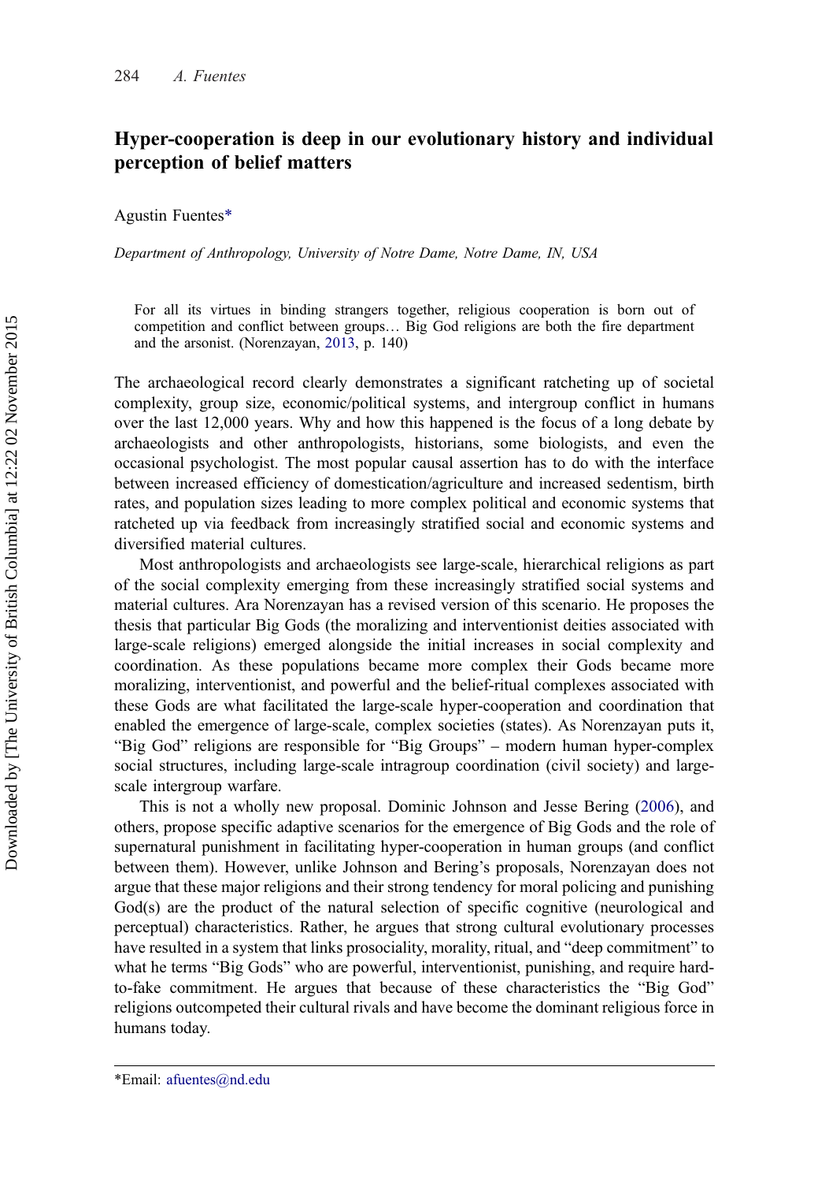# Hyper-cooperation is deep in our evolutionary history and individual perception of belief matters

Agustin Fuentes*

*Department of Anthropology, University of Notre Dame, Notre Dame, IN, USA*

> For all its virtues in binding strangers together, religious cooperation is born out of competition and conflict between groups… Big God religions are both the fire department and the arsonist. (Norenzayan, 2013, p. 140)

The archaeological record clearly demonstrates a significant ratcheting up of societal complexity, group size, economic/political systems, and intergroup conflict in humans over the last 12,000 years. Why and how this happened is the focus of a long debate by archaeologists and other anthropologists, historians, some biologists, and even the occasional psychologist. The most popular causal assertion has to do with the interface between increased efficiency of domestication/agriculture and increased sedentism, birth rates, and population sizes leading to more complex political and economic systems that ratcheted up via feedback from increasingly stratified social and economic systems and diversified material cultures.

Most anthropologists and archaeologists see large-scale, hierarchical religions as part of the social complexity emerging from these increasingly stratified social systems and material cultures. Ara Norenzayan has a revised version of this scenario. He proposes the thesis that particular Big Gods (the moralizing and interventionist deities associated with large-scale religions) emerged alongside the initial increases in social complexity and coordination. As these populations became more complex their Gods became more moralizing, interventionist, and powerful and the belief-ritual complexes associated with these Gods are what facilitated the large-scale hyper-cooperation and coordination that enabled the emergence of large-scale, complex societies (states). As Norenzayan puts it, "Big God" religions are responsible for "Big Groups" – modern human hyper-complex social structures, including large-scale intragroup coordination (civil society) and large-scale intergroup warfare.

This is not a wholly new proposal. Dominic Johnson and Jesse Bering (2006), and others, propose specific adaptive scenarios for the emergence of Big Gods and the role of supernatural punishment in facilitating hyper-cooperation in human groups (and conflict between them). However, unlike Johnson and Bering's proposals, Norenzayan does not argue that these major religions and their strong tendency for moral policing and punishing God(s) are the product of the natural selection of specific cognitive (neurological and perceptual) characteristics. Rather, he argues that strong cultural evolutionary processes have resulted in a system that links prosociality, morality, ritual, and "deep commitment" to what he terms "Big Gods" who are powerful, interventionist, punishing, and require hard-to-fake commitment. He argues that because of these characteristics the "Big God" religions outcompeted their cultural rivals and have become the dominant religious force in humans today.

---

*Email: afuentes@nd.edu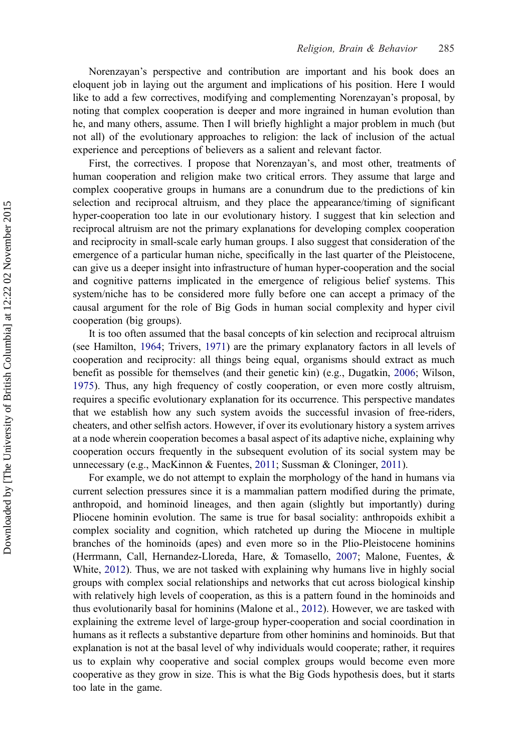Norenzayan's perspective and contribution are important and his book does an eloquent job in laying out the argument and implications of his position. Here I would like to add a few correctives, modifying and complementing Norenzayan's proposal, by noting that complex cooperation is deeper and more ingrained in human evolution than he, and many others, assume. Then I will briefly highlight a major problem in much (but not all) of the evolutionary approaches to religion: the lack of inclusion of the actual experience and perceptions of believers as a salient and relevant factor.

First, the correctives. I propose that Norenzayan's, and most other, treatments of human cooperation and religion make two critical errors. They assume that large and complex cooperative groups in humans are a conundrum due to the predictions of kin selection and reciprocal altruism, and they place the appearance/timing of significant hyper-cooperation too late in our evolutionary history. I suggest that kin selection and reciprocal altruism are not the primary explanations for developing complex cooperation and reciprocity in small-scale early human groups. I also suggest that consideration of the emergence of a particular human niche, specifically in the last quarter of the Pleistocene, can give us a deeper insight into infrastructure of human hyper-cooperation and the social and cognitive patterns implicated in the emergence of religious belief systems. This system/niche has to be considered more fully before one can accept a primacy of the causal argument for the role of Big Gods in human social complexity and hyper civil cooperation (big groups).

It is too often assumed that the basal concepts of kin selection and reciprocal altruism (see Hamilton, 1964; Trivers, 1971) are the primary explanatory factors in all levels of cooperation and reciprocity: all things being equal, organisms should extract as much benefit as possible for themselves (and their genetic kin) (e.g., Dugatkin, 2006; Wilson, 1975). Thus, any high frequency of costly cooperation, or even more costly altruism, requires a specific evolutionary explanation for its occurrence. This perspective mandates that we establish how any such system avoids the successful invasion of free-riders, cheaters, and other selfish actors. However, if over its evolutionary history a system arrives at a node wherein cooperation becomes a basal aspect of its adaptive niche, explaining why cooperation occurs frequently in the subsequent evolution of its social system may be unnecessary (e.g., MacKinnon & Fuentes, 2011; Sussman & Cloninger, 2011).

For example, we do not attempt to explain the morphology of the hand in humans via current selection pressures since it is a mammalian pattern modified during the primate, anthropoid, and hominoid lineages, and then again (slightly but importantly) during Pliocene hominin evolution. The same is true for basal sociality: anthropoids exhibit a complex sociality and cognition, which ratcheted up during the Miocene in multiple branches of the hominoids (apes) and even more so in the Plio-Pleistocene hominins (Herrmann, Call, Hernandez-Lloreda, Hare, & Tomasello, 2007; Malone, Fuentes, & White, 2012). Thus, we are not tasked with explaining why humans live in highly social groups with complex social relationships and networks that cut across biological kinship with relatively high levels of cooperation, as this is a pattern found in the hominoids and thus evolutionarily basal for hominins (Malone et al., 2012). However, we are tasked with explaining the extreme level of large-group hyper-cooperation and social coordination in humans as it reflects a substantive departure from other hominins and hominoids. But that explanation is not at the basal level of why individuals would cooperate; rather, it requires us to explain why cooperative and social complex groups would become even more cooperative as they grow in size. This is what the Big Gods hypothesis does, but it starts too late in the game.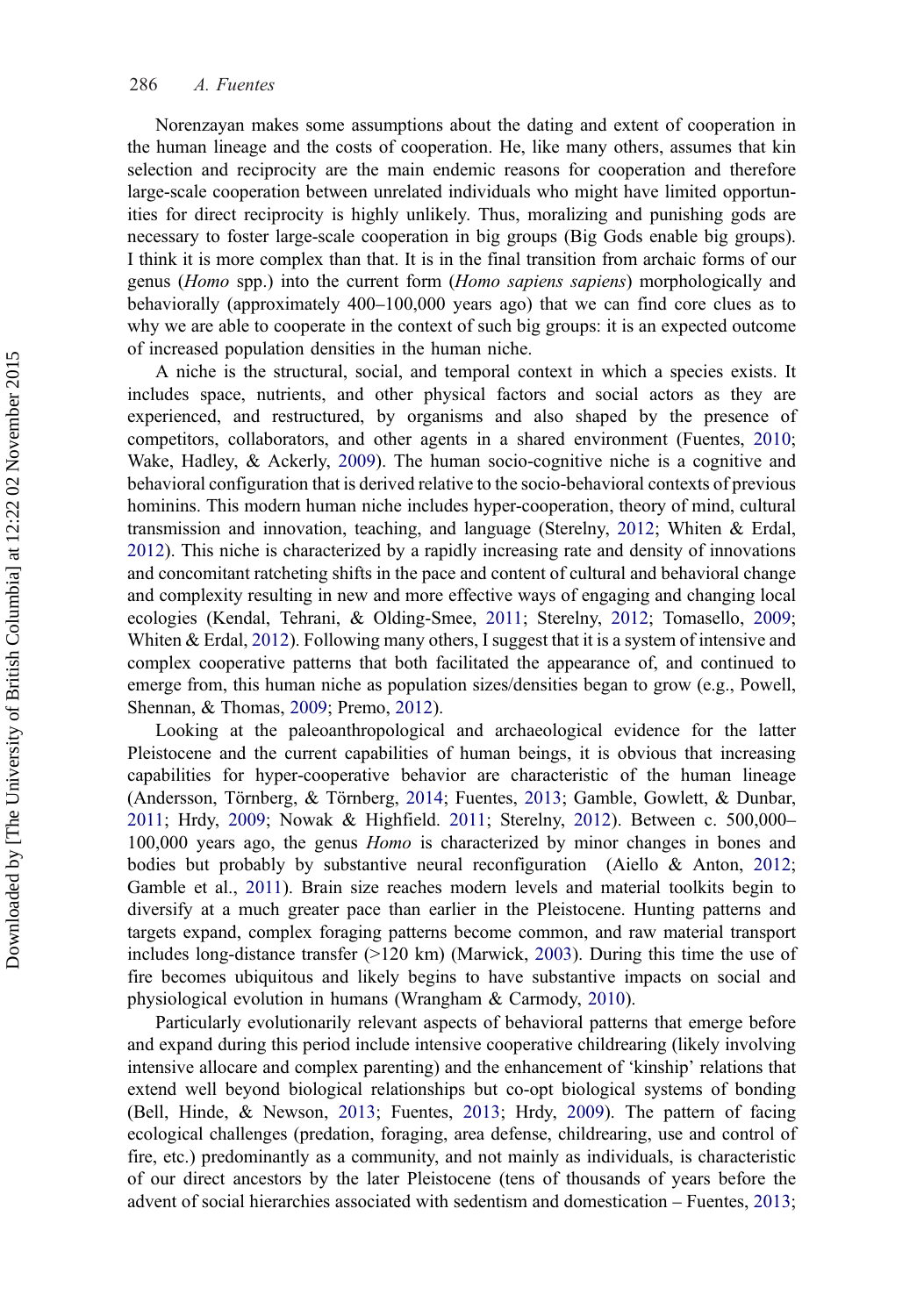Norenzayan makes some assumptions about the dating and extent of cooperation in the human lineage and the costs of cooperation. He, like many others, assumes that kin selection and reciprocity are the main endemic reasons for cooperation and therefore large-scale cooperation between unrelated individuals who might have limited opportunities for direct reciprocity is highly unlikely. Thus, moralizing and punishing gods are necessary to foster large-scale cooperation in big groups (Big Gods enable big groups). I think it is more complex than that. It is in the final transition from archaic forms of our genus (*Homo* spp.) into the current form (*Homo sapiens sapiens*) morphologically and behaviorally (approximately 400–100,000 years ago) that we can find core clues as to why we are able to cooperate in the context of such big groups: it is an expected outcome of increased population densities in the human niche.

A niche is the structural, social, and temporal context in which a species exists. It includes space, nutrients, and other physical factors and social actors as they are experienced, and restructured, by organisms and also shaped by the presence of competitors, collaborators, and other agents in a shared environment (Fuentes, 2010; Wake, Hadley, & Ackerly, 2009). The human socio-cognitive niche is a cognitive and behavioral configuration that is derived relative to the socio-behavioral contexts of previous hominins. This modern human niche includes hyper-cooperation, theory of mind, cultural transmission and innovation, teaching, and language (Sterelny, 2012; Whiten & Erdal, 2012). This niche is characterized by a rapidly increasing rate and density of innovations and concomitant ratcheting shifts in the pace and content of cultural and behavioral change and complexity resulting in new and more effective ways of engaging and changing local ecologies (Kendal, Tehrani, & Olding-Smee, 2011; Sterelny, 2012; Tomasello, 2009; Whiten & Erdal, 2012). Following many others, I suggest that it is a system of intensive and complex cooperative patterns that both facilitated the appearance of, and continued to emerge from, this human niche as population sizes/densities began to grow (e.g., Powell, Shennan, & Thomas, 2009; Premo, 2012).

Looking at the paleoanthropological and archaeological evidence for the latter Pleistocene and the current capabilities of human beings, it is obvious that increasing capabilities for hyper-cooperative behavior are characteristic of the human lineage (Andersson, Törnberg, & Törnberg, 2014; Fuentes, 2013; Gamble, Gowlett, & Dunbar, 2011; Hrdy, 2009; Nowak & Highfield. 2011; Sterelny, 2012). Between c. 500,000–100,000 years ago, the genus *Homo* is characterized by minor changes in bones and bodies but probably by substantive neural reconfiguration (Aiello & Anton, 2012; Gamble et al., 2011). Brain size reaches modern levels and material toolkits begin to diversify at a much greater pace than earlier in the Pleistocene. Hunting patterns and targets expand, complex foraging patterns become common, and raw material transport includes long-distance transfer (>120 km) (Marwick, 2003). During this time the use of fire becomes ubiquitous and likely begins to have substantive impacts on social and physiological evolution in humans (Wrangham & Carmody, 2010).

Particularly evolutionarily relevant aspects of behavioral patterns that emerge before and expand during this period include intensive cooperative childrearing (likely involving intensive allocare and complex parenting) and the enhancement of 'kinship' relations that extend well beyond biological relationships but co-opt biological systems of bonding (Bell, Hinde, & Newson, 2013; Fuentes, 2013; Hrdy, 2009). The pattern of facing ecological challenges (predation, foraging, area defense, childrearing, use and control of fire, etc.) predominantly as a community, and not mainly as individuals, is characteristic of our direct ancestors by the later Pleistocene (tens of thousands of years before the advent of social hierarchies associated with sedentism and domestication – Fuentes, 2013;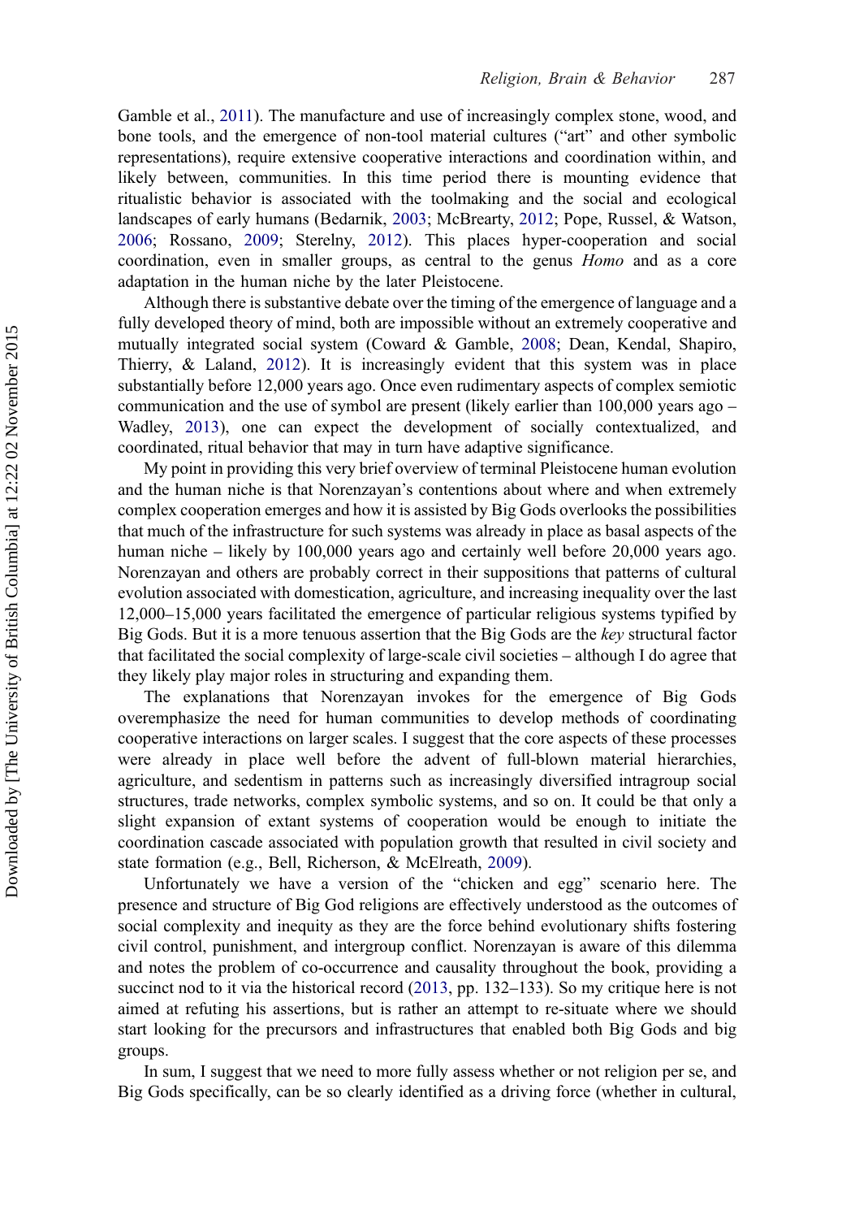Gamble et al., 2011). The manufacture and use of increasingly complex stone, wood, and bone tools, and the emergence of non-tool material cultures ("art" and other symbolic representations), require extensive cooperative interactions and coordination within, and likely between, communities. In this time period there is mounting evidence that ritualistic behavior is associated with the toolmaking and the social and ecological landscapes of early humans (Bedarnik, 2003; McBrearty, 2012; Pope, Russel, & Watson, 2006; Rossano, 2009; Sterelny, 2012). This places hyper-cooperation and social coordination, even in smaller groups, as central to the genus *Homo* and as a core adaptation in the human niche by the later Pleistocene.

Although there is substantive debate over the timing of the emergence of language and a fully developed theory of mind, both are impossible without an extremely cooperative and mutually integrated social system (Coward & Gamble, 2008; Dean, Kendal, Shapiro, Thierry, & Laland, 2012). It is increasingly evident that this system was in place substantially before 12,000 years ago. Once even rudimentary aspects of complex semiotic communication and the use of symbol are present (likely earlier than 100,000 years ago – Wadley, 2013), one can expect the development of socially contextualized, and coordinated, ritual behavior that may in turn have adaptive significance.

My point in providing this very brief overview of terminal Pleistocene human evolution and the human niche is that Norenzayan's contentions about where and when extremely complex cooperation emerges and how it is assisted by Big Gods overlooks the possibilities that much of the infrastructure for such systems was already in place as basal aspects of the human niche – likely by 100,000 years ago and certainly well before 20,000 years ago. Norenzayan and others are probably correct in their suppositions that patterns of cultural evolution associated with domestication, agriculture, and increasing inequality over the last 12,000–15,000 years facilitated the emergence of particular religious systems typified by Big Gods. But it is a more tenuous assertion that the Big Gods are the *key* structural factor that facilitated the social complexity of large-scale civil societies – although I do agree that they likely play major roles in structuring and expanding them.

The explanations that Norenzayan invokes for the emergence of Big Gods overemphasize the need for human communities to develop methods of coordinating cooperative interactions on larger scales. I suggest that the core aspects of these processes were already in place well before the advent of full-blown material hierarchies, agriculture, and sedentism in patterns such as increasingly diversified intragroup social structures, trade networks, complex symbolic systems, and so on. It could be that only a slight expansion of extant systems of cooperation would be enough to initiate the coordination cascade associated with population growth that resulted in civil society and state formation (e.g., Bell, Richerson, & McElreath, 2009).

Unfortunately we have a version of the "chicken and egg" scenario here. The presence and structure of Big God religions are effectively understood as the outcomes of social complexity and inequity as they are the force behind evolutionary shifts fostering civil control, punishment, and intergroup conflict. Norenzayan is aware of this dilemma and notes the problem of co-occurrence and causality throughout the book, providing a succinct nod to it via the historical record (2013, pp. 132–133). So my critique here is not aimed at refuting his assertions, but is rather an attempt to re-situate where we should start looking for the precursors and infrastructures that enabled both Big Gods and big groups.

In sum, I suggest that we need to more fully assess whether or not religion per se, and Big Gods specifically, can be so clearly identified as a driving force (whether in cultural,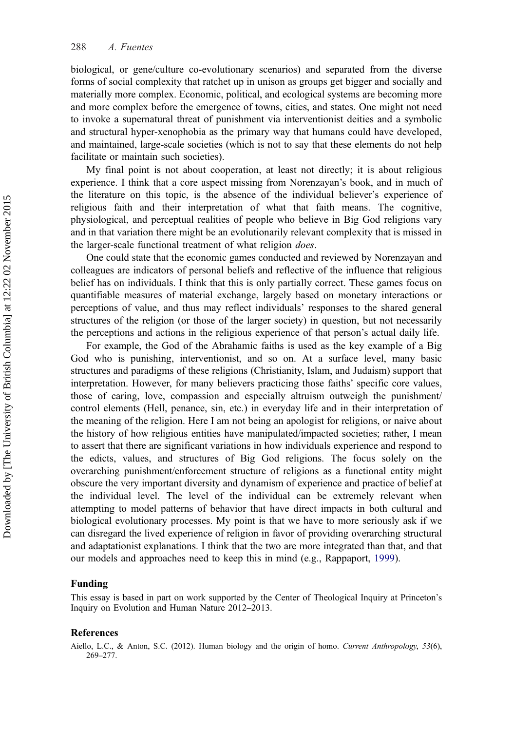biological, or gene/culture co-evolutionary scenarios) and separated from the diverse forms of social complexity that ratchet up in unison as groups get bigger and socially and materially more complex. Economic, political, and ecological systems are becoming more and more complex before the emergence of towns, cities, and states. One might not need to invoke a supernatural threat of punishment via interventionist deities and a symbolic and structural hyper-xenophobia as the primary way that humans could have developed, and maintained, large-scale societies (which is not to say that these elements do not help facilitate or maintain such societies).

My final point is not about cooperation, at least not directly; it is about religious experience. I think that a core aspect missing from Norenzayan's book, and in much of the literature on this topic, is the absence of the individual believer's experience of religious faith and their interpretation of what that faith means. The cognitive, physiological, and perceptual realities of people who believe in Big God religions vary and in that variation there might be an evolutionarily relevant complexity that is missed in the larger-scale functional treatment of what religion *does*.

One could state that the economic games conducted and reviewed by Norenzayan and colleagues are indicators of personal beliefs and reflective of the influence that religious belief has on individuals. I think that this is only partially correct. These games focus on quantifiable measures of material exchange, largely based on monetary interactions or perceptions of value, and thus may reflect individuals' responses to the shared general structures of the religion (or those of the larger society) in question, but not necessarily the perceptions and actions in the religious experience of that person's actual daily life.

For example, the God of the Abrahamic faiths is used as the key example of a Big God who is punishing, interventionist, and so on. At a surface level, many basic structures and paradigms of these religions (Christianity, Islam, and Judaism) support that interpretation. However, for many believers practicing those faiths' specific core values, those of caring, love, compassion and especially altruism outweigh the punishment/control elements (Hell, penance, sin, etc.) in everyday life and in their interpretation of the meaning of the religion. Here I am not being an apologist for religions, or naive about the history of how religious entities have manipulated/impacted societies; rather, I mean to assert that there are significant variations in how individuals experience and respond to the edicts, values, and structures of Big God religions. The focus solely on the overarching punishment/enforcement structure of religions as a functional entity might obscure the very important diversity and dynamism of experience and practice of belief at the individual level. The level of the individual can be extremely relevant when attempting to model patterns of behavior that have direct impacts in both cultural and biological evolutionary processes. My point is that we have to more seriously ask if we can disregard the lived experience of religion in favor of providing overarching structural and adaptationist explanations. I think that the two are more integrated than that, and that our models and approaches need to keep this in mind (e.g., Rappaport, 1999).

## Funding

This essay is based in part on work supported by the Center of Theological Inquiry at Princeton's Inquiry on Evolution and Human Nature 2012–2013.

## References

Aiello, L.C., & Anton, S.C. (2012). Human biology and the origin of homo. *Current Anthropology*, *53*(6), 269–277.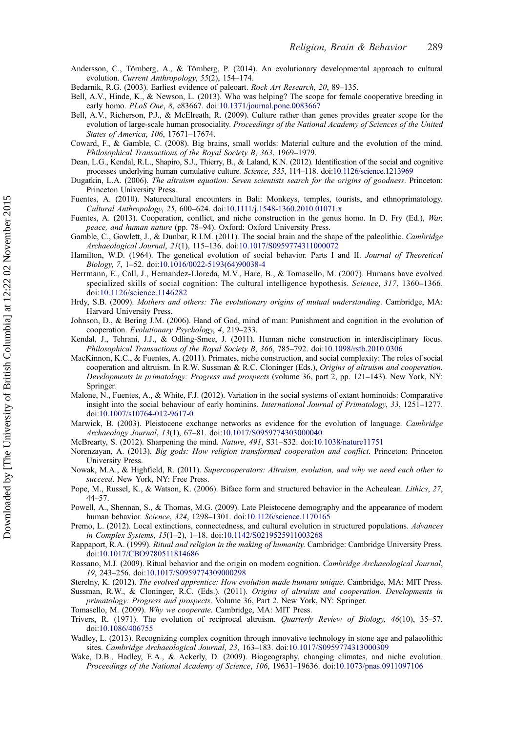Andersson, C., Törnberg, A., & Törnberg, P. (2014). An evolutionary developmental approach to cultural evolution. *Current Anthropology*, *55*(2), 154–174.

Bedarnik, R.G. (2003). Earliest evidence of paleoart. *Rock Art Research*, *20*, 89–135.

Bell, A.V., Hinde, K., & Newson, L. (2013). Who was helping? The scope for female cooperative breeding in early homo. *PLoS One*, *8*, e83667. doi:10.1371/journal.pone.0083667

Bell, A.V., Richerson, P.J., & McElreath, R. (2009). Culture rather than genes provides greater scope for the evolution of large-scale human prosociality. *Proceedings of the National Academy of Sciences of the United States of America*, *106*, 17671–17674.

Coward, F., & Gamble, C. (2008). Big brains, small worlds: Material culture and the evolution of the mind. *Philosophical Transactions of the Royal Society B*, *363*, 1969–1979.

Dean, L.G., Kendal, R.L., Shapiro, S.J., Thierry, B., & Laland, K.N. (2012). Identification of the social and cognitive processes underlying human cumulative culture. *Science*, *335*, 114–118. doi:10.1126/science.1213969

Dugatkin, L.A. (2006). *The altruism equation: Seven scientists search for the origins of goodness*. Princeton: Princeton University Press.

Fuentes, A. (2010). Naturecultural encounters in Bali: Monkeys, temples, tourists, and ethnoprimatology. *Cultural Anthropology*, *25*, 600–624. doi:10.1111/j.1548-1360.2010.01071.x

Fuentes, A. (2013). Cooperation, conflict, and niche construction in the genus homo. In D. Fry (Ed.), *War, peace, and human nature* (pp. 78–94). Oxford: Oxford University Press.

Gamble, C., Gowlett, J., & Dunbar, R.I.M. (2011). The social brain and the shape of the paleolithic. *Cambridge Archaeological Journal*, *21*(1), 115–136. doi:10.1017/S0959774311000072

Hamilton, W.D. (1964). The genetical evolution of social behavior. Parts I and II. *Journal of Theoretical Biology*, *7*, 1–52. doi:10.1016/0022-5193(64)90038-4

Herrmann, E., Call, J., Hernandez-Lloreda, M.V., Hare, B., & Tomasello, M. (2007). Humans have evolved specialized skills of social cognition: The cultural intelligence hypothesis. *Science*, *317*, 1360–1366. doi:10.1126/science.1146282

Hrdy, S.B. (2009). *Mothers and others: The evolutionary origins of mutual understanding*. Cambridge, MA: Harvard University Press.

Johnson, D., & Bering J.M. (2006). Hand of God, mind of man: Punishment and cognition in the evolution of cooperation. *Evolutionary Psychology*, *4*, 219–233.

Kendal, J., Tehrani, J.J., & Odling-Smee, J. (2011). Human niche construction in interdisciplinary focus. *Philosophical Transactions of the Royal Society B*, *366*, 785–792. doi:10.1098/rstb.2010.0306

MacKinnon, K.C., & Fuentes, A. (2011). Primates, niche construction, and social complexity: The roles of social cooperation and altruism. In R.W. Sussman & R.C. Cloninger (Eds.), *Origins of altruism and cooperation. Developments in primatology: Progress and prospects* (volume 36, part 2, pp. 121–143). New York, NY: Springer.

Malone, N., Fuentes, A., & White, F.J. (2012). Variation in the social systems of extant hominoids: Comparative insight into the social behaviour of early hominins. *International Journal of Primatology*, *33*, 1251–1277. doi:10.1007/s10764-012-9617-0

Marwick, B. (2003). Pleistocene exchange networks as evidence for the evolution of language. *Cambridge Archaeology Journal*, *13*(1), 67–81. doi:10.1017/S0959774303000040

McBrearty, S. (2012). Sharpening the mind. *Nature*, *491*, S31–S32. doi:10.1038/nature11751

Norenzayan, A. (2013). *Big gods: How religion transformed cooperation and conflict*. Princeton: Princeton University Press.

Nowak, M.A., & Highfield, R. (2011). *Supercooperators: Altruism, evolution, and why we need each other to succeed*. New York, NY: Free Press.

Pope, M., Russel, K., & Watson, K. (2006). Biface form and structured behavior in the Acheulean. *Lithics*, *27*, 44–57.

Powell, A., Shennan, S., & Thomas, M.G. (2009). Late Pleistocene demography and the appearance of modern human behavior. *Science*, *324*, 1298–1301. doi:10.1126/science.1170165

Premo, L. (2012). Local extinctions, connectedness, and cultural evolution in structured populations. *Advances in Complex Systems*, *15*(1–2), 1–18. doi:10.1142/S0219525911003268

Rappaport, R.A. (1999). *Ritual and religion in the making of humanity.* Cambridge: Cambridge University Press. doi:10.1017/CBO9780511814686

Rossano, M.J. (2009). Ritual behavior and the origin on modern cognition. *Cambridge Archaeological Journal*, *19*, 243–256. doi:10.1017/S0959774309000298

Sterelny, K. (2012). *The evolved apprentice: How evolution made humans unique*. Cambridge, MA: MIT Press.

Sussman, R.W., & Cloninger, R.C. (Eds.). (2011). *Origins of altruism and cooperation. Developments in primatology: Progress and prospects*. Volume 36, Part 2. New York, NY: Springer.

Tomasello, M. (2009). *Why we cooperate*. Cambridge, MA: MIT Press.

Trivers, R. (1971). The evolution of reciprocal altruism. *Quarterly Review of Biology*, *46*(10), 35–57. doi:10.1086/406755

Wadley, L. (2013). Recognizing complex cognition through innovative technology in stone age and palaeolithic sites. *Cambridge Archaeological Journal*, *23*, 163–183. doi:10.1017/S0959774313000309

Wake, D.B., Hadley, E.A., & Ackerly, D. (2009). Biogeography, changing climates, and niche evolution. *Proceedings of the National Academy of Science*, *106*, 19631–19636. doi:10.1073/pnas.0911097106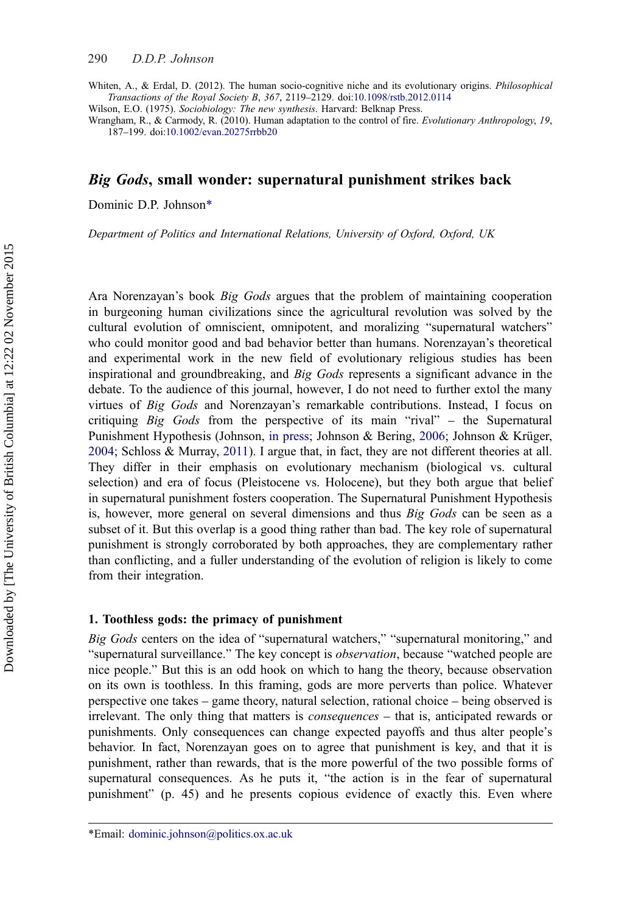Whiten, A., & Erdal, D. (2012). The human socio-cognitive niche and its evolutionary origins. *Philosophical Transactions of the Royal Society B*, *367*, 2119–2129. doi:10.1098/rstb.2012.0114

Wilson, E.O. (1975). *Sociobiology: The new synthesis*. Harvard: Belknap Press.

Wrangham, R., & Carmody, R. (2010). Human adaptation to the control of fire. *Evolutionary Anthropology*, *19*, 187–199. doi:10.1002/evan.20275rrbb20

## *Big Gods*, small wonder: supernatural punishment strikes back

Dominic D.P. Johnson*

*Department of Politics and International Relations, University of Oxford, Oxford, UK*

Ara Norenzayan's book *Big Gods* argues that the problem of maintaining cooperation in burgeoning human civilizations since the agricultural revolution was solved by the cultural evolution of omniscient, omnipotent, and moralizing "supernatural watchers" who could monitor good and bad behavior better than humans. Norenzayan's theoretical and experimental work in the new field of evolutionary religious studies has been inspirational and groundbreaking, and *Big Gods* represents a significant advance in the debate. To the audience of this journal, however, I do not need to further extol the many virtues of *Big Gods* and Norenzayan's remarkable contributions. Instead, I focus on critiquing *Big Gods* from the perspective of its main "rival" – the Supernatural Punishment Hypothesis (Johnson, in press; Johnson & Bering, 2006; Johnson & Krüger, 2004; Schloss & Murray, 2011). I argue that, in fact, they are not different theories at all. They differ in their emphasis on evolutionary mechanism (biological vs. cultural selection) and era of focus (Pleistocene vs. Holocene), but they both argue that belief in supernatural punishment fosters cooperation. The Supernatural Punishment Hypothesis is, however, more general on several dimensions and thus *Big Gods* can be seen as a subset of it. But this overlap is a good thing rather than bad. The key role of supernatural punishment is strongly corroborated by both approaches, they are complementary rather than conflicting, and a fuller understanding of the evolution of religion is likely to come from their integration.

### 1. Toothless gods: the primacy of punishment

*Big Gods* centers on the idea of "supernatural watchers," "supernatural monitoring," and "supernatural surveillance." The key concept is *observation*, because "watched people are nice people." But this is an odd hook on which to hang the theory, because observation on its own is toothless. In this framing, gods are more perverts than police. Whatever perspective one takes – game theory, natural selection, rational choice – being observed is irrelevant. The only thing that matters is *consequences* – that is, anticipated rewards or punishments. Only consequences can change expected payoffs and thus alter people's behavior. In fact, Norenzayan goes on to agree that punishment is key, and that it is punishment, rather than rewards, that is the more powerful of the two possible forms of supernatural consequences. As he puts it, "the action is in the fear of supernatural punishment" (p. 45) and he presents copious evidence of exactly this. Even where

*Email: dominic.johnson@politics.ox.ac.uk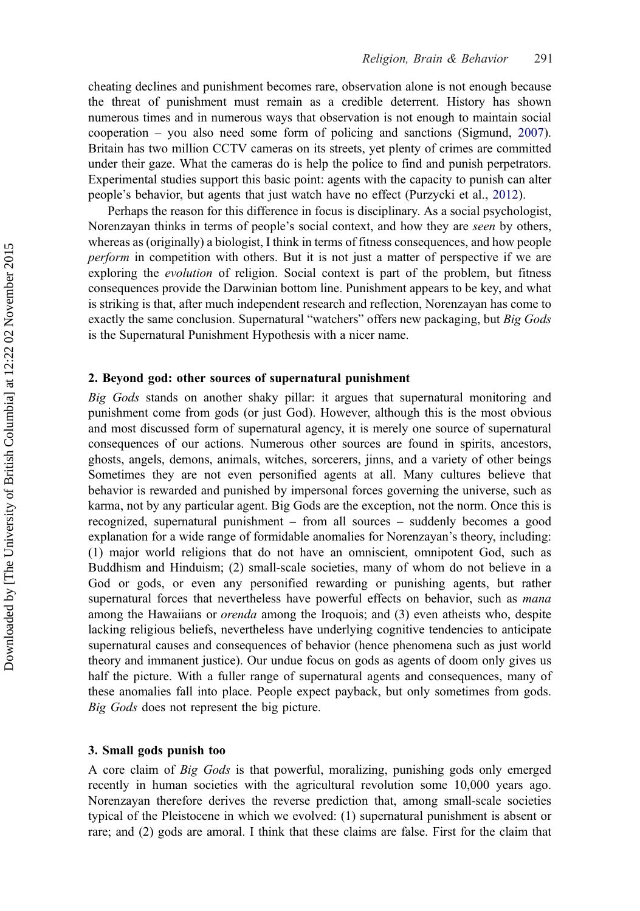cheating declines and punishment becomes rare, observation alone is not enough because the threat of punishment must remain as a credible deterrent. History has shown numerous times and in numerous ways that observation is not enough to maintain social cooperation – you also need some form of policing and sanctions (Sigmund, 2007). Britain has two million CCTV cameras on its streets, yet plenty of crimes are committed under their gaze. What the cameras do is help the police to find and punish perpetrators. Experimental studies support this basic point: agents with the capacity to punish can alter people's behavior, but agents that just watch have no effect (Purzycki et al., 2012).

Perhaps the reason for this difference in focus is disciplinary. As a social psychologist, Norenzayan thinks in terms of people's social context, and how they are *seen* by others, whereas as (originally) a biologist, I think in terms of fitness consequences, and how people *perform* in competition with others. But it is not just a matter of perspective if we are exploring the *evolution* of religion. Social context is part of the problem, but fitness consequences provide the Darwinian bottom line. Punishment appears to be key, and what is striking is that, after much independent research and reflection, Norenzayan has come to exactly the same conclusion. Supernatural "watchers" offers new packaging, but *Big Gods* is the Supernatural Punishment Hypothesis with a nicer name.

## 2. Beyond god: other sources of supernatural punishment

*Big Gods* stands on another shaky pillar: it argues that supernatural monitoring and punishment come from gods (or just God). However, although this is the most obvious and most discussed form of supernatural agency, it is merely one source of supernatural consequences of our actions. Numerous other sources are found in spirits, ancestors, ghosts, angels, demons, animals, witches, sorcerers, jinns, and a variety of other beings Sometimes they are not even personified agents at all. Many cultures believe that behavior is rewarded and punished by impersonal forces governing the universe, such as karma, not by any particular agent. Big Gods are the exception, not the norm. Once this is recognized, supernatural punishment – from all sources – suddenly becomes a good explanation for a wide range of formidable anomalies for Norenzayan's theory, including: (1) major world religions that do not have an omniscient, omnipotent God, such as Buddhism and Hinduism; (2) small-scale societies, many of whom do not believe in a God or gods, or even any personified rewarding or punishing agents, but rather supernatural forces that nevertheless have powerful effects on behavior, such as *mana* among the Hawaiians or *orenda* among the Iroquois; and (3) even atheists who, despite lacking religious beliefs, nevertheless have underlying cognitive tendencies to anticipate supernatural causes and consequences of behavior (hence phenomena such as just world theory and immanent justice). Our undue focus on gods as agents of doom only gives us half the picture. With a fuller range of supernatural agents and consequences, many of these anomalies fall into place. People expect payback, but only sometimes from gods. *Big Gods* does not represent the big picture.

## 3. Small gods punish too

A core claim of *Big Gods* is that powerful, moralizing, punishing gods only emerged recently in human societies with the agricultural revolution some 10,000 years ago. Norenzayan therefore derives the reverse prediction that, among small-scale societies typical of the Pleistocene in which we evolved: (1) supernatural punishment is absent or rare; and (2) gods are amoral. I think that these claims are false. First for the claim that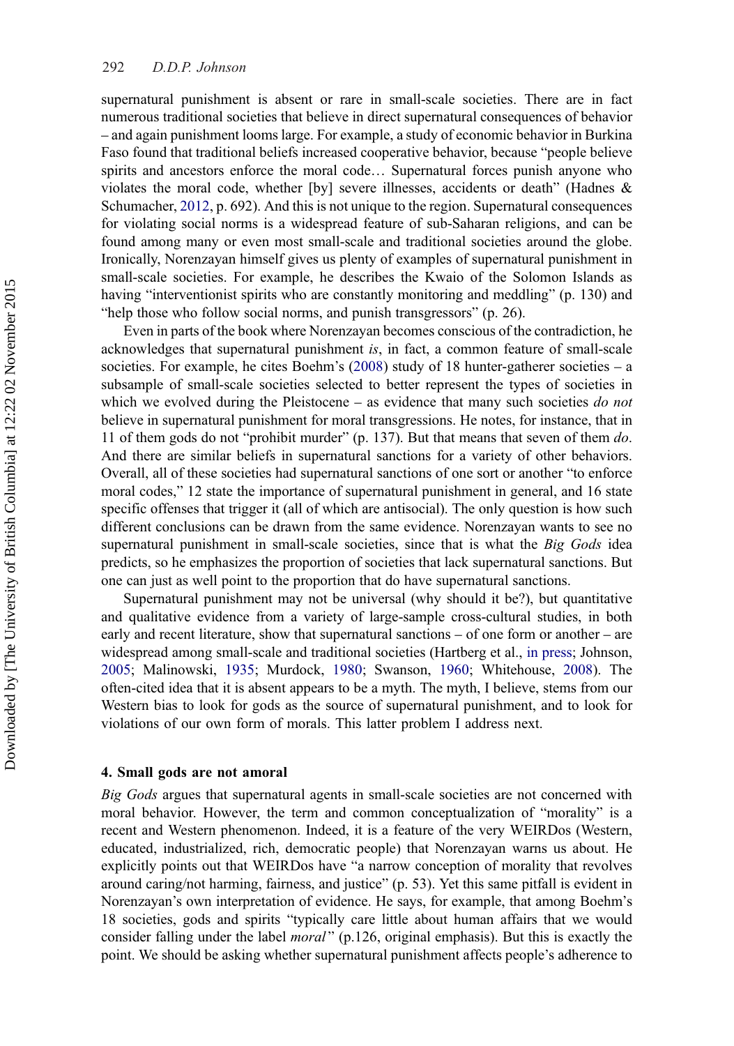supernatural punishment is absent or rare in small-scale societies. There are in fact numerous traditional societies that believe in direct supernatural consequences of behavior – and again punishment looms large. For example, a study of economic behavior in Burkina Faso found that traditional beliefs increased cooperative behavior, because "people believe spirits and ancestors enforce the moral code… Supernatural forces punish anyone who violates the moral code, whether [by] severe illnesses, accidents or death" (Hadnes & Schumacher, 2012, p. 692). And this is not unique to the region. Supernatural consequences for violating social norms is a widespread feature of sub-Saharan religions, and can be found among many or even most small-scale and traditional societies around the globe. Ironically, Norenzayan himself gives us plenty of examples of supernatural punishment in small-scale societies. For example, he describes the Kwaio of the Solomon Islands as having "interventionist spirits who are constantly monitoring and meddling" (p. 130) and "help those who follow social norms, and punish transgressors" (p. 26).

Even in parts of the book where Norenzayan becomes conscious of the contradiction, he acknowledges that supernatural punishment *is*, in fact, a common feature of small-scale societies. For example, he cites Boehm's (2008) study of 18 hunter-gatherer societies – a subsample of small-scale societies selected to better represent the types of societies in which we evolved during the Pleistocene – as evidence that many such societies *do not* believe in supernatural punishment for moral transgressions. He notes, for instance, that in 11 of them gods do not "prohibit murder" (p. 137). But that means that seven of them *do*. And there are similar beliefs in supernatural sanctions for a variety of other behaviors. Overall, all of these societies had supernatural sanctions of one sort or another "to enforce moral codes," 12 state the importance of supernatural punishment in general, and 16 state specific offenses that trigger it (all of which are antisocial). The only question is how such different conclusions can be drawn from the same evidence. Norenzayan wants to see no supernatural punishment in small-scale societies, since that is what the *Big Gods* idea predicts, so he emphasizes the proportion of societies that lack supernatural sanctions. But one can just as well point to the proportion that do have supernatural sanctions.

Supernatural punishment may not be universal (why should it be?), but quantitative and qualitative evidence from a variety of large-sample cross-cultural studies, in both early and recent literature, show that supernatural sanctions – of one form or another – are widespread among small-scale and traditional societies (Hartberg et al., in press; Johnson, 2005; Malinowski, 1935; Murdock, 1980; Swanson, 1960; Whitehouse, 2008). The often-cited idea that it is absent appears to be a myth. The myth, I believe, stems from our Western bias to look for gods as the source of supernatural punishment, and to look for violations of our own form of morals. This latter problem I address next.

#### 4. Small gods are not amoral

*Big Gods* argues that supernatural agents in small-scale societies are not concerned with moral behavior. However, the term and common conceptualization of "morality" is a recent and Western phenomenon. Indeed, it is a feature of the very WEIRDos (Western, educated, industrialized, rich, democratic people) that Norenzayan warns us about. He explicitly points out that WEIRDos have "a narrow conception of morality that revolves around caring/not harming, fairness, and justice" (p. 53). Yet this same pitfall is evident in Norenzayan's own interpretation of evidence. He says, for example, that among Boehm's 18 societies, gods and spirits "typically care little about human affairs that we would consider falling under the label *moral*" (p.126, original emphasis). But this is exactly the point. We should be asking whether supernatural punishment affects people's adherence to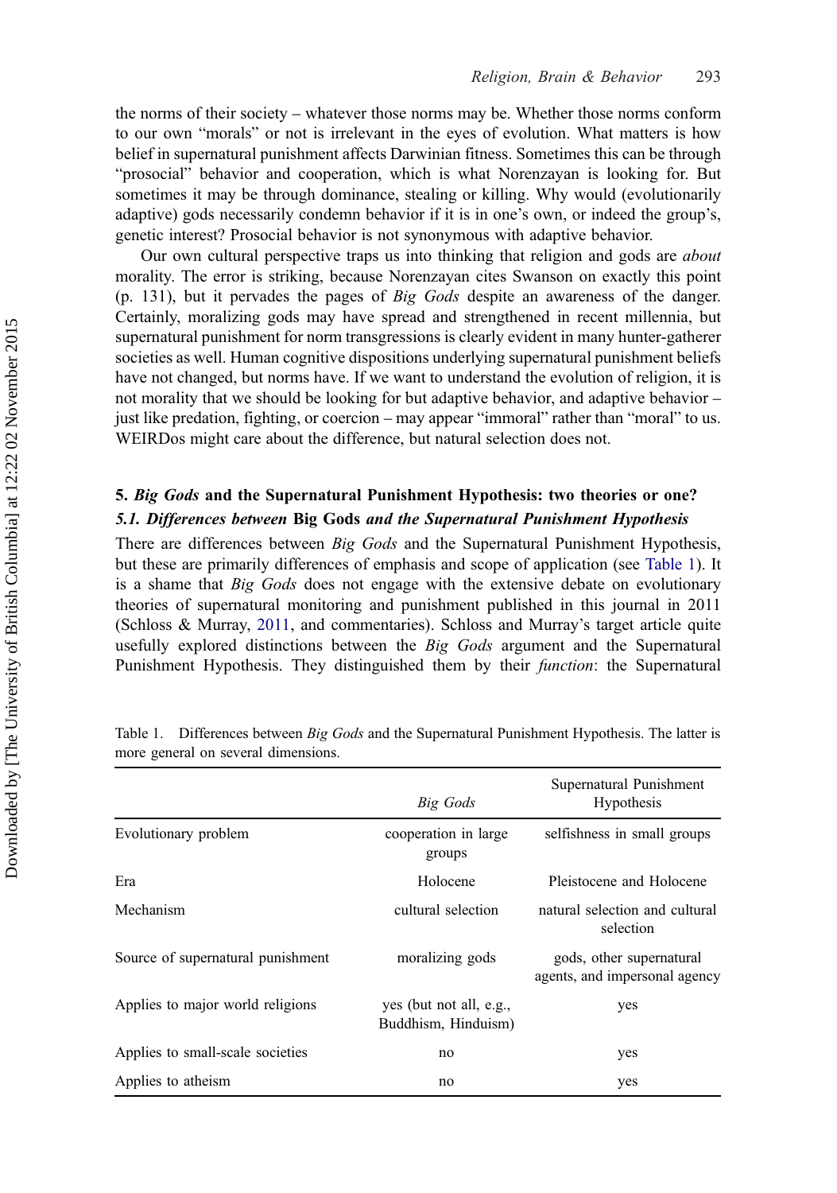the norms of their society – whatever those norms may be. Whether those norms conform to our own "morals" or not is irrelevant in the eyes of evolution. What matters is how belief in supernatural punishment affects Darwinian fitness. Sometimes this can be through "prosocial" behavior and cooperation, which is what Norenzayan is looking for. But sometimes it may be through dominance, stealing or killing. Why would (evolutionarily adaptive) gods necessarily condemn behavior if it is in one's own, or indeed the group's, genetic interest? Prosocial behavior is not synonymous with adaptive behavior.

Our own cultural perspective traps us into thinking that religion and gods are *about* morality. The error is striking, because Norenzayan cites Swanson on exactly this point (p. 131), but it pervades the pages of *Big Gods* despite an awareness of the danger. Certainly, moralizing gods may have spread and strengthened in recent millennia, but supernatural punishment for norm transgressions is clearly evident in many hunter-gatherer societies as well. Human cognitive dispositions underlying supernatural punishment beliefs have not changed, but norms have. If we want to understand the evolution of religion, it is not morality that we should be looking for but adaptive behavior, and adaptive behavior – just like predation, fighting, or coercion – may appear "immoral" rather than "moral" to us. WEIRDos might care about the difference, but natural selection does not.

## 5. *Big Gods* and the Supernatural Punishment Hypothesis: two theories or one?

### 5.1. *Differences between* Big Gods *and the Supernatural Punishment Hypothesis*

There are differences between *Big Gods* and the Supernatural Punishment Hypothesis, but these are primarily differences of emphasis and scope of application (see Table 1). It is a shame that *Big Gods* does not engage with the extensive debate on evolutionary theories of supernatural monitoring and punishment published in this journal in 2011 (Schloss & Murray, 2011, and commentaries). Schloss and Murray's target article quite usefully explored distinctions between the *Big Gods* argument and the Supernatural Punishment Hypothesis. They distinguished them by their *function*: the Supernatural

Table 1. Differences between *Big Gods* and the Supernatural Punishment Hypothesis. The latter is more general on several dimensions.

| | *Big Gods* | Supernatural Punishment Hypothesis |
|---|---|---|
| Evolutionary problem | cooperation in large groups | selfishness in small groups |
| Era | Holocene | Pleistocene and Holocene |
| Mechanism | cultural selection | natural selection and cultural selection |
| Source of supernatural punishment | moralizing gods | gods, other supernatural agents, and impersonal agency |
| Applies to major world religions | yes (but not all, e.g., Buddhism, Hinduism) | yes |
| Applies to small-scale societies | no | yes |
| Applies to atheism | no | yes |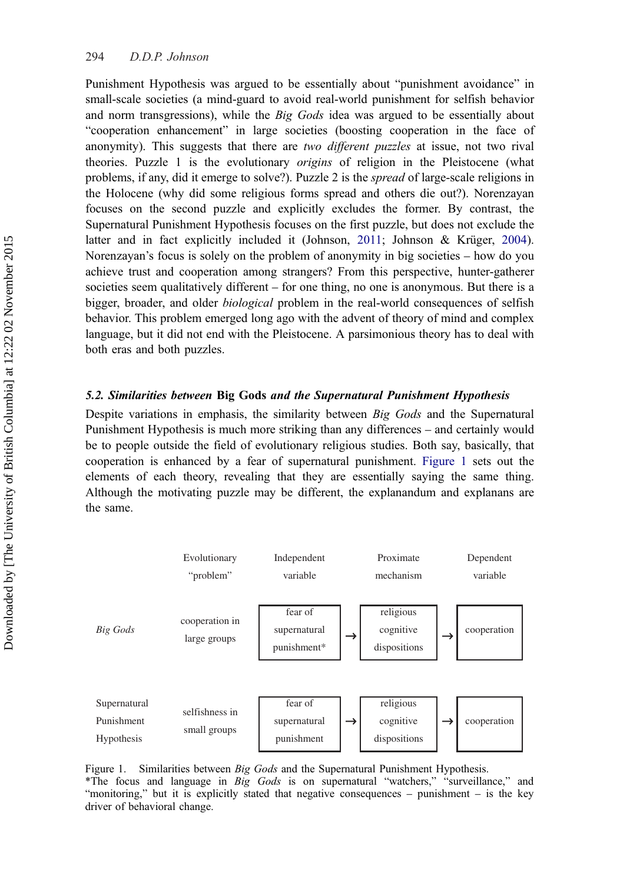Punishment Hypothesis was argued to be essentially about "punishment avoidance" in small-scale societies (a mind-guard to avoid real-world punishment for selfish behavior and norm transgressions), while the *Big Gods* idea was argued to be essentially about "cooperation enhancement" in large societies (boosting cooperation in the face of anonymity). This suggests that there are *two different puzzles* at issue, not two rival theories. Puzzle 1 is the evolutionary *origins* of religion in the Pleistocene (what problems, if any, did it emerge to solve?). Puzzle 2 is the *spread* of large-scale religions in the Holocene (why did some religious forms spread and others die out?). Norenzayan focuses on the second puzzle and explicitly excludes the former. By contrast, the Supernatural Punishment Hypothesis focuses on the first puzzle, but does not exclude the latter and in fact explicitly included it (Johnson, 2011; Johnson & Krüger, 2004). Norenzayan's focus is solely on the problem of anonymity in big societies – how do you achieve trust and cooperation among strangers? From this perspective, hunter-gatherer societies seem qualitatively different – for one thing, no one is anonymous. But there is a bigger, broader, and older *biological* problem in the real-world consequences of selfish behavior. This problem emerged long ago with the advent of theory of mind and complex language, but it did not end with the Pleistocene. A parsimonious theory has to deal with both eras and both puzzles.

### 5.2. *Similarities between* Big Gods *and the Supernatural Punishment Hypothesis*

Despite variations in emphasis, the similarity between *Big Gods* and the Supernatural Punishment Hypothesis is much more striking than any differences – and certainly would be to people outside the field of evolutionary religious studies. Both say, basically, that cooperation is enhanced by a fear of supernatural punishment. Figure 1 sets out the elements of each theory, revealing that they are essentially saying the same thing. Although the motivating puzzle may be different, the explanandum and explanans are the same.

| | Evolutionary "problem" | Independent variable | | Proximate mechanism | | Dependent variable |
|---|---|---|---|---|---|---|
| *Big Gods* | cooperation in large groups | fear of supernatural punishment* | → | religious cognitive dispositions | → | cooperation |
| Supernatural Punishment Hypothesis | selfishness in small groups | fear of supernatural punishment | → | religious cognitive dispositions | → | cooperation |

Figure 1. Similarities between *Big Gods* and the Supernatural Punishment Hypothesis.
*The focus and language in *Big Gods* is on supernatural "watchers," "surveillance," and "monitoring," but it is explicitly stated that negative consequences – punishment – is the key driver of behavioral change.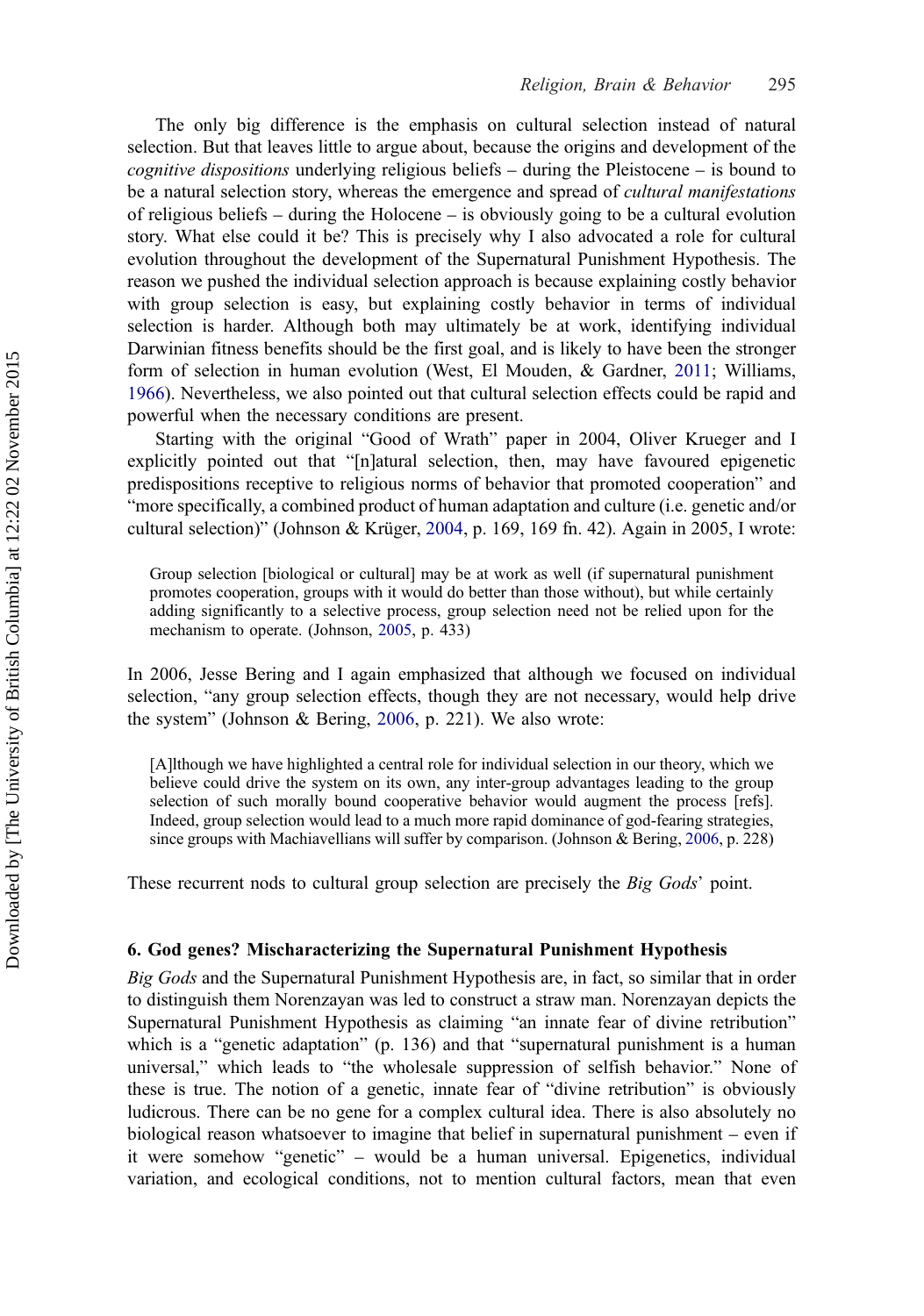The only big difference is the emphasis on cultural selection instead of natural selection. But that leaves little to argue about, because the origins and development of the *cognitive dispositions* underlying religious beliefs – during the Pleistocene – is bound to be a natural selection story, whereas the emergence and spread of *cultural manifestations* of religious beliefs – during the Holocene – is obviously going to be a cultural evolution story. What else could it be? This is precisely why I also advocated a role for cultural evolution throughout the development of the Supernatural Punishment Hypothesis. The reason we pushed the individual selection approach is because explaining costly behavior with group selection is easy, but explaining costly behavior in terms of individual selection is harder. Although both may ultimately be at work, identifying individual Darwinian fitness benefits should be the first goal, and is likely to have been the stronger form of selection in human evolution (West, El Mouden, & Gardner, 2011; Williams, 1966). Nevertheless, we also pointed out that cultural selection effects could be rapid and powerful when the necessary conditions are present.

Starting with the original "Good of Wrath" paper in 2004, Oliver Krueger and I explicitly pointed out that "[n]atural selection, then, may have favoured epigenetic predispositions receptive to religious norms of behavior that promoted cooperation" and "more specifically, a combined product of human adaptation and culture (i.e. genetic and/or cultural selection)" (Johnson & Krüger, 2004, p. 169, 169 fn. 42). Again in 2005, I wrote:

> Group selection [biological or cultural] may be at work as well (if supernatural punishment promotes cooperation, groups with it would do better than those without), but while certainly adding significantly to a selective process, group selection need not be relied upon for the mechanism to operate. (Johnson, 2005, p. 433)

In 2006, Jesse Bering and I again emphasized that although we focused on individual selection, "any group selection effects, though they are not necessary, would help drive the system" (Johnson & Bering, 2006, p. 221). We also wrote:

> [A]lthough we have highlighted a central role for individual selection in our theory, which we believe could drive the system on its own, any inter-group advantages leading to the group selection of such morally bound cooperative behavior would augment the process [refs]. Indeed, group selection would lead to a much more rapid dominance of god-fearing strategies, since groups with Machiavellians will suffer by comparison. (Johnson & Bering, 2006, p. 228)

These recurrent nods to cultural group selection are precisely the *Big Gods*' point.

## 6. God genes? Mischaracterizing the Supernatural Punishment Hypothesis

*Big Gods* and the Supernatural Punishment Hypothesis are, in fact, so similar that in order to distinguish them Norenzayan was led to construct a straw man. Norenzayan depicts the Supernatural Punishment Hypothesis as claiming "an innate fear of divine retribution" which is a "genetic adaptation" (p. 136) and that "supernatural punishment is a human universal," which leads to "the wholesale suppression of selfish behavior." None of these is true. The notion of a genetic, innate fear of "divine retribution" is obviously ludicrous. There can be no gene for a complex cultural idea. There is also absolutely no biological reason whatsoever to imagine that belief in supernatural punishment – even if it were somehow "genetic" – would be a human universal. Epigenetics, individual variation, and ecological conditions, not to mention cultural factors, mean that even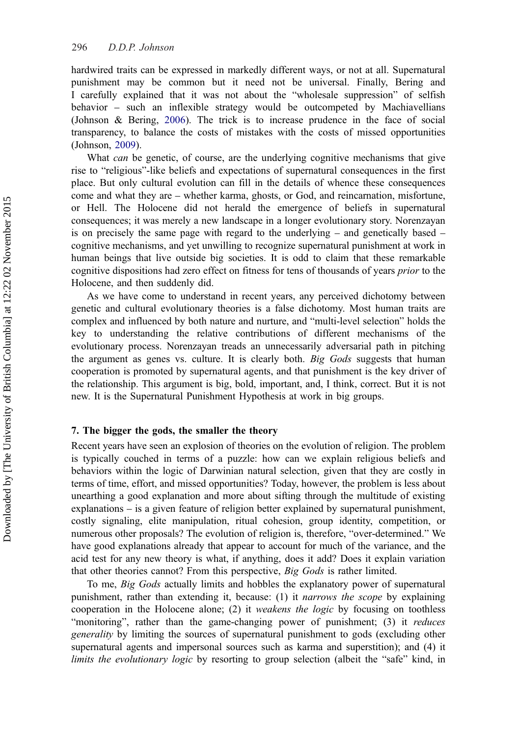hardwired traits can be expressed in markedly different ways, or not at all. Supernatural punishment may be common but it need not be universal. Finally, Bering and I carefully explained that it was not about the "wholesale suppression" of selfish behavior – such an inflexible strategy would be outcompeted by Machiavellians (Johnson & Bering, 2006). The trick is to increase prudence in the face of social transparency, to balance the costs of mistakes with the costs of missed opportunities (Johnson, 2009).

What *can* be genetic, of course, are the underlying cognitive mechanisms that give rise to "religious"-like beliefs and expectations of supernatural consequences in the first place. But only cultural evolution can fill in the details of whence these consequences come and what they are – whether karma, ghosts, or God, and reincarnation, misfortune, or Hell. The Holocene did not herald the emergence of beliefs in supernatural consequences; it was merely a new landscape in a longer evolutionary story. Norenzayan is on precisely the same page with regard to the underlying – and genetically based – cognitive mechanisms, and yet unwilling to recognize supernatural punishment at work in human beings that live outside big societies. It is odd to claim that these remarkable cognitive dispositions had zero effect on fitness for tens of thousands of years *prior* to the Holocene, and then suddenly did.

As we have come to understand in recent years, any perceived dichotomy between genetic and cultural evolutionary theories is a false dichotomy. Most human traits are complex and influenced by both nature and nurture, and "multi-level selection" holds the key to understanding the relative contributions of different mechanisms of the evolutionary process. Norenzayan treads an unnecessarily adversarial path in pitching the argument as genes vs. culture. It is clearly both. *Big Gods* suggests that human cooperation is promoted by supernatural agents, and that punishment is the key driver of the relationship. This argument is big, bold, important, and, I think, correct. But it is not new. It is the Supernatural Punishment Hypothesis at work in big groups.

### 7. The bigger the gods, the smaller the theory

Recent years have seen an explosion of theories on the evolution of religion. The problem is typically couched in terms of a puzzle: how can we explain religious beliefs and behaviors within the logic of Darwinian natural selection, given that they are costly in terms of time, effort, and missed opportunities? Today, however, the problem is less about unearthing a good explanation and more about sifting through the multitude of existing explanations – is a given feature of religion better explained by supernatural punishment, costly signaling, elite manipulation, ritual cohesion, group identity, competition, or numerous other proposals? The evolution of religion is, therefore, "over-determined." We have good explanations already that appear to account for much of the variance, and the acid test for any new theory is what, if anything, does it add? Does it explain variation that other theories cannot? From this perspective, *Big Gods* is rather limited.

To me, *Big Gods* actually limits and hobbles the explanatory power of supernatural punishment, rather than extending it, because: (1) it *narrows the scope* by explaining cooperation in the Holocene alone; (2) it *weakens the logic* by focusing on toothless "monitoring", rather than the game-changing power of punishment; (3) it *reduces generality* by limiting the sources of supernatural punishment to gods (excluding other supernatural agents and impersonal sources such as karma and superstition); and (4) it *limits the evolutionary logic* by resorting to group selection (albeit the "safe" kind, in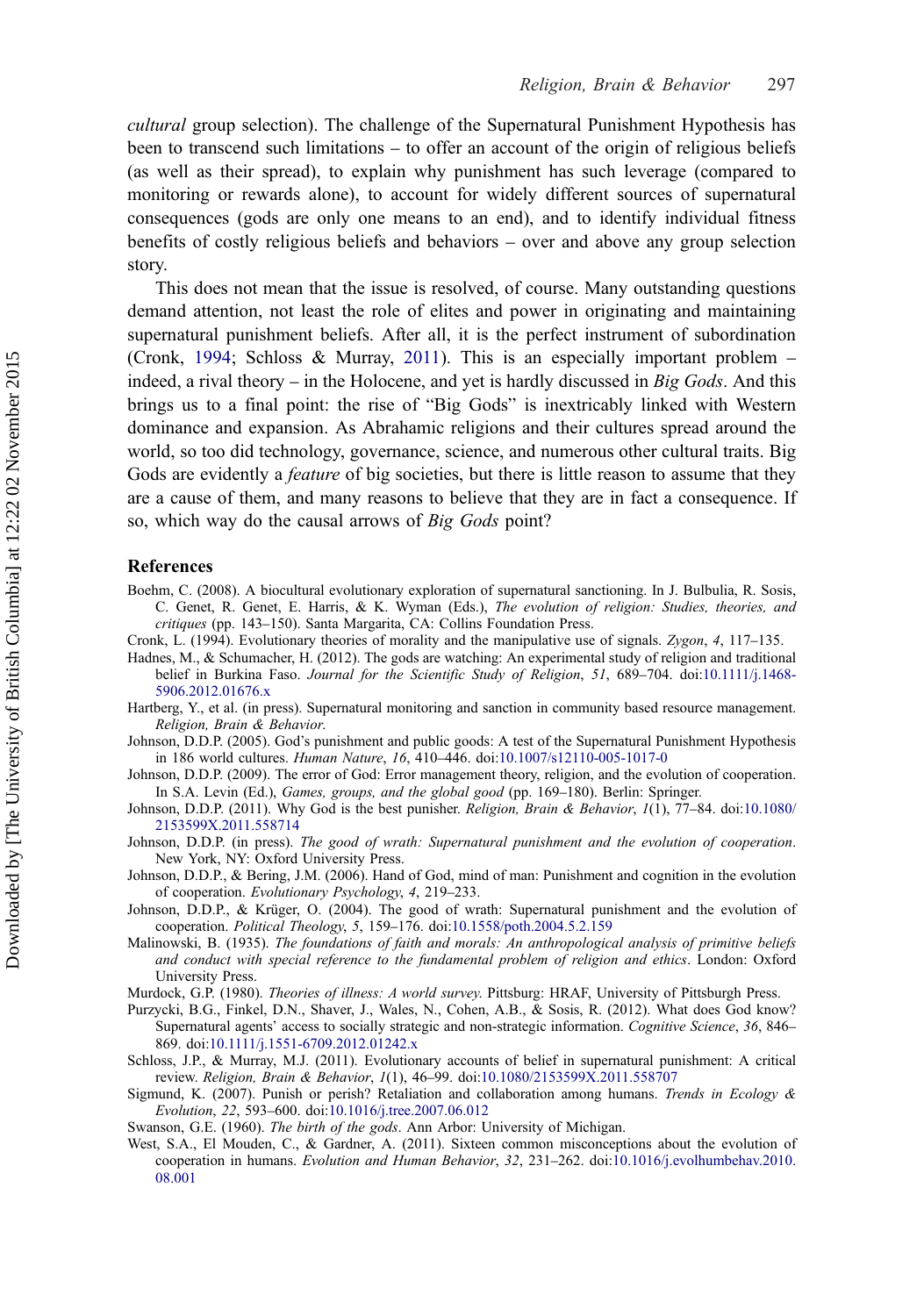*cultural* group selection). The challenge of the Supernatural Punishment Hypothesis has been to transcend such limitations – to offer an account of the origin of religious beliefs (as well as their spread), to explain why punishment has such leverage (compared to monitoring or rewards alone), to account for widely different sources of supernatural consequences (gods are only one means to an end), and to identify individual fitness benefits of costly religious beliefs and behaviors – over and above any group selection story.

This does not mean that the issue is resolved, of course. Many outstanding questions demand attention, not least the role of elites and power in originating and maintaining supernatural punishment beliefs. After all, it is the perfect instrument of subordination (Cronk, 1994; Schloss & Murray, 2011). This is an especially important problem – indeed, a rival theory – in the Holocene, and yet is hardly discussed in *Big Gods*. And this brings us to a final point: the rise of "Big Gods" is inextricably linked with Western dominance and expansion. As Abrahamic religions and their cultures spread around the world, so too did technology, governance, science, and numerous other cultural traits. Big Gods are evidently a *feature* of big societies, but there is little reason to assume that they are a cause of them, and many reasons to believe that they are in fact a consequence. If so, which way do the causal arrows of *Big Gods* point?

## References

Boehm, C. (2008). A biocultural evolutionary exploration of supernatural sanctioning. In J. Bulbulia, R. Sosis, C. Genet, R. Genet, E. Harris, & K. Wyman (Eds.), *The evolution of religion: Studies, theories, and critiques* (pp. 143–150). Santa Margarita, CA: Collins Foundation Press.

Cronk, L. (1994). Evolutionary theories of morality and the manipulative use of signals. *Zygon*, *4*, 117–135.

Hadnes, M., & Schumacher, H. (2012). The gods are watching: An experimental study of religion and traditional belief in Burkina Faso. *Journal for the Scientific Study of Religion*, *51*, 689–704. doi:10.1111/j.1468-5906.2012.01676.x

Hartberg, Y., et al. (in press). Supernatural monitoring and sanction in community based resource management. *Religion, Brain & Behavior.*

Johnson, D.D.P. (2005). God's punishment and public goods: A test of the Supernatural Punishment Hypothesis in 186 world cultures. *Human Nature*, *16*, 410–446. doi:10.1007/s12110-005-1017-0

Johnson, D.D.P. (2009). The error of God: Error management theory, religion, and the evolution of cooperation. In S.A. Levin (Ed.), *Games, groups, and the global good* (pp. 169–180). Berlin: Springer.

Johnson, D.D.P. (2011). Why God is the best punisher. *Religion, Brain & Behavior*, *1*(1), 77–84. doi:10.1080/2153599X.2011.558714

Johnson, D.D.P. (in press). *The good of wrath: Supernatural punishment and the evolution of cooperation*. New York, NY: Oxford University Press.

Johnson, D.D.P., & Bering, J.M. (2006). Hand of God, mind of man: Punishment and cognition in the evolution of cooperation. *Evolutionary Psychology*, *4*, 219–233.

Johnson, D.D.P., & Krüger, O. (2004). The good of wrath: Supernatural punishment and the evolution of cooperation. *Political Theology*, *5*, 159–176. doi:10.1558/poth.2004.5.2.159

Malinowski, B. (1935). *The foundations of faith and morals: An anthropological analysis of primitive beliefs and conduct with special reference to the fundamental problem of religion and ethics*. London: Oxford University Press.

Murdock, G.P. (1980). *Theories of illness: A world survey*. Pittsburg: HRAF, University of Pittsburgh Press.

Purzycki, B.G., Finkel, D.N., Shaver, J., Wales, N., Cohen, A.B., & Sosis, R. (2012). What does God know? Supernatural agents' access to socially strategic and non-strategic information. *Cognitive Science*, *36*, 846–869. doi:10.1111/j.1551-6709.2012.01242.x

Schloss, J.P., & Murray, M.J. (2011). Evolutionary accounts of belief in supernatural punishment: A critical review. *Religion, Brain & Behavior*, *1*(1), 46–99. doi:10.1080/2153599X.2011.558707

Sigmund, K. (2007). Punish or perish? Retaliation and collaboration among humans. *Trends in Ecology & Evolution*, *22*, 593–600. doi:10.1016/j.tree.2007.06.012

Swanson, G.E. (1960). *The birth of the gods*. Ann Arbor: University of Michigan.

West, S.A., El Mouden, C., & Gardner, A. (2011). Sixteen common misconceptions about the evolution of cooperation in humans. *Evolution and Human Behavior*, *32*, 231–262. doi:10.1016/j.evolhumbehav.2010.08.001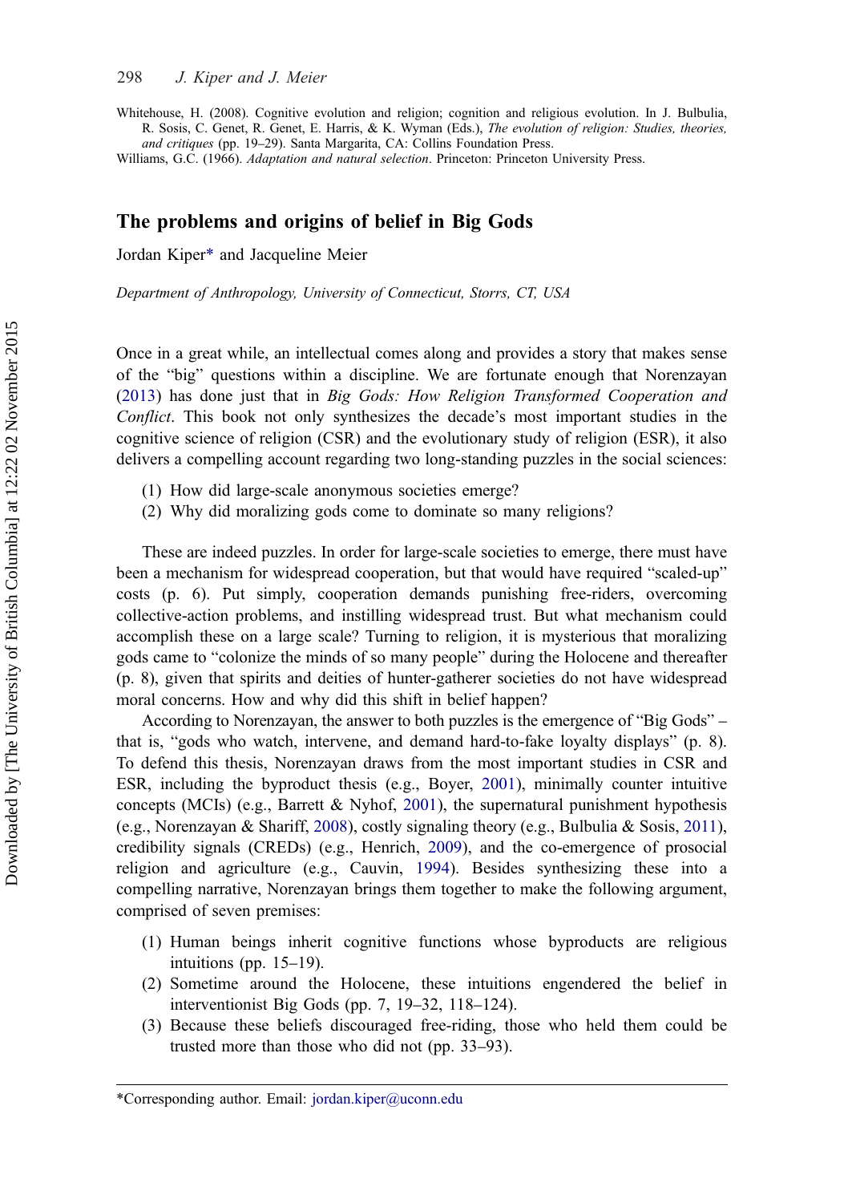Whitehouse, H. (2008). Cognitive evolution and religion; cognition and religious evolution. In J. Bulbulia, R. Sosis, C. Genet, R. Genet, E. Harris, & K. Wyman (Eds.), *The evolution of religion: Studies, theories, and critiques* (pp. 19–29). Santa Margarita, CA: Collins Foundation Press.

Williams, G.C. (1966). *Adaptation and natural selection*. Princeton: Princeton University Press.

## The problems and origins of belief in Big Gods

Jordan Kiper* and Jacqueline Meier

*Department of Anthropology, University of Connecticut, Storrs, CT, USA*

Once in a great while, an intellectual comes along and provides a story that makes sense of the "big" questions within a discipline. We are fortunate enough that Norenzayan (2013) has done just that in *Big Gods: How Religion Transformed Cooperation and Conflict*. This book not only synthesizes the decade's most important studies in the cognitive science of religion (CSR) and the evolutionary study of religion (ESR), it also delivers a compelling account regarding two long-standing puzzles in the social sciences:

(1) How did large-scale anonymous societies emerge?
(2) Why did moralizing gods come to dominate so many religions?

These are indeed puzzles. In order for large-scale societies to emerge, there must have been a mechanism for widespread cooperation, but that would have required "scaled-up" costs (p. 6). Put simply, cooperation demands punishing free-riders, overcoming collective-action problems, and instilling widespread trust. But what mechanism could accomplish these on a large scale? Turning to religion, it is mysterious that moralizing gods came to "colonize the minds of so many people" during the Holocene and thereafter (p. 8), given that spirits and deities of hunter-gatherer societies do not have widespread moral concerns. How and why did this shift in belief happen?

According to Norenzayan, the answer to both puzzles is the emergence of "Big Gods" – that is, "gods who watch, intervene, and demand hard-to-fake loyalty displays" (p. 8). To defend this thesis, Norenzayan draws from the most important studies in CSR and ESR, including the byproduct thesis (e.g., Boyer, 2001), minimally counter intuitive concepts (MCIs) (e.g., Barrett & Nyhof, 2001), the supernatural punishment hypothesis (e.g., Norenzayan & Shariff, 2008), costly signaling theory (e.g., Bulbulia & Sosis, 2011), credibility signals (CREDs) (e.g., Henrich, 2009), and the co-emergence of prosocial religion and agriculture (e.g., Cauvin, 1994). Besides synthesizing these into a compelling narrative, Norenzayan brings them together to make the following argument, comprised of seven premises:

(1) Human beings inherit cognitive functions whose byproducts are religious intuitions (pp. 15–19).
(2) Sometime around the Holocene, these intuitions engendered the belief in interventionist Big Gods (pp. 7, 19–32, 118–124).
(3) Because these beliefs discouraged free-riding, those who held them could be trusted more than those who did not (pp. 33–93).

*Corresponding author. Email: jordan.kiper@uconn.edu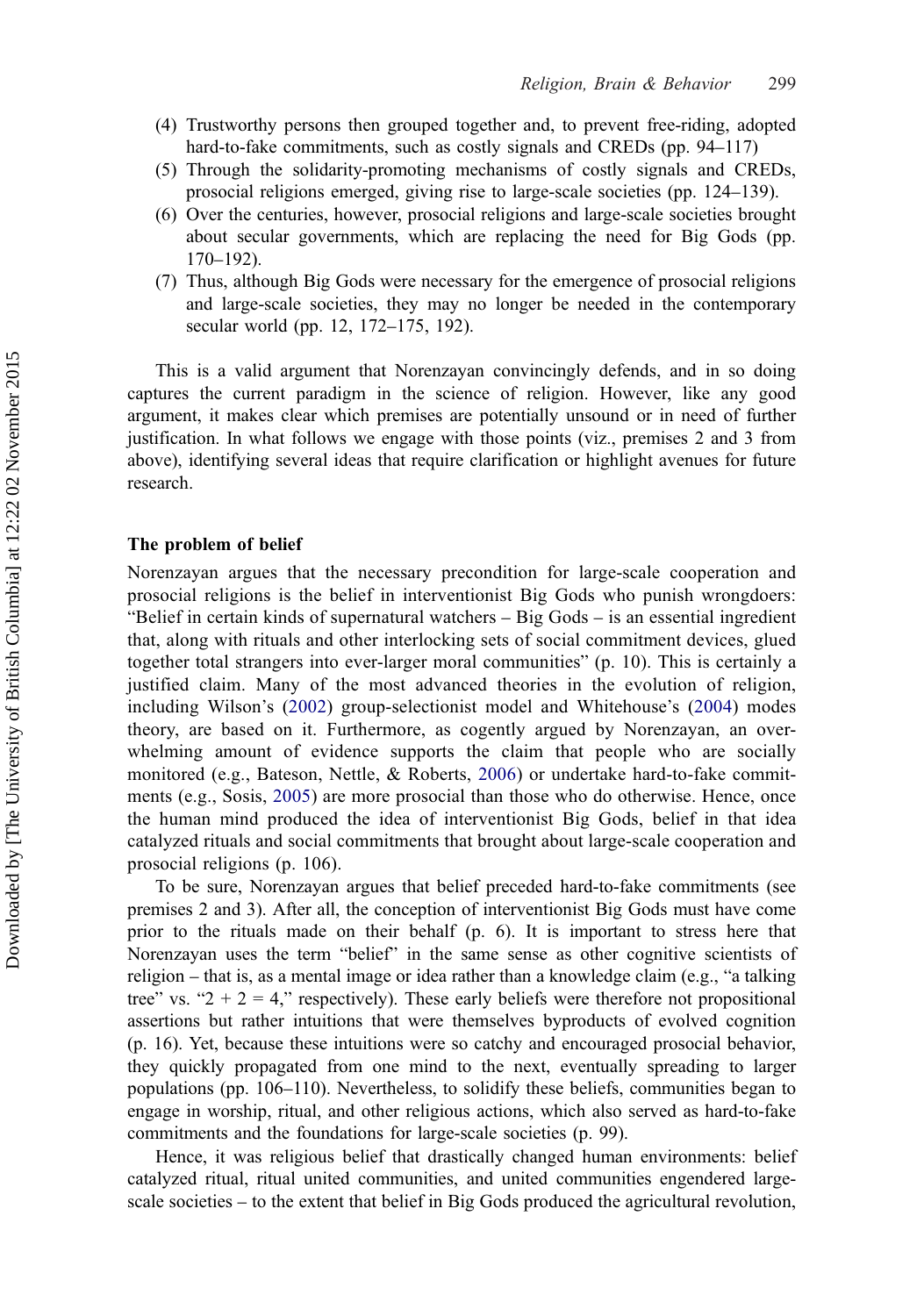(4) Trustworthy persons then grouped together and, to prevent free-riding, adopted hard-to-fake commitments, such as costly signals and CREDs (pp. 94–117)
(5) Through the solidarity-promoting mechanisms of costly signals and CREDs, prosocial religions emerged, giving rise to large-scale societies (pp. 124–139).
(6) Over the centuries, however, prosocial religions and large-scale societies brought about secular governments, which are replacing the need for Big Gods (pp. 170–192).
(7) Thus, although Big Gods were necessary for the emergence of prosocial religions and large-scale societies, they may no longer be needed in the contemporary secular world (pp. 12, 172–175, 192).

This is a valid argument that Norenzayan convincingly defends, and in so doing captures the current paradigm in the science of religion. However, like any good argument, it makes clear which premises are potentially unsound or in need of further justification. In what follows we engage with those points (viz., premises 2 and 3 from above), identifying several ideas that require clarification or highlight avenues for future research.

**The problem of belief**

Norenzayan argues that the necessary precondition for large-scale cooperation and prosocial religions is the belief in interventionist Big Gods who punish wrongdoers: "Belief in certain kinds of supernatural watchers – Big Gods – is an essential ingredient that, along with rituals and other interlocking sets of social commitment devices, glued together total strangers into ever-larger moral communities" (p. 10). This is certainly a justified claim. Many of the most advanced theories in the evolution of religion, including Wilson's (2002) group-selectionist model and Whitehouse's (2004) modes theory, are based on it. Furthermore, as cogently argued by Norenzayan, an overwhelming amount of evidence supports the claim that people who are socially monitored (e.g., Bateson, Nettle, & Roberts, 2006) or undertake hard-to-fake commitments (e.g., Sosis, 2005) are more prosocial than those who do otherwise. Hence, once the human mind produced the idea of interventionist Big Gods, belief in that idea catalyzed rituals and social commitments that brought about large-scale cooperation and prosocial religions (p. 106).

To be sure, Norenzayan argues that belief preceded hard-to-fake commitments (see premises 2 and 3). After all, the conception of interventionist Big Gods must have come prior to the rituals made on their behalf (p. 6). It is important to stress here that Norenzayan uses the term "belief" in the same sense as other cognitive scientists of religion – that is, as a mental image or idea rather than a knowledge claim (e.g., "a talking tree" vs. "2 + 2 = 4," respectively). These early beliefs were therefore not propositional assertions but rather intuitions that were themselves byproducts of evolved cognition (p. 16). Yet, because these intuitions were so catchy and encouraged prosocial behavior, they quickly propagated from one mind to the next, eventually spreading to larger populations (pp. 106–110). Nevertheless, to solidify these beliefs, communities began to engage in worship, ritual, and other religious actions, which also served as hard-to-fake commitments and the foundations for large-scale societies (p. 99).

Hence, it was religious belief that drastically changed human environments: belief catalyzed ritual, ritual united communities, and united communities engendered large-scale societies – to the extent that belief in Big Gods produced the agricultural revolution,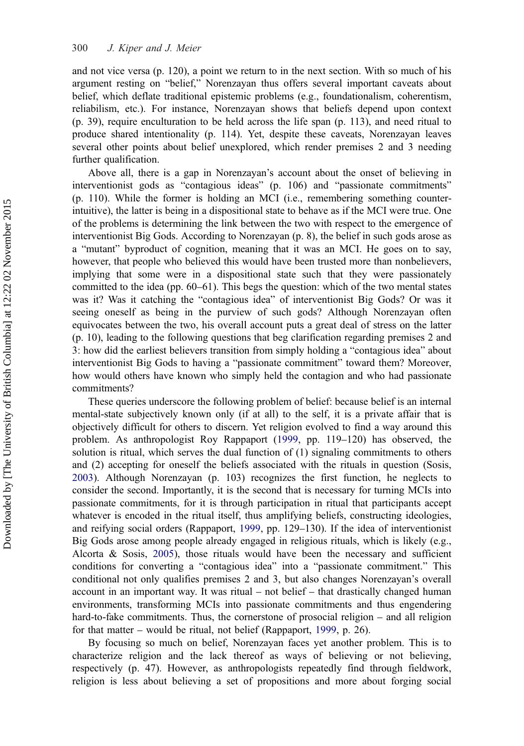and not vice versa (p. 120), a point we return to in the next section. With so much of his argument resting on "belief," Norenzayan thus offers several important caveats about belief, which deflate traditional epistemic problems (e.g., foundationalism, coherentism, reliabilism, etc.). For instance, Norenzayan shows that beliefs depend upon context (p. 39), require enculturation to be held across the life span (p. 113), and need ritual to produce shared intentionality (p. 114). Yet, despite these caveats, Norenzayan leaves several other points about belief unexplored, which render premises 2 and 3 needing further qualification.

Above all, there is a gap in Norenzayan's account about the onset of believing in interventionist gods as "contagious ideas" (p. 106) and "passionate commitments" (p. 110). While the former is holding an MCI (i.e., remembering something counter-intuitive), the latter is being in a dispositional state to behave as if the MCI were true. One of the problems is determining the link between the two with respect to the emergence of interventionist Big Gods. According to Norenzayan (p. 8), the belief in such gods arose as a "mutant" byproduct of cognition, meaning that it was an MCI. He goes on to say, however, that people who believed this would have been trusted more than nonbelievers, implying that some were in a dispositional state such that they were passionately committed to the idea (pp. 60–61). This begs the question: which of the two mental states was it? Was it catching the "contagious idea" of interventionist Big Gods? Or was it seeing oneself as being in the purview of such gods? Although Norenzayan often equivocates between the two, his overall account puts a great deal of stress on the latter (p. 10), leading to the following questions that beg clarification regarding premises 2 and 3: how did the earliest believers transition from simply holding a "contagious idea" about interventionist Big Gods to having a "passionate commitment" toward them? Moreover, how would others have known who simply held the contagion and who had passionate commitments?

These queries underscore the following problem of belief: because belief is an internal mental-state subjectively known only (if at all) to the self, it is a private affair that is objectively difficult for others to discern. Yet religion evolved to find a way around this problem. As anthropologist Roy Rappaport (1999, pp. 119–120) has observed, the solution is ritual, which serves the dual function of (1) signaling commitments to others and (2) accepting for oneself the beliefs associated with the rituals in question (Sosis, 2003). Although Norenzayan (p. 103) recognizes the first function, he neglects to consider the second. Importantly, it is the second that is necessary for turning MCIs into passionate commitments, for it is through participation in ritual that participants accept whatever is encoded in the ritual itself, thus amplifying beliefs, constructing ideologies, and reifying social orders (Rappaport, 1999, pp. 129–130). If the idea of interventionist Big Gods arose among people already engaged in religious rituals, which is likely (e.g., Alcorta & Sosis, 2005), those rituals would have been the necessary and sufficient conditions for converting a "contagious idea" into a "passionate commitment." This conditional not only qualifies premises 2 and 3, but also changes Norenzayan's overall account in an important way. It was ritual – not belief – that drastically changed human environments, transforming MCIs into passionate commitments and thus engendering hard-to-fake commitments. Thus, the cornerstone of prosocial religion – and all religion for that matter – would be ritual, not belief (Rappaport, 1999, p. 26).

By focusing so much on belief, Norenzayan faces yet another problem. This is to characterize religion and the lack thereof as ways of believing or not believing, respectively (p. 47). However, as anthropologists repeatedly find through fieldwork, religion is less about believing a set of propositions and more about forging social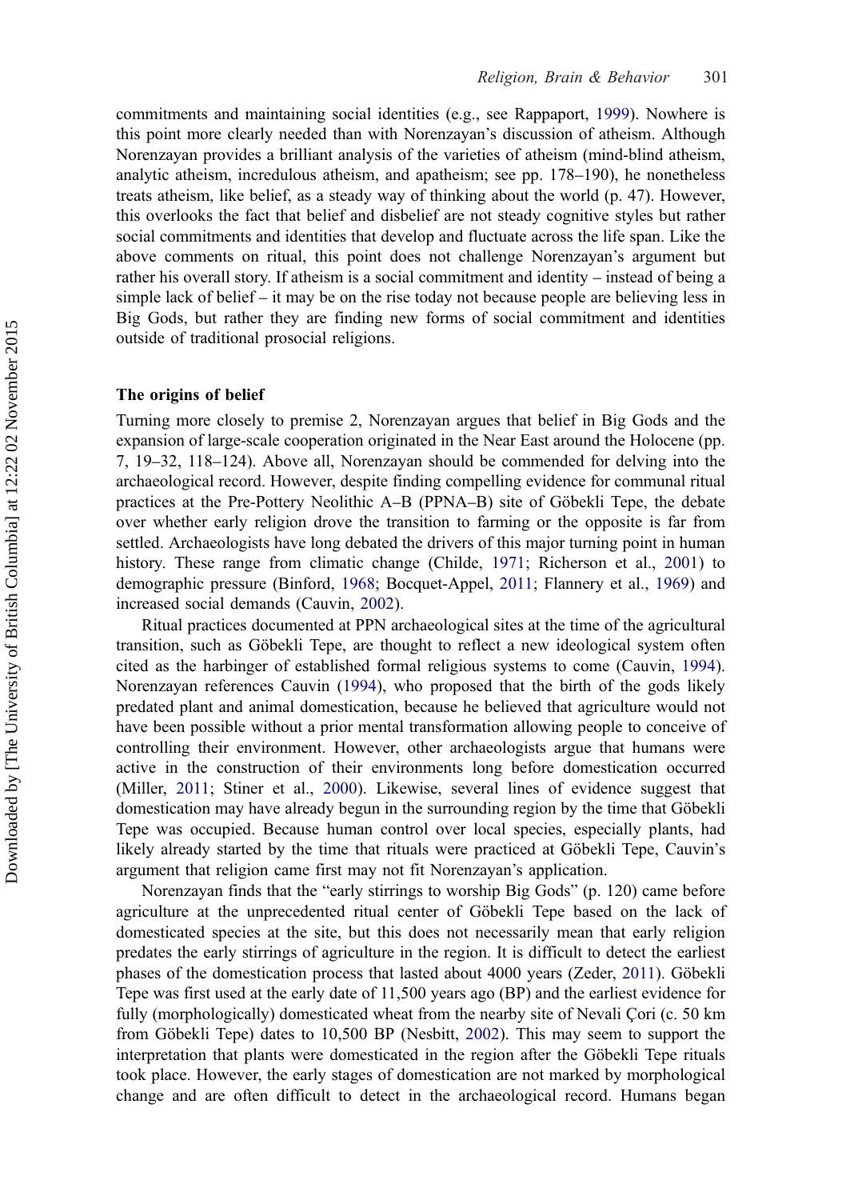commitments and maintaining social identities (e.g., see Rappaport, 1999). Nowhere is this point more clearly needed than with Norenzayan's discussion of atheism. Although Norenzayan provides a brilliant analysis of the varieties of atheism (mind-blind atheism, analytic atheism, incredulous atheism, and apatheism; see pp. 178–190), he nonetheless treats atheism, like belief, as a steady way of thinking about the world (p. 47). However, this overlooks the fact that belief and disbelief are not steady cognitive styles but rather social commitments and identities that develop and fluctuate across the life span. Like the above comments on ritual, this point does not challenge Norenzayan's argument but rather his overall story. If atheism is a social commitment and identity – instead of being a simple lack of belief – it may be on the rise today not because people are believing less in Big Gods, but rather they are finding new forms of social commitment and identities outside of traditional prosocial religions.

## The origins of belief

Turning more closely to premise 2, Norenzayan argues that belief in Big Gods and the expansion of large-scale cooperation originated in the Near East around the Holocene (pp. 7, 19–32, 118–124). Above all, Norenzayan should be commended for delving into the archaeological record. However, despite finding compelling evidence for communal ritual practices at the Pre-Pottery Neolithic A–B (PPNA–B) site of Göbekli Tepe, the debate over whether early religion drove the transition to farming or the opposite is far from settled. Archaeologists have long debated the drivers of this major turning point in human history. These range from climatic change (Childe, 1971; Richerson et al., 2001) to demographic pressure (Binford, 1968; Bocquet-Appel, 2011; Flannery et al., 1969) and increased social demands (Cauvin, 2002).

Ritual practices documented at PPN archaeological sites at the time of the agricultural transition, such as Göbekli Tepe, are thought to reflect a new ideological system often cited as the harbinger of established formal religious systems to come (Cauvin, 1994). Norenzayan references Cauvin (1994), who proposed that the birth of the gods likely predated plant and animal domestication, because he believed that agriculture would not have been possible without a prior mental transformation allowing people to conceive of controlling their environment. However, other archaeologists argue that humans were active in the construction of their environments long before domestication occurred (Miller, 2011; Stiner et al., 2000). Likewise, several lines of evidence suggest that domestication may have already begun in the surrounding region by the time that Göbekli Tepe was occupied. Because human control over local species, especially plants, had likely already started by the time that rituals were practiced at Göbekli Tepe, Cauvin's argument that religion came first may not fit Norenzayan's application.

Norenzayan finds that the "early stirrings to worship Big Gods" (p. 120) came before agriculture at the unprecedented ritual center of Göbekli Tepe based on the lack of domesticated species at the site, but this does not necessarily mean that early religion predates the early stirrings of agriculture in the region. It is difficult to detect the earliest phases of the domestication process that lasted about 4000 years (Zeder, 2011). Göbekli Tepe was first used at the early date of 11,500 years ago (BP) and the earliest evidence for fully (morphologically) domesticated wheat from the nearby site of Nevali Çori (c. 50 km from Göbekli Tepe) dates to 10,500 BP (Nesbitt, 2002). This may seem to support the interpretation that plants were domesticated in the region after the Göbekli Tepe rituals took place. However, the early stages of domestication are not marked by morphological change and are often difficult to detect in the archaeological record. Humans began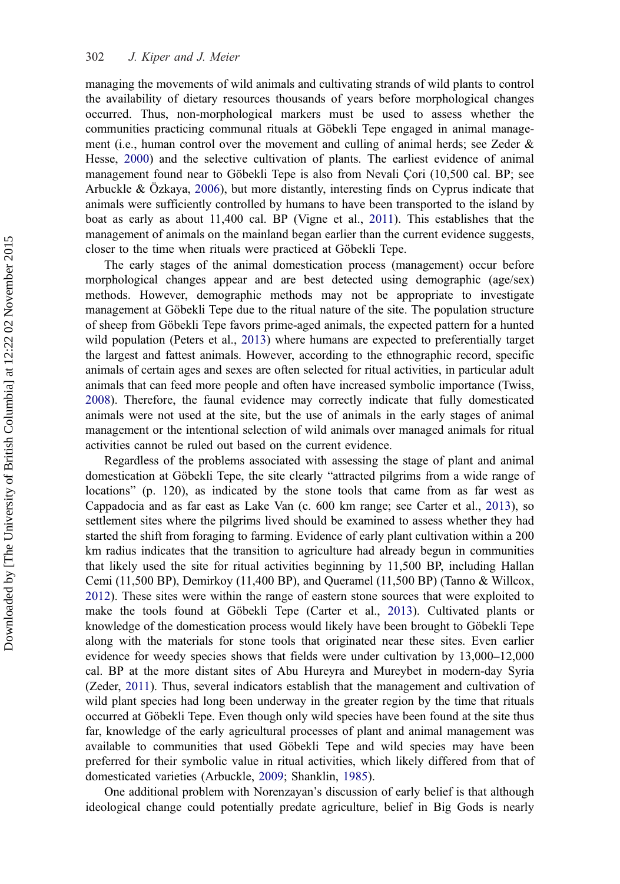managing the movements of wild animals and cultivating strands of wild plants to control the availability of dietary resources thousands of years before morphological changes occurred. Thus, non-morphological markers must be used to assess whether the communities practicing communal rituals at Göbekli Tepe engaged in animal management (i.e., human control over the movement and culling of animal herds; see Zeder & Hesse, 2000) and the selective cultivation of plants. The earliest evidence of animal management found near to Göbekli Tepe is also from Nevali Çori (10,500 cal. BP; see Arbuckle & Özkaya, 2006), but more distantly, interesting finds on Cyprus indicate that animals were sufficiently controlled by humans to have been transported to the island by boat as early as about 11,400 cal. BP (Vigne et al., 2011). This establishes that the management of animals on the mainland began earlier than the current evidence suggests, closer to the time when rituals were practiced at Göbekli Tepe.

The early stages of the animal domestication process (management) occur before morphological changes appear and are best detected using demographic (age/sex) methods. However, demographic methods may not be appropriate to investigate management at Göbekli Tepe due to the ritual nature of the site. The population structure of sheep from Göbekli Tepe favors prime-aged animals, the expected pattern for a hunted wild population (Peters et al., 2013) where humans are expected to preferentially target the largest and fattest animals. However, according to the ethnographic record, specific animals of certain ages and sexes are often selected for ritual activities, in particular adult animals that can feed more people and often have increased symbolic importance (Twiss, 2008). Therefore, the faunal evidence may correctly indicate that fully domesticated animals were not used at the site, but the use of animals in the early stages of animal management or the intentional selection of wild animals over managed animals for ritual activities cannot be ruled out based on the current evidence.

Regardless of the problems associated with assessing the stage of plant and animal domestication at Göbekli Tepe, the site clearly "attracted pilgrims from a wide range of locations" (p. 120), as indicated by the stone tools that came from as far west as Cappadocia and as far east as Lake Van (c. 600 km range; see Carter et al., 2013), so settlement sites where the pilgrims lived should be examined to assess whether they had started the shift from foraging to farming. Evidence of early plant cultivation within a 200 km radius indicates that the transition to agriculture had already begun in communities that likely used the site for ritual activities beginning by 11,500 BP, including Hallan Cemi (11,500 BP), Demirkoy (11,400 BP), and Queramel (11,500 BP) (Tanno & Willcox, 2012). These sites were within the range of eastern stone sources that were exploited to make the tools found at Göbekli Tepe (Carter et al., 2013). Cultivated plants or knowledge of the domestication process would likely have been brought to Göbekli Tepe along with the materials for stone tools that originated near these sites. Even earlier evidence for weedy species shows that fields were under cultivation by 13,000–12,000 cal. BP at the more distant sites of Abu Hureyra and Mureybet in modern-day Syria (Zeder, 2011). Thus, several indicators establish that the management and cultivation of wild plant species had long been underway in the greater region by the time that rituals occurred at Göbekli Tepe. Even though only wild species have been found at the site thus far, knowledge of the early agricultural processes of plant and animal management was available to communities that used Göbekli Tepe and wild species may have been preferred for their symbolic value in ritual activities, which likely differed from that of domesticated varieties (Arbuckle, 2009; Shanklin, 1985).

One additional problem with Norenzayan's discussion of early belief is that although ideological change could potentially predate agriculture, belief in Big Gods is nearly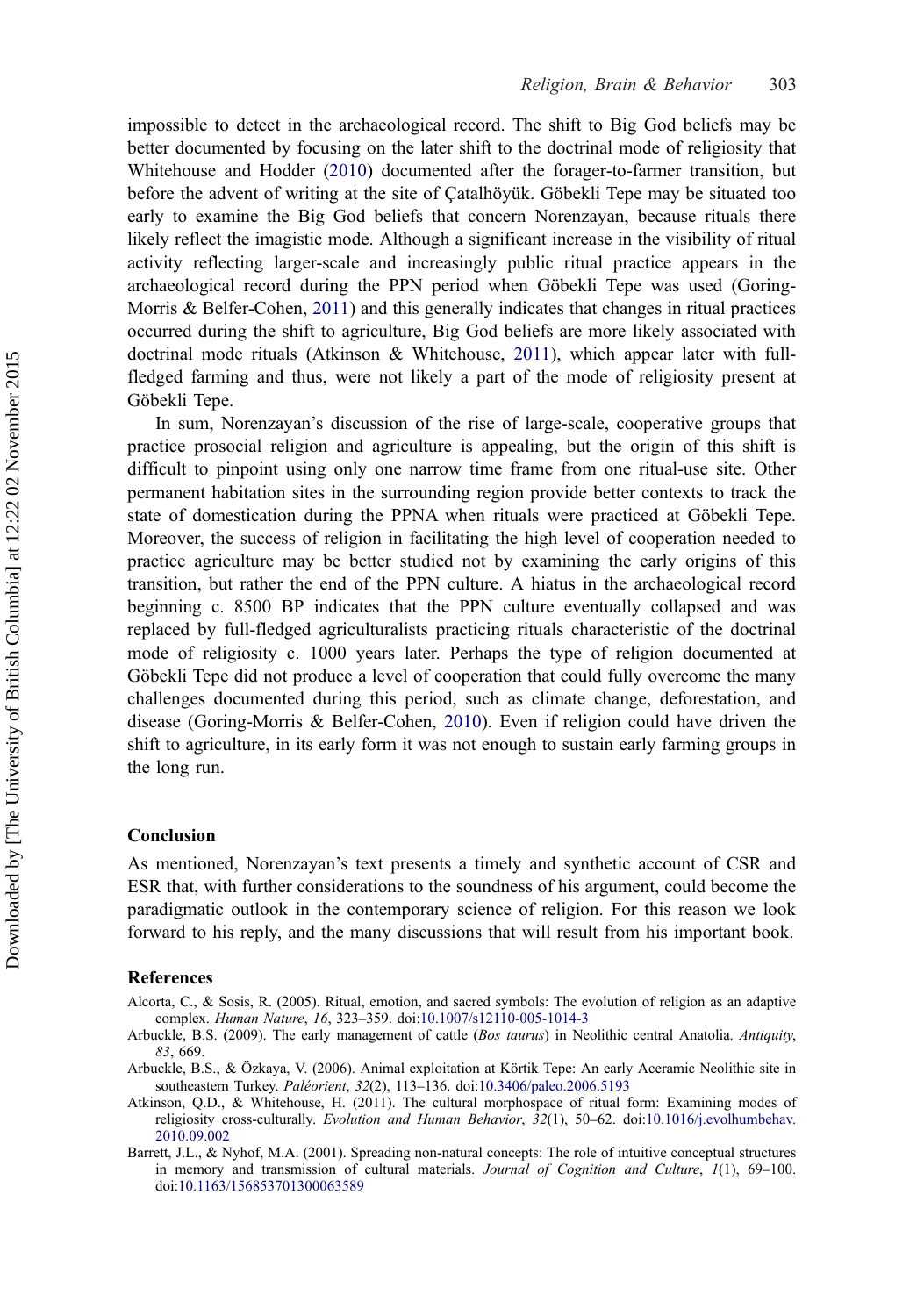impossible to detect in the archaeological record. The shift to Big God beliefs may be better documented by focusing on the later shift to the doctrinal mode of religiosity that Whitehouse and Hodder (2010) documented after the forager-to-farmer transition, but before the advent of writing at the site of Çatalhöyük. Göbekli Tepe may be situated too early to examine the Big God beliefs that concern Norenzayan, because rituals there likely reflect the imagistic mode. Although a significant increase in the visibility of ritual activity reflecting larger-scale and increasingly public ritual practice appears in the archaeological record during the PPN period when Göbekli Tepe was used (Goring-Morris & Belfer-Cohen, 2011) and this generally indicates that changes in ritual practices occurred during the shift to agriculture, Big God beliefs are more likely associated with doctrinal mode rituals (Atkinson & Whitehouse, 2011), which appear later with full-fledged farming and thus, were not likely a part of the mode of religiosity present at Göbekli Tepe.

In sum, Norenzayan's discussion of the rise of large-scale, cooperative groups that practice prosocial religion and agriculture is appealing, but the origin of this shift is difficult to pinpoint using only one narrow time frame from one ritual-use site. Other permanent habitation sites in the surrounding region provide better contexts to track the state of domestication during the PPNA when rituals were practiced at Göbekli Tepe. Moreover, the success of religion in facilitating the high level of cooperation needed to practice agriculture may be better studied not by examining the early origins of this transition, but rather the end of the PPN culture. A hiatus in the archaeological record beginning c. 8500 BP indicates that the PPN culture eventually collapsed and was replaced by full-fledged agriculturalists practicing rituals characteristic of the doctrinal mode of religiosity c. 1000 years later. Perhaps the type of religion documented at Göbekli Tepe did not produce a level of cooperation that could fully overcome the many challenges documented during this period, such as climate change, deforestation, and disease (Goring-Morris & Belfer-Cohen, 2010). Even if religion could have driven the shift to agriculture, in its early form it was not enough to sustain early farming groups in the long run.

## Conclusion

As mentioned, Norenzayan's text presents a timely and synthetic account of CSR and ESR that, with further considerations to the soundness of his argument, could become the paradigmatic outlook in the contemporary science of religion. For this reason we look forward to his reply, and the many discussions that will result from his important book.

## References

Alcorta, C., & Sosis, R. (2005). Ritual, emotion, and sacred symbols: The evolution of religion as an adaptive complex. *Human Nature*, *16*, 323–359. doi:10.1007/s12110-005-1014-3

Arbuckle, B.S. (2009). The early management of cattle (*Bos taurus*) in Neolithic central Anatolia. *Antiquity*, *83*, 669.

Arbuckle, B.S., & Özkaya, V. (2006). Animal exploitation at Körtik Tepe: An early Aceramic Neolithic site in southeastern Turkey. *Paléorient*, *32*(2), 113–136. doi:10.3406/paleo.2006.5193

Atkinson, Q.D., & Whitehouse, H. (2011). The cultural morphospace of ritual form: Examining modes of religiosity cross-culturally. *Evolution and Human Behavior*, *32*(1), 50–62. doi:10.1016/j.evolhumbehav.2010.09.002

Barrett, J.L., & Nyhof, M.A. (2001). Spreading non-natural concepts: The role of intuitive conceptual structures in memory and transmission of cultural materials. *Journal of Cognition and Culture*, *1*(1), 69–100. doi:10.1163/156853701300063589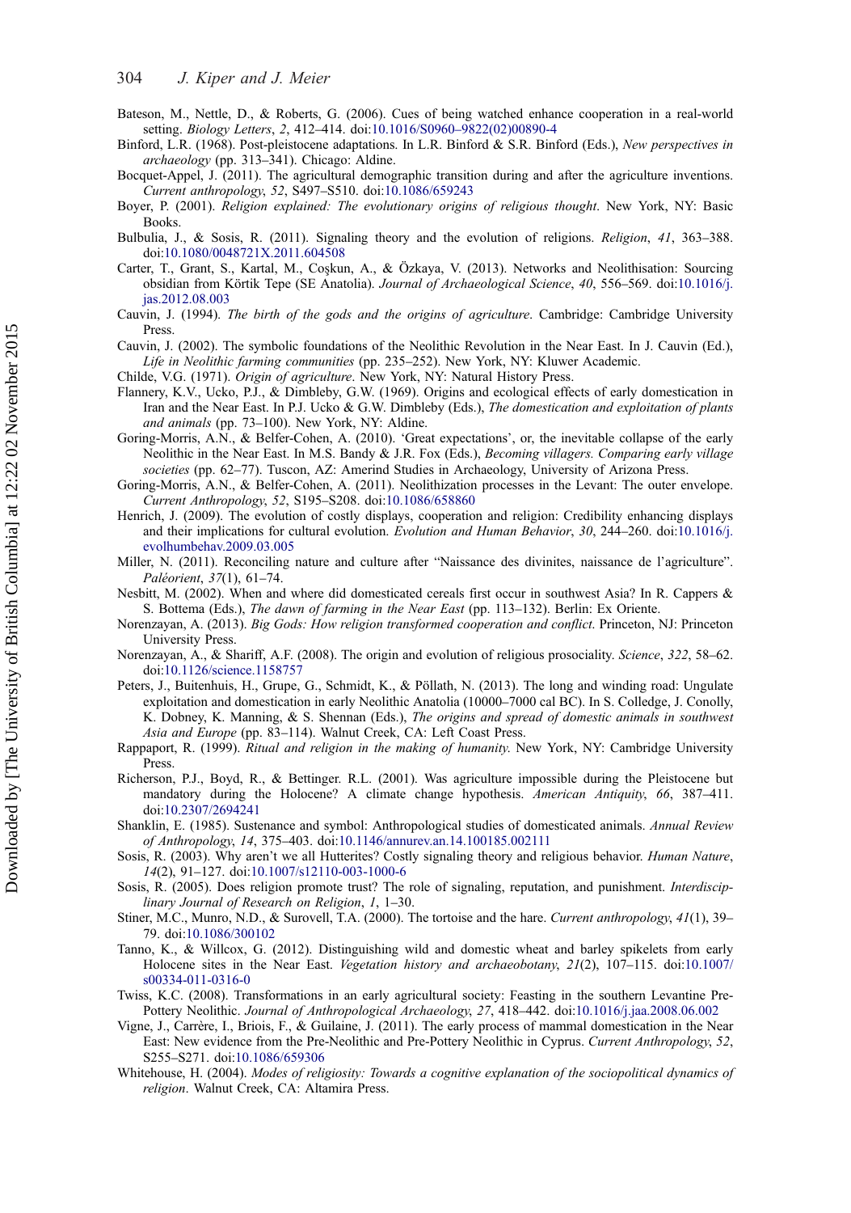Bateson, M., Nettle, D., & Roberts, G. (2006). Cues of being watched enhance cooperation in a real-world setting. *Biology Letters*, *2*, 412–414. doi:10.1016/S0960–9822(02)00890-4

Binford, L.R. (1968). Post-pleistocene adaptations. In L.R. Binford & S.R. Binford (Eds.), *New perspectives in archaeology* (pp. 313–341). Chicago: Aldine.

Bocquet-Appel, J. (2011). The agricultural demographic transition during and after the agriculture inventions. *Current anthropology*, *52*, S497–S510. doi:10.1086/659243

Boyer, P. (2001). *Religion explained: The evolutionary origins of religious thought*. New York, NY: Basic Books.

Bulbulia, J., & Sosis, R. (2011). Signaling theory and the evolution of religions. *Religion*, *41*, 363–388. doi:10.1080/0048721X.2011.604508

Carter, T., Grant, S., Kartal, M., Coşkun, A., & Özkaya, V. (2013). Networks and Neolithisation: Sourcing obsidian from Körtik Tepe (SE Anatolia). *Journal of Archaeological Science*, *40*, 556–569. doi:10.1016/j.jas.2012.08.003

Cauvin, J. (1994). *The birth of the gods and the origins of agriculture*. Cambridge: Cambridge University Press.

Cauvin, J. (2002). The symbolic foundations of the Neolithic Revolution in the Near East. In J. Cauvin (Ed.), *Life in Neolithic farming communities* (pp. 235–252). New York, NY: Kluwer Academic.

Childe, V.G. (1971). *Origin of agriculture*. New York, NY: Natural History Press.

Flannery, K.V., Ucko, P.J., & Dimbleby, G.W. (1969). Origins and ecological effects of early domestication in Iran and the Near East. In P.J. Ucko & G.W. Dimbleby (Eds.), *The domestication and exploitation of plants and animals* (pp. 73–100). New York, NY: Aldine.

Goring-Morris, A.N., & Belfer-Cohen, A. (2010). 'Great expectations', or, the inevitable collapse of the early Neolithic in the Near East. In M.S. Bandy & J.R. Fox (Eds.), *Becoming villagers. Comparing early village societies* (pp. 62–77). Tuscon, AZ: Amerind Studies in Archaeology, University of Arizona Press.

Goring-Morris, A.N., & Belfer-Cohen, A. (2011). Neolithization processes in the Levant: The outer envelope. *Current Anthropology*, *52*, S195–S208. doi:10.1086/658860

Henrich, J. (2009). The evolution of costly displays, cooperation and religion: Credibility enhancing displays and their implications for cultural evolution. *Evolution and Human Behavior*, *30*, 244–260. doi:10.1016/j.evolhumbehav.2009.03.005

Miller, N. (2011). Reconciling nature and culture after "Naissance des divinites, naissance de l'agriculture". *Paléorient*, *37*(1), 61–74.

Nesbitt, M. (2002). When and where did domesticated cereals first occur in southwest Asia? In R. Cappers & S. Bottema (Eds.), *The dawn of farming in the Near East* (pp. 113–132). Berlin: Ex Oriente.

Norenzayan, A. (2013). *Big Gods: How religion transformed cooperation and conflict*. Princeton, NJ: Princeton University Press.

Norenzayan, A., & Shariff, A.F. (2008). The origin and evolution of religious prosociality. *Science*, *322*, 58–62. doi:10.1126/science.1158757

Peters, J., Buitenhuis, H., Grupe, G., Schmidt, K., & Pöllath, N. (2013). The long and winding road: Ungulate exploitation and domestication in early Neolithic Anatolia (10000–7000 cal BC). In S. Colledge, J. Conolly, K. Dobney, K. Manning, & S. Shennan (Eds.), *The origins and spread of domestic animals in southwest Asia and Europe* (pp. 83–114). Walnut Creek, CA: Left Coast Press.

Rappaport, R. (1999). *Ritual and religion in the making of humanity*. New York, NY: Cambridge University Press.

Richerson, P.J., Boyd, R., & Bettinger. R.L. (2001). Was agriculture impossible during the Pleistocene but mandatory during the Holocene? A climate change hypothesis. *American Antiquity*, *66*, 387–411. doi:10.2307/2694241

Shanklin, E. (1985). Sustenance and symbol: Anthropological studies of domesticated animals. *Annual Review of Anthropology*, *14*, 375–403. doi:10.1146/annurev.an.14.100185.002111

Sosis, R. (2003). Why aren't we all Hutterites? Costly signaling theory and religious behavior. *Human Nature*, *14*(2), 91–127. doi:10.1007/s12110-003-1000-6

Sosis, R. (2005). Does religion promote trust? The role of signaling, reputation, and punishment. *Interdisciplinary Journal of Research on Religion*, *1*, 1–30.

Stiner, M.C., Munro, N.D., & Surovell, T.A. (2000). The tortoise and the hare. *Current anthropology*, *41*(1), 39–79. doi:10.1086/300102

Tanno, K., & Willcox, G. (2012). Distinguishing wild and domestic wheat and barley spikelets from early Holocene sites in the Near East. *Vegetation history and archaeobotany*, *21*(2), 107–115. doi:10.1007/s00334-011-0316-0

Twiss, K.C. (2008). Transformations in an early agricultural society: Feasting in the southern Levantine Pre-Pottery Neolithic. *Journal of Anthropological Archaeology*, *27*, 418–442. doi:10.1016/j.jaa.2008.06.002

Vigne, J., Carrère, I., Briois, F., & Guilaine, J. (2011). The early process of mammal domestication in the Near East: New evidence from the Pre-Neolithic and Pre-Pottery Neolithic in Cyprus. *Current Anthropology*, *52*, S255–S271. doi:10.1086/659306

Whitehouse, H. (2004). *Modes of religiosity: Towards a cognitive explanation of the sociopolitical dynamics of religion*. Walnut Creek, CA: Altamira Press.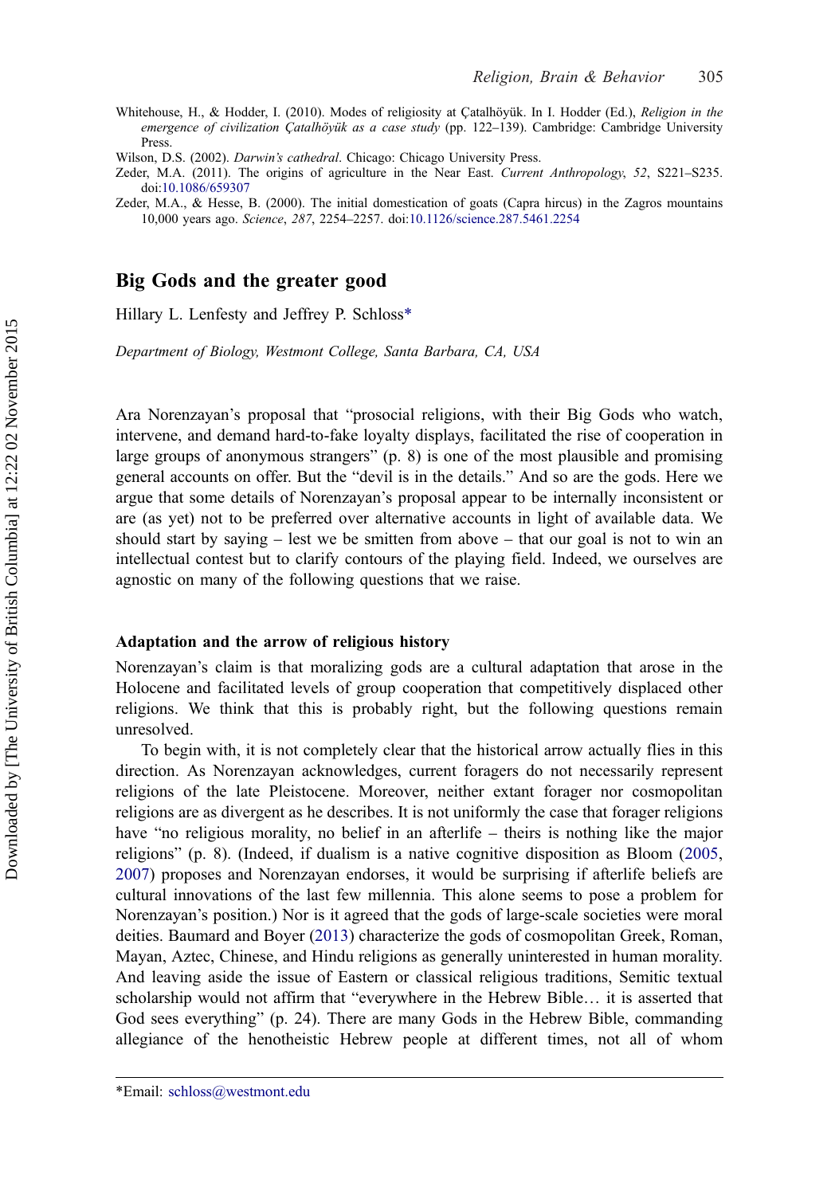Whitehouse, H., & Hodder, I. (2010). Modes of religiosity at Çatalhöyük. In I. Hodder (Ed.), *Religion in the emergence of civilization Çatalhöyük as a case study* (pp. 122–139). Cambridge: Cambridge University Press.

Wilson, D.S. (2002). *Darwin's cathedral*. Chicago: Chicago University Press.

Zeder, M.A. (2011). The origins of agriculture in the Near East. *Current Anthropology*, *52*, S221–S235. doi:10.1086/659307

Zeder, M.A., & Hesse, B. (2000). The initial domestication of goats (Capra hircus) in the Zagros mountains 10,000 years ago. *Science*, *287*, 2254–2257. doi:10.1126/science.287.5461.2254

## Big Gods and the greater good

Hillary L. Lenfesty and Jeffrey P. Schloss*

*Department of Biology, Westmont College, Santa Barbara, CA, USA*

Ara Norenzayan's proposal that "prosocial religions, with their Big Gods who watch, intervene, and demand hard-to-fake loyalty displays, facilitated the rise of cooperation in large groups of anonymous strangers" (p. 8) is one of the most plausible and promising general accounts on offer. But the "devil is in the details." And so are the gods. Here we argue that some details of Norenzayan's proposal appear to be internally inconsistent or are (as yet) not to be preferred over alternative accounts in light of available data. We should start by saying – lest we be smitten from above – that our goal is not to win an intellectual contest but to clarify contours of the playing field. Indeed, we ourselves are agnostic on many of the following questions that we raise.

### Adaptation and the arrow of religious history

Norenzayan's claim is that moralizing gods are a cultural adaptation that arose in the Holocene and facilitated levels of group cooperation that competitively displaced other religions. We think that this is probably right, but the following questions remain unresolved.

To begin with, it is not completely clear that the historical arrow actually flies in this direction. As Norenzayan acknowledges, current foragers do not necessarily represent religions of the late Pleistocene. Moreover, neither extant forager nor cosmopolitan religions are as divergent as he describes. It is not uniformly the case that forager religions have "no religious morality, no belief in an afterlife – theirs is nothing like the major religions" (p. 8). (Indeed, if dualism is a native cognitive disposition as Bloom (2005, 2007) proposes and Norenzayan endorses, it would be surprising if afterlife beliefs are cultural innovations of the last few millennia. This alone seems to pose a problem for Norenzayan's position.) Nor is it agreed that the gods of large-scale societies were moral deities. Baumard and Boyer (2013) characterize the gods of cosmopolitan Greek, Roman, Mayan, Aztec, Chinese, and Hindu religions as generally uninterested in human morality. And leaving aside the issue of Eastern or classical religious traditions, Semitic textual scholarship would not affirm that "everywhere in the Hebrew Bible… it is asserted that God sees everything" (p. 24). There are many Gods in the Hebrew Bible, commanding allegiance of the henotheistic Hebrew people at different times, not all of whom

*Email: schloss@westmont.edu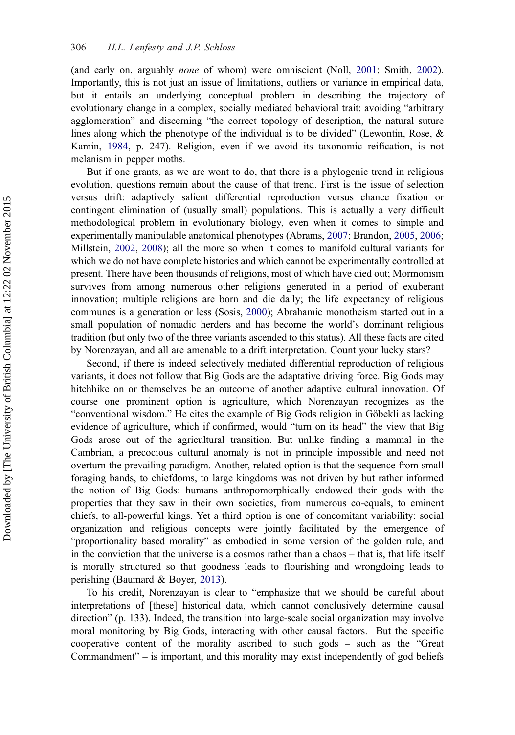(and early on, arguably *none* of whom) were omniscient (Noll, 2001; Smith, 2002). Importantly, this is not just an issue of limitations, outliers or variance in empirical data, but it entails an underlying conceptual problem in describing the trajectory of evolutionary change in a complex, socially mediated behavioral trait: avoiding "arbitrary agglomeration" and discerning "the correct topology of description, the natural suture lines along which the phenotype of the individual is to be divided" (Lewontin, Rose, & Kamin, 1984, p. 247). Religion, even if we avoid its taxonomic reification, is not melanism in pepper moths.

But if one grants, as we are wont to do, that there is a phylogenic trend in religious evolution, questions remain about the cause of that trend. First is the issue of selection versus drift: adaptively salient differential reproduction versus chance fixation or contingent elimination of (usually small) populations. This is actually a very difficult methodological problem in evolutionary biology, even when it comes to simple and experimentally manipulable anatomical phenotypes (Abrams, 2007; Brandon, 2005, 2006; Millstein, 2002, 2008); all the more so when it comes to manifold cultural variants for which we do not have complete histories and which cannot be experimentally controlled at present. There have been thousands of religions, most of which have died out; Mormonism survives from among numerous other religions generated in a period of exuberant innovation; multiple religions are born and die daily; the life expectancy of religious communes is a generation or less (Sosis, 2000); Abrahamic monotheism started out in a small population of nomadic herders and has become the world's dominant religious tradition (but only two of the three variants ascended to this status). All these facts are cited by Norenzayan, and all are amenable to a drift interpretation. Count your lucky stars?

Second, if there is indeed selectively mediated differential reproduction of religious variants, it does not follow that Big Gods are the adaptative driving force. Big Gods may hitchhike on or themselves be an outcome of another adaptive cultural innovation. Of course one prominent option is agriculture, which Norenzayan recognizes as the "conventional wisdom." He cites the example of Big Gods religion in Göbekli as lacking evidence of agriculture, which if confirmed, would "turn on its head" the view that Big Gods arose out of the agricultural transition. But unlike finding a mammal in the Cambrian, a precocious cultural anomaly is not in principle impossible and need not overturn the prevailing paradigm. Another, related option is that the sequence from small foraging bands, to chiefdoms, to large kingdoms was not driven by but rather informed the notion of Big Gods: humans anthropomorphically endowed their gods with the properties that they saw in their own societies, from numerous co-equals, to eminent chiefs, to all-powerful kings. Yet a third option is one of concomitant variability: social organization and religious concepts were jointly facilitated by the emergence of "proportionality based morality" as embodied in some version of the golden rule, and in the conviction that the universe is a cosmos rather than a chaos – that is, that life itself is morally structured so that goodness leads to flourishing and wrongdoing leads to perishing (Baumard & Boyer, 2013).

To his credit, Norenzayan is clear to "emphasize that we should be careful about interpretations of [these] historical data, which cannot conclusively determine causal direction" (p. 133). Indeed, the transition into large-scale social organization may involve moral monitoring by Big Gods, interacting with other causal factors. But the specific cooperative content of the morality ascribed to such gods – such as the "Great Commandment" – is important, and this morality may exist independently of god beliefs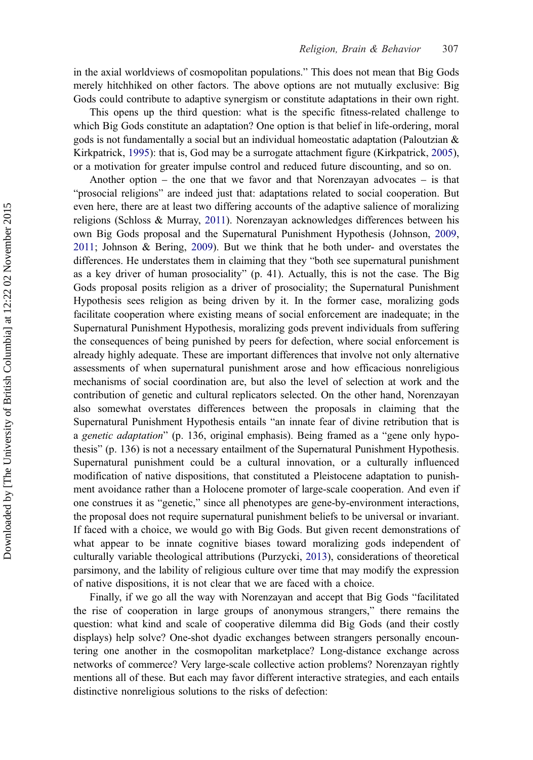in the axial worldviews of cosmopolitan populations." This does not mean that Big Gods merely hitchhiked on other factors. The above options are not mutually exclusive: Big Gods could contribute to adaptive synergism or constitute adaptations in their own right.

This opens up the third question: what is the specific fitness-related challenge to which Big Gods constitute an adaptation? One option is that belief in life-ordering, moral gods is not fundamentally a social but an individual homeostatic adaptation (Paloutzian & Kirkpatrick, 1995): that is, God may be a surrogate attachment figure (Kirkpatrick, 2005), or a motivation for greater impulse control and reduced future discounting, and so on.

Another option – the one that we favor and that Norenzayan advocates – is that "prosocial religions" are indeed just that: adaptations related to social cooperation. But even here, there are at least two differing accounts of the adaptive salience of moralizing religions (Schloss & Murray, 2011). Norenzayan acknowledges differences between his own Big Gods proposal and the Supernatural Punishment Hypothesis (Johnson, 2009, 2011; Johnson & Bering, 2009). But we think that he both under- and overstates the differences. He understates them in claiming that they "both see supernatural punishment as a key driver of human prosociality" (p. 41). Actually, this is not the case. The Big Gods proposal posits religion as a driver of prosociality; the Supernatural Punishment Hypothesis sees religion as being driven by it. In the former case, moralizing gods facilitate cooperation where existing means of social enforcement are inadequate; in the Supernatural Punishment Hypothesis, moralizing gods prevent individuals from suffering the consequences of being punished by peers for defection, where social enforcement is already highly adequate. These are important differences that involve not only alternative assessments of when supernatural punishment arose and how efficacious nonreligious mechanisms of social coordination are, but also the level of selection at work and the contribution of genetic and cultural replicators selected. On the other hand, Norenzayan also somewhat overstates differences between the proposals in claiming that the Supernatural Punishment Hypothesis entails "an innate fear of divine retribution that is a *genetic adaptation*" (p. 136, original emphasis). Being framed as a "gene only hypothesis" (p. 136) is not a necessary entailment of the Supernatural Punishment Hypothesis. Supernatural punishment could be a cultural innovation, or a culturally influenced modification of native dispositions, that constituted a Pleistocene adaptation to punishment avoidance rather than a Holocene promoter of large-scale cooperation. And even if one construes it as "genetic," since all phenotypes are gene-by-environment interactions, the proposal does not require supernatural punishment beliefs to be universal or invariant. If faced with a choice, we would go with Big Gods. But given recent demonstrations of what appear to be innate cognitive biases toward moralizing gods independent of culturally variable theological attributions (Purzycki, 2013), considerations of theoretical parsimony, and the lability of religious culture over time that may modify the expression of native dispositions, it is not clear that we are faced with a choice.

Finally, if we go all the way with Norenzayan and accept that Big Gods "facilitated the rise of cooperation in large groups of anonymous strangers," there remains the question: what kind and scale of cooperative dilemma did Big Gods (and their costly displays) help solve? One-shot dyadic exchanges between strangers personally encountering one another in the cosmopolitan marketplace? Long-distance exchange across networks of commerce? Very large-scale collective action problems? Norenzayan rightly mentions all of these. But each may favor different interactive strategies, and each entails distinctive nonreligious solutions to the risks of defection: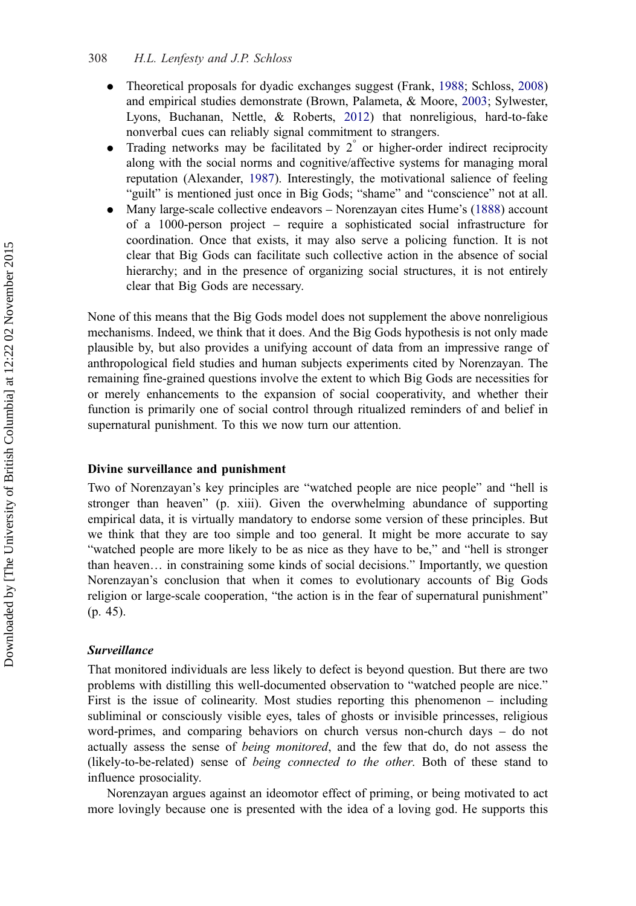- Theoretical proposals for dyadic exchanges suggest (Frank, 1988; Schloss, 2008) and empirical studies demonstrate (Brown, Palameta, & Moore, 2003; Sylwester, Lyons, Buchanan, Nettle, & Roberts, 2012) that nonreligious, hard-to-fake nonverbal cues can reliably signal commitment to strangers.
- Trading networks may be facilitated by 2° or higher-order indirect reciprocity along with the social norms and cognitive/affective systems for managing moral reputation (Alexander, 1987). Interestingly, the motivational salience of feeling "guilt" is mentioned just once in Big Gods; "shame" and "conscience" not at all.
- Many large-scale collective endeavors – Norenzayan cites Hume's (1888) account of a 1000-person project – require a sophisticated social infrastructure for coordination. Once that exists, it may also serve a policing function. It is not clear that Big Gods can facilitate such collective action in the absence of social hierarchy; and in the presence of organizing social structures, it is not entirely clear that Big Gods are necessary.

None of this means that the Big Gods model does not supplement the above nonreligious mechanisms. Indeed, we think that it does. And the Big Gods hypothesis is not only made plausible by, but also provides a unifying account of data from an impressive range of anthropological field studies and human subjects experiments cited by Norenzayan. The remaining fine-grained questions involve the extent to which Big Gods are necessities for or merely enhancements to the expansion of social cooperativity, and whether their function is primarily one of social control through ritualized reminders of and belief in supernatural punishment. To this we now turn our attention.

### Divine surveillance and punishment

Two of Norenzayan's key principles are "watched people are nice people" and "hell is stronger than heaven" (p. xiii). Given the overwhelming abundance of supporting empirical data, it is virtually mandatory to endorse some version of these principles. But we think that they are too simple and too general. It might be more accurate to say "watched people are more likely to be as nice as they have to be," and "hell is stronger than heaven… in constraining some kinds of social decisions." Importantly, we question Norenzayan's conclusion that when it comes to evolutionary accounts of Big Gods religion or large-scale cooperation, "the action is in the fear of supernatural punishment" (p. 45).

#### *Surveillance*

That monitored individuals are less likely to defect is beyond question. But there are two problems with distilling this well-documented observation to "watched people are nice." First is the issue of colinearity. Most studies reporting this phenomenon – including subliminal or consciously visible eyes, tales of ghosts or invisible princesses, religious word-primes, and comparing behaviors on church versus non-church days – do not actually assess the sense of *being monitored*, and the few that do, do not assess the (likely-to-be-related) sense of *being connected to the other*. Both of these stand to influence prosociality.

Norenzayan argues against an ideomotor effect of priming, or being motivated to act more lovingly because one is presented with the idea of a loving god. He supports this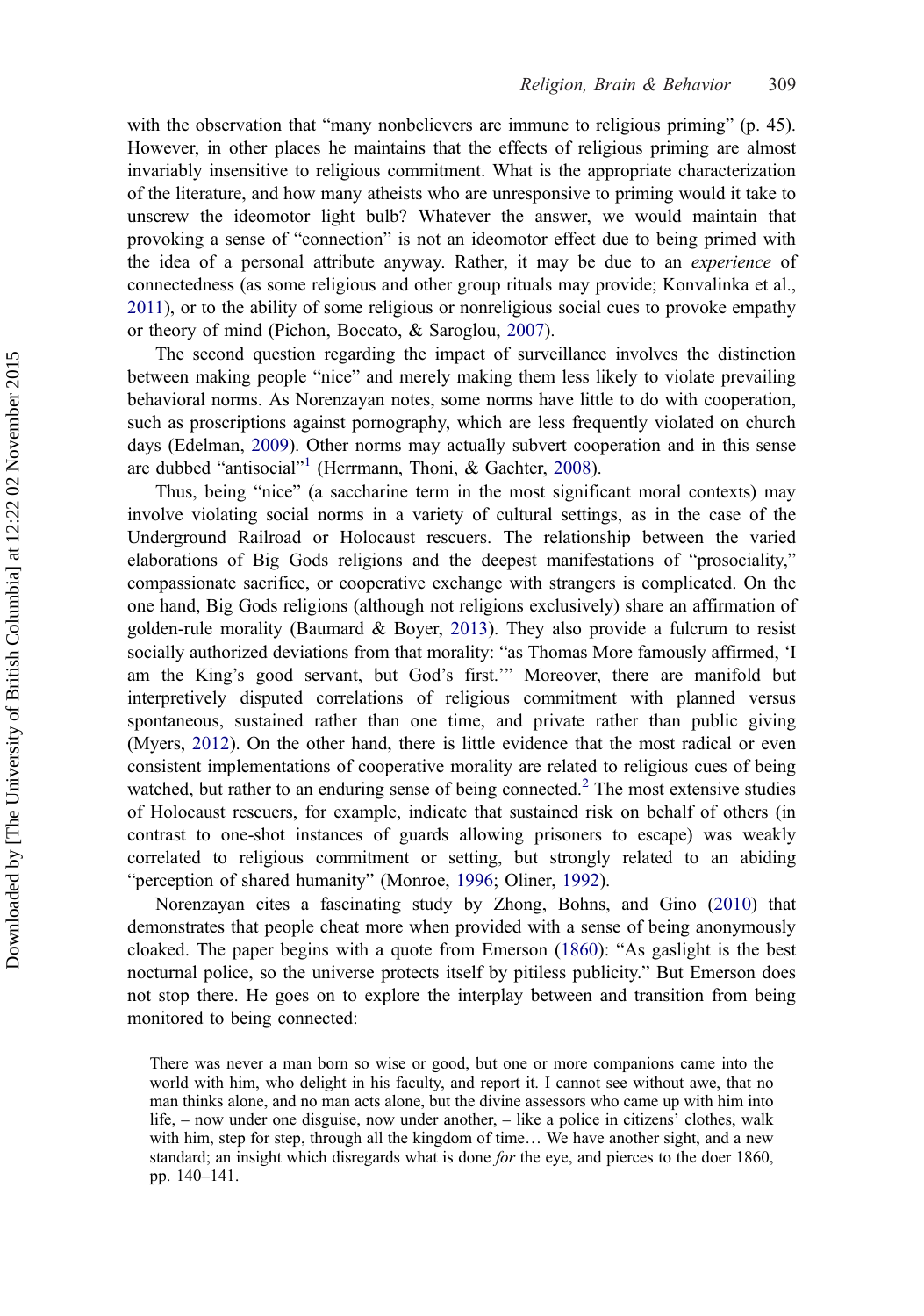with the observation that "many nonbelievers are immune to religious priming" (p. 45). However, in other places he maintains that the effects of religious priming are almost invariably insensitive to religious commitment. What is the appropriate characterization of the literature, and how many atheists who are unresponsive to priming would it take to unscrew the ideomotor light bulb? Whatever the answer, we would maintain that provoking a sense of "connection" is not an ideomotor effect due to being primed with the idea of a personal attribute anyway. Rather, it may be due to an *experience* of connectedness (as some religious and other group rituals may provide; Konvalinka et al., 2011), or to the ability of some religious or nonreligious social cues to provoke empathy or theory of mind (Pichon, Boccato, & Saroglou, 2007).

The second question regarding the impact of surveillance involves the distinction between making people "nice" and merely making them less likely to violate prevailing behavioral norms. As Norenzayan notes, some norms have little to do with cooperation, such as proscriptions against pornography, which are less frequently violated on church days (Edelman, 2009). Other norms may actually subvert cooperation and in this sense are dubbed "antisocial"[1] (Herrmann, Thoni, & Gachter, 2008).

Thus, being "nice" (a saccharine term in the most significant moral contexts) may involve violating social norms in a variety of cultural settings, as in the case of the Underground Railroad or Holocaust rescuers. The relationship between the varied elaborations of Big Gods religions and the deepest manifestations of "prosociality," compassionate sacrifice, or cooperative exchange with strangers is complicated. On the one hand, Big Gods religions (although not religions exclusively) share an affirmation of golden-rule morality (Baumard & Boyer, 2013). They also provide a fulcrum to resist socially authorized deviations from that morality: "as Thomas More famously affirmed, 'I am the King's good servant, but God's first.'" Moreover, there are manifold but interpretively disputed correlations of religious commitment with planned versus spontaneous, sustained rather than one time, and private rather than public giving (Myers, 2012). On the other hand, there is little evidence that the most radical or even consistent implementations of cooperative morality are related to religious cues of being watched, but rather to an enduring sense of being connected.[2] The most extensive studies of Holocaust rescuers, for example, indicate that sustained risk on behalf of others (in contrast to one-shot instances of guards allowing prisoners to escape) was weakly correlated to religious commitment or setting, but strongly related to an abiding "perception of shared humanity" (Monroe, 1996; Oliner, 1992).

Norenzayan cites a fascinating study by Zhong, Bohns, and Gino (2010) that demonstrates that people cheat more when provided with a sense of being anonymously cloaked. The paper begins with a quote from Emerson (1860): "As gaslight is the best nocturnal police, so the universe protects itself by pitiless publicity." But Emerson does not stop there. He goes on to explore the interplay between and transition from being monitored to being connected:

> There was never a man born so wise or good, but one or more companions came into the world with him, who delight in his faculty, and report it. I cannot see without awe, that no man thinks alone, and no man acts alone, but the divine assessors who came up with him into life, – now under one disguise, now under another, – like a police in citizens' clothes, walk with him, step for step, through all the kingdom of time… We have another sight, and a new standard; an insight which disregards what is done *for* the eye, and pierces to the doer 1860, pp. 140–141.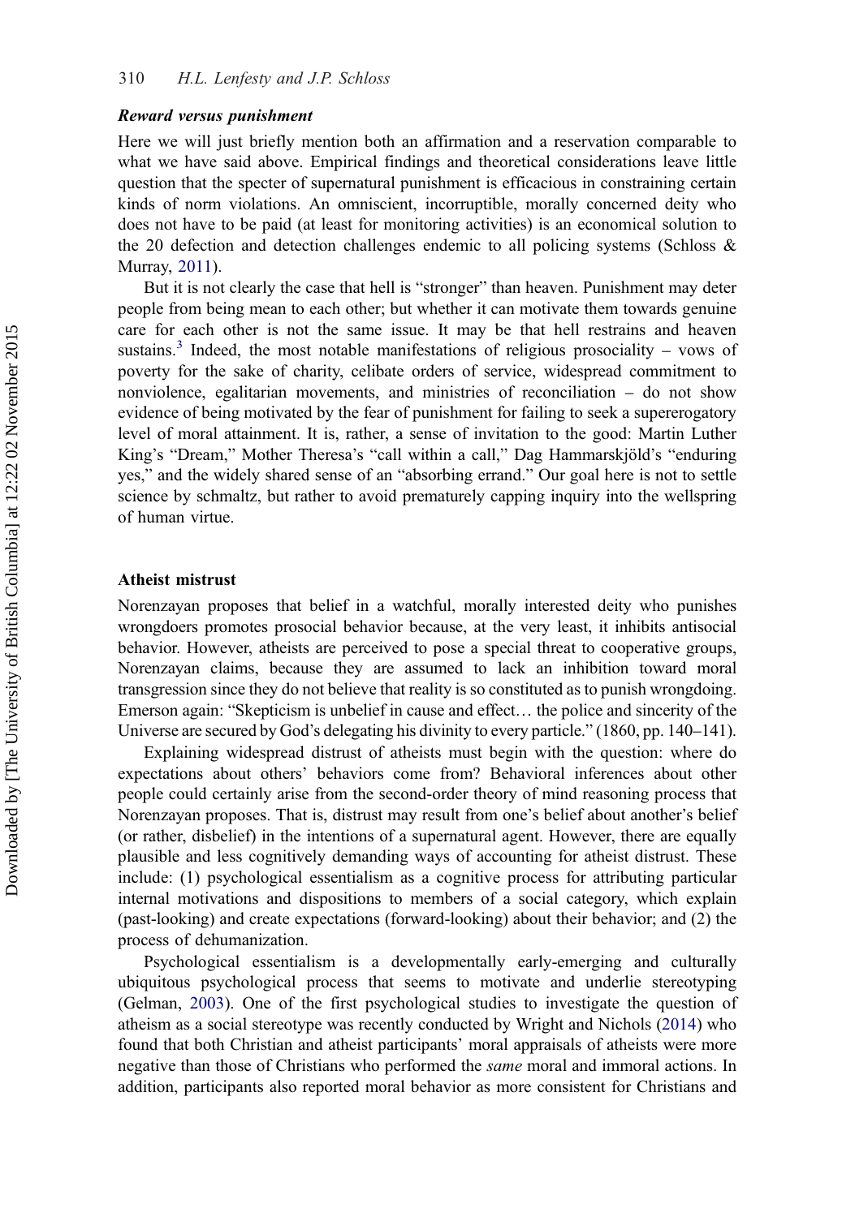### *Reward versus punishment*

Here we will just briefly mention both an affirmation and a reservation comparable to what we have said above. Empirical findings and theoretical considerations leave little question that the specter of supernatural punishment is efficacious in constraining certain kinds of norm violations. An omniscient, incorruptible, morally concerned deity who does not have to be paid (at least for monitoring activities) is an economical solution to the 20 defection and detection challenges endemic to all policing systems (Schloss & Murray, 2011).

But it is not clearly the case that hell is "stronger" than heaven. Punishment may deter people from being mean to each other; but whether it can motivate them towards genuine care for each other is not the same issue. It may be that hell restrains and heaven sustains.[3] Indeed, the most notable manifestations of religious prosociality – vows of poverty for the sake of charity, celibate orders of service, widespread commitment to nonviolence, egalitarian movements, and ministries of reconciliation – do not show evidence of being motivated by the fear of punishment for failing to seek a supererogatory level of moral attainment. It is, rather, a sense of invitation to the good: Martin Luther King's "Dream," Mother Theresa's "call within a call," Dag Hammarskjöld's "enduring yes," and the widely shared sense of an "absorbing errand." Our goal here is not to settle science by schmaltz, but rather to avoid prematurely capping inquiry into the wellspring of human virtue.

## Atheist mistrust

Norenzayan proposes that belief in a watchful, morally interested deity who punishes wrongdoers promotes prosocial behavior because, at the very least, it inhibits antisocial behavior. However, atheists are perceived to pose a special threat to cooperative groups, Norenzayan claims, because they are assumed to lack an inhibition toward moral transgression since they do not believe that reality is so constituted as to punish wrongdoing. Emerson again: "Skepticism is unbelief in cause and effect… the police and sincerity of the Universe are secured by God's delegating his divinity to every particle." (1860, pp. 140–141).

Explaining widespread distrust of atheists must begin with the question: where do expectations about others' behaviors come from? Behavioral inferences about other people could certainly arise from the second-order theory of mind reasoning process that Norenzayan proposes. That is, distrust may result from one's belief about another's belief (or rather, disbelief) in the intentions of a supernatural agent. However, there are equally plausible and less cognitively demanding ways of accounting for atheist distrust. These include: (1) psychological essentialism as a cognitive process for attributing particular internal motivations and dispositions to members of a social category, which explain (past-looking) and create expectations (forward-looking) about their behavior; and (2) the process of dehumanization.

Psychological essentialism is a developmentally early-emerging and culturally ubiquitous psychological process that seems to motivate and underlie stereotyping (Gelman, 2003). One of the first psychological studies to investigate the question of atheism as a social stereotype was recently conducted by Wright and Nichols (2014) who found that both Christian and atheist participants' moral appraisals of atheists were more negative than those of Christians who performed the *same* moral and immoral actions. In addition, participants also reported moral behavior as more consistent for Christians and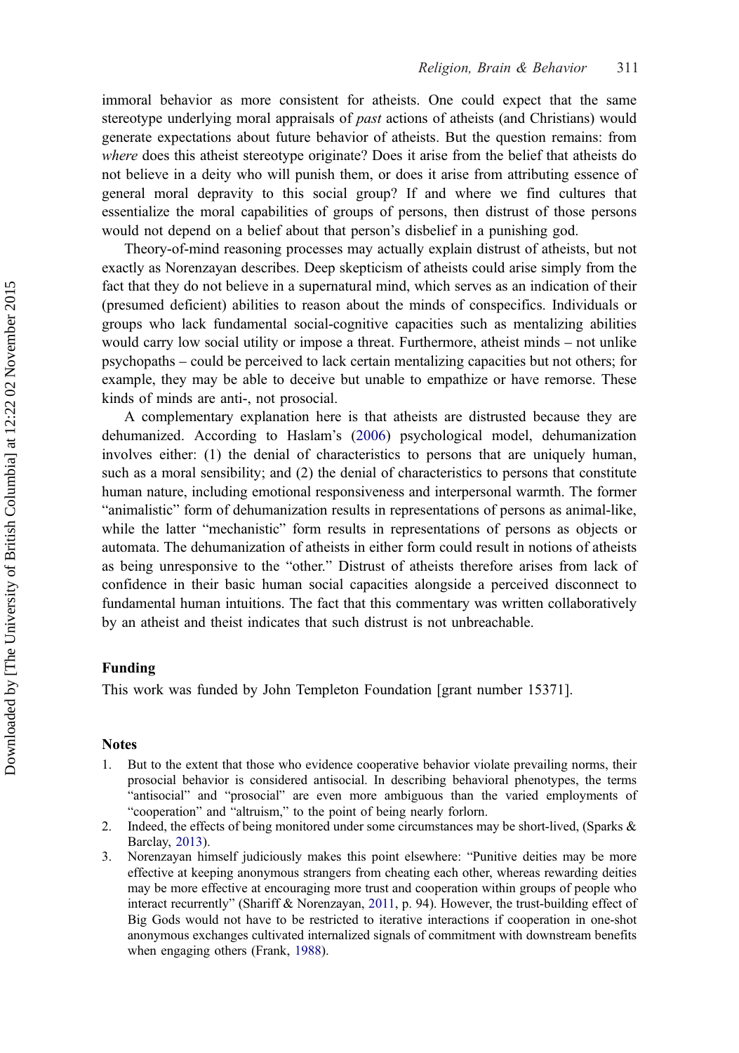immoral behavior as more consistent for atheists. One could expect that the same stereotype underlying moral appraisals of *past* actions of atheists (and Christians) would generate expectations about future behavior of atheists. But the question remains: from *where* does this atheist stereotype originate? Does it arise from the belief that atheists do not believe in a deity who will punish them, or does it arise from attributing essence of general moral depravity to this social group? If and where we find cultures that essentialize the moral capabilities of groups of persons, then distrust of those persons would not depend on a belief about that person's disbelief in a punishing god.

Theory-of-mind reasoning processes may actually explain distrust of atheists, but not exactly as Norenzayan describes. Deep skepticism of atheists could arise simply from the fact that they do not believe in a supernatural mind, which serves as an indication of their (presumed deficient) abilities to reason about the minds of conspecifics. Individuals or groups who lack fundamental social-cognitive capacities such as mentalizing abilities would carry low social utility or impose a threat. Furthermore, atheist minds – not unlike psychopaths – could be perceived to lack certain mentalizing capacities but not others; for example, they may be able to deceive but unable to empathize or have remorse. These kinds of minds are anti-, not prosocial.

A complementary explanation here is that atheists are distrusted because they are dehumanized. According to Haslam's (2006) psychological model, dehumanization involves either: (1) the denial of characteristics to persons that are uniquely human, such as a moral sensibility; and (2) the denial of characteristics to persons that constitute human nature, including emotional responsiveness and interpersonal warmth. The former "animalistic" form of dehumanization results in representations of persons as animal-like, while the latter "mechanistic" form results in representations of persons as objects or automata. The dehumanization of atheists in either form could result in notions of atheists as being unresponsive to the "other." Distrust of atheists therefore arises from lack of confidence in their basic human social capacities alongside a perceived disconnect to fundamental human intuitions. The fact that this commentary was written collaboratively by an atheist and theist indicates that such distrust is not unbreachable.

## Funding

This work was funded by John Templeton Foundation [grant number 15371].

## Notes

1. But to the extent that those who evidence cooperative behavior violate prevailing norms, their prosocial behavior is considered antisocial. In describing behavioral phenotypes, the terms "antisocial" and "prosocial" are even more ambiguous than the varied employments of "cooperation" and "altruism," to the point of being nearly forlorn.
2. Indeed, the effects of being monitored under some circumstances may be short-lived, (Sparks & Barclay, 2013).
3. Norenzayan himself judiciously makes this point elsewhere: "Punitive deities may be more effective at keeping anonymous strangers from cheating each other, whereas rewarding deities may be more effective at encouraging more trust and cooperation within groups of people who interact recurrently" (Shariff & Norenzayan, 2011, p. 94). However, the trust-building effect of Big Gods would not have to be restricted to iterative interactions if cooperation in one-shot anonymous exchanges cultivated internalized signals of commitment with downstream benefits when engaging others (Frank, 1988).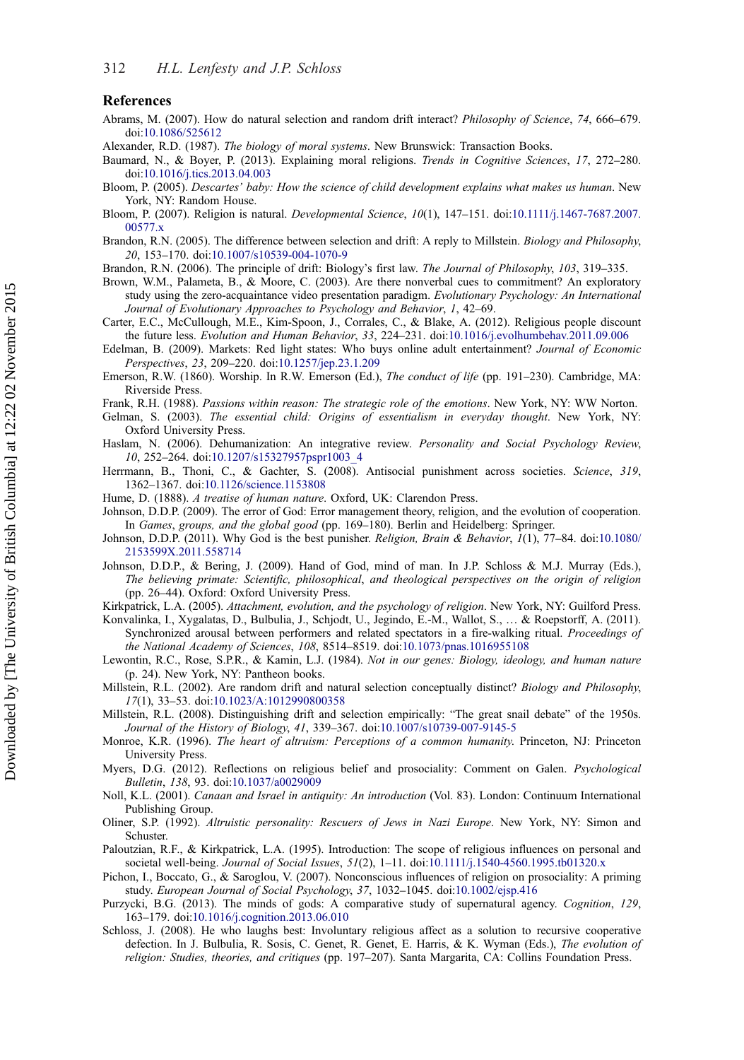## References

Abrams, M. (2007). How do natural selection and random drift interact? *Philosophy of Science*, *74*, 666–679. doi:10.1086/525612

Alexander, R.D. (1987). *The biology of moral systems*. New Brunswick: Transaction Books.

Baumard, N., & Boyer, P. (2013). Explaining moral religions. *Trends in Cognitive Sciences*, *17*, 272–280. doi:10.1016/j.tics.2013.04.003

Bloom, P. (2005). *Descartes' baby: How the science of child development explains what makes us human*. New York, NY: Random House.

Bloom, P. (2007). Religion is natural. *Developmental Science*, *10*(1), 147–151. doi:10.1111/j.1467-7687.2007.00577.x

Brandon, R.N. (2005). The difference between selection and drift: A reply to Millstein. *Biology and Philosophy*, *20*, 153–170. doi:10.1007/s10539-004-1070-9

Brandon, R.N. (2006). The principle of drift: Biology's first law. *The Journal of Philosophy*, *103*, 319–335.

Brown, W.M., Palameta, B., & Moore, C. (2003). Are there nonverbal cues to commitment? An exploratory study using the zero-acquaintance video presentation paradigm. *Evolutionary Psychology: An International Journal of Evolutionary Approaches to Psychology and Behavior*, *1*, 42–69.

Carter, E.C., McCullough, M.E., Kim-Spoon, J., Corrales, C., & Blake, A. (2012). Religious people discount the future less. *Evolution and Human Behavior*, *33*, 224–231. doi:10.1016/j.evolhumbehav.2011.09.006

Edelman, B. (2009). Markets: Red light states: Who buys online adult entertainment? *Journal of Economic Perspectives*, *23*, 209–220. doi:10.1257/jep.23.1.209

Emerson, R.W. (1860). Worship. In R.W. Emerson (Ed.), *The conduct of life* (pp. 191–230). Cambridge, MA: Riverside Press.

Frank, R.H. (1988). *Passions within reason: The strategic role of the emotions*. New York, NY: WW Norton.

Gelman, S. (2003). *The essential child: Origins of essentialism in everyday thought*. New York, NY: Oxford University Press.

Haslam, N. (2006). Dehumanization: An integrative review. *Personality and Social Psychology Review*, *10*, 252–264. doi:10.1207/s15327957pspr1003_4

Herrmann, B., Thoni, C., & Gachter, S. (2008). Antisocial punishment across societies. *Science*, *319*, 1362–1367. doi:10.1126/science.1153808

Hume, D. (1888). *A treatise of human nature*. Oxford, UK: Clarendon Press.

Johnson, D.D.P. (2009). The error of God: Error management theory, religion, and the evolution of cooperation. In *Games*, *groups, and the global good* (pp. 169–180). Berlin and Heidelberg: Springer.

Johnson, D.D.P. (2011). Why God is the best punisher. *Religion, Brain & Behavior*, *1*(1), 77–84. doi:10.1080/2153599X.2011.558714

Johnson, D.D.P., & Bering, J. (2009). Hand of God, mind of man. In J.P. Schloss & M.J. Murray (Eds.), *The believing primate: Scientific, philosophical, and theological perspectives on the origin of religion* (pp. 26–44). Oxford: Oxford University Press.

Kirkpatrick, L.A. (2005). *Attachment, evolution, and the psychology of religion*. New York, NY: Guilford Press.

Konvalinka, I., Xygalatas, D., Bulbulia, J., Schjodt, U., Jegindo, E.-M., Wallot, S., … & Roepstorff, A. (2011). Synchronized arousal between performers and related spectators in a fire-walking ritual. *Proceedings of the National Academy of Sciences*, *108*, 8514–8519. doi:10.1073/pnas.1016955108

Lewontin, R.C., Rose, S.P.R., & Kamin, L.J. (1984). *Not in our genes: Biology, ideology, and human nature* (p. 24). New York, NY: Pantheon books.

Millstein, R.L. (2002). Are random drift and natural selection conceptually distinct? *Biology and Philosophy*, *17*(1), 33–53. doi:10.1023/A:1012990800358

Millstein, R.L. (2008). Distinguishing drift and selection empirically: "The great snail debate" of the 1950s. *Journal of the History of Biology*, *41*, 339–367. doi:10.1007/s10739-007-9145-5

Monroe, K.R. (1996). *The heart of altruism: Perceptions of a common humanity*. Princeton, NJ: Princeton University Press.

Myers, D.G. (2012). Reflections on religious belief and prosociality: Comment on Galen. *Psychological Bulletin*, *138*, 93. doi:10.1037/a0029009

Noll, K.L. (2001). *Canaan and Israel in antiquity: An introduction* (Vol. 83). London: Continuum International Publishing Group.

Oliner, S.P. (1992). *Altruistic personality: Rescuers of Jews in Nazi Europe*. New York, NY: Simon and Schuster.

Paloutzian, R.F., & Kirkpatrick, L.A. (1995). Introduction: The scope of religious influences on personal and societal well-being. *Journal of Social Issues*, *51*(2), 1–11. doi:10.1111/j.1540-4560.1995.tb01320.x

Pichon, I., Boccato, G., & Saroglou, V. (2007). Nonconscious influences of religion on prosociality: A priming study. *European Journal of Social Psychology*, *37*, 1032–1045. doi:10.1002/ejsp.416

Purzycki, B.G. (2013). The minds of gods: A comparative study of supernatural agency. *Cognition*, *129*, 163–179. doi:10.1016/j.cognition.2013.06.010

Schloss, J. (2008). He who laughs best: Involuntary religious affect as a solution to recursive cooperative defection. In J. Bulbulia, R. Sosis, C. Genet, R. Genet, E. Harris, & K. Wyman (Eds.), *The evolution of religion: Studies, theories, and critiques* (pp. 197–207). Santa Margarita, CA: Collins Foundation Press.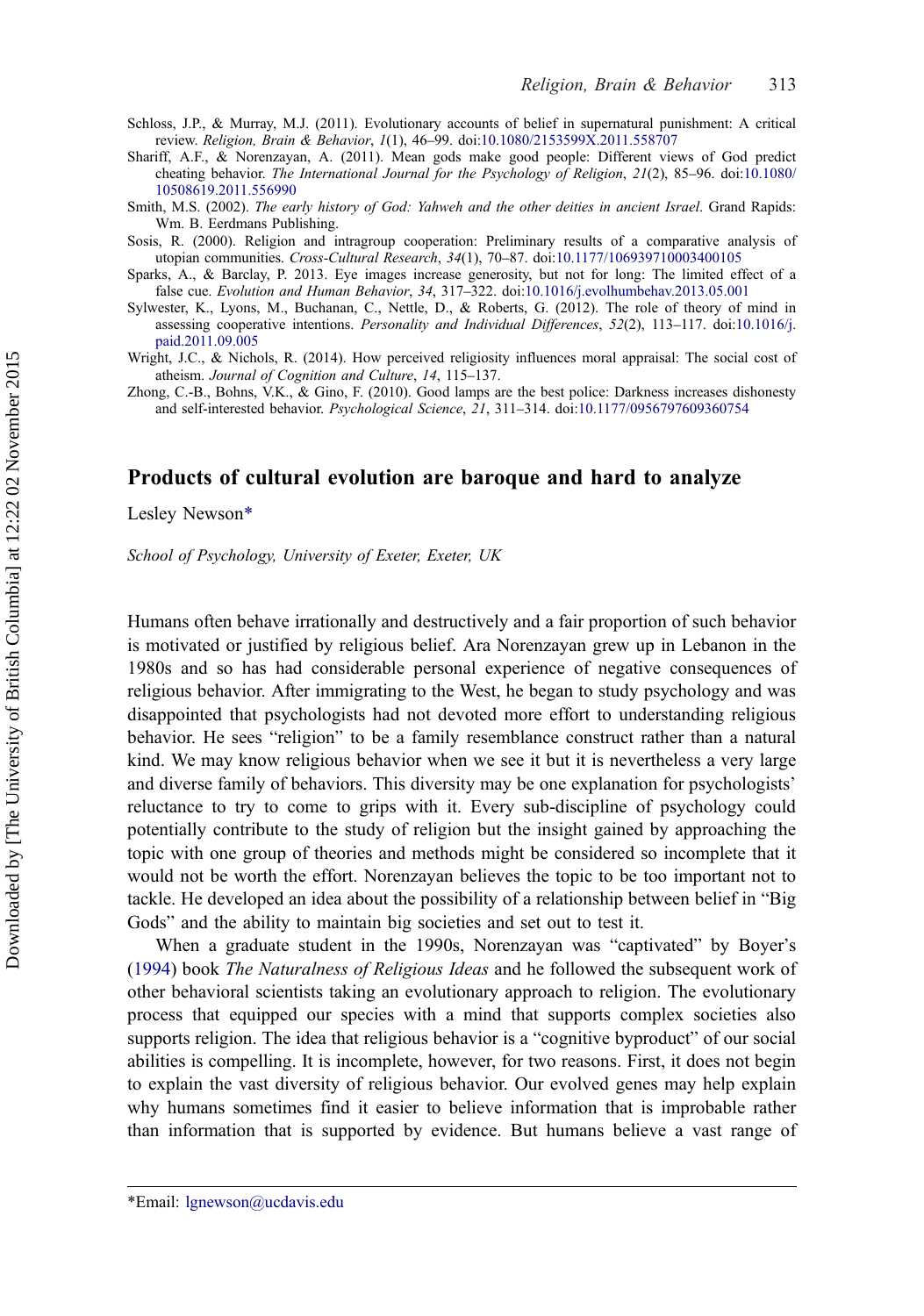Schloss, J.P., & Murray, M.J. (2011). Evolutionary accounts of belief in supernatural punishment: A critical review. *Religion, Brain & Behavior*, *1*(1), 46–99. doi:10.1080/2153599X.2011.558707

Shariff, A.F., & Norenzayan, A. (2011). Mean gods make good people: Different views of God predict cheating behavior. *The International Journal for the Psychology of Religion*, *21*(2), 85–96. doi:10.1080/10508619.2011.556990

Smith, M.S. (2002). *The early history of God: Yahweh and the other deities in ancient Israel*. Grand Rapids: Wm. B. Eerdmans Publishing.

Sosis, R. (2000). Religion and intragroup cooperation: Preliminary results of a comparative analysis of utopian communities. *Cross-Cultural Research*, *34*(1), 70–87. doi:10.1177/106939710003400105

Sparks, A., & Barclay, P. 2013. Eye images increase generosity, but not for long: The limited effect of a false cue. *Evolution and Human Behavior*, *34*, 317–322. doi:10.1016/j.evolhumbehav.2013.05.001

Sylwester, K., Lyons, M., Buchanan, C., Nettle, D., & Roberts, G. (2012). The role of theory of mind in assessing cooperative intentions. *Personality and Individual Differences*, *52*(2), 113–117. doi:10.1016/j.paid.2011.09.005

Wright, J.C., & Nichols, R. (2014). How perceived religiosity influences moral appraisal: The social cost of atheism. *Journal of Cognition and Culture*, *14*, 115–137.

Zhong, C.-B., Bohns, V.K., & Gino, F. (2010). Good lamps are the best police: Darkness increases dishonesty and self-interested behavior. *Psychological Science*, *21*, 311–314. doi:10.1177/0956797609360754

## Products of cultural evolution are baroque and hard to analyze

Lesley Newson*

*School of Psychology, University of Exeter, Exeter, UK*

Humans often behave irrationally and destructively and a fair proportion of such behavior is motivated or justified by religious belief. Ara Norenzayan grew up in Lebanon in the 1980s and so has had considerable personal experience of negative consequences of religious behavior. After immigrating to the West, he began to study psychology and was disappointed that psychologists had not devoted more effort to understanding religious behavior. He sees "religion" to be a family resemblance construct rather than a natural kind. We may know religious behavior when we see it but it is nevertheless a very large and diverse family of behaviors. This diversity may be one explanation for psychologists' reluctance to try to come to grips with it. Every sub-discipline of psychology could potentially contribute to the study of religion but the insight gained by approaching the topic with one group of theories and methods might be considered so incomplete that it would not be worth the effort. Norenzayan believes the topic to be too important not to tackle. He developed an idea about the possibility of a relationship between belief in "Big Gods" and the ability to maintain big societies and set out to test it.

When a graduate student in the 1990s, Norenzayan was "captivated" by Boyer's (1994) book *The Naturalness of Religious Ideas* and he followed the subsequent work of other behavioral scientists taking an evolutionary approach to religion. The evolutionary process that equipped our species with a mind that supports complex societies also supports religion. The idea that religious behavior is a "cognitive byproduct" of our social abilities is compelling. It is incomplete, however, for two reasons. First, it does not begin to explain the vast diversity of religious behavior. Our evolved genes may help explain why humans sometimes find it easier to believe information that is improbable rather than information that is supported by evidence. But humans believe a vast range of

*Email: lgnewson@ucdavis.edu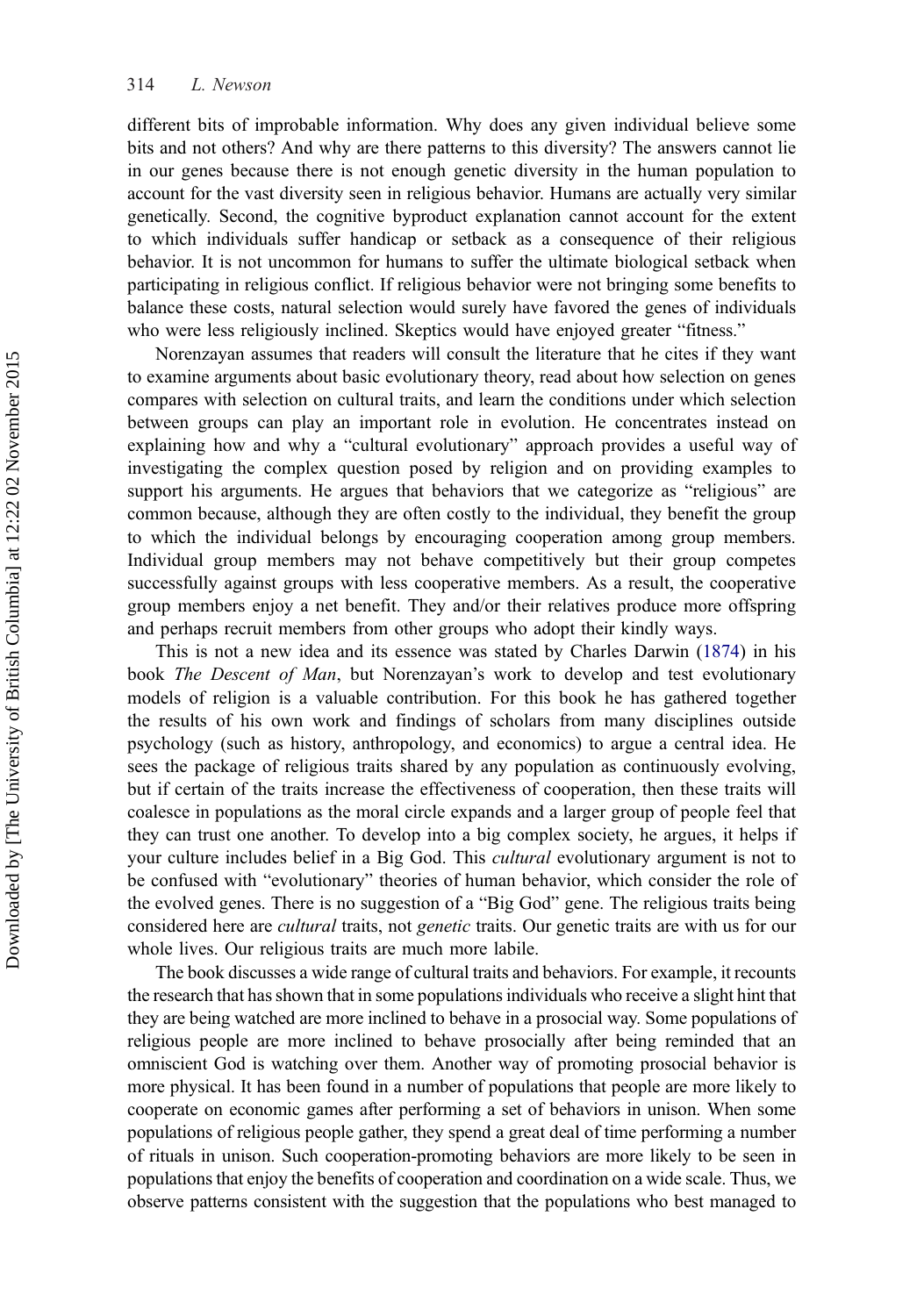different bits of improbable information. Why does any given individual believe some bits and not others? And why are there patterns to this diversity? The answers cannot lie in our genes because there is not enough genetic diversity in the human population to account for the vast diversity seen in religious behavior. Humans are actually very similar genetically. Second, the cognitive byproduct explanation cannot account for the extent to which individuals suffer handicap or setback as a consequence of their religious behavior. It is not uncommon for humans to suffer the ultimate biological setback when participating in religious conflict. If religious behavior were not bringing some benefits to balance these costs, natural selection would surely have favored the genes of individuals who were less religiously inclined. Skeptics would have enjoyed greater "fitness."

Norenzayan assumes that readers will consult the literature that he cites if they want to examine arguments about basic evolutionary theory, read about how selection on genes compares with selection on cultural traits, and learn the conditions under which selection between groups can play an important role in evolution. He concentrates instead on explaining how and why a "cultural evolutionary" approach provides a useful way of investigating the complex question posed by religion and on providing examples to support his arguments. He argues that behaviors that we categorize as "religious" are common because, although they are often costly to the individual, they benefit the group to which the individual belongs by encouraging cooperation among group members. Individual group members may not behave competitively but their group competes successfully against groups with less cooperative members. As a result, the cooperative group members enjoy a net benefit. They and/or their relatives produce more offspring and perhaps recruit members from other groups who adopt their kindly ways.

This is not a new idea and its essence was stated by Charles Darwin (1874) in his book *The Descent of Man*, but Norenzayan's work to develop and test evolutionary models of religion is a valuable contribution. For this book he has gathered together the results of his own work and findings of scholars from many disciplines outside psychology (such as history, anthropology, and economics) to argue a central idea. He sees the package of religious traits shared by any population as continuously evolving, but if certain of the traits increase the effectiveness of cooperation, then these traits will coalesce in populations as the moral circle expands and a larger group of people feel that they can trust one another. To develop into a big complex society, he argues, it helps if your culture includes belief in a Big God. This *cultural* evolutionary argument is not to be confused with "evolutionary" theories of human behavior, which consider the role of the evolved genes. There is no suggestion of a "Big God" gene. The religious traits being considered here are *cultural* traits, not *genetic* traits. Our genetic traits are with us for our whole lives. Our religious traits are much more labile.

The book discusses a wide range of cultural traits and behaviors. For example, it recounts the research that has shown that in some populations individuals who receive a slight hint that they are being watched are more inclined to behave in a prosocial way. Some populations of religious people are more inclined to behave prosocially after being reminded that an omniscient God is watching over them. Another way of promoting prosocial behavior is more physical. It has been found in a number of populations that people are more likely to cooperate on economic games after performing a set of behaviors in unison. When some populations of religious people gather, they spend a great deal of time performing a number of rituals in unison. Such cooperation-promoting behaviors are more likely to be seen in populations that enjoy the benefits of cooperation and coordination on a wide scale. Thus, we observe patterns consistent with the suggestion that the populations who best managed to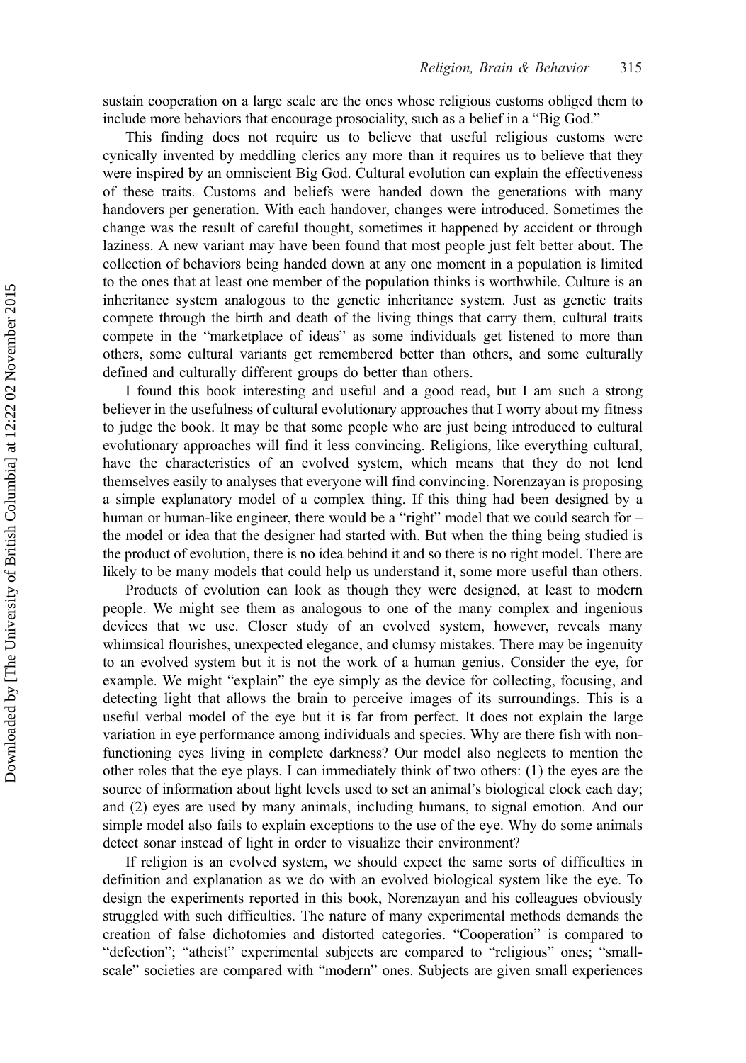sustain cooperation on a large scale are the ones whose religious customs obliged them to include more behaviors that encourage prosociality, such as a belief in a "Big God."

This finding does not require us to believe that useful religious customs were cynically invented by meddling clerics any more than it requires us to believe that they were inspired by an omniscient Big God. Cultural evolution can explain the effectiveness of these traits. Customs and beliefs were handed down the generations with many handovers per generation. With each handover, changes were introduced. Sometimes the change was the result of careful thought, sometimes it happened by accident or through laziness. A new variant may have been found that most people just felt better about. The collection of behaviors being handed down at any one moment in a population is limited to the ones that at least one member of the population thinks is worthwhile. Culture is an inheritance system analogous to the genetic inheritance system. Just as genetic traits compete through the birth and death of the living things that carry them, cultural traits compete in the "marketplace of ideas" as some individuals get listened to more than others, some cultural variants get remembered better than others, and some culturally defined and culturally different groups do better than others.

I found this book interesting and useful and a good read, but I am such a strong believer in the usefulness of cultural evolutionary approaches that I worry about my fitness to judge the book. It may be that some people who are just being introduced to cultural evolutionary approaches will find it less convincing. Religions, like everything cultural, have the characteristics of an evolved system, which means that they do not lend themselves easily to analyses that everyone will find convincing. Norenzayan is proposing a simple explanatory model of a complex thing. If this thing had been designed by a human or human-like engineer, there would be a "right" model that we could search for – the model or idea that the designer had started with. But when the thing being studied is the product of evolution, there is no idea behind it and so there is no right model. There are likely to be many models that could help us understand it, some more useful than others.

Products of evolution can look as though they were designed, at least to modern people. We might see them as analogous to one of the many complex and ingenious devices that we use. Closer study of an evolved system, however, reveals many whimsical flourishes, unexpected elegance, and clumsy mistakes. There may be ingenuity to an evolved system but it is not the work of a human genius. Consider the eye, for example. We might "explain" the eye simply as the device for collecting, focusing, and detecting light that allows the brain to perceive images of its surroundings. This is a useful verbal model of the eye but it is far from perfect. It does not explain the large variation in eye performance among individuals and species. Why are there fish with non-functioning eyes living in complete darkness? Our model also neglects to mention the other roles that the eye plays. I can immediately think of two others: (1) the eyes are the source of information about light levels used to set an animal's biological clock each day; and (2) eyes are used by many animals, including humans, to signal emotion. And our simple model also fails to explain exceptions to the use of the eye. Why do some animals detect sonar instead of light in order to visualize their environment?

If religion is an evolved system, we should expect the same sorts of difficulties in definition and explanation as we do with an evolved biological system like the eye. To design the experiments reported in this book, Norenzayan and his colleagues obviously struggled with such difficulties. The nature of many experimental methods demands the creation of false dichotomies and distorted categories. "Cooperation" is compared to "defection"; "atheist" experimental subjects are compared to "religious" ones; "small-scale" societies are compared with "modern" ones. Subjects are given small experiences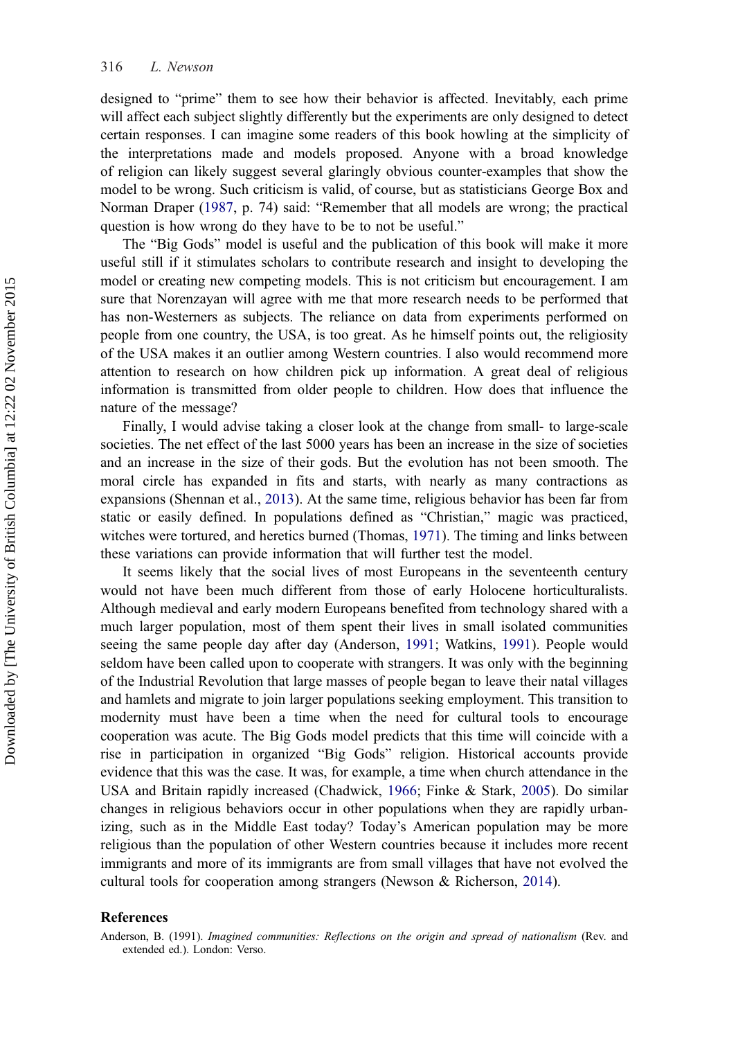designed to "prime" them to see how their behavior is affected. Inevitably, each prime will affect each subject slightly differently but the experiments are only designed to detect certain responses. I can imagine some readers of this book howling at the simplicity of the interpretations made and models proposed. Anyone with a broad knowledge of religion can likely suggest several glaringly obvious counter-examples that show the model to be wrong. Such criticism is valid, of course, but as statisticians George Box and Norman Draper (1987, p. 74) said: "Remember that all models are wrong; the practical question is how wrong do they have to be to not be useful."

The "Big Gods" model is useful and the publication of this book will make it more useful still if it stimulates scholars to contribute research and insight to developing the model or creating new competing models. This is not criticism but encouragement. I am sure that Norenzayan will agree with me that more research needs to be performed that has non-Westerners as subjects. The reliance on data from experiments performed on people from one country, the USA, is too great. As he himself points out, the religiosity of the USA makes it an outlier among Western countries. I also would recommend more attention to research on how children pick up information. A great deal of religious information is transmitted from older people to children. How does that influence the nature of the message?

Finally, I would advise taking a closer look at the change from small- to large-scale societies. The net effect of the last 5000 years has been an increase in the size of societies and an increase in the size of their gods. But the evolution has not been smooth. The moral circle has expanded in fits and starts, with nearly as many contractions as expansions (Shennan et al., 2013). At the same time, religious behavior has been far from static or easily defined. In populations defined as "Christian," magic was practiced, witches were tortured, and heretics burned (Thomas, 1971). The timing and links between these variations can provide information that will further test the model.

It seems likely that the social lives of most Europeans in the seventeenth century would not have been much different from those of early Holocene horticulturalists. Although medieval and early modern Europeans benefited from technology shared with a much larger population, most of them spent their lives in small isolated communities seeing the same people day after day (Anderson, 1991; Watkins, 1991). People would seldom have been called upon to cooperate with strangers. It was only with the beginning of the Industrial Revolution that large masses of people began to leave their natal villages and hamlets and migrate to join larger populations seeking employment. This transition to modernity must have been a time when the need for cultural tools to encourage cooperation was acute. The Big Gods model predicts that this time will coincide with a rise in participation in organized "Big Gods" religion. Historical accounts provide evidence that this was the case. It was, for example, a time when church attendance in the USA and Britain rapidly increased (Chadwick, 1966; Finke & Stark, 2005). Do similar changes in religious behaviors occur in other populations when they are rapidly urbanizing, such as in the Middle East today? Today's American population may be more religious than the population of other Western countries because it includes more recent immigrants and more of its immigrants are from small villages that have not evolved the cultural tools for cooperation among strangers (Newson & Richerson, 2014).

## References

Anderson, B. (1991). *Imagined communities: Reflections on the origin and spread of nationalism* (Rev. and extended ed.). London: Verso.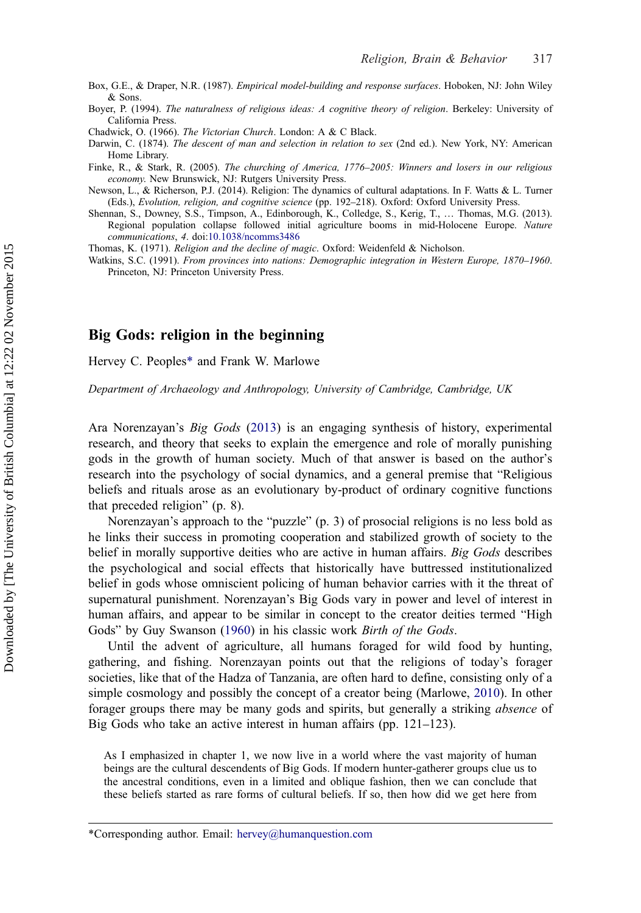Box, G.E., & Draper, N.R. (1987). *Empirical model-building and response surfaces*. Hoboken, NJ: John Wiley & Sons.

Boyer, P. (1994). *The naturalness of religious ideas: A cognitive theory of religion*. Berkeley: University of California Press.

Chadwick, O. (1966). *The Victorian Church*. London: A & C Black.

Darwin, C. (1874). *The descent of man and selection in relation to sex* (2nd ed.). New York, NY: American Home Library.

Finke, R., & Stark, R. (2005). *The churching of America, 1776–2005: Winners and losers in our religious economy*. New Brunswick, NJ: Rutgers University Press.

Newson, L., & Richerson, P.J. (2014). Religion: The dynamics of cultural adaptations. In F. Watts & L. Turner (Eds.), *Evolution, religion, and cognitive science* (pp. 192–218). Oxford: Oxford University Press.

Shennan, S., Downey, S.S., Timpson, A., Edinborough, K., Colledge, S., Kerig, T., … Thomas, M.G. (2013). Regional population collapse followed initial agriculture booms in mid-Holocene Europe. *Nature communications*, *4*. doi:10.1038/ncomms3486

Thomas, K. (1971). *Religion and the decline of magic*. Oxford: Weidenfeld & Nicholson.

Watkins, S.C. (1991). *From provinces into nations: Demographic integration in Western Europe, 1870–1960*. Princeton, NJ: Princeton University Press.

## Big Gods: religion in the beginning

Hervey C. Peoples* and Frank W. Marlowe

*Department of Archaeology and Anthropology, University of Cambridge, Cambridge, UK*

Ara Norenzayan's *Big Gods* (2013) is an engaging synthesis of history, experimental research, and theory that seeks to explain the emergence and role of morally punishing gods in the growth of human society. Much of that answer is based on the author's research into the psychology of social dynamics, and a general premise that "Religious beliefs and rituals arose as an evolutionary by-product of ordinary cognitive functions that preceded religion" (p. 8).

Norenzayan's approach to the "puzzle" (p. 3) of prosocial religions is no less bold as he links their success in promoting cooperation and stabilized growth of society to the belief in morally supportive deities who are active in human affairs. *Big Gods* describes the psychological and social effects that historically have buttressed institutionalized belief in gods whose omniscient policing of human behavior carries with it the threat of supernatural punishment. Norenzayan's Big Gods vary in power and level of interest in human affairs, and appear to be similar in concept to the creator deities termed "High Gods" by Guy Swanson (1960) in his classic work *Birth of the Gods*.

Until the advent of agriculture, all humans foraged for wild food by hunting, gathering, and fishing. Norenzayan points out that the religions of today's forager societies, like that of the Hadza of Tanzania, are often hard to define, consisting only of a simple cosmology and possibly the concept of a creator being (Marlowe, 2010). In other forager groups there may be many gods and spirits, but generally a striking *absence* of Big Gods who take an active interest in human affairs (pp. 121–123).

> As I emphasized in chapter 1, we now live in a world where the vast majority of human beings are the cultural descendents of Big Gods. If modern hunter-gatherer groups clue us to the ancestral conditions, even in a limited and oblique fashion, then we can conclude that these beliefs started as rare forms of cultural beliefs. If so, then how did we get here from

*Corresponding author. Email: hervey@humanquestion.com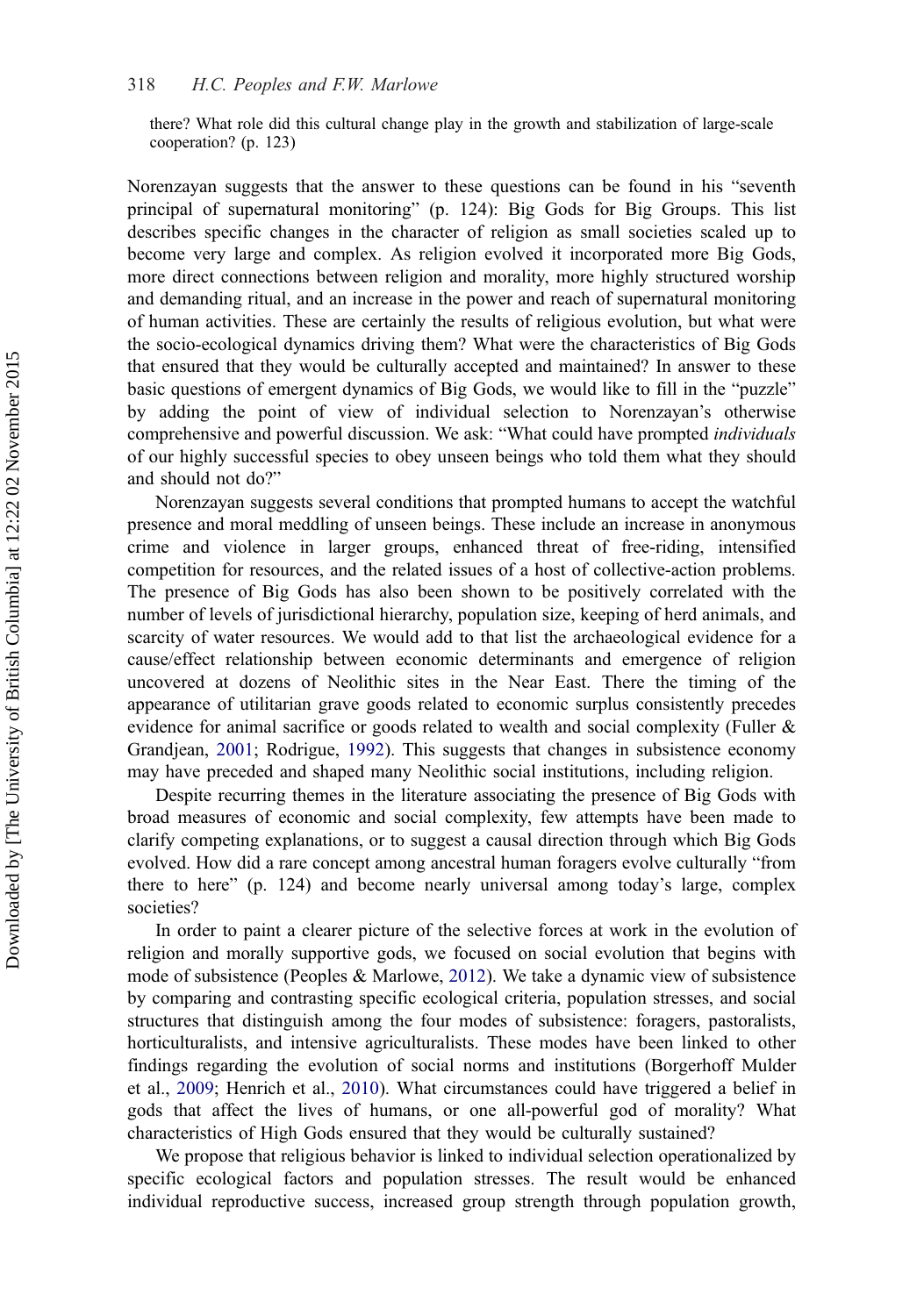there? What role did this cultural change play in the growth and stabilization of large-scale cooperation? (p. 123)

Norenzayan suggests that the answer to these questions can be found in his "seventh principal of supernatural monitoring" (p. 124): Big Gods for Big Groups. This list describes specific changes in the character of religion as small societies scaled up to become very large and complex. As religion evolved it incorporated more Big Gods, more direct connections between religion and morality, more highly structured worship and demanding ritual, and an increase in the power and reach of supernatural monitoring of human activities. These are certainly the results of religious evolution, but what were the socio-ecological dynamics driving them? What were the characteristics of Big Gods that ensured that they would be culturally accepted and maintained? In answer to these basic questions of emergent dynamics of Big Gods, we would like to fill in the "puzzle" by adding the point of view of individual selection to Norenzayan's otherwise comprehensive and powerful discussion. We ask: "What could have prompted *individuals* of our highly successful species to obey unseen beings who told them what they should and should not do?"

Norenzayan suggests several conditions that prompted humans to accept the watchful presence and moral meddling of unseen beings. These include an increase in anonymous crime and violence in larger groups, enhanced threat of free-riding, intensified competition for resources, and the related issues of a host of collective-action problems. The presence of Big Gods has also been shown to be positively correlated with the number of levels of jurisdictional hierarchy, population size, keeping of herd animals, and scarcity of water resources. We would add to that list the archaeological evidence for a cause/effect relationship between economic determinants and emergence of religion uncovered at dozens of Neolithic sites in the Near East. There the timing of the appearance of utilitarian grave goods related to economic surplus consistently precedes evidence for animal sacrifice or goods related to wealth and social complexity (Fuller & Grandjean, 2001; Rodrigue, 1992). This suggests that changes in subsistence economy may have preceded and shaped many Neolithic social institutions, including religion.

Despite recurring themes in the literature associating the presence of Big Gods with broad measures of economic and social complexity, few attempts have been made to clarify competing explanations, or to suggest a causal direction through which Big Gods evolved. How did a rare concept among ancestral human foragers evolve culturally "from there to here" (p. 124) and become nearly universal among today's large, complex societies?

In order to paint a clearer picture of the selective forces at work in the evolution of religion and morally supportive gods, we focused on social evolution that begins with mode of subsistence (Peoples & Marlowe, 2012). We take a dynamic view of subsistence by comparing and contrasting specific ecological criteria, population stresses, and social structures that distinguish among the four modes of subsistence: foragers, pastoralists, horticulturalists, and intensive agriculturalists. These modes have been linked to other findings regarding the evolution of social norms and institutions (Borgerhoff Mulder et al., 2009; Henrich et al., 2010). What circumstances could have triggered a belief in gods that affect the lives of humans, or one all-powerful god of morality? What characteristics of High Gods ensured that they would be culturally sustained?

We propose that religious behavior is linked to individual selection operationalized by specific ecological factors and population stresses. The result would be enhanced individual reproductive success, increased group strength through population growth,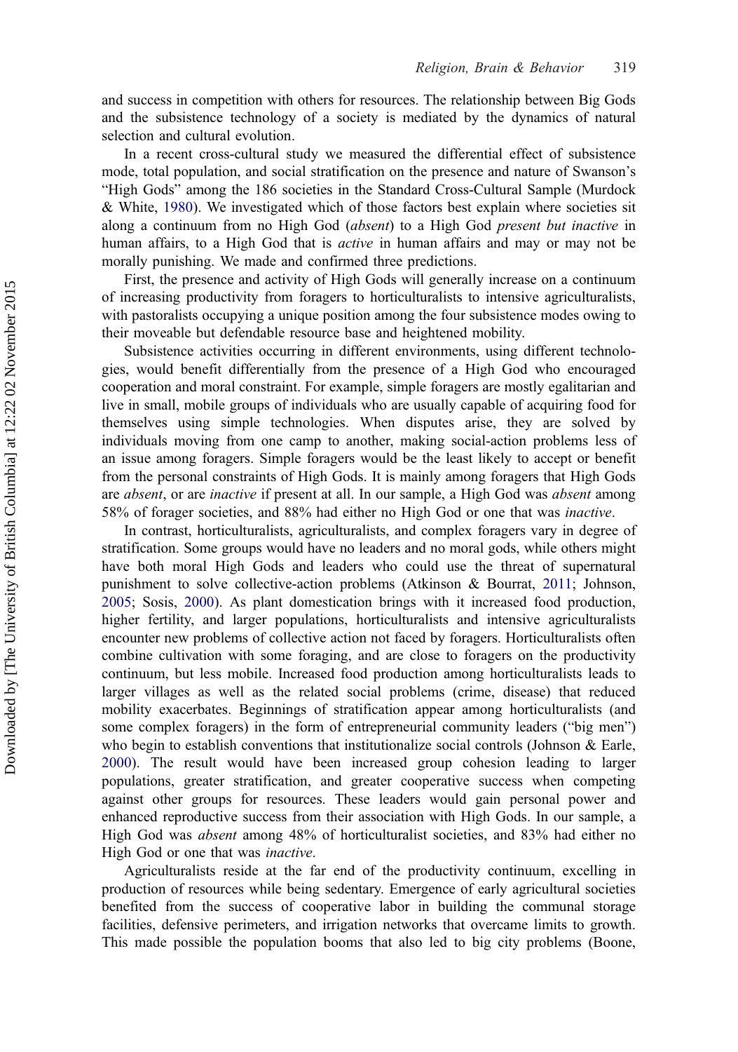and success in competition with others for resources. The relationship between Big Gods and the subsistence technology of a society is mediated by the dynamics of natural selection and cultural evolution.

In a recent cross-cultural study we measured the differential effect of subsistence mode, total population, and social stratification on the presence and nature of Swanson's "High Gods" among the 186 societies in the Standard Cross-Cultural Sample (Murdock & White, 1980). We investigated which of those factors best explain where societies sit along a continuum from no High God (*absent*) to a High God *present but inactive* in human affairs, to a High God that is *active* in human affairs and may or may not be morally punishing. We made and confirmed three predictions.

First, the presence and activity of High Gods will generally increase on a continuum of increasing productivity from foragers to horticulturalists to intensive agriculturalists, with pastoralists occupying a unique position among the four subsistence modes owing to their moveable but defendable resource base and heightened mobility.

Subsistence activities occurring in different environments, using different technologies, would benefit differentially from the presence of a High God who encouraged cooperation and moral constraint. For example, simple foragers are mostly egalitarian and live in small, mobile groups of individuals who are usually capable of acquiring food for themselves using simple technologies. When disputes arise, they are solved by individuals moving from one camp to another, making social-action problems less of an issue among foragers. Simple foragers would be the least likely to accept or benefit from the personal constraints of High Gods. It is mainly among foragers that High Gods are *absent*, or are *inactive* if present at all. In our sample, a High God was *absent* among 58% of forager societies, and 88% had either no High God or one that was *inactive*.

In contrast, horticulturalists, agriculturalists, and complex foragers vary in degree of stratification. Some groups would have no leaders and no moral gods, while others might have both moral High Gods and leaders who could use the threat of supernatural punishment to solve collective-action problems (Atkinson & Bourrat, 2011; Johnson, 2005; Sosis, 2000). As plant domestication brings with it increased food production, higher fertility, and larger populations, horticulturalists and intensive agriculturalists encounter new problems of collective action not faced by foragers. Horticulturalists often combine cultivation with some foraging, and are close to foragers on the productivity continuum, but less mobile. Increased food production among horticulturalists leads to larger villages as well as the related social problems (crime, disease) that reduced mobility exacerbates. Beginnings of stratification appear among horticulturalists (and some complex foragers) in the form of entrepreneurial community leaders ("big men") who begin to establish conventions that institutionalize social controls (Johnson & Earle, 2000). The result would have been increased group cohesion leading to larger populations, greater stratification, and greater cooperative success when competing against other groups for resources. These leaders would gain personal power and enhanced reproductive success from their association with High Gods. In our sample, a High God was *absent* among 48% of horticulturalist societies, and 83% had either no High God or one that was *inactive*.

Agriculturalists reside at the far end of the productivity continuum, excelling in production of resources while being sedentary. Emergence of early agricultural societies benefited from the success of cooperative labor in building the communal storage facilities, defensive perimeters, and irrigation networks that overcame limits to growth. This made possible the population booms that also led to big city problems (Boone,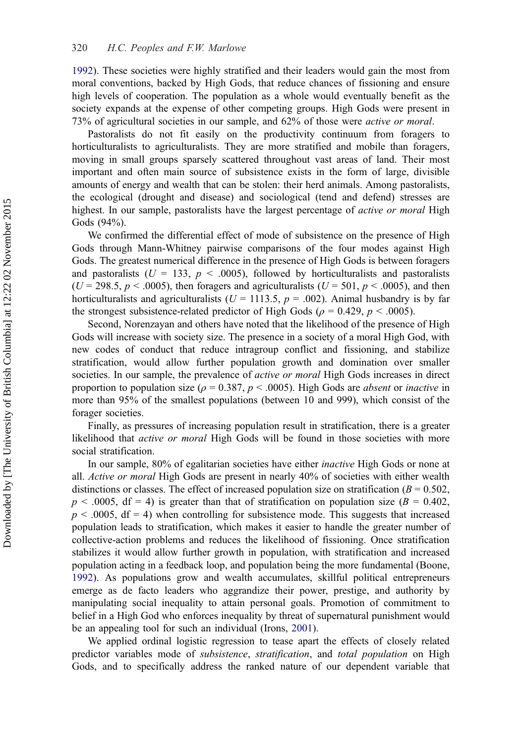1992). These societies were highly stratified and their leaders would gain the most from moral conventions, backed by High Gods, that reduce chances of fissioning and ensure high levels of cooperation. The population as a whole would eventually benefit as the society expands at the expense of other competing groups. High Gods were present in 73% of agricultural societies in our sample, and 62% of those were *active or moral*.

Pastoralists do not fit easily on the productivity continuum from foragers to horticulturalists to agriculturalists. They are more stratified and mobile than foragers, moving in small groups sparsely scattered throughout vast areas of land. Their most important and often main source of subsistence exists in the form of large, divisible amounts of energy and wealth that can be stolen: their herd animals. Among pastoralists, the ecological (drought and disease) and sociological (tend and defend) stresses are highest. In our sample, pastoralists have the largest percentage of *active or moral* High Gods (94%).

We confirmed the differential effect of mode of subsistence on the presence of High Gods through Mann-Whitney pairwise comparisons of the four modes against High Gods. The greatest numerical difference in the presence of High Gods is between foragers and pastoralists ($U$ = 133, $p$ < .0005), followed by horticulturalists and pastoralists ($U$ = 298.5, $p$ < .0005), then foragers and agriculturalists ($U$ = 501, $p$ < .0005), and then horticulturalists and agriculturalists ($U$ = 1113.5, $p$ = .002). Animal husbandry is by far the strongest subsistence-related predictor of High Gods ($\rho$ = 0.429, $p$ < .0005).

Second, Norenzayan and others have noted that the likelihood of the presence of High Gods will increase with society size. The presence in a society of a moral High God, with new codes of conduct that reduce intragroup conflict and fissioning, and stabilize stratification, would allow further population growth and domination over smaller societies. In our sample, the prevalence of *active or moral* High Gods increases in direct proportion to population size ($\rho$ = 0.387, $p$ < .0005). High Gods are *absent* or *inactive* in more than 95% of the smallest populations (between 10 and 999), which consist of the forager societies.

Finally, as pressures of increasing population result in stratification, there is a greater likelihood that *active or moral* High Gods will be found in those societies with more social stratification.

In our sample, 80% of egalitarian societies have either *inactive* High Gods or none at all. *Active or moral* High Gods are present in nearly 40% of societies with either wealth distinctions or classes. The effect of increased population size on stratification ($B$ = 0.502, $p$ < .0005, df = 4) is greater than that of stratification on population size ($B$ = 0.402, $p$ < .0005, df = 4) when controlling for subsistence mode. This suggests that increased population leads to stratification, which makes it easier to handle the greater number of collective-action problems and reduces the likelihood of fissioning. Once stratification stabilizes it would allow further growth in population, with stratification and increased population acting in a feedback loop, and population being the more fundamental (Boone, 1992). As populations grow and wealth accumulates, skillful political entrepreneurs emerge as de facto leaders who aggrandize their power, prestige, and authority by manipulating social inequality to attain personal goals. Promotion of commitment to belief in a High God who enforces inequality by threat of supernatural punishment would be an appealing tool for such an individual (Irons, 2001).

We applied ordinal logistic regression to tease apart the effects of closely related predictor variables mode of *subsistence*, *stratification*, and *total population* on High Gods, and to specifically address the ranked nature of our dependent variable that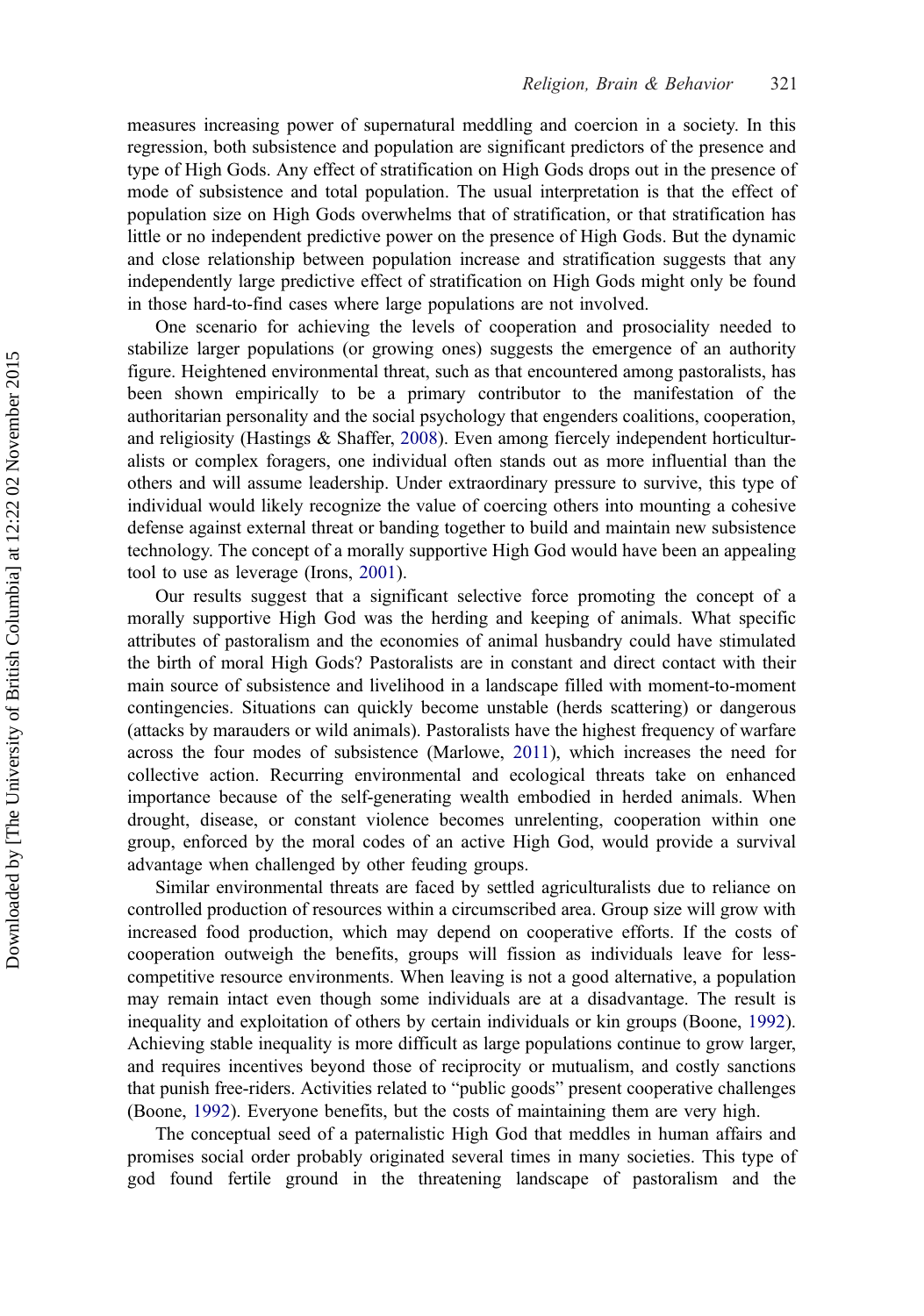measures increasing power of supernatural meddling and coercion in a society. In this regression, both subsistence and population are significant predictors of the presence and type of High Gods. Any effect of stratification on High Gods drops out in the presence of mode of subsistence and total population. The usual interpretation is that the effect of population size on High Gods overwhelms that of stratification, or that stratification has little or no independent predictive power on the presence of High Gods. But the dynamic and close relationship between population increase and stratification suggests that any independently large predictive effect of stratification on High Gods might only be found in those hard-to-find cases where large populations are not involved.

One scenario for achieving the levels of cooperation and prosociality needed to stabilize larger populations (or growing ones) suggests the emergence of an authority figure. Heightened environmental threat, such as that encountered among pastoralists, has been shown empirically to be a primary contributor to the manifestation of the authoritarian personality and the social psychology that engenders coalitions, cooperation, and religiosity (Hastings & Shaffer, 2008). Even among fiercely independent horticulturalists or complex foragers, one individual often stands out as more influential than the others and will assume leadership. Under extraordinary pressure to survive, this type of individual would likely recognize the value of coercing others into mounting a cohesive defense against external threat or banding together to build and maintain new subsistence technology. The concept of a morally supportive High God would have been an appealing tool to use as leverage (Irons, 2001).

Our results suggest that a significant selective force promoting the concept of a morally supportive High God was the herding and keeping of animals. What specific attributes of pastoralism and the economies of animal husbandry could have stimulated the birth of moral High Gods? Pastoralists are in constant and direct contact with their main source of subsistence and livelihood in a landscape filled with moment-to-moment contingencies. Situations can quickly become unstable (herds scattering) or dangerous (attacks by marauders or wild animals). Pastoralists have the highest frequency of warfare across the four modes of subsistence (Marlowe, 2011), which increases the need for collective action. Recurring environmental and ecological threats take on enhanced importance because of the self-generating wealth embodied in herded animals. When drought, disease, or constant violence becomes unrelenting, cooperation within one group, enforced by the moral codes of an active High God, would provide a survival advantage when challenged by other feuding groups.

Similar environmental threats are faced by settled agriculturalists due to reliance on controlled production of resources within a circumscribed area. Group size will grow with increased food production, which may depend on cooperative efforts. If the costs of cooperation outweigh the benefits, groups will fission as individuals leave for less-competitive resource environments. When leaving is not a good alternative, a population may remain intact even though some individuals are at a disadvantage. The result is inequality and exploitation of others by certain individuals or kin groups (Boone, 1992). Achieving stable inequality is more difficult as large populations continue to grow larger, and requires incentives beyond those of reciprocity or mutualism, and costly sanctions that punish free-riders. Activities related to "public goods" present cooperative challenges (Boone, 1992). Everyone benefits, but the costs of maintaining them are very high.

The conceptual seed of a paternalistic High God that meddles in human affairs and promises social order probably originated several times in many societies. This type of god found fertile ground in the threatening landscape of pastoralism and the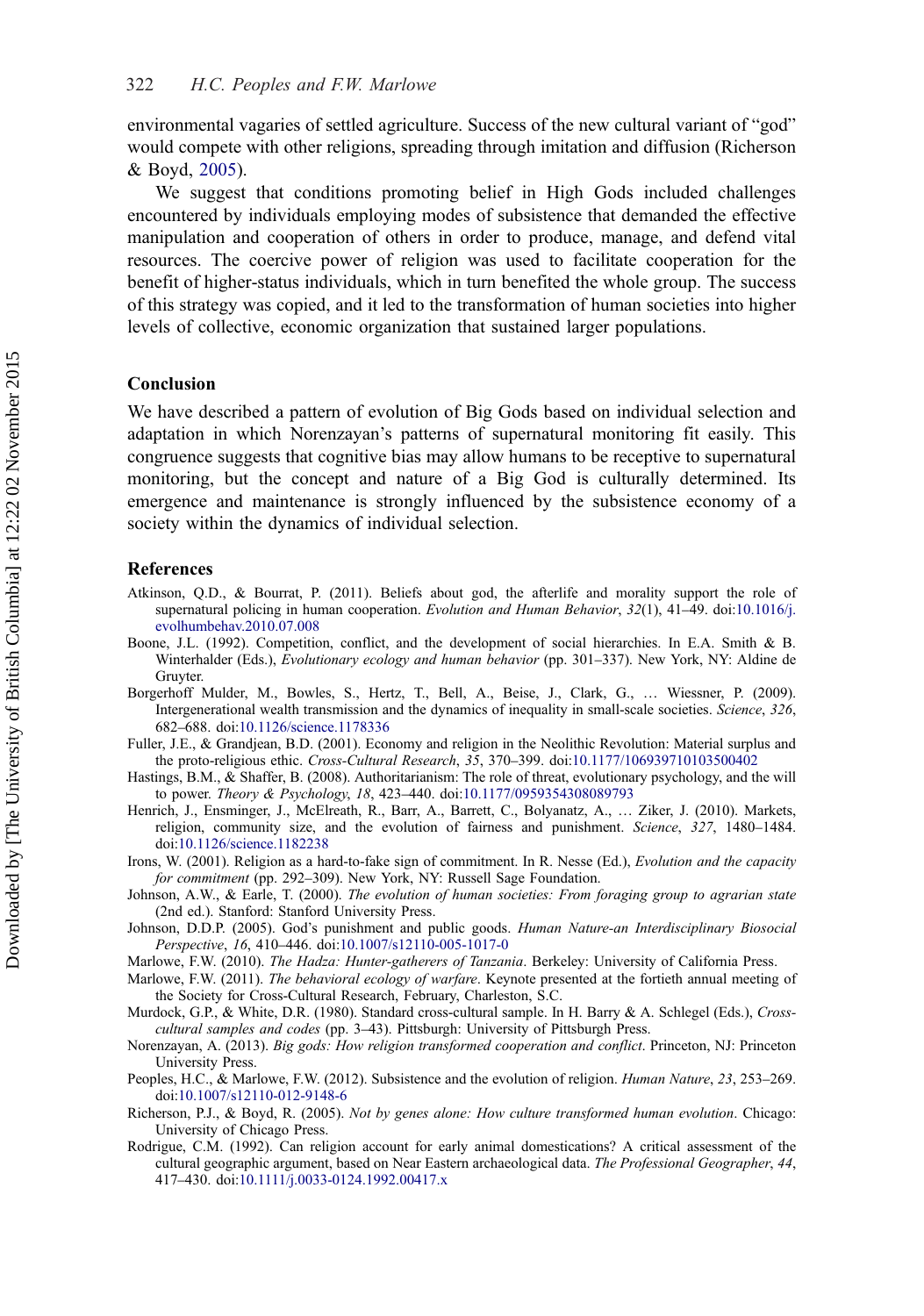environmental vagaries of settled agriculture. Success of the new cultural variant of "god" would compete with other religions, spreading through imitation and diffusion (Richerson & Boyd, 2005).

We suggest that conditions promoting belief in High Gods included challenges encountered by individuals employing modes of subsistence that demanded the effective manipulation and cooperation of others in order to produce, manage, and defend vital resources. The coercive power of religion was used to facilitate cooperation for the benefit of higher-status individuals, which in turn benefited the whole group. The success of this strategy was copied, and it led to the transformation of human societies into higher levels of collective, economic organization that sustained larger populations.

## Conclusion

We have described a pattern of evolution of Big Gods based on individual selection and adaptation in which Norenzayan's patterns of supernatural monitoring fit easily. This congruence suggests that cognitive bias may allow humans to be receptive to supernatural monitoring, but the concept and nature of a Big God is culturally determined. Its emergence and maintenance is strongly influenced by the subsistence economy of a society within the dynamics of individual selection.

## References

Atkinson, Q.D., & Bourrat, P. (2011). Beliefs about god, the afterlife and morality support the role of supernatural policing in human cooperation. *Evolution and Human Behavior*, *32*(1), 41–49. doi:10.1016/j.evolhumbehav.2010.07.008

Boone, J.L. (1992). Competition, conflict, and the development of social hierarchies. In E.A. Smith & B. Winterhalder (Eds.), *Evolutionary ecology and human behavior* (pp. 301–337). New York, NY: Aldine de Gruyter.

Borgerhoff Mulder, M., Bowles, S., Hertz, T., Bell, A., Beise, J., Clark, G., … Wiessner, P. (2009). Intergenerational wealth transmission and the dynamics of inequality in small-scale societies. *Science*, *326*, 682–688. doi:10.1126/science.1178336

Fuller, J.E., & Grandjean, B.D. (2001). Economy and religion in the Neolithic Revolution: Material surplus and the proto-religious ethic. *Cross-Cultural Research*, *35*, 370–399. doi:10.1177/106939710103500402

Hastings, B.M., & Shaffer, B. (2008). Authoritarianism: The role of threat, evolutionary psychology, and the will to power. *Theory & Psychology*, *18*, 423–440. doi:10.1177/0959354308089793

Henrich, J., Ensminger, J., McElreath, R., Barr, A., Barrett, C., Bolyanatz, A., … Ziker, J. (2010). Markets, religion, community size, and the evolution of fairness and punishment. *Science*, *327*, 1480–1484. doi:10.1126/science.1182238

Irons, W. (2001). Religion as a hard-to-fake sign of commitment. In R. Nesse (Ed.), *Evolution and the capacity for commitment* (pp. 292–309). New York, NY: Russell Sage Foundation.

Johnson, A.W., & Earle, T. (2000). *The evolution of human societies: From foraging group to agrarian state* (2nd ed.). Stanford: Stanford University Press.

Johnson, D.D.P. (2005). God's punishment and public goods. *Human Nature-an Interdisciplinary Biosocial Perspective*, *16*, 410–446. doi:10.1007/s12110-005-1017-0

Marlowe, F.W. (2010). *The Hadza: Hunter-gatherers of Tanzania*. Berkeley: University of California Press.

Marlowe, F.W. (2011). *The behavioral ecology of warfare*. Keynote presented at the fortieth annual meeting of the Society for Cross-Cultural Research, February, Charleston, S.C.

Murdock, G.P., & White, D.R. (1980). Standard cross-cultural sample. In H. Barry & A. Schlegel (Eds.), *Cross-cultural samples and codes* (pp. 3–43). Pittsburgh: University of Pittsburgh Press.

Norenzayan, A. (2013). *Big gods: How religion transformed cooperation and conflict*. Princeton, NJ: Princeton University Press.

Peoples, H.C., & Marlowe, F.W. (2012). Subsistence and the evolution of religion. *Human Nature*, *23*, 253–269. doi:10.1007/s12110-012-9148-6

Richerson, P.J., & Boyd, R. (2005). *Not by genes alone: How culture transformed human evolution*. Chicago: University of Chicago Press.

Rodrigue, C.M. (1992). Can religion account for early animal domestications? A critical assessment of the cultural geographic argument, based on Near Eastern archaeological data. *The Professional Geographer*, *44*, 417–430. doi:10.1111/j.0033-0124.1992.00417.x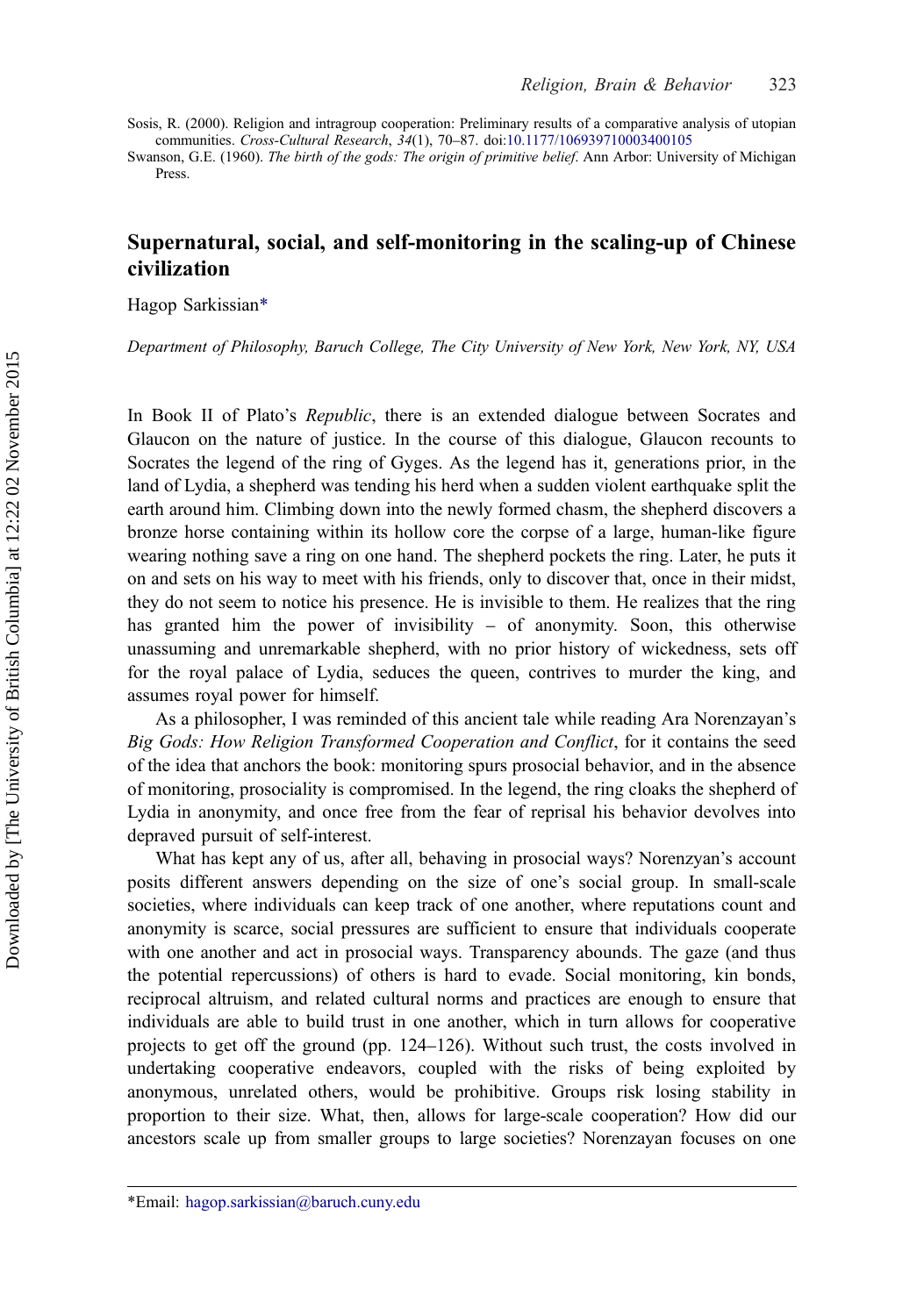Sosis, R. (2000). Religion and intragroup cooperation: Preliminary results of a comparative analysis of utopian communities. *Cross-Cultural Research*, *34*(1), 70–87. doi:10.1177/106939710003400105

Swanson, G.E. (1960). *The birth of the gods: The origin of primitive belief*. Ann Arbor: University of Michigan Press.

## Supernatural, social, and self-monitoring in the scaling-up of Chinese civilization

Hagop Sarkissian*

*Department of Philosophy, Baruch College, The City University of New York, New York, NY, USA*

In Book II of Plato's *Republic*, there is an extended dialogue between Socrates and Glaucon on the nature of justice. In the course of this dialogue, Glaucon recounts to Socrates the legend of the ring of Gyges. As the legend has it, generations prior, in the land of Lydia, a shepherd was tending his herd when a sudden violent earthquake split the earth around him. Climbing down into the newly formed chasm, the shepherd discovers a bronze horse containing within its hollow core the corpse of a large, human-like figure wearing nothing save a ring on one hand. The shepherd pockets the ring. Later, he puts it on and sets on his way to meet with his friends, only to discover that, once in their midst, they do not seem to notice his presence. He is invisible to them. He realizes that the ring has granted him the power of invisibility – of anonymity. Soon, this otherwise unassuming and unremarkable shepherd, with no prior history of wickedness, sets off for the royal palace of Lydia, seduces the queen, contrives to murder the king, and assumes royal power for himself.

As a philosopher, I was reminded of this ancient tale while reading Ara Norenzayan's *Big Gods: How Religion Transformed Cooperation and Conflict*, for it contains the seed of the idea that anchors the book: monitoring spurs prosocial behavior, and in the absence of monitoring, prosociality is compromised. In the legend, the ring cloaks the shepherd of Lydia in anonymity, and once free from the fear of reprisal his behavior devolves into depraved pursuit of self-interest.

What has kept any of us, after all, behaving in prosocial ways? Norenzyan's account posits different answers depending on the size of one's social group. In small-scale societies, where individuals can keep track of one another, where reputations count and anonymity is scarce, social pressures are sufficient to ensure that individuals cooperate with one another and act in prosocial ways. Transparency abounds. The gaze (and thus the potential repercussions) of others is hard to evade. Social monitoring, kin bonds, reciprocal altruism, and related cultural norms and practices are enough to ensure that individuals are able to build trust in one another, which in turn allows for cooperative projects to get off the ground (pp. 124–126). Without such trust, the costs involved in undertaking cooperative endeavors, coupled with the risks of being exploited by anonymous, unrelated others, would be prohibitive. Groups risk losing stability in proportion to their size. What, then, allows for large-scale cooperation? How did our ancestors scale up from smaller groups to large societies? Norenzayan focuses on one

*Email: hagop.sarkissian@baruch.cuny.edu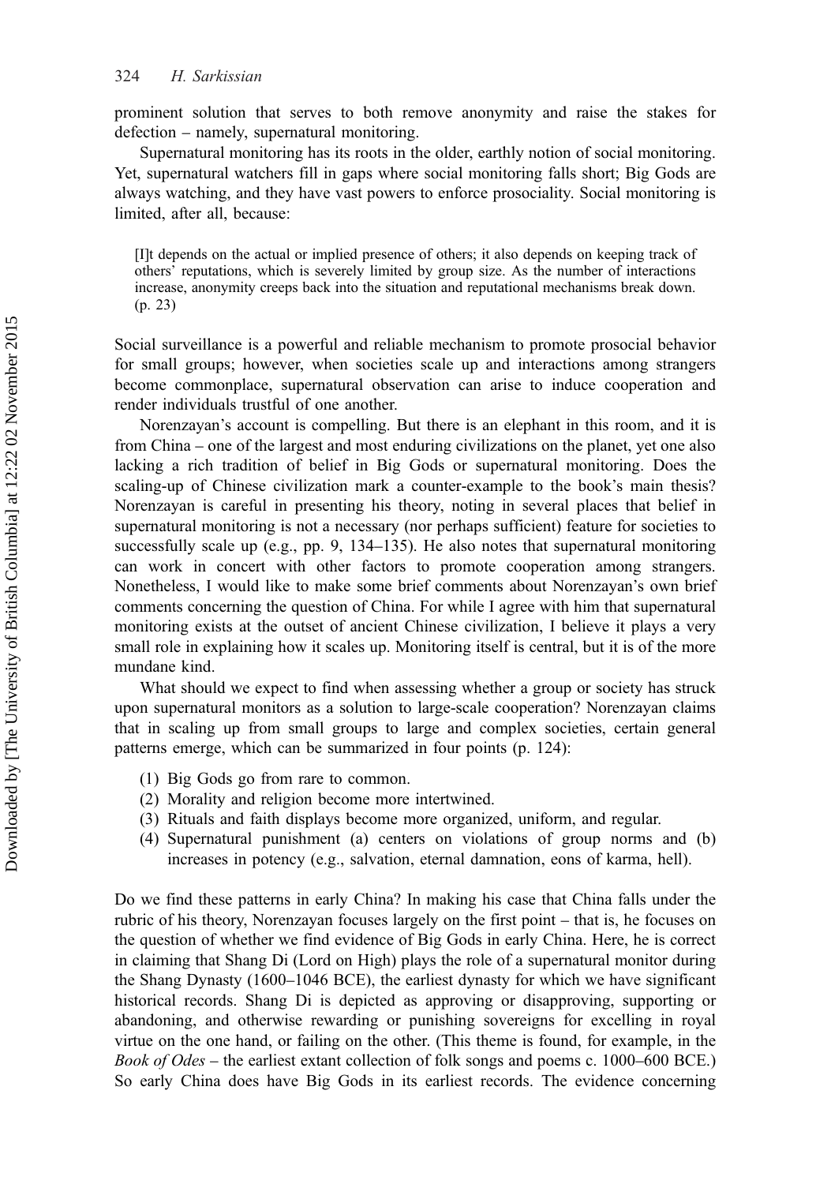prominent solution that serves to both remove anonymity and raise the stakes for defection – namely, supernatural monitoring.

Supernatural monitoring has its roots in the older, earthly notion of social monitoring. Yet, supernatural watchers fill in gaps where social monitoring falls short; Big Gods are always watching, and they have vast powers to enforce prosociality. Social monitoring is limited, after all, because:

> [I]t depends on the actual or implied presence of others; it also depends on keeping track of others' reputations, which is severely limited by group size. As the number of interactions increase, anonymity creeps back into the situation and reputational mechanisms break down. (p. 23)

Social surveillance is a powerful and reliable mechanism to promote prosocial behavior for small groups; however, when societies scale up and interactions among strangers become commonplace, supernatural observation can arise to induce cooperation and render individuals trustful of one another.

Norenzayan's account is compelling. But there is an elephant in this room, and it is from China – one of the largest and most enduring civilizations on the planet, yet one also lacking a rich tradition of belief in Big Gods or supernatural monitoring. Does the scaling-up of Chinese civilization mark a counter-example to the book's main thesis? Norenzayan is careful in presenting his theory, noting in several places that belief in supernatural monitoring is not a necessary (nor perhaps sufficient) feature for societies to successfully scale up (e.g., pp. 9, 134–135). He also notes that supernatural monitoring can work in concert with other factors to promote cooperation among strangers. Nonetheless, I would like to make some brief comments about Norenzayan's own brief comments concerning the question of China. For while I agree with him that supernatural monitoring exists at the outset of ancient Chinese civilization, I believe it plays a very small role in explaining how it scales up. Monitoring itself is central, but it is of the more mundane kind.

What should we expect to find when assessing whether a group or society has struck upon supernatural monitors as a solution to large-scale cooperation? Norenzayan claims that in scaling up from small groups to large and complex societies, certain general patterns emerge, which can be summarized in four points (p. 124):

(1) Big Gods go from rare to common.
(2) Morality and religion become more intertwined.
(3) Rituals and faith displays become more organized, uniform, and regular.
(4) Supernatural punishment (a) centers on violations of group norms and (b) increases in potency (e.g., salvation, eternal damnation, eons of karma, hell).

Do we find these patterns in early China? In making his case that China falls under the rubric of his theory, Norenzayan focuses largely on the first point – that is, he focuses on the question of whether we find evidence of Big Gods in early China. Here, he is correct in claiming that Shang Di (Lord on High) plays the role of a supernatural monitor during the Shang Dynasty (1600–1046 BCE), the earliest dynasty for which we have significant historical records. Shang Di is depicted as approving or disapproving, supporting or abandoning, and otherwise rewarding or punishing sovereigns for excelling in royal virtue on the one hand, or failing on the other. (This theme is found, for example, in the *Book of Odes* – the earliest extant collection of folk songs and poems c. 1000–600 BCE.) So early China does have Big Gods in its earliest records. The evidence concerning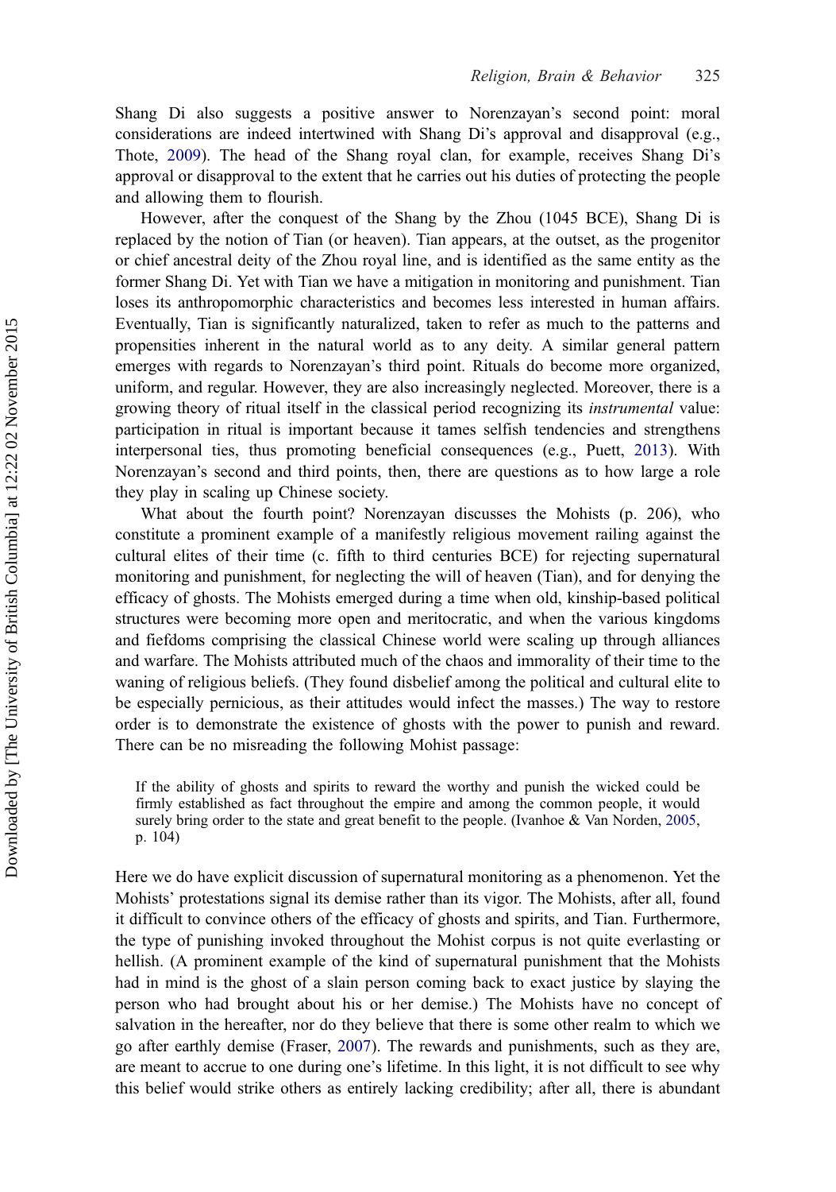Shang Di also suggests a positive answer to Norenzayan's second point: moral considerations are indeed intertwined with Shang Di's approval and disapproval (e.g., Thote, 2009). The head of the Shang royal clan, for example, receives Shang Di's approval or disapproval to the extent that he carries out his duties of protecting the people and allowing them to flourish.

However, after the conquest of the Shang by the Zhou (1045 BCE), Shang Di is replaced by the notion of Tian (or heaven). Tian appears, at the outset, as the progenitor or chief ancestral deity of the Zhou royal line, and is identified as the same entity as the former Shang Di. Yet with Tian we have a mitigation in monitoring and punishment. Tian loses its anthropomorphic characteristics and becomes less interested in human affairs. Eventually, Tian is significantly naturalized, taken to refer as much to the patterns and propensities inherent in the natural world as to any deity. A similar general pattern emerges with regards to Norenzayan's third point. Rituals do become more organized, uniform, and regular. However, they are also increasingly neglected. Moreover, there is a growing theory of ritual itself in the classical period recognizing its *instrumental* value: participation in ritual is important because it tames selfish tendencies and strengthens interpersonal ties, thus promoting beneficial consequences (e.g., Puett, 2013). With Norenzayan's second and third points, then, there are questions as to how large a role they play in scaling up Chinese society.

What about the fourth point? Norenzayan discusses the Mohists (p. 206), who constitute a prominent example of a manifestly religious movement railing against the cultural elites of their time (c. fifth to third centuries BCE) for rejecting supernatural monitoring and punishment, for neglecting the will of heaven (Tian), and for denying the efficacy of ghosts. The Mohists emerged during a time when old, kinship-based political structures were becoming more open and meritocratic, and when the various kingdoms and fiefdoms comprising the classical Chinese world were scaling up through alliances and warfare. The Mohists attributed much of the chaos and immorality of their time to the waning of religious beliefs. (They found disbelief among the political and cultural elite to be especially pernicious, as their attitudes would infect the masses.) The way to restore order is to demonstrate the existence of ghosts with the power to punish and reward. There can be no misreading the following Mohist passage:

> If the ability of ghosts and spirits to reward the worthy and punish the wicked could be firmly established as fact throughout the empire and among the common people, it would surely bring order to the state and great benefit to the people. (Ivanhoe & Van Norden, 2005, p. 104)

Here we do have explicit discussion of supernatural monitoring as a phenomenon. Yet the Mohists' protestations signal its demise rather than its vigor. The Mohists, after all, found it difficult to convince others of the efficacy of ghosts and spirits, and Tian. Furthermore, the type of punishing invoked throughout the Mohist corpus is not quite everlasting or hellish. (A prominent example of the kind of supernatural punishment that the Mohists had in mind is the ghost of a slain person coming back to exact justice by slaying the person who had brought about his or her demise.) The Mohists have no concept of salvation in the hereafter, nor do they believe that there is some other realm to which we go after earthly demise (Fraser, 2007). The rewards and punishments, such as they are, are meant to accrue to one during one's lifetime. In this light, it is not difficult to see why this belief would strike others as entirely lacking credibility; after all, there is abundant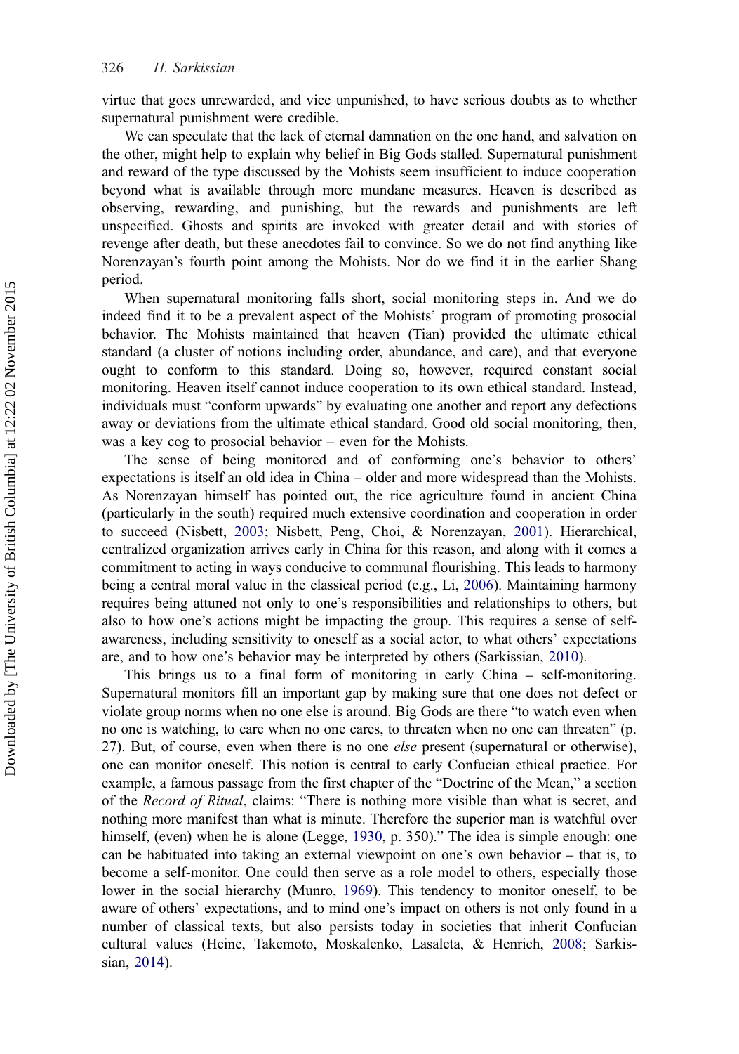virtue that goes unrewarded, and vice unpunished, to have serious doubts as to whether supernatural punishment were credible.

We can speculate that the lack of eternal damnation on the one hand, and salvation on the other, might help to explain why belief in Big Gods stalled. Supernatural punishment and reward of the type discussed by the Mohists seem insufficient to induce cooperation beyond what is available through more mundane measures. Heaven is described as observing, rewarding, and punishing, but the rewards and punishments are left unspecified. Ghosts and spirits are invoked with greater detail and with stories of revenge after death, but these anecdotes fail to convince. So we do not find anything like Norenzayan's fourth point among the Mohists. Nor do we find it in the earlier Shang period.

When supernatural monitoring falls short, social monitoring steps in. And we do indeed find it to be a prevalent aspect of the Mohists' program of promoting prosocial behavior. The Mohists maintained that heaven (Tian) provided the ultimate ethical standard (a cluster of notions including order, abundance, and care), and that everyone ought to conform to this standard. Doing so, however, required constant social monitoring. Heaven itself cannot induce cooperation to its own ethical standard. Instead, individuals must "conform upwards" by evaluating one another and report any defections away or deviations from the ultimate ethical standard. Good old social monitoring, then, was a key cog to prosocial behavior – even for the Mohists.

The sense of being monitored and of conforming one's behavior to others' expectations is itself an old idea in China – older and more widespread than the Mohists. As Norenzayan himself has pointed out, the rice agriculture found in ancient China (particularly in the south) required much extensive coordination and cooperation in order to succeed (Nisbett, 2003; Nisbett, Peng, Choi, & Norenzayan, 2001). Hierarchical, centralized organization arrives early in China for this reason, and along with it comes a commitment to acting in ways conducive to communal flourishing. This leads to harmony being a central moral value in the classical period (e.g., Li, 2006). Maintaining harmony requires being attuned not only to one's responsibilities and relationships to others, but also to how one's actions might be impacting the group. This requires a sense of self-awareness, including sensitivity to oneself as a social actor, to what others' expectations are, and to how one's behavior may be interpreted by others (Sarkissian, 2010).

This brings us to a final form of monitoring in early China – self-monitoring. Supernatural monitors fill an important gap by making sure that one does not defect or violate group norms when no one else is around. Big Gods are there "to watch even when no one is watching, to care when no one cares, to threaten when no one can threaten" (p. 27). But, of course, even when there is no one *else* present (supernatural or otherwise), one can monitor oneself. This notion is central to early Confucian ethical practice. For example, a famous passage from the first chapter of the "Doctrine of the Mean," a section of the *Record of Ritual*, claims: "There is nothing more visible than what is secret, and nothing more manifest than what is minute. Therefore the superior man is watchful over himself, (even) when he is alone (Legge, 1930, p. 350)." The idea is simple enough: one can be habituated into taking an external viewpoint on one's own behavior – that is, to become a self-monitor. One could then serve as a role model to others, especially those lower in the social hierarchy (Munro, 1969). This tendency to monitor oneself, to be aware of others' expectations, and to mind one's impact on others is not only found in a number of classical texts, but also persists today in societies that inherit Confucian cultural values (Heine, Takemoto, Moskalenko, Lasaleta, & Henrich, 2008; Sarkissian, 2014).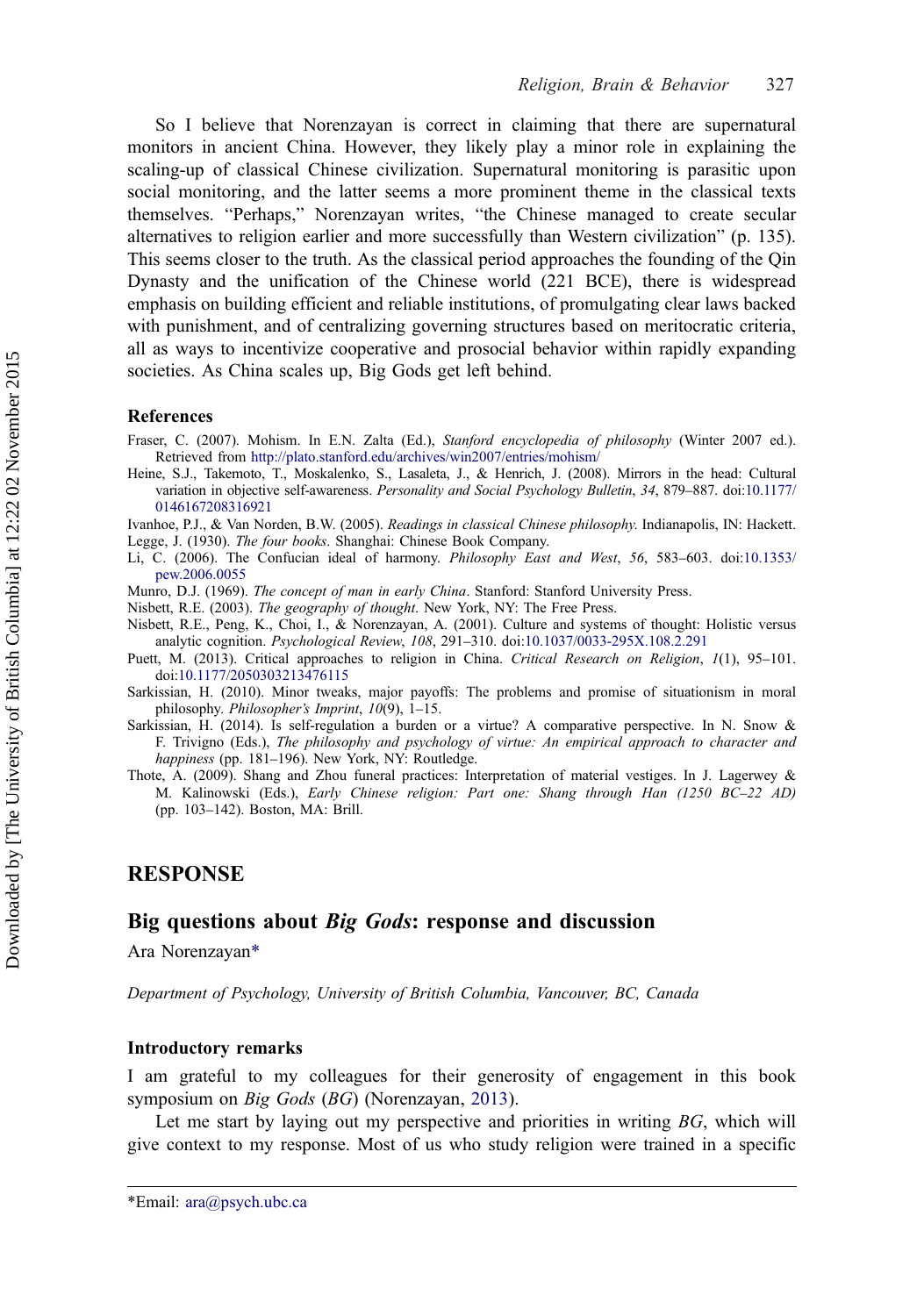So I believe that Norenzayan is correct in claiming that there are supernatural monitors in ancient China. However, they likely play a minor role in explaining the scaling-up of classical Chinese civilization. Supernatural monitoring is parasitic upon social monitoring, and the latter seems a more prominent theme in the classical texts themselves. "Perhaps," Norenzayan writes, "the Chinese managed to create secular alternatives to religion earlier and more successfully than Western civilization" (p. 135). This seems closer to the truth. As the classical period approaches the founding of the Qin Dynasty and the unification of the Chinese world (221 BCE), there is widespread emphasis on building efficient and reliable institutions, of promulgating clear laws backed with punishment, and of centralizing governing structures based on meritocratic criteria, all as ways to incentivize cooperative and prosocial behavior within rapidly expanding societies. As China scales up, Big Gods get left behind.

### References

Fraser, C. (2007). Mohism. In E.N. Zalta (Ed.), *Stanford encyclopedia of philosophy* (Winter 2007 ed.). Retrieved from http://plato.stanford.edu/archives/win2007/entries/mohism/

Heine, S.J., Takemoto, T., Moskalenko, S., Lasaleta, J., & Henrich, J. (2008). Mirrors in the head: Cultural variation in objective self-awareness. *Personality and Social Psychology Bulletin*, *34*, 879–887. doi:10.1177/0146167208316921

Ivanhoe, P.J., & Van Norden, B.W. (2005). *Readings in classical Chinese philosophy*. Indianapolis, IN: Hackett.

Legge, J. (1930). *The four books*. Shanghai: Chinese Book Company.

Li, C. (2006). The Confucian ideal of harmony. *Philosophy East and West*, *56*, 583–603. doi:10.1353/pew.2006.0055

Munro, D.J. (1969). *The concept of man in early China*. Stanford: Stanford University Press.

Nisbett, R.E. (2003). *The geography of thought*. New York, NY: The Free Press.

Nisbett, R.E., Peng, K., Choi, I., & Norenzayan, A. (2001). Culture and systems of thought: Holistic versus analytic cognition. *Psychological Review*, *108*, 291–310. doi:10.1037/0033-295X.108.2.291

Puett, M. (2013). Critical approaches to religion in China. *Critical Research on Religion*, *1*(1), 95–101. doi:10.1177/2050303213476115

Sarkissian, H. (2010). Minor tweaks, major payoffs: The problems and promise of situationism in moral philosophy. *Philosopher's Imprint*, *10*(9), 1–15.

Sarkissian, H. (2014). Is self-regulation a burden or a virtue? A comparative perspective. In N. Snow & F. Trivigno (Eds.), *The philosophy and psychology of virtue: An empirical approach to character and happiness* (pp. 181–196). New York, NY: Routledge.

Thote, A. (2009). Shang and Zhou funeral practices: Interpretation of material vestiges. In J. Lagerwey & M. Kalinowski (Eds.), *Early Chinese religion: Part one: Shang through Han (1250 BC–22 AD)* (pp. 103–142). Boston, MA: Brill.

## RESPONSE

## Big questions about *Big Gods*: response and discussion

Ara Norenzayan*

*Department of Psychology, University of British Columbia, Vancouver, BC, Canada*

### Introductory remarks

I am grateful to my colleagues for their generosity of engagement in this book symposium on *Big Gods* (*BG*) (Norenzayan, 2013).

Let me start by laying out my perspective and priorities in writing *BG*, which will give context to my response. Most of us who study religion were trained in a specific

*Email: ara@psych.ubc.ca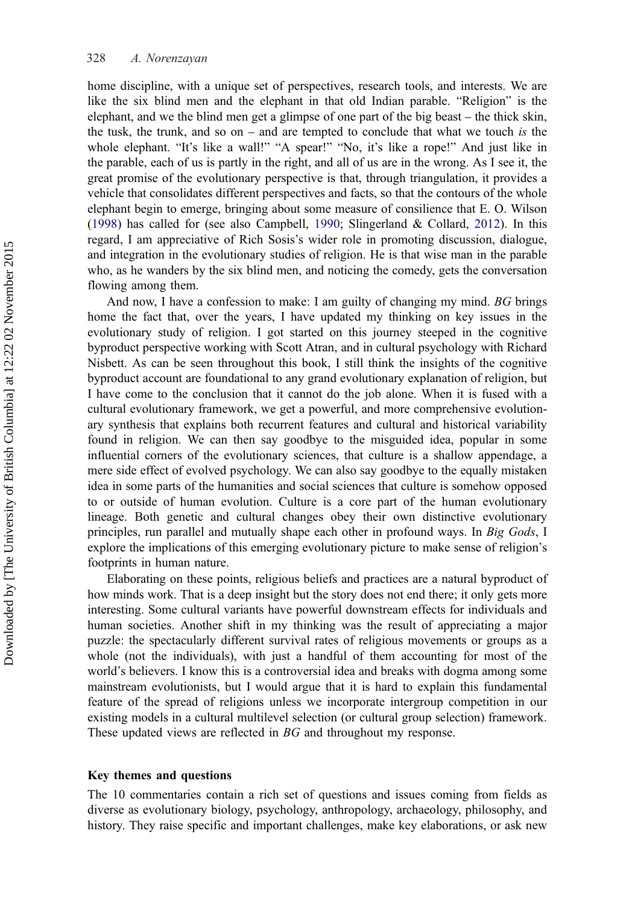home discipline, with a unique set of perspectives, research tools, and interests. We are like the six blind men and the elephant in that old Indian parable. "Religion" is the elephant, and we the blind men get a glimpse of one part of the big beast – the thick skin, the tusk, the trunk, and so on – and are tempted to conclude that what we touch *is* the whole elephant. "It's like a wall!" "A spear!" "No, it's like a rope!" And just like in the parable, each of us is partly in the right, and all of us are in the wrong. As I see it, the great promise of the evolutionary perspective is that, through triangulation, it provides a vehicle that consolidates different perspectives and facts, so that the contours of the whole elephant begin to emerge, bringing about some measure of consilience that E. O. Wilson (1998) has called for (see also Campbell, 1990; Slingerland & Collard, 2012). In this regard, I am appreciative of Rich Sosis's wider role in promoting discussion, dialogue, and integration in the evolutionary studies of religion. He is that wise man in the parable who, as he wanders by the six blind men, and noticing the comedy, gets the conversation flowing among them.

And now, I have a confession to make: I am guilty of changing my mind. *BG* brings home the fact that, over the years, I have updated my thinking on key issues in the evolutionary study of religion. I got started on this journey steeped in the cognitive byproduct perspective working with Scott Atran, and in cultural psychology with Richard Nisbett. As can be seen throughout this book, I still think the insights of the cognitive byproduct account are foundational to any grand evolutionary explanation of religion, but I have come to the conclusion that it cannot do the job alone. When it is fused with a cultural evolutionary framework, we get a powerful, and more comprehensive evolutionary synthesis that explains both recurrent features and cultural and historical variability found in religion. We can then say goodbye to the misguided idea, popular in some influential corners of the evolutionary sciences, that culture is a shallow appendage, a mere side effect of evolved psychology. We can also say goodbye to the equally mistaken idea in some parts of the humanities and social sciences that culture is somehow opposed to or outside of human evolution. Culture is a core part of the human evolutionary lineage. Both genetic and cultural changes obey their own distinctive evolutionary principles, run parallel and mutually shape each other in profound ways. In *Big Gods*, I explore the implications of this emerging evolutionary picture to make sense of religion's footprints in human nature.

Elaborating on these points, religious beliefs and practices are a natural byproduct of how minds work. That is a deep insight but the story does not end there; it only gets more interesting. Some cultural variants have powerful downstream effects for individuals and human societies. Another shift in my thinking was the result of appreciating a major puzzle: the spectacularly different survival rates of religious movements or groups as a whole (not the individuals), with just a handful of them accounting for most of the world's believers. I know this is a controversial idea and breaks with dogma among some mainstream evolutionists, but I would argue that it is hard to explain this fundamental feature of the spread of religions unless we incorporate intergroup competition in our existing models in a cultural multilevel selection (or cultural group selection) framework. These updated views are reflected in *BG* and throughout my response.

### Key themes and questions

The 10 commentaries contain a rich set of questions and issues coming from fields as diverse as evolutionary biology, psychology, anthropology, archaeology, philosophy, and history. They raise specific and important challenges, make key elaborations, or ask new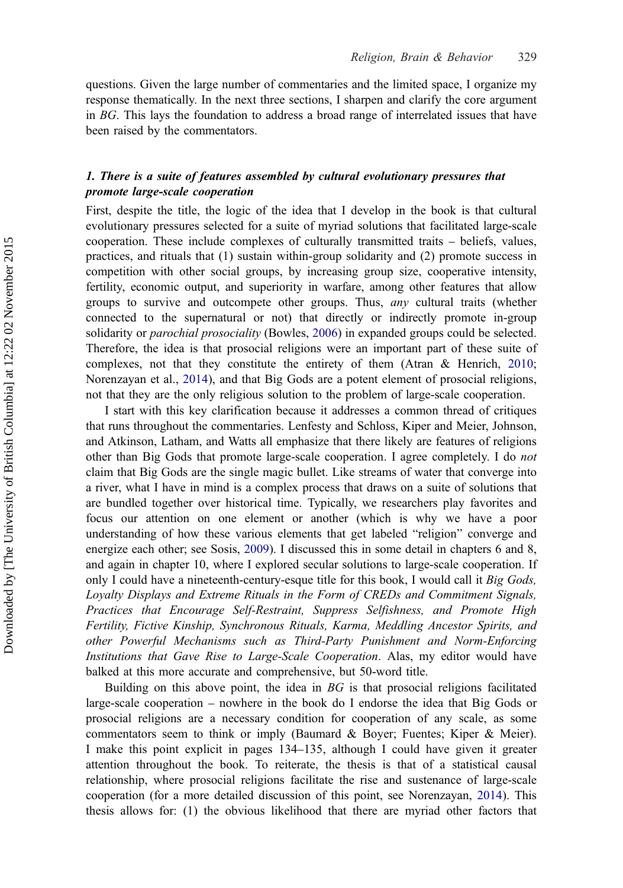questions. Given the large number of commentaries and the limited space, I organize my response thematically. In the next three sections, I sharpen and clarify the core argument in *BG*. This lays the foundation to address a broad range of interrelated issues that have been raised by the commentators.

### *1. There is a suite of features assembled by cultural evolutionary pressures that promote large-scale cooperation*

First, despite the title, the logic of the idea that I develop in the book is that cultural evolutionary pressures selected for a suite of myriad solutions that facilitated large-scale cooperation. These include complexes of culturally transmitted traits – beliefs, values, practices, and rituals that (1) sustain within-group solidarity and (2) promote success in competition with other social groups, by increasing group size, cooperative intensity, fertility, economic output, and superiority in warfare, among other features that allow groups to survive and outcompete other groups. Thus, *any* cultural traits (whether connected to the supernatural or not) that directly or indirectly promote in-group solidarity or *parochial prosociality* (Bowles, 2006) in expanded groups could be selected. Therefore, the idea is that prosocial religions were an important part of these suite of complexes, not that they constitute the entirety of them (Atran & Henrich, 2010; Norenzayan et al., 2014), and that Big Gods are a potent element of prosocial religions, not that they are the only religious solution to the problem of large-scale cooperation.

I start with this key clarification because it addresses a common thread of critiques that runs throughout the commentaries. Lenfesty and Schloss, Kiper and Meier, Johnson, and Atkinson, Latham, and Watts all emphasize that there likely are features of religions other than Big Gods that promote large-scale cooperation. I agree completely. I do *not* claim that Big Gods are the single magic bullet. Like streams of water that converge into a river, what I have in mind is a complex process that draws on a suite of solutions that are bundled together over historical time. Typically, we researchers play favorites and focus our attention on one element or another (which is why we have a poor understanding of how these various elements that get labeled "religion" converge and energize each other; see Sosis, 2009). I discussed this in some detail in chapters 6 and 8, and again in chapter 10, where I explored secular solutions to large-scale cooperation. If only I could have a nineteenth-century-esque title for this book, I would call it *Big Gods, Loyalty Displays and Extreme Rituals in the Form of CREDs and Commitment Signals, Practices that Encourage Self-Restraint, Suppress Selfishness, and Promote High Fertility, Fictive Kinship, Synchronous Rituals, Karma, Meddling Ancestor Spirits, and other Powerful Mechanisms such as Third-Party Punishment and Norm-Enforcing Institutions that Gave Rise to Large-Scale Cooperation*. Alas, my editor would have balked at this more accurate and comprehensive, but 50-word title.

Building on this above point, the idea in *BG* is that prosocial religions facilitated large-scale cooperation – nowhere in the book do I endorse the idea that Big Gods or prosocial religions are a necessary condition for cooperation of any scale, as some commentators seem to think or imply (Baumard & Boyer; Fuentes; Kiper & Meier). I make this point explicit in pages 134–135, although I could have given it greater attention throughout the book. To reiterate, the thesis is that of a statistical causal relationship, where prosocial religions facilitate the rise and sustenance of large-scale cooperation (for a more detailed discussion of this point, see Norenzayan, 2014). This thesis allows for: (1) the obvious likelihood that there are myriad other factors that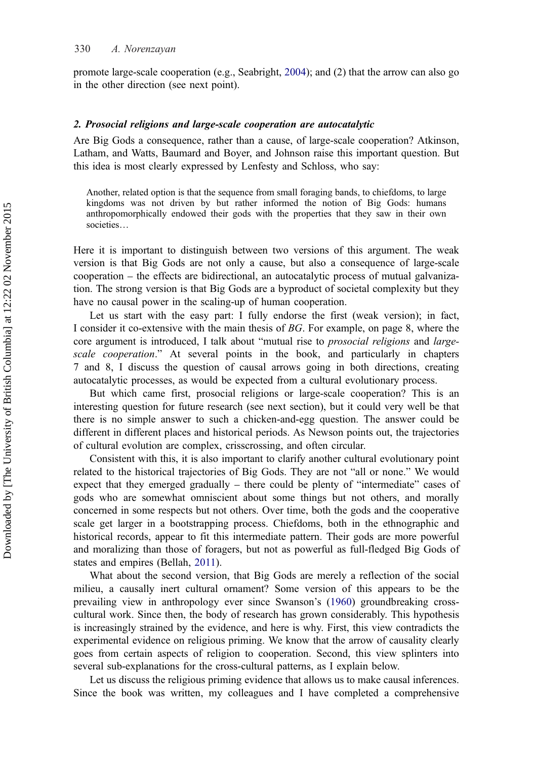promote large-scale cooperation (e.g., Seabright, 2004); and (2) that the arrow can also go in the other direction (see next point).

### *2. Prosocial religions and large-scale cooperation are autocatalytic*

Are Big Gods a consequence, rather than a cause, of large-scale cooperation? Atkinson, Latham, and Watts, Baumard and Boyer, and Johnson raise this important question. But this idea is most clearly expressed by Lenfesty and Schloss, who say:

> Another, related option is that the sequence from small foraging bands, to chiefdoms, to large kingdoms was not driven by but rather informed the notion of Big Gods: humans anthropomorphically endowed their gods with the properties that they saw in their own societies…

Here it is important to distinguish between two versions of this argument. The weak version is that Big Gods are not only a cause, but also a consequence of large-scale cooperation – the effects are bidirectional, an autocatalytic process of mutual galvanization. The strong version is that Big Gods are a byproduct of societal complexity but they have no causal power in the scaling-up of human cooperation.

Let us start with the easy part: I fully endorse the first (weak version); in fact, I consider it co-extensive with the main thesis of *BG*. For example, on page 8, where the core argument is introduced, I talk about "mutual rise to *prosocial religions* and *large-scale cooperation*." At several points in the book, and particularly in chapters 7 and 8, I discuss the question of causal arrows going in both directions, creating autocatalytic processes, as would be expected from a cultural evolutionary process.

But which came first, prosocial religions or large-scale cooperation? This is an interesting question for future research (see next section), but it could very well be that there is no simple answer to such a chicken-and-egg question. The answer could be different in different places and historical periods. As Newson points out, the trajectories of cultural evolution are complex, crisscrossing, and often circular.

Consistent with this, it is also important to clarify another cultural evolutionary point related to the historical trajectories of Big Gods. They are not "all or none." We would expect that they emerged gradually – there could be plenty of "intermediate" cases of gods who are somewhat omniscient about some things but not others, and morally concerned in some respects but not others. Over time, both the gods and the cooperative scale get larger in a bootstrapping process. Chiefdoms, both in the ethnographic and historical records, appear to fit this intermediate pattern. Their gods are more powerful and moralizing than those of foragers, but not as powerful as full-fledged Big Gods of states and empires (Bellah, 2011).

What about the second version, that Big Gods are merely a reflection of the social milieu, a causally inert cultural ornament? Some version of this appears to be the prevailing view in anthropology ever since Swanson's (1960) groundbreaking cross-cultural work. Since then, the body of research has grown considerably. This hypothesis is increasingly strained by the evidence, and here is why. First, this view contradicts the experimental evidence on religious priming. We know that the arrow of causality clearly goes from certain aspects of religion to cooperation. Second, this view splinters into several sub-explanations for the cross-cultural patterns, as I explain below.

Let us discuss the religious priming evidence that allows us to make causal inferences. Since the book was written, my colleagues and I have completed a comprehensive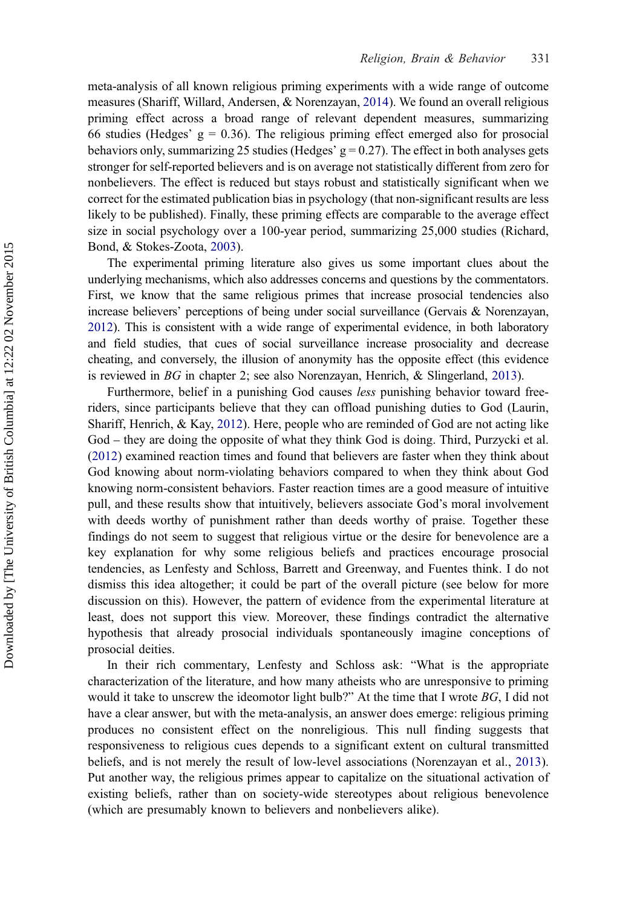meta-analysis of all known religious priming experiments with a wide range of outcome measures (Shariff, Willard, Andersen, & Norenzayan, 2014). We found an overall religious priming effect across a broad range of relevant dependent measures, summarizing 66 studies (Hedges' g = 0.36). The religious priming effect emerged also for prosocial behaviors only, summarizing 25 studies (Hedges' g = 0.27). The effect in both analyses gets stronger for self-reported believers and is on average not statistically different from zero for nonbelievers. The effect is reduced but stays robust and statistically significant when we correct for the estimated publication bias in psychology (that non-significant results are less likely to be published). Finally, these priming effects are comparable to the average effect size in social psychology over a 100-year period, summarizing 25,000 studies (Richard, Bond, & Stokes-Zoota, 2003).

The experimental priming literature also gives us some important clues about the underlying mechanisms, which also addresses concerns and questions by the commentators. First, we know that the same religious primes that increase prosocial tendencies also increase believers' perceptions of being under social surveillance (Gervais & Norenzayan, 2012). This is consistent with a wide range of experimental evidence, in both laboratory and field studies, that cues of social surveillance increase prosociality and decrease cheating, and conversely, the illusion of anonymity has the opposite effect (this evidence is reviewed in *BG* in chapter 2; see also Norenzayan, Henrich, & Slingerland, 2013).

Furthermore, belief in a punishing God causes *less* punishing behavior toward free-riders, since participants believe that they can offload punishing duties to God (Laurin, Shariff, Henrich, & Kay, 2012). Here, people who are reminded of God are not acting like God – they are doing the opposite of what they think God is doing. Third, Purzycki et al. (2012) examined reaction times and found that believers are faster when they think about God knowing about norm-violating behaviors compared to when they think about God knowing norm-consistent behaviors. Faster reaction times are a good measure of intuitive pull, and these results show that intuitively, believers associate God's moral involvement with deeds worthy of punishment rather than deeds worthy of praise. Together these findings do not seem to suggest that religious virtue or the desire for benevolence are a key explanation for why some religious beliefs and practices encourage prosocial tendencies, as Lenfesty and Schloss, Barrett and Greenway, and Fuentes think. I do not dismiss this idea altogether; it could be part of the overall picture (see below for more discussion on this). However, the pattern of evidence from the experimental literature at least, does not support this view. Moreover, these findings contradict the alternative hypothesis that already prosocial individuals spontaneously imagine conceptions of prosocial deities.

In their rich commentary, Lenfesty and Schloss ask: "What is the appropriate characterization of the literature, and how many atheists who are unresponsive to priming would it take to unscrew the ideomotor light bulb?" At the time that I wrote *BG*, I did not have a clear answer, but with the meta-analysis, an answer does emerge: religious priming produces no consistent effect on the nonreligious. This null finding suggests that responsiveness to religious cues depends to a significant extent on cultural transmitted beliefs, and is not merely the result of low-level associations (Norenzayan et al., 2013). Put another way, the religious primes appear to capitalize on the situational activation of existing beliefs, rather than on society-wide stereotypes about religious benevolence (which are presumably known to believers and nonbelievers alike).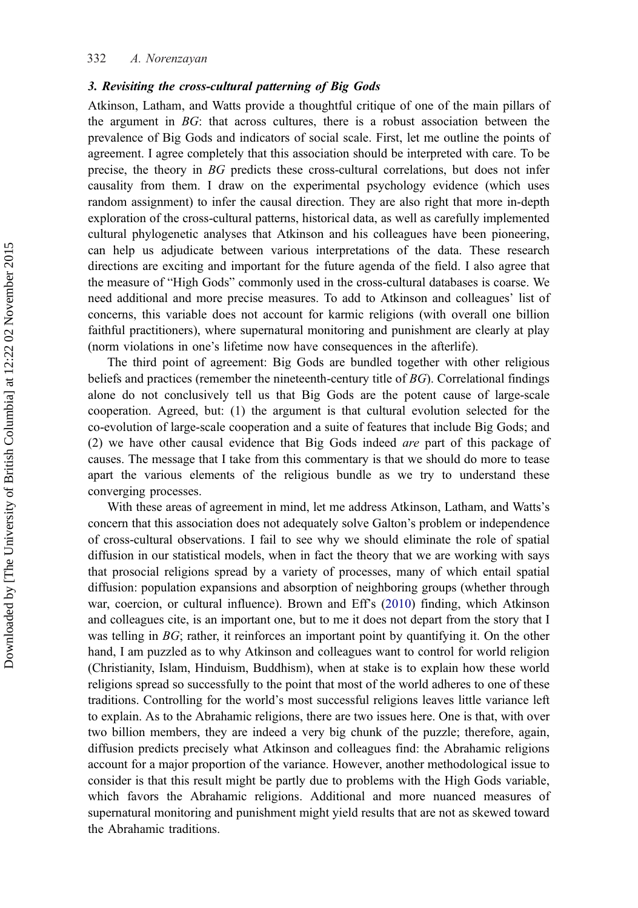### 3. Revisiting the cross-cultural patterning of Big Gods

Atkinson, Latham, and Watts provide a thoughtful critique of one of the main pillars of the argument in *BG*: that across cultures, there is a robust association between the prevalence of Big Gods and indicators of social scale. First, let me outline the points of agreement. I agree completely that this association should be interpreted with care. To be precise, the theory in *BG* predicts these cross-cultural correlations, but does not infer causality from them. I draw on the experimental psychology evidence (which uses random assignment) to infer the causal direction. They are also right that more in-depth exploration of the cross-cultural patterns, historical data, as well as carefully implemented cultural phylogenetic analyses that Atkinson and his colleagues have been pioneering, can help us adjudicate between various interpretations of the data. These research directions are exciting and important for the future agenda of the field. I also agree that the measure of "High Gods" commonly used in the cross-cultural databases is coarse. We need additional and more precise measures. To add to Atkinson and colleagues' list of concerns, this variable does not account for karmic religions (with overall one billion faithful practitioners), where supernatural monitoring and punishment are clearly at play (norm violations in one's lifetime now have consequences in the afterlife).

The third point of agreement: Big Gods are bundled together with other religious beliefs and practices (remember the nineteenth-century title of *BG*). Correlational findings alone do not conclusively tell us that Big Gods are the potent cause of large-scale cooperation. Agreed, but: (1) the argument is that cultural evolution selected for the co-evolution of large-scale cooperation and a suite of features that include Big Gods; and (2) we have other causal evidence that Big Gods indeed *are* part of this package of causes. The message that I take from this commentary is that we should do more to tease apart the various elements of the religious bundle as we try to understand these converging processes.

With these areas of agreement in mind, let me address Atkinson, Latham, and Watts's concern that this association does not adequately solve Galton's problem or independence of cross-cultural observations. I fail to see why we should eliminate the role of spatial diffusion in our statistical models, when in fact the theory that we are working with says that prosocial religions spread by a variety of processes, many of which entail spatial diffusion: population expansions and absorption of neighboring groups (whether through war, coercion, or cultural influence). Brown and Eff's (2010) finding, which Atkinson and colleagues cite, is an important one, but to me it does not depart from the story that I was telling in *BG*; rather, it reinforces an important point by quantifying it. On the other hand, I am puzzled as to why Atkinson and colleagues want to control for world religion (Christianity, Islam, Hinduism, Buddhism), when at stake is to explain how these world religions spread so successfully to the point that most of the world adheres to one of these traditions. Controlling for the world's most successful religions leaves little variance left to explain. As to the Abrahamic religions, there are two issues here. One is that, with over two billion members, they are indeed a very big chunk of the puzzle; therefore, again, diffusion predicts precisely what Atkinson and colleagues find: the Abrahamic religions account for a major proportion of the variance. However, another methodological issue to consider is that this result might be partly due to problems with the High Gods variable, which favors the Abrahamic religions. Additional and more nuanced measures of supernatural monitoring and punishment might yield results that are not as skewed toward the Abrahamic traditions.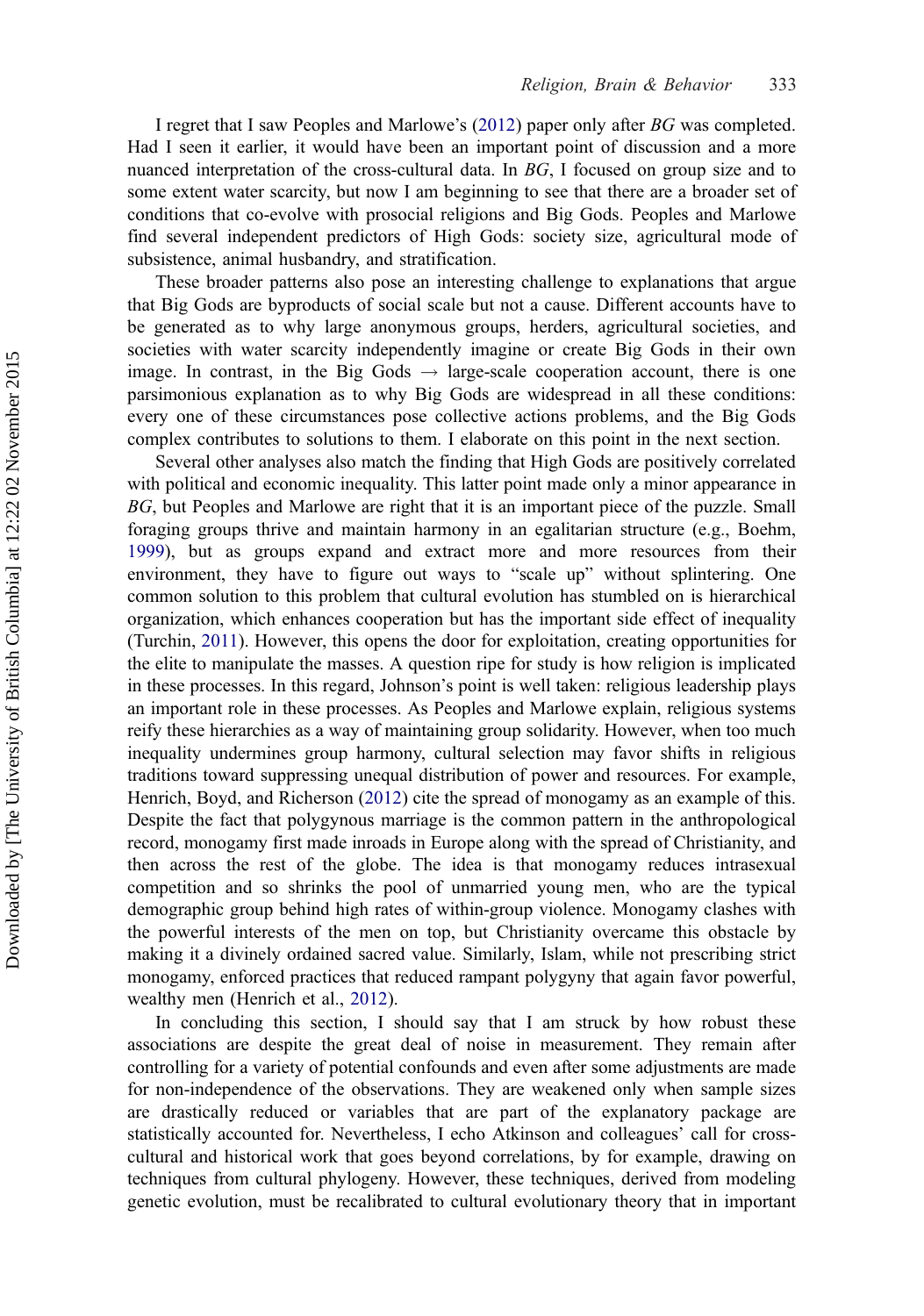I regret that I saw Peoples and Marlowe's (2012) paper only after *BG* was completed. Had I seen it earlier, it would have been an important point of discussion and a more nuanced interpretation of the cross-cultural data. In *BG*, I focused on group size and to some extent water scarcity, but now I am beginning to see that there are a broader set of conditions that co-evolve with prosocial religions and Big Gods. Peoples and Marlowe find several independent predictors of High Gods: society size, agricultural mode of subsistence, animal husbandry, and stratification.

These broader patterns also pose an interesting challenge to explanations that argue that Big Gods are byproducts of social scale but not a cause. Different accounts have to be generated as to why large anonymous groups, herders, agricultural societies, and societies with water scarcity independently imagine or create Big Gods in their own image. In contrast, in the Big Gods → large-scale cooperation account, there is one parsimonious explanation as to why Big Gods are widespread in all these conditions: every one of these circumstances pose collective actions problems, and the Big Gods complex contributes to solutions to them. I elaborate on this point in the next section.

Several other analyses also match the finding that High Gods are positively correlated with political and economic inequality. This latter point made only a minor appearance in *BG*, but Peoples and Marlowe are right that it is an important piece of the puzzle. Small foraging groups thrive and maintain harmony in an egalitarian structure (e.g., Boehm, 1999), but as groups expand and extract more and more resources from their environment, they have to figure out ways to "scale up" without splintering. One common solution to this problem that cultural evolution has stumbled on is hierarchical organization, which enhances cooperation but has the important side effect of inequality (Turchin, 2011). However, this opens the door for exploitation, creating opportunities for the elite to manipulate the masses. A question ripe for study is how religion is implicated in these processes. In this regard, Johnson's point is well taken: religious leadership plays an important role in these processes. As Peoples and Marlowe explain, religious systems reify these hierarchies as a way of maintaining group solidarity. However, when too much inequality undermines group harmony, cultural selection may favor shifts in religious traditions toward suppressing unequal distribution of power and resources. For example, Henrich, Boyd, and Richerson (2012) cite the spread of monogamy as an example of this. Despite the fact that polygynous marriage is the common pattern in the anthropological record, monogamy first made inroads in Europe along with the spread of Christianity, and then across the rest of the globe. The idea is that monogamy reduces intrasexual competition and so shrinks the pool of unmarried young men, who are the typical demographic group behind high rates of within-group violence. Monogamy clashes with the powerful interests of the men on top, but Christianity overcame this obstacle by making it a divinely ordained sacred value. Similarly, Islam, while not prescribing strict monogamy, enforced practices that reduced rampant polygyny that again favor powerful, wealthy men (Henrich et al., 2012).

In concluding this section, I should say that I am struck by how robust these associations are despite the great deal of noise in measurement. They remain after controlling for a variety of potential confounds and even after some adjustments are made for non-independence of the observations. They are weakened only when sample sizes are drastically reduced or variables that are part of the explanatory package are statistically accounted for. Nevertheless, I echo Atkinson and colleagues' call for cross-cultural and historical work that goes beyond correlations, by for example, drawing on techniques from cultural phylogeny. However, these techniques, derived from modeling genetic evolution, must be recalibrated to cultural evolutionary theory that in important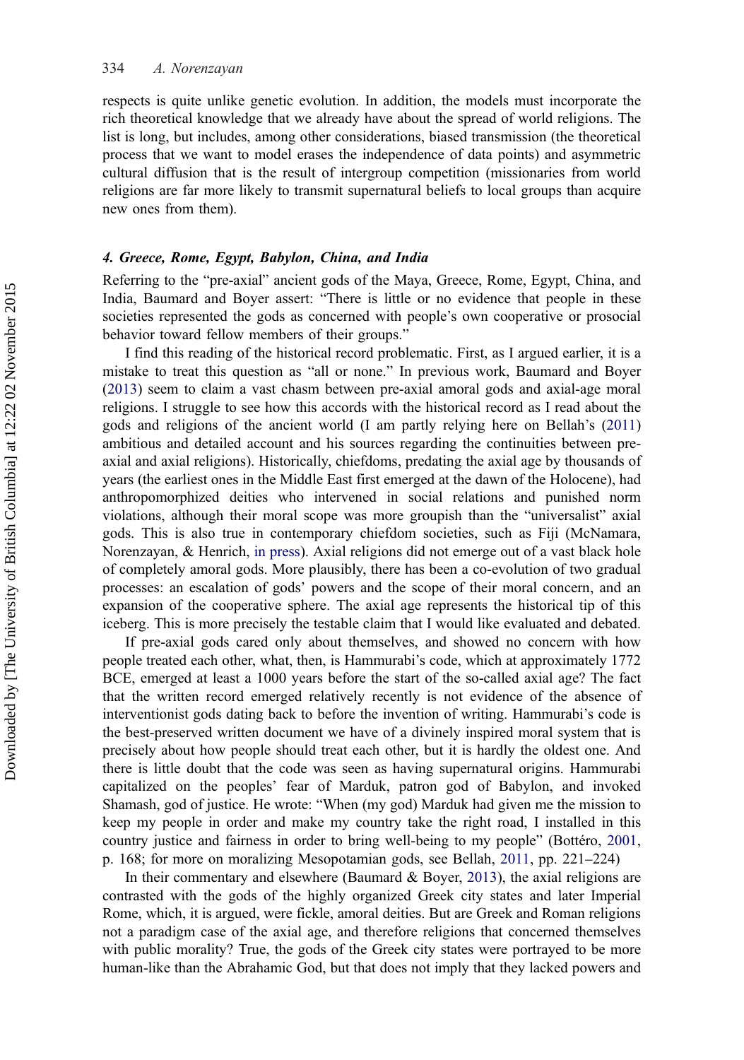respects is quite unlike genetic evolution. In addition, the models must incorporate the rich theoretical knowledge that we already have about the spread of world religions. The list is long, but includes, among other considerations, biased transmission (the theoretical process that we want to model erases the independence of data points) and asymmetric cultural diffusion that is the result of intergroup competition (missionaries from world religions are far more likely to transmit supernatural beliefs to local groups than acquire new ones from them).

### *4. Greece, Rome, Egypt, Babylon, China, and India*

Referring to the "pre-axial" ancient gods of the Maya, Greece, Rome, Egypt, China, and India, Baumard and Boyer assert: "There is little or no evidence that people in these societies represented the gods as concerned with people's own cooperative or prosocial behavior toward fellow members of their groups."

I find this reading of the historical record problematic. First, as I argued earlier, it is a mistake to treat this question as "all or none." In previous work, Baumard and Boyer (2013) seem to claim a vast chasm between pre-axial amoral gods and axial-age moral religions. I struggle to see how this accords with the historical record as I read about the gods and religions of the ancient world (I am partly relying here on Bellah's (2011) ambitious and detailed account and his sources regarding the continuities between pre-axial and axial religions). Historically, chiefdoms, predating the axial age by thousands of years (the earliest ones in the Middle East first emerged at the dawn of the Holocene), had anthropomorphized deities who intervened in social relations and punished norm violations, although their moral scope was more groupish than the "universalist" axial gods. This is also true in contemporary chiefdom societies, such as Fiji (McNamara, Norenzayan, & Henrich, in press). Axial religions did not emerge out of a vast black hole of completely amoral gods. More plausibly, there has been a co-evolution of two gradual processes: an escalation of gods' powers and the scope of their moral concern, and an expansion of the cooperative sphere. The axial age represents the historical tip of this iceberg. This is more precisely the testable claim that I would like evaluated and debated.

If pre-axial gods cared only about themselves, and showed no concern with how people treated each other, what, then, is Hammurabi's code, which at approximately 1772 BCE, emerged at least a 1000 years before the start of the so-called axial age? The fact that the written record emerged relatively recently is not evidence of the absence of interventionist gods dating back to before the invention of writing. Hammurabi's code is the best-preserved written document we have of a divinely inspired moral system that is precisely about how people should treat each other, but it is hardly the oldest one. And there is little doubt that the code was seen as having supernatural origins. Hammurabi capitalized on the peoples' fear of Marduk, patron god of Babylon, and invoked Shamash, god of justice. He wrote: "When (my god) Marduk had given me the mission to keep my people in order and make my country take the right road, I installed in this country justice and fairness in order to bring well-being to my people" (Bottéro, 2001, p. 168; for more on moralizing Mesopotamian gods, see Bellah, 2011, pp. 221–224)

In their commentary and elsewhere (Baumard & Boyer, 2013), the axial religions are contrasted with the gods of the highly organized Greek city states and later Imperial Rome, which, it is argued, were fickle, amoral deities. But are Greek and Roman religions not a paradigm case of the axial age, and therefore religions that concerned themselves with public morality? True, the gods of the Greek city states were portrayed to be more human-like than the Abrahamic God, but that does not imply that they lacked powers and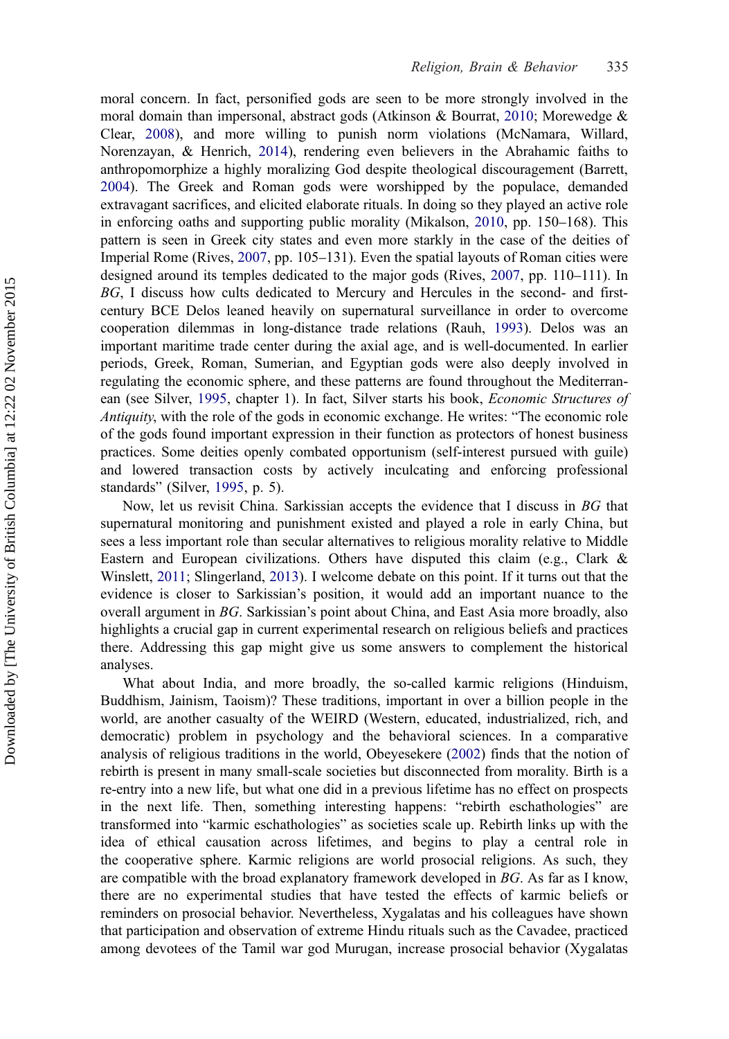moral concern. In fact, personified gods are seen to be more strongly involved in the moral domain than impersonal, abstract gods (Atkinson & Bourrat, 2010; Morewedge & Clear, 2008), and more willing to punish norm violations (McNamara, Willard, Norenzayan, & Henrich, 2014), rendering even believers in the Abrahamic faiths to anthropomorphize a highly moralizing God despite theological discouragement (Barrett, 2004). The Greek and Roman gods were worshipped by the populace, demanded extravagant sacrifices, and elicited elaborate rituals. In doing so they played an active role in enforcing oaths and supporting public morality (Mikalson, 2010, pp. 150–168). This pattern is seen in Greek city states and even more starkly in the case of the deities of Imperial Rome (Rives, 2007, pp. 105–131). Even the spatial layouts of Roman cities were designed around its temples dedicated to the major gods (Rives, 2007, pp. 110–111). In *BG*, I discuss how cults dedicated to Mercury and Hercules in the second- and first-century BCE Delos leaned heavily on supernatural surveillance in order to overcome cooperation dilemmas in long-distance trade relations (Rauh, 1993). Delos was an important maritime trade center during the axial age, and is well-documented. In earlier periods, Greek, Roman, Sumerian, and Egyptian gods were also deeply involved in regulating the economic sphere, and these patterns are found throughout the Mediterranean (see Silver, 1995, chapter 1). In fact, Silver starts his book, *Economic Structures of Antiquity*, with the role of the gods in economic exchange. He writes: "The economic role of the gods found important expression in their function as protectors of honest business practices. Some deities openly combated opportunism (self-interest pursued with guile) and lowered transaction costs by actively inculcating and enforcing professional standards" (Silver, 1995, p. 5).

Now, let us revisit China. Sarkissian accepts the evidence that I discuss in *BG* that supernatural monitoring and punishment existed and played a role in early China, but sees a less important role than secular alternatives to religious morality relative to Middle Eastern and European civilizations. Others have disputed this claim (e.g., Clark & Winslett, 2011; Slingerland, 2013). I welcome debate on this point. If it turns out that the evidence is closer to Sarkissian's position, it would add an important nuance to the overall argument in *BG*. Sarkissian's point about China, and East Asia more broadly, also highlights a crucial gap in current experimental research on religious beliefs and practices there. Addressing this gap might give us some answers to complement the historical analyses.

What about India, and more broadly, the so-called karmic religions (Hinduism, Buddhism, Jainism, Taoism)? These traditions, important in over a billion people in the world, are another casualty of the WEIRD (Western, educated, industrialized, rich, and democratic) problem in psychology and the behavioral sciences. In a comparative analysis of religious traditions in the world, Obeyesekere (2002) finds that the notion of rebirth is present in many small-scale societies but disconnected from morality. Birth is a re-entry into a new life, but what one did in a previous lifetime has no effect on prospects in the next life. Then, something interesting happens: "rebirth eschathologies" are transformed into "karmic eschathologies" as societies scale up. Rebirth links up with the idea of ethical causation across lifetimes, and begins to play a central role in the cooperative sphere. Karmic religions are world prosocial religions. As such, they are compatible with the broad explanatory framework developed in *BG*. As far as I know, there are no experimental studies that have tested the effects of karmic beliefs or reminders on prosocial behavior. Nevertheless, Xygalatas and his colleagues have shown that participation and observation of extreme Hindu rituals such as the Cavadee, practiced among devotees of the Tamil war god Murugan, increase prosocial behavior (Xygalatas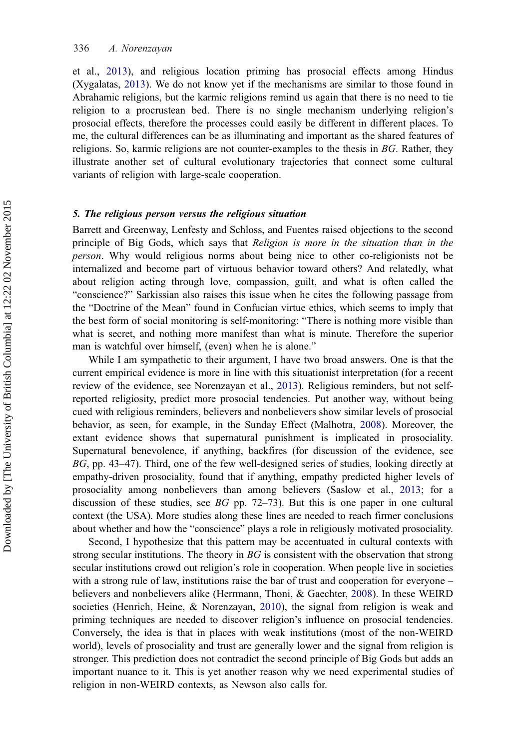et al., 2013), and religious location priming has prosocial effects among Hindus (Xygalatas, 2013). We do not know yet if the mechanisms are similar to those found in Abrahamic religions, but the karmic religions remind us again that there is no need to tie religion to a procrustean bed. There is no single mechanism underlying religion's prosocial effects, therefore the processes could easily be different in different places. To me, the cultural differences can be as illuminating and important as the shared features of religions. So, karmic religions are not counter-examples to the thesis in *BG*. Rather, they illustrate another set of cultural evolutionary trajectories that connect some cultural variants of religion with large-scale cooperation.

### *5. The religious person versus the religious situation*

Barrett and Greenway, Lenfesty and Schloss, and Fuentes raised objections to the second principle of Big Gods, which says that *Religion is more in the situation than in the person*. Why would religious norms about being nice to other co-religionists not be internalized and become part of virtuous behavior toward others? And relatedly, what about religion acting through love, compassion, guilt, and what is often called the "conscience?" Sarkissian also raises this issue when he cites the following passage from the "Doctrine of the Mean" found in Confucian virtue ethics, which seems to imply that the best form of social monitoring is self-monitoring: "There is nothing more visible than what is secret, and nothing more manifest than what is minute. Therefore the superior man is watchful over himself, (even) when he is alone."

While I am sympathetic to their argument, I have two broad answers. One is that the current empirical evidence is more in line with this situationist interpretation (for a recent review of the evidence, see Norenzayan et al., 2013). Religious reminders, but not self-reported religiosity, predict more prosocial tendencies. Put another way, without being cued with religious reminders, believers and nonbelievers show similar levels of prosocial behavior, as seen, for example, in the Sunday Effect (Malhotra, 2008). Moreover, the extant evidence shows that supernatural punishment is implicated in prosociality. Supernatural benevolence, if anything, backfires (for discussion of the evidence, see *BG*, pp. 43–47). Third, one of the few well-designed series of studies, looking directly at empathy-driven prosociality, found that if anything, empathy predicted higher levels of prosociality among nonbelievers than among believers (Saslow et al., 2013; for a discussion of these studies, see *BG* pp. 72–73). But this is one paper in one cultural context (the USA). More studies along these lines are needed to reach firmer conclusions about whether and how the "conscience" plays a role in religiously motivated prosociality.

Second, I hypothesize that this pattern may be accentuated in cultural contexts with strong secular institutions. The theory in *BG* is consistent with the observation that strong secular institutions crowd out religion's role in cooperation. When people live in societies with a strong rule of law, institutions raise the bar of trust and cooperation for everyone – believers and nonbelievers alike (Herrmann, Thoni, & Gaechter, 2008). In these WEIRD societies (Henrich, Heine, & Norenzayan, 2010), the signal from religion is weak and priming techniques are needed to discover religion's influence on prosocial tendencies. Conversely, the idea is that in places with weak institutions (most of the non-WEIRD world), levels of prosociality and trust are generally lower and the signal from religion is stronger. This prediction does not contradict the second principle of Big Gods but adds an important nuance to it. This is yet another reason why we need experimental studies of religion in non-WEIRD contexts, as Newson also calls for.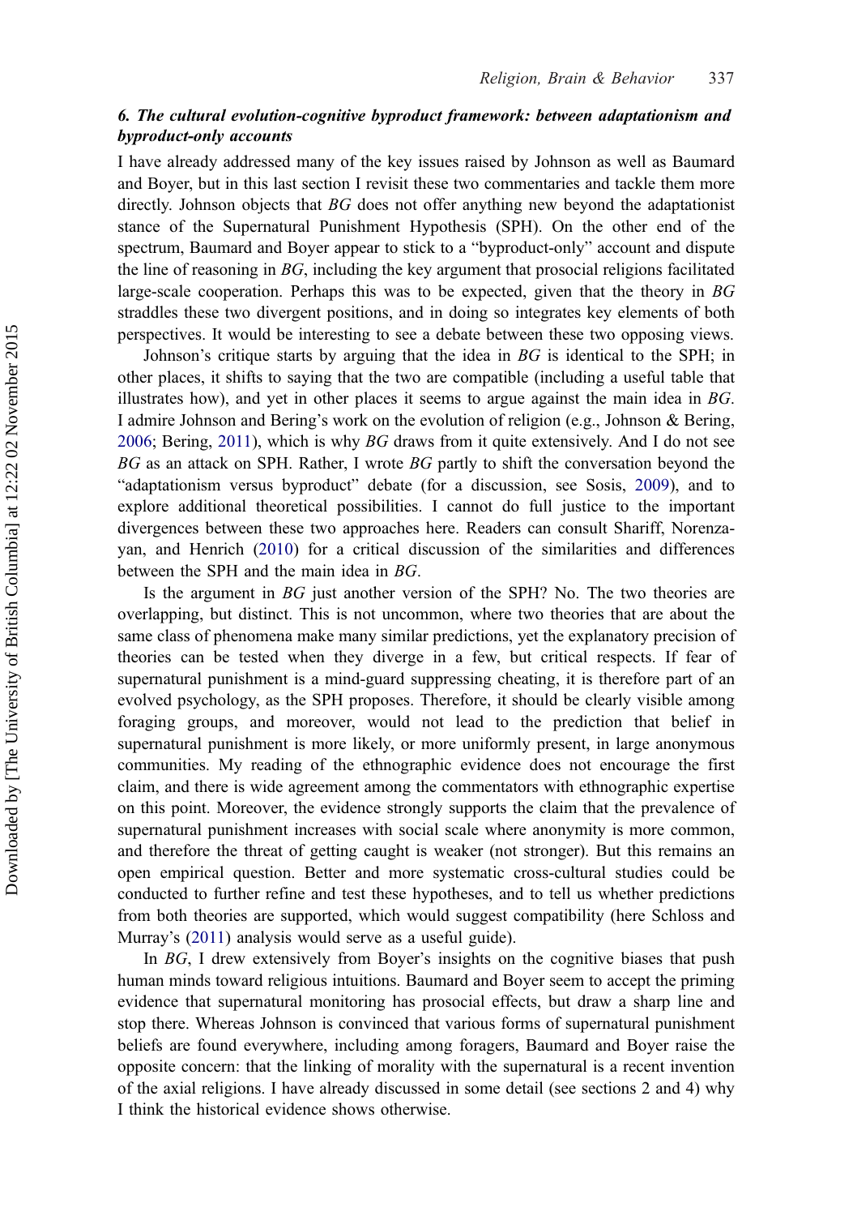### *6. The cultural evolution-cognitive byproduct framework: between adaptationism and byproduct-only accounts*

I have already addressed many of the key issues raised by Johnson as well as Baumard and Boyer, but in this last section I revisit these two commentaries and tackle them more directly. Johnson objects that *BG* does not offer anything new beyond the adaptationist stance of the Supernatural Punishment Hypothesis (SPH). On the other end of the spectrum, Baumard and Boyer appear to stick to a "byproduct-only" account and dispute the line of reasoning in *BG*, including the key argument that prosocial religions facilitated large-scale cooperation. Perhaps this was to be expected, given that the theory in *BG* straddles these two divergent positions, and in doing so integrates key elements of both perspectives. It would be interesting to see a debate between these two opposing views.

Johnson's critique starts by arguing that the idea in *BG* is identical to the SPH; in other places, it shifts to saying that the two are compatible (including a useful table that illustrates how), and yet in other places it seems to argue against the main idea in *BG*. I admire Johnson and Bering's work on the evolution of religion (e.g., Johnson & Bering, 2006; Bering, 2011), which is why *BG* draws from it quite extensively. And I do not see *BG* as an attack on SPH. Rather, I wrote *BG* partly to shift the conversation beyond the "adaptationism versus byproduct" debate (for a discussion, see Sosis, 2009), and to explore additional theoretical possibilities. I cannot do full justice to the important divergences between these two approaches here. Readers can consult Shariff, Norenzayan, and Henrich (2010) for a critical discussion of the similarities and differences between the SPH and the main idea in *BG*.

Is the argument in *BG* just another version of the SPH? No. The two theories are overlapping, but distinct. This is not uncommon, where two theories that are about the same class of phenomena make many similar predictions, yet the explanatory precision of theories can be tested when they diverge in a few, but critical respects. If fear of supernatural punishment is a mind-guard suppressing cheating, it is therefore part of an evolved psychology, as the SPH proposes. Therefore, it should be clearly visible among foraging groups, and moreover, would not lead to the prediction that belief in supernatural punishment is more likely, or more uniformly present, in large anonymous communities. My reading of the ethnographic evidence does not encourage the first claim, and there is wide agreement among the commentators with ethnographic expertise on this point. Moreover, the evidence strongly supports the claim that the prevalence of supernatural punishment increases with social scale where anonymity is more common, and therefore the threat of getting caught is weaker (not stronger). But this remains an open empirical question. Better and more systematic cross-cultural studies could be conducted to further refine and test these hypotheses, and to tell us whether predictions from both theories are supported, which would suggest compatibility (here Schloss and Murray's (2011) analysis would serve as a useful guide).

In *BG*, I drew extensively from Boyer's insights on the cognitive biases that push human minds toward religious intuitions. Baumard and Boyer seem to accept the priming evidence that supernatural monitoring has prosocial effects, but draw a sharp line and stop there. Whereas Johnson is convinced that various forms of supernatural punishment beliefs are found everywhere, including among foragers, Baumard and Boyer raise the opposite concern: that the linking of morality with the supernatural is a recent invention of the axial religions. I have already discussed in some detail (see sections 2 and 4) why I think the historical evidence shows otherwise.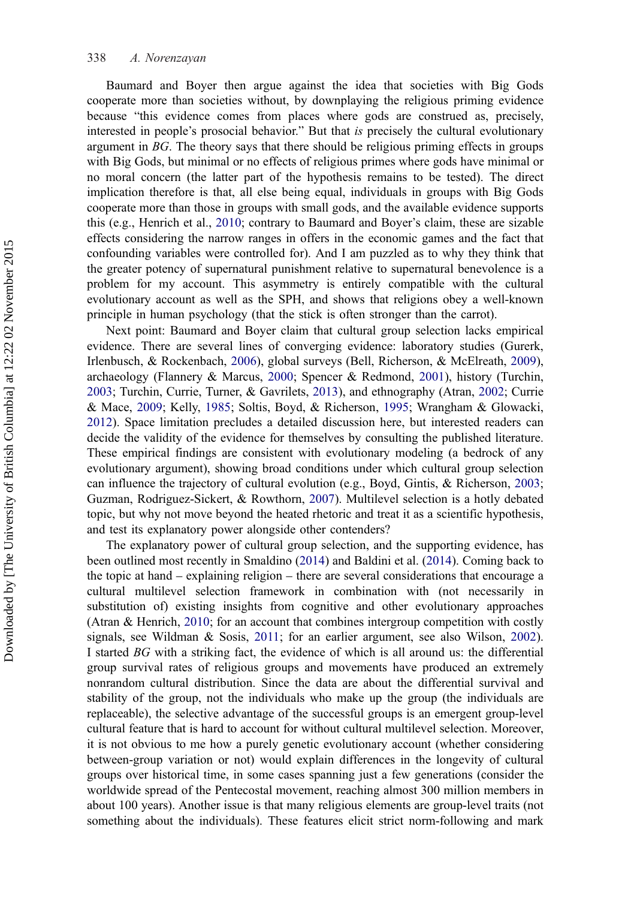Baumard and Boyer then argue against the idea that societies with Big Gods cooperate more than societies without, by downplaying the religious priming evidence because "this evidence comes from places where gods are construed as, precisely, interested in people's prosocial behavior." But that *is* precisely the cultural evolutionary argument in *BG*. The theory says that there should be religious priming effects in groups with Big Gods, but minimal or no effects of religious primes where gods have minimal or no moral concern (the latter part of the hypothesis remains to be tested). The direct implication therefore is that, all else being equal, individuals in groups with Big Gods cooperate more than those in groups with small gods, and the available evidence supports this (e.g., Henrich et al., 2010; contrary to Baumard and Boyer's claim, these are sizable effects considering the narrow ranges in offers in the economic games and the fact that confounding variables were controlled for). And I am puzzled as to why they think that the greater potency of supernatural punishment relative to supernatural benevolence is a problem for my account. This asymmetry is entirely compatible with the cultural evolutionary account as well as the SPH, and shows that religions obey a well-known principle in human psychology (that the stick is often stronger than the carrot).

Next point: Baumard and Boyer claim that cultural group selection lacks empirical evidence. There are several lines of converging evidence: laboratory studies (Gurerk, Irlenbusch, & Rockenbach, 2006), global surveys (Bell, Richerson, & McElreath, 2009), archaeology (Flannery & Marcus, 2000; Spencer & Redmond, 2001), history (Turchin, 2003; Turchin, Currie, Turner, & Gavrilets, 2013), and ethnography (Atran, 2002; Currie & Mace, 2009; Kelly, 1985; Soltis, Boyd, & Richerson, 1995; Wrangham & Glowacki, 2012). Space limitation precludes a detailed discussion here, but interested readers can decide the validity of the evidence for themselves by consulting the published literature. These empirical findings are consistent with evolutionary modeling (a bedrock of any evolutionary argument), showing broad conditions under which cultural group selection can influence the trajectory of cultural evolution (e.g., Boyd, Gintis, & Richerson, 2003; Guzman, Rodriguez-Sickert, & Rowthorn, 2007). Multilevel selection is a hotly debated topic, but why not move beyond the heated rhetoric and treat it as a scientific hypothesis, and test its explanatory power alongside other contenders?

The explanatory power of cultural group selection, and the supporting evidence, has been outlined most recently in Smaldino (2014) and Baldini et al. (2014). Coming back to the topic at hand – explaining religion – there are several considerations that encourage a cultural multilevel selection framework in combination with (not necessarily in substitution of) existing insights from cognitive and other evolutionary approaches (Atran & Henrich, 2010; for an account that combines intergroup competition with costly signals, see Wildman & Sosis, 2011; for an earlier argument, see also Wilson, 2002). I started *BG* with a striking fact, the evidence of which is all around us: the differential group survival rates of religious groups and movements have produced an extremely nonrandom cultural distribution. Since the data are about the differential survival and stability of the group, not the individuals who make up the group (the individuals are replaceable), the selective advantage of the successful groups is an emergent group-level cultural feature that is hard to account for without cultural multilevel selection. Moreover, it is not obvious to me how a purely genetic evolutionary account (whether considering between-group variation or not) would explain differences in the longevity of cultural groups over historical time, in some cases spanning just a few generations (consider the worldwide spread of the Pentecostal movement, reaching almost 300 million members in about 100 years). Another issue is that many religious elements are group-level traits (not something about the individuals). These features elicit strict norm-following and mark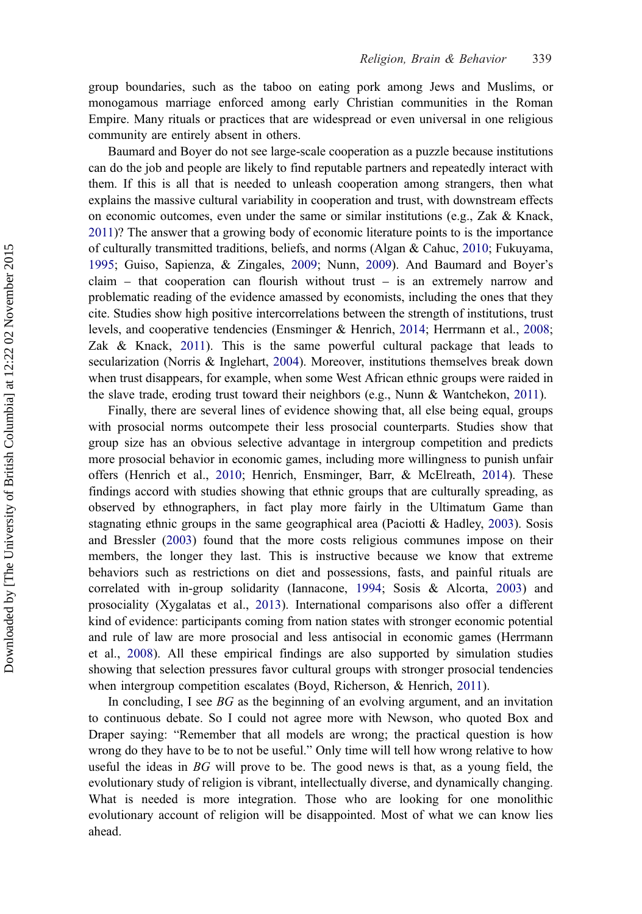group boundaries, such as the taboo on eating pork among Jews and Muslims, or monogamous marriage enforced among early Christian communities in the Roman Empire. Many rituals or practices that are widespread or even universal in one religious community are entirely absent in others.

Baumard and Boyer do not see large-scale cooperation as a puzzle because institutions can do the job and people are likely to find reputable partners and repeatedly interact with them. If this is all that is needed to unleash cooperation among strangers, then what explains the massive cultural variability in cooperation and trust, with downstream effects on economic outcomes, even under the same or similar institutions (e.g., Zak & Knack, 2011)? The answer that a growing body of economic literature points to is the importance of culturally transmitted traditions, beliefs, and norms (Algan & Cahuc, 2010; Fukuyama, 1995; Guiso, Sapienza, & Zingales, 2009; Nunn, 2009). And Baumard and Boyer's claim – that cooperation can flourish without trust – is an extremely narrow and problematic reading of the evidence amassed by economists, including the ones that they cite. Studies show high positive intercorrelations between the strength of institutions, trust levels, and cooperative tendencies (Ensminger & Henrich, 2014; Herrmann et al., 2008; Zak & Knack, 2011). This is the same powerful cultural package that leads to secularization (Norris & Inglehart, 2004). Moreover, institutions themselves break down when trust disappears, for example, when some West African ethnic groups were raided in the slave trade, eroding trust toward their neighbors (e.g., Nunn & Wantchekon, 2011).

Finally, there are several lines of evidence showing that, all else being equal, groups with prosocial norms outcompete their less prosocial counterparts. Studies show that group size has an obvious selective advantage in intergroup competition and predicts more prosocial behavior in economic games, including more willingness to punish unfair offers (Henrich et al., 2010; Henrich, Ensminger, Barr, & McElreath, 2014). These findings accord with studies showing that ethnic groups that are culturally spreading, as observed by ethnographers, in fact play more fairly in the Ultimatum Game than stagnating ethnic groups in the same geographical area (Paciotti & Hadley, 2003). Sosis and Bressler (2003) found that the more costs religious communes impose on their members, the longer they last. This is instructive because we know that extreme behaviors such as restrictions on diet and possessions, fasts, and painful rituals are correlated with in-group solidarity (Iannacone, 1994; Sosis & Alcorta, 2003) and prosociality (Xygalatas et al., 2013). International comparisons also offer a different kind of evidence: participants coming from nation states with stronger economic potential and rule of law are more prosocial and less antisocial in economic games (Herrmann et al., 2008). All these empirical findings are also supported by simulation studies showing that selection pressures favor cultural groups with stronger prosocial tendencies when intergroup competition escalates (Boyd, Richerson, & Henrich, 2011).

In concluding, I see *BG* as the beginning of an evolving argument, and an invitation to continuous debate. So I could not agree more with Newson, who quoted Box and Draper saying: "Remember that all models are wrong; the practical question is how wrong do they have to be to not be useful." Only time will tell how wrong relative to how useful the ideas in *BG* will prove to be. The good news is that, as a young field, the evolutionary study of religion is vibrant, intellectually diverse, and dynamically changing. What is needed is more integration. Those who are looking for one monolithic evolutionary account of religion will be disappointed. Most of what we can know lies ahead.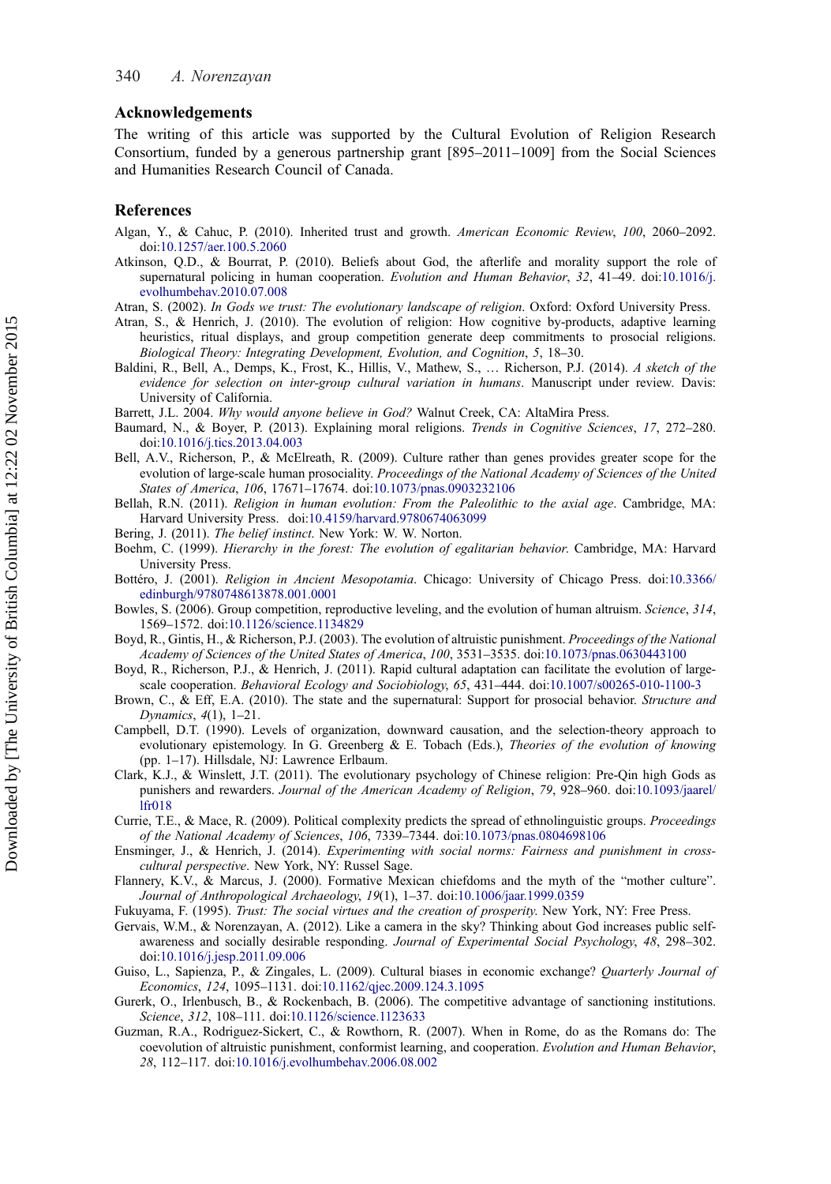## Acknowledgements

The writing of this article was supported by the Cultural Evolution of Religion Research Consortium, funded by a generous partnership grant [895–2011–1009] from the Social Sciences and Humanities Research Council of Canada.

## References

Algan, Y., & Cahuc, P. (2010). Inherited trust and growth. *American Economic Review*, *100*, 2060–2092. doi:10.1257/aer.100.5.2060

Atkinson, Q.D., & Bourrat, P. (2010). Beliefs about God, the afterlife and morality support the role of supernatural policing in human cooperation. *Evolution and Human Behavior*, *32*, 41–49. doi:10.1016/j.evolhumbehav.2010.07.008

Atran, S. (2002). *In Gods we trust: The evolutionary landscape of religion*. Oxford: Oxford University Press.

Atran, S., & Henrich, J. (2010). The evolution of religion: How cognitive by-products, adaptive learning heuristics, ritual displays, and group competition generate deep commitments to prosocial religions. *Biological Theory: Integrating Development, Evolution, and Cognition*, *5*, 18–30.

Baldini, R., Bell, A., Demps, K., Frost, K., Hillis, V., Mathew, S., … Richerson, P.J. (2014). *A sketch of the evidence for selection on inter-group cultural variation in humans*. Manuscript under review. Davis: University of California.

Barrett, J.L. 2004. *Why would anyone believe in God?* Walnut Creek, CA: AltaMira Press.

Baumard, N., & Boyer, P. (2013). Explaining moral religions. *Trends in Cognitive Sciences*, *17*, 272–280. doi:10.1016/j.tics.2013.04.003

Bell, A.V., Richerson, P., & McElreath, R. (2009). Culture rather than genes provides greater scope for the evolution of large-scale human prosociality. *Proceedings of the National Academy of Sciences of the United States of America*, *106*, 17671–17674. doi:10.1073/pnas.0903232106

Bellah, R.N. (2011). *Religion in human evolution: From the Paleolithic to the axial age*. Cambridge, MA: Harvard University Press. doi:10.4159/harvard.9780674063099

Bering, J. (2011). *The belief instinct*. New York: W. W. Norton.

Boehm, C. (1999). *Hierarchy in the forest: The evolution of egalitarian behavior*. Cambridge, MA: Harvard University Press.

Bottéro, J. (2001). *Religion in Ancient Mesopotamia*. Chicago: University of Chicago Press. doi:10.3366/edinburgh/9780748613878.001.0001

Bowles, S. (2006). Group competition, reproductive leveling, and the evolution of human altruism. *Science*, *314*, 1569–1572. doi:10.1126/science.1134829

Boyd, R., Gintis, H., & Richerson, P.J. (2003). The evolution of altruistic punishment. *Proceedings of the National Academy of Sciences of the United States of America*, *100*, 3531–3535. doi:10.1073/pnas.0630443100

Boyd, R., Richerson, P.J., & Henrich, J. (2011). Rapid cultural adaptation can facilitate the evolution of large-scale cooperation. *Behavioral Ecology and Sociobiology*, *65*, 431–444. doi:10.1007/s00265-010-1100-3

Brown, C., & Eff, E.A. (2010). The state and the supernatural: Support for prosocial behavior. *Structure and Dynamics*, *4*(1), 1–21.

Campbell, D.T. (1990). Levels of organization, downward causation, and the selection-theory approach to evolutionary epistemology. In G. Greenberg & E. Tobach (Eds.), *Theories of the evolution of knowing* (pp. 1–17). Hillsdale, NJ: Lawrence Erlbaum.

Clark, K.J., & Winslett, J.T. (2011). The evolutionary psychology of Chinese religion: Pre-Qin high Gods as punishers and rewarders. *Journal of the American Academy of Religion*, *79*, 928–960. doi:10.1093/jaarel/lfr018

Currie, T.E., & Mace, R. (2009). Political complexity predicts the spread of ethnolinguistic groups. *Proceedings of the National Academy of Sciences*, *106*, 7339–7344. doi:10.1073/pnas.0804698106

Ensminger, J., & Henrich, J. (2014). *Experimenting with social norms: Fairness and punishment in cross-cultural perspective*. New York, NY: Russel Sage.

Flannery, K.V., & Marcus, J. (2000). Formative Mexican chiefdoms and the myth of the "mother culture". *Journal of Anthropological Archaeology*, *19*(1), 1–37. doi:10.1006/jaar.1999.0359

Fukuyama, F. (1995). *Trust: The social virtues and the creation of prosperity*. New York, NY: Free Press.

Gervais, W.M., & Norenzayan, A. (2012). Like a camera in the sky? Thinking about God increases public self-awareness and socially desirable responding. *Journal of Experimental Social Psychology*, *48*, 298–302. doi:10.1016/j.jesp.2011.09.006

Guiso, L., Sapienza, P., & Zingales, L. (2009). Cultural biases in economic exchange? *Quarterly Journal of Economics*, *124*, 1095–1131. doi:10.1162/qjec.2009.124.3.1095

Gurerk, O., Irlenbusch, B., & Rockenbach, B. (2006). The competitive advantage of sanctioning institutions. *Science*, *312*, 108–111. doi:10.1126/science.1123633

Guzman, R.A., Rodriguez-Sickert, C., & Rowthorn, R. (2007). When in Rome, do as the Romans do: The coevolution of altruistic punishment, conformist learning, and cooperation. *Evolution and Human Behavior*, *28*, 112–117. doi:10.1016/j.evolhumbehav.2006.08.002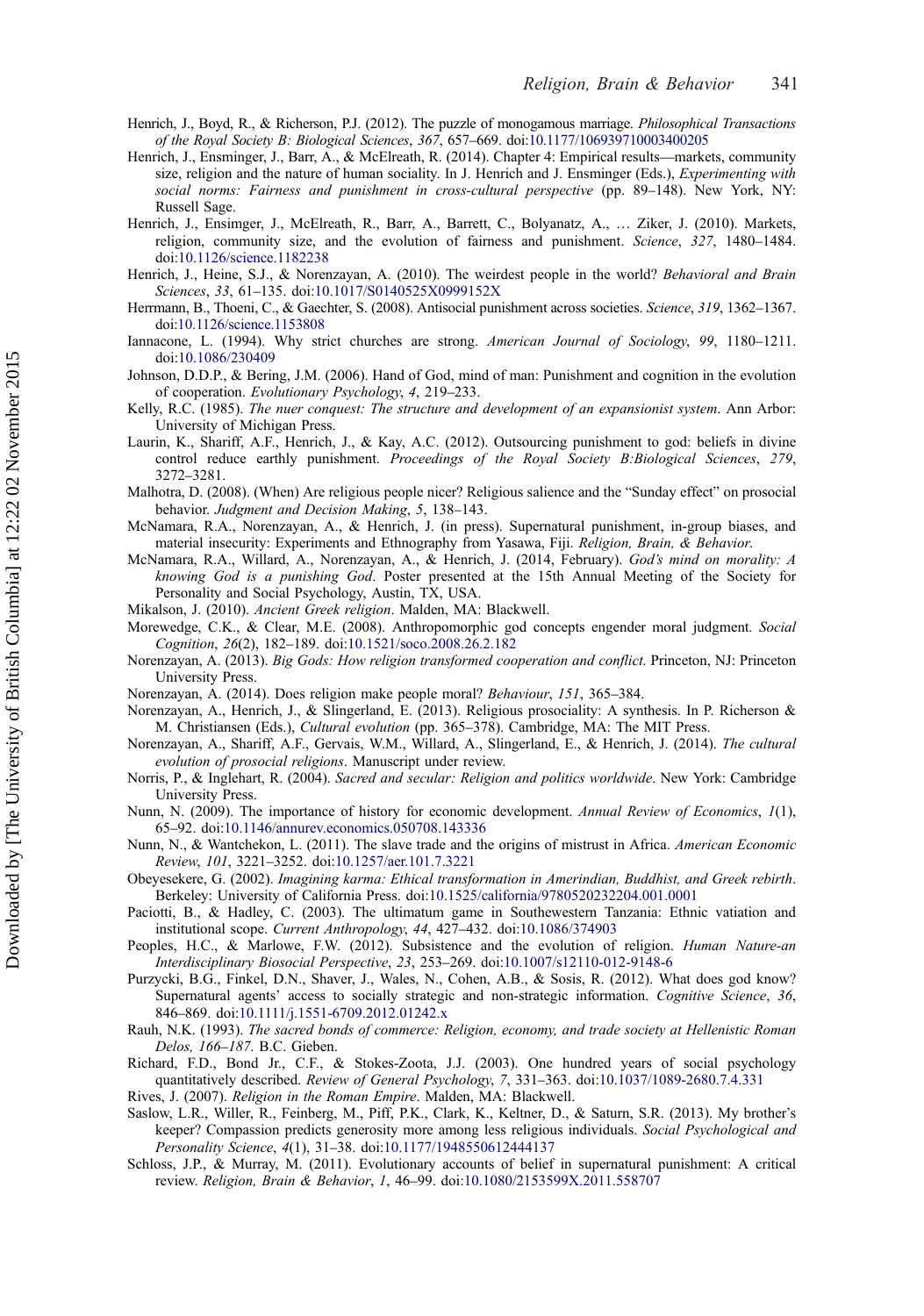Henrich, J., Boyd, R., & Richerson, P.J. (2012). The puzzle of monogamous marriage. *Philosophical Transactions of the Royal Society B: Biological Sciences*, *367*, 657–669. doi:10.1177/106939710003400205

Henrich, J., Ensminger, J., Barr, A., & McElreath, R. (2014). Chapter 4: Empirical results—markets, community size, religion and the nature of human sociality. In J. Henrich and J. Ensminger (Eds.), *Experimenting with social norms: Fairness and punishment in cross-cultural perspective* (pp. 89–148). New York, NY: Russell Sage.

Henrich, J., Ensimger, J., McElreath, R., Barr, A., Barrett, C., Bolyanatz, A., … Ziker, J. (2010). Markets, religion, community size, and the evolution of fairness and punishment. *Science*, *327*, 1480–1484. doi:10.1126/science.1182238

Henrich, J., Heine, S.J., & Norenzayan, A. (2010). The weirdest people in the world? *Behavioral and Brain Sciences*, *33*, 61–135. doi:10.1017/S0140525X0999152X

Herrmann, B., Thoeni, C., & Gaechter, S. (2008). Antisocial punishment across societies. *Science*, *319*, 1362–1367. doi:10.1126/science.1153808

Iannacone, L. (1994). Why strict churches are strong. *American Journal of Sociology*, *99*, 1180–1211. doi:10.1086/230409

Johnson, D.D.P., & Bering, J.M. (2006). Hand of God, mind of man: Punishment and cognition in the evolution of cooperation. *Evolutionary Psychology*, *4*, 219–233.

Kelly, R.C. (1985). *The nuer conquest: The structure and development of an expansionist system*. Ann Arbor: University of Michigan Press.

Laurin, K., Shariff, A.F., Henrich, J., & Kay, A.C. (2012). Outsourcing punishment to god: beliefs in divine control reduce earthly punishment. *Proceedings of the Royal Society B:Biological Sciences*, *279*, 3272–3281.

Malhotra, D. (2008). (When) Are religious people nicer? Religious salience and the "Sunday effect" on prosocial behavior. *Judgment and Decision Making*, *5*, 138–143.

McNamara, R.A., Norenzayan, A., & Henrich, J. (in press). Supernatural punishment, in-group biases, and material insecurity: Experiments and Ethnography from Yasawa, Fiji. *Religion, Brain, & Behavior.*

McNamara, R.A., Willard, A., Norenzayan, A., & Henrich, J. (2014, February). *God's mind on morality: A knowing God is a punishing God*. Poster presented at the 15th Annual Meeting of the Society for Personality and Social Psychology, Austin, TX, USA.

Mikalson, J. (2010). *Ancient Greek religion*. Malden, MA: Blackwell.

Morewedge, C.K., & Clear, M.E. (2008). Anthropomorphic god concepts engender moral judgment. *Social Cognition*, *26*(2), 182–189. doi:10.1521/soco.2008.26.2.182

Norenzayan, A. (2013). *Big Gods: How religion transformed cooperation and conflict*. Princeton, NJ: Princeton University Press.

Norenzayan, A. (2014). Does religion make people moral? *Behaviour*, *151*, 365–384.

Norenzayan, A., Henrich, J., & Slingerland, E. (2013). Religious prosociality: A synthesis. In P. Richerson & M. Christiansen (Eds.), *Cultural evolution* (pp. 365–378). Cambridge, MA: The MIT Press.

Norenzayan, A., Shariff, A.F., Gervais, W.M., Willard, A., Slingerland, E., & Henrich, J. (2014). *The cultural evolution of prosocial religions*. Manuscript under review.

Norris, P., & Inglehart, R. (2004). *Sacred and secular: Religion and politics worldwide*. New York: Cambridge University Press.

Nunn, N. (2009). The importance of history for economic development. *Annual Review of Economics*, *1*(1), 65–92. doi:10.1146/annurev.economics.050708.143336

Nunn, N., & Wantchekon, L. (2011). The slave trade and the origins of mistrust in Africa. *American Economic Review*, *101*, 3221–3252. doi:10.1257/aer.101.7.3221

Obeyesekere, G. (2002). *Imagining karma: Ethical transformation in Amerindian, Buddhist, and Greek rebirth*. Berkeley: University of California Press. doi:10.1525/california/9780520232204.001.0001

Paciotti, B., & Hadley, C. (2003). The ultimatum game in Southwestern Tanzania: Ethnic vatiation and institutional scope. *Current Anthropology*, *44*, 427–432. doi:10.1086/374903

Peoples, H.C., & Marlowe, F.W. (2012). Subsistence and the evolution of religion. *Human Nature-an Interdisciplinary Biosocial Perspective*, *23*, 253–269. doi:10.1007/s12110-012-9148-6

Purzycki, B.G., Finkel, D.N., Shaver, J., Wales, N., Cohen, A.B., & Sosis, R. (2012). What does god know? Supernatural agents' access to socially strategic and non-strategic information. *Cognitive Science*, *36*, 846–869. doi:10.1111/j.1551-6709.2012.01242.x

Rauh, N.K. (1993). *The sacred bonds of commerce: Religion, economy, and trade society at Hellenistic Roman Delos, 166–187*. B.C. Gieben.

Richard, F.D., Bond Jr., C.F., & Stokes-Zoota, J.J. (2003). One hundred years of social psychology quantitatively described. *Review of General Psychology*, *7*, 331–363. doi:10.1037/1089-2680.7.4.331

Rives, J. (2007). *Religion in the Roman Empire*. Malden, MA: Blackwell.

Saslow, L.R., Willer, R., Feinberg, M., Piff, P.K., Clark, K., Keltner, D., & Saturn, S.R. (2013). My brother's keeper? Compassion predicts generosity more among less religious individuals. *Social Psychological and Personality Science*, *4*(1), 31–38. doi:10.1177/1948550612444137

Schloss, J.P., & Murray, M. (2011). Evolutionary accounts of belief in supernatural punishment: A critical review. *Religion, Brain & Behavior*, *1*, 46–99. doi:10.1080/2153599X.2011.558707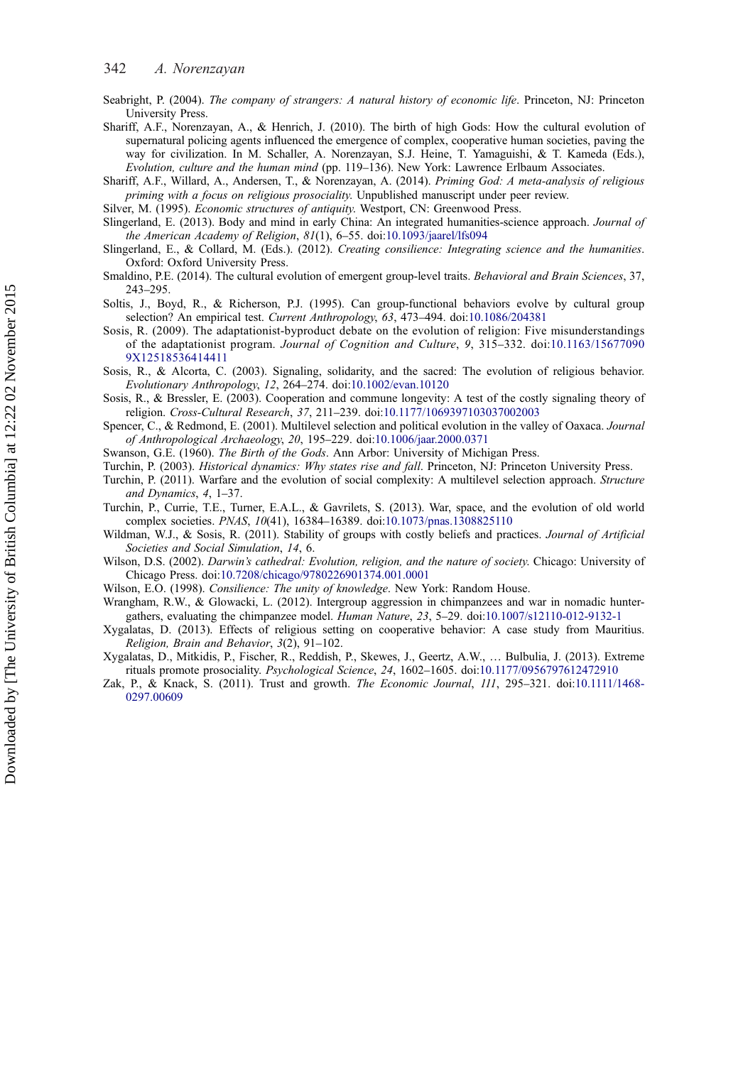Seabright, P. (2004). *The company of strangers: A natural history of economic life*. Princeton, NJ: Princeton University Press.

Shariff, A.F., Norenzayan, A., & Henrich, J. (2010). The birth of high Gods: How the cultural evolution of supernatural policing agents influenced the emergence of complex, cooperative human societies, paving the way for civilization. In M. Schaller, A. Norenzayan, S.J. Heine, T. Yamaguishi, & T. Kameda (Eds.), *Evolution, culture and the human mind* (pp. 119–136). New York: Lawrence Erlbaum Associates.

Shariff, A.F., Willard, A., Andersen, T., & Norenzayan, A. (2014). *Priming God: A meta-analysis of religious priming with a focus on religious prosociality.* Unpublished manuscript under peer review.

Silver, M. (1995). *Economic structures of antiquity.* Westport, CN: Greenwood Press.

Slingerland, E. (2013). Body and mind in early China: An integrated humanities-science approach. *Journal of the American Academy of Religion*, *81*(1), 6–55. doi:10.1093/jaarel/lfs094

Slingerland, E., & Collard, M. (Eds.). (2012). *Creating consilience: Integrating science and the humanities*. Oxford: Oxford University Press.

Smaldino, P.E. (2014). The cultural evolution of emergent group-level traits. *Behavioral and Brain Sciences*, 37, 243–295.

Soltis, J., Boyd, R., & Richerson, P.J. (1995). Can group-functional behaviors evolve by cultural group selection? An empirical test. *Current Anthropology*, *63*, 473–494. doi:10.1086/204381

Sosis, R. (2009). The adaptationist-byproduct debate on the evolution of religion: Five misunderstandings of the adaptationist program. *Journal of Cognition and Culture*, *9*, 315–332. doi:10.1163/156770909X12518536414411

Sosis, R., & Alcorta, C. (2003). Signaling, solidarity, and the sacred: The evolution of religious behavior. *Evolutionary Anthropology*, *12*, 264–274. doi:10.1002/evan.10120

Sosis, R., & Bressler, E. (2003). Cooperation and commune longevity: A test of the costly signaling theory of religion. *Cross-Cultural Research*, *37*, 211–239. doi:10.1177/1069397103037002003

Spencer, C., & Redmond, E. (2001). Multilevel selection and political evolution in the valley of Oaxaca. *Journal of Anthropological Archaeology*, *20*, 195–229. doi:10.1006/jaar.2000.0371

Swanson, G.E. (1960). *The Birth of the Gods*. Ann Arbor: University of Michigan Press.

Turchin, P. (2003). *Historical dynamics: Why states rise and fall*. Princeton, NJ: Princeton University Press.

Turchin, P. (2011). Warfare and the evolution of social complexity: A multilevel selection approach. *Structure and Dynamics*, *4*, 1–37.

Turchin, P., Currie, T.E., Turner, E.A.L., & Gavrilets, S. (2013). War, space, and the evolution of old world complex societies. *PNAS*, *10*(41), 16384–16389. doi:10.1073/pnas.1308825110

Wildman, W.J., & Sosis, R. (2011). Stability of groups with costly beliefs and practices. *Journal of Artificial Societies and Social Simulation*, *14*, 6.

Wilson, D.S. (2002). *Darwin's cathedral: Evolution, religion, and the nature of society*. Chicago: University of Chicago Press. doi:10.7208/chicago/9780226901374.001.0001

Wilson, E.O. (1998). *Consilience: The unity of knowledge*. New York: Random House.

Wrangham, R.W., & Glowacki, L. (2012). Intergroup aggression in chimpanzees and war in nomadic hunter-gathers, evaluating the chimpanzee model. *Human Nature*, *23*, 5–29. doi:10.1007/s12110-012-9132-1

Xygalatas, D. (2013). Effects of religious setting on cooperative behavior: A case study from Mauritius. *Religion, Brain and Behavior*, *3*(2), 91–102.

Xygalatas, D., Mitkidis, P., Fischer, R., Reddish, P., Skewes, J., Geertz, A.W., … Bulbulia, J. (2013). Extreme rituals promote prosociality. *Psychological Science*, *24*, 1602–1605. doi:10.1177/0956797612472910

Zak, P., & Knack, S. (2011). Trust and growth. *The Economic Journal*, *111*, 295–321. doi:10.1111/1468-0297.00609